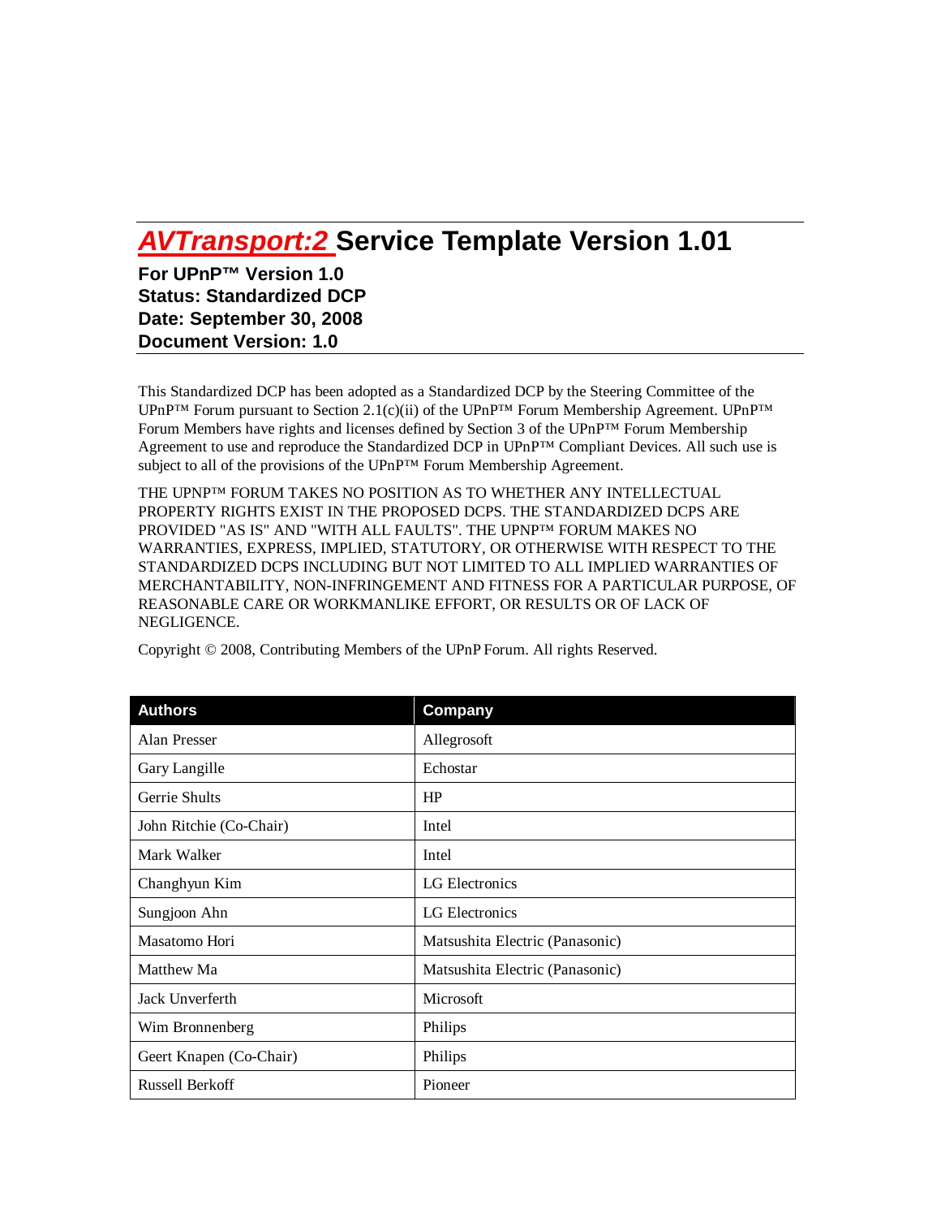# AVTransport:2 Service Template Version 1.01

**For UPnP™ Version 1.0**
**Status: Standardized DCP**
**Date: September 30, 2008**
**Document Version: 1.0**

This Standardized DCP has been adopted as a Standardized DCP by the Steering Committee of the UPnP™ Forum pursuant to Section 2.1(c)(ii) of the UPnP™ Forum Membership Agreement. UPnP™ Forum Members have rights and licenses defined by Section 3 of the UPnP™ Forum Membership Agreement to use and reproduce the Standardized DCP in UPnP™ Compliant Devices. All such use is subject to all of the provisions of the UPnP™ Forum Membership Agreement.

THE UPNP™ FORUM TAKES NO POSITION AS TO WHETHER ANY INTELLECTUAL PROPERTY RIGHTS EXIST IN THE PROPOSED DCPS. THE STANDARDIZED DCPS ARE PROVIDED "AS IS" AND "WITH ALL FAULTS". THE UPNP™ FORUM MAKES NO WARRANTIES, EXPRESS, IMPLIED, STATUTORY, OR OTHERWISE WITH RESPECT TO THE STANDARDIZED DCPS INCLUDING BUT NOT LIMITED TO ALL IMPLIED WARRANTIES OF MERCHANTABILITY, NON-INFRINGEMENT AND FITNESS FOR A PARTICULAR PURPOSE, OF REASONABLE CARE OR WORKMANLIKE EFFORT, OR RESULTS OR OF LACK OF NEGLIGENCE.

Copyright © 2008, Contributing Members of the UPnP Forum. All rights Reserved.

| Authors | Company |
| --- | --- |
| Alan Presser | Allegrosoft |
| Gary Langille | Echostar |
| Gerrie Shults | HP |
| John Ritchie (Co-Chair) | Intel |
| Mark Walker | Intel |
| Changhyun Kim | LG Electronics |
| Sungjoon Ahn | LG Electronics |
| Masatomo Hori | Matsushita Electric (Panasonic) |
| Matthew Ma | Matsushita Electric (Panasonic) |
| Jack Unverferth | Microsoft |
| Wim Bronnenberg | Philips |
| Geert Knapen (Co-Chair) | Philips |
| Russell Berkoff | Pioneer |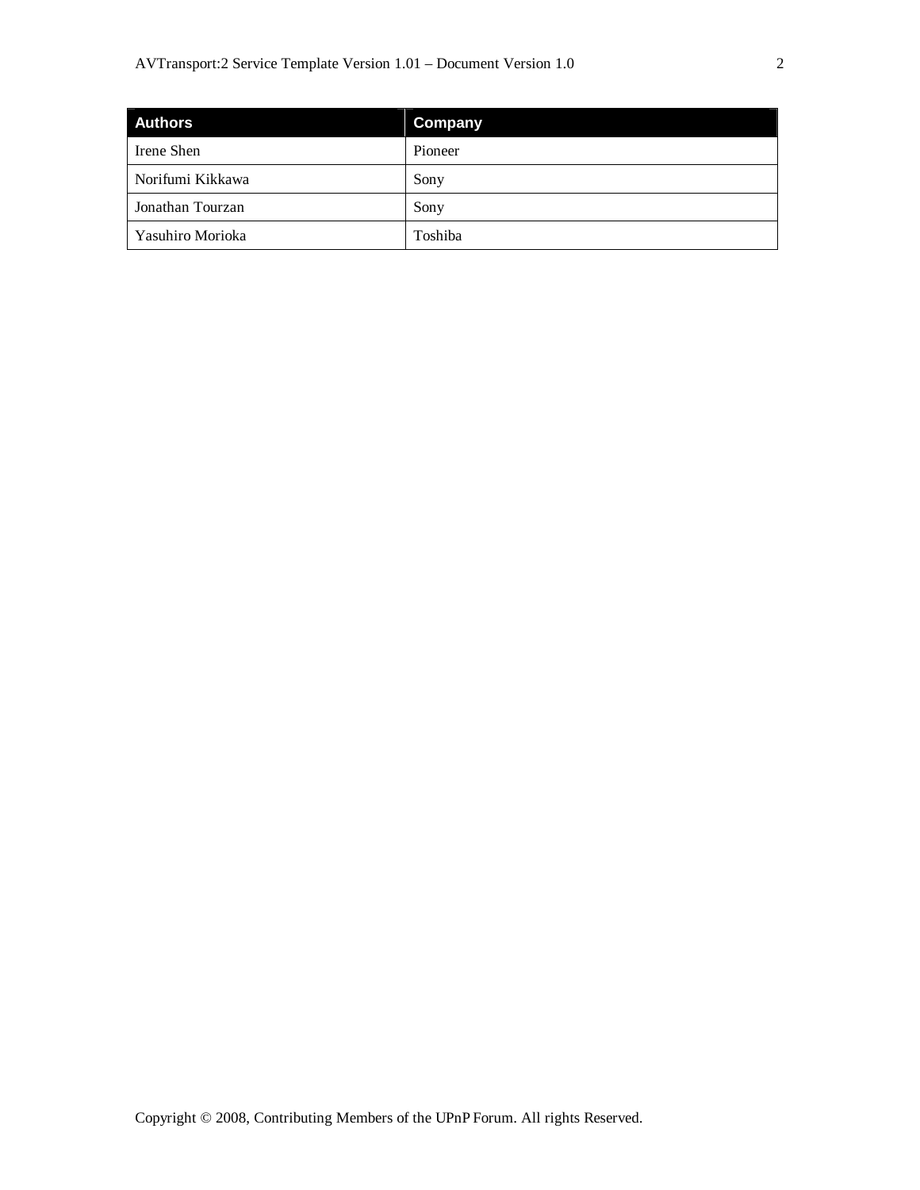| Authors | Company |
| --- | --- |
| Irene Shen | Pioneer |
| Norifumi Kikkawa | Sony |
| Jonathan Tourzan | Sony |
| Yasuhiro Morioka | Toshiba |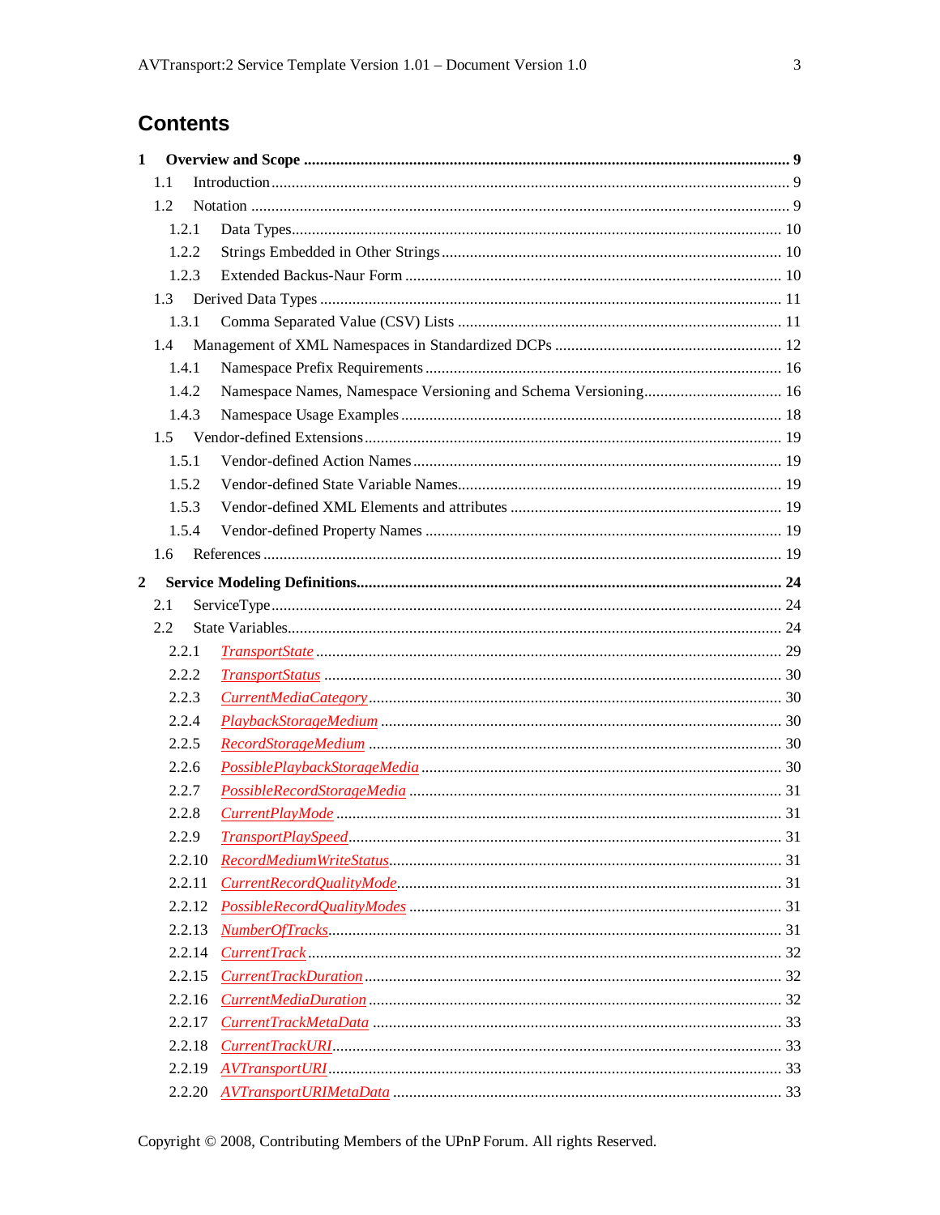# Contents

**1 Overview and Scope** .......... **9**

- 1.1 Introduction .......... 9
- 1.2 Notation .......... 9
  - 1.2.1 Data Types .......... 10
  - 1.2.2 Strings Embedded in Other Strings .......... 10
  - 1.2.3 Extended Backus-Naur Form .......... 10
- 1.3 Derived Data Types .......... 11
  - 1.3.1 Comma Separated Value (CSV) Lists .......... 11
- 1.4 Management of XML Namespaces in Standardized DCPs .......... 12
  - 1.4.1 Namespace Prefix Requirements .......... 16
  - 1.4.2 Namespace Names, Namespace Versioning and Schema Versioning .......... 16
  - 1.4.3 Namespace Usage Examples .......... 18
- 1.5 Vendor-defined Extensions .......... 19
  - 1.5.1 Vendor-defined Action Names .......... 19
  - 1.5.2 Vendor-defined State Variable Names .......... 19
  - 1.5.3 Vendor-defined XML Elements and attributes .......... 19
  - 1.5.4 Vendor-defined Property Names .......... 19
- 1.6 References .......... 19

**2 Service Modeling Definitions** .......... **24**

- 2.1 ServiceType .......... 24
- 2.2 State Variables .......... 24
  - 2.2.1 *TransportState* .......... 29
  - 2.2.2 *TransportStatus* .......... 30
  - 2.2.3 *CurrentMediaCategory* .......... 30
  - 2.2.4 *PlaybackStorageMedium* .......... 30
  - 2.2.5 *RecordStorageMedium* .......... 30
  - 2.2.6 *PossiblePlaybackStorageMedia* .......... 30
  - 2.2.7 *PossibleRecordStorageMedia* .......... 31
  - 2.2.8 *CurrentPlayMode* .......... 31
  - 2.2.9 *TransportPlaySpeed* .......... 31
  - 2.2.10 *RecordMediumWriteStatus* .......... 31
  - 2.2.11 *CurrentRecordQualityMode* .......... 31
  - 2.2.12 *PossibleRecordQualityModes* .......... 31
  - 2.2.13 *NumberOfTracks* .......... 31
  - 2.2.14 *CurrentTrack* .......... 32
  - 2.2.15 *CurrentTrackDuration* .......... 32
  - 2.2.16 *CurrentMediaDuration* .......... 32
  - 2.2.17 *CurrentTrackMetaData* .......... 33
  - 2.2.18 *CurrentTrackURI* .......... 33
  - 2.2.19 *AVTransportURI* .......... 33
  - 2.2.20 *AVTransportURIMetaData* .......... 33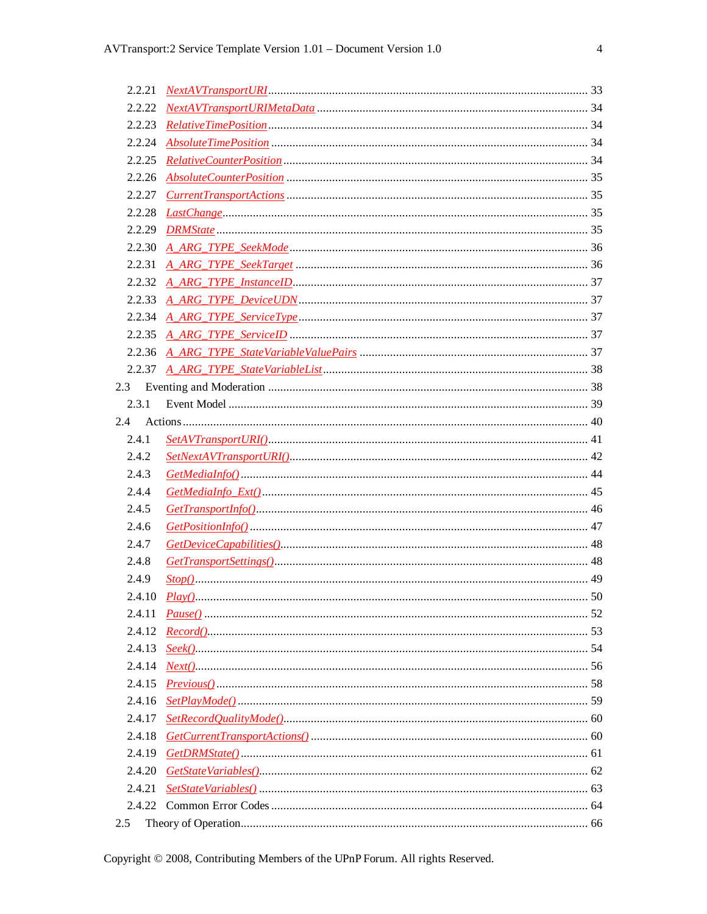2.2.21 *NextAVTransportURI* ........................................................................................ 33
2.2.22 *NextAVTransportURIMetaData* .......................................................................... 34
2.2.23 *RelativeTimePosition* ........................................................................................ 34
2.2.24 *AbsoluteTimePosition* ...................................................................................... 34
2.2.25 *RelativeCounterPosition* ................................................................................... 34
2.2.26 *AbsoluteCounterPosition* .................................................................................. 35
2.2.27 *CurrentTransportActions* .................................................................................. 35
2.2.28 *LastChange* ....................................................................................................... 35
2.2.29 *DRMState* .......................................................................................................... 35
2.2.30 *A_ARG_TYPE_SeekMode* .................................................................................... 36
2.2.31 *A_ARG_TYPE_SeekTarget* .................................................................................. 36
2.2.32 *A_ARG_TYPE_InstanceID* ................................................................................... 37
2.2.33 *A_ARG_TYPE_DeviceUDN* ................................................................................... 37
2.2.34 *A_ARG_TYPE_ServiceType* ................................................................................. 37
2.2.35 *A_ARG_TYPE_ServiceID* ..................................................................................... 37
2.2.36 *A_ARG_TYPE_StateVariableValuePairs* .............................................................. 37
2.2.37 *A_ARG_TYPE_StateVariableList* ........................................................................ 38

2.3 Eventing and Moderation ........................................................................................ 38

2.3.1 Event Model ........................................................................................................ 39

2.4 Actions .................................................................................................................... 40

2.4.1 *SetAVTransportURI()* ......................................................................................... 41
2.4.2 *SetNextAVTransportURI()* ................................................................................. 42
2.4.3 *GetMediaInfo()* .................................................................................................. 44
2.4.4 *GetMediaInfo_Ext()* ........................................................................................... 45
2.4.5 *GetTransportInfo()* ............................................................................................. 46
2.4.6 *GetPositionInfo()* ............................................................................................... 47
2.4.7 *GetDeviceCapabilities()* ..................................................................................... 48
2.4.8 *GetTransportSettings()* ...................................................................................... 48
2.4.9 *Stop()* ................................................................................................................ 49
2.4.10 *Play()* ................................................................................................................ 50
2.4.11 *Pause()* .............................................................................................................. 52
2.4.12 *Record()* ............................................................................................................ 53
2.4.13 *Seek()* ................................................................................................................ 54
2.4.14 *Next()* ................................................................................................................ 56
2.4.15 *Previous()* .......................................................................................................... 58
2.4.16 *SetPlayMode()* ................................................................................................... 59
2.4.17 *SetRecordQualityMode()* .................................................................................... 60
2.4.18 *GetCurrentTransportActions()* ........................................................................... 60
2.4.19 *GetDRMState()* .................................................................................................. 61
2.4.20 *GetStateVariables()* ........................................................................................... 62
2.4.21 *SetStateVariables()* ............................................................................................ 63
2.4.22 Common Error Codes ........................................................................................... 64

2.5 Theory of Operation ................................................................................................. 66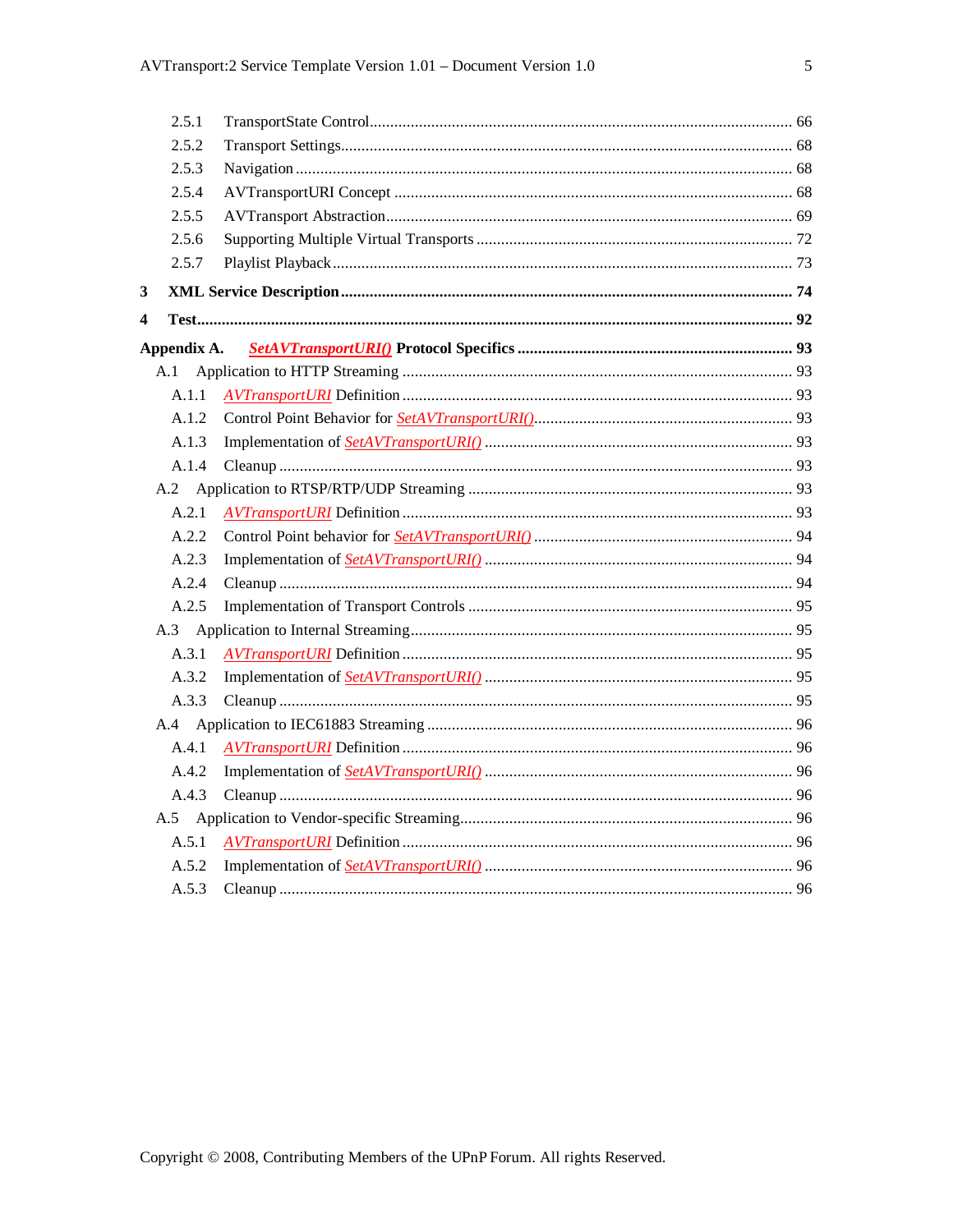2.5.1 TransportState Control ........................................................................................ 66
2.5.2 Transport Settings ................................................................................................ 68
2.5.3 Navigation ........................................................................................................... 68
2.5.4 AVTransportURI Concept ................................................................................... 68
2.5.5 AVTransport Abstraction ..................................................................................... 69
2.5.6 Supporting Multiple Virtual Transports ............................................................... 72
2.5.7 Playlist Playback ................................................................................................. 73

**3 XML Service Description ........................................................................................ 74**

**4 Test ............................................................................................................................. 92**

**Appendix A. *SetAVTransportURI()* Protocol Specifics ............................................ 93**

A.1 Application to HTTP Streaming ................................................................................ 93
A.1.1 *AVTransportURI* Definition .................................................................................. 93
A.1.2 Control Point Behavior for *SetAVTransportURI()* ................................................ 93
A.1.3 Implementation of *SetAVTransportURI()* ............................................................ 93
A.1.4 Cleanup .............................................................................................................. 93
A.2 Application to RTSP/RTP/UDP Streaming ................................................................ 93
A.2.1 *AVTransportURI* Definition .................................................................................. 93
A.2.2 Control Point behavior for *SetAVTransportURI()* ................................................ 94
A.2.3 Implementation of *SetAVTransportURI()* ............................................................ 94
A.2.4 Cleanup .............................................................................................................. 94
A.2.5 Implementation of Transport Controls ................................................................ 95
A.3 Application to Internal Streaming .............................................................................. 95
A.3.1 *AVTransportURI* Definition .................................................................................. 95
A.3.2 Implementation of *SetAVTransportURI()* ............................................................ 95
A.3.3 Cleanup .............................................................................................................. 95
A.4 Application to IEC61883 Streaming .......................................................................... 96
A.4.1 *AVTransportURI* Definition .................................................................................. 96
A.4.2 Implementation of *SetAVTransportURI()* ............................................................ 96
A.4.3 Cleanup .............................................................................................................. 96
A.5 Application to Vendor-specific Streaming ................................................................. 96
A.5.1 *AVTransportURI* Definition .................................................................................. 96
A.5.2 Implementation of *SetAVTransportURI()* ............................................................ 96
A.5.3 Cleanup .............................................................................................................. 96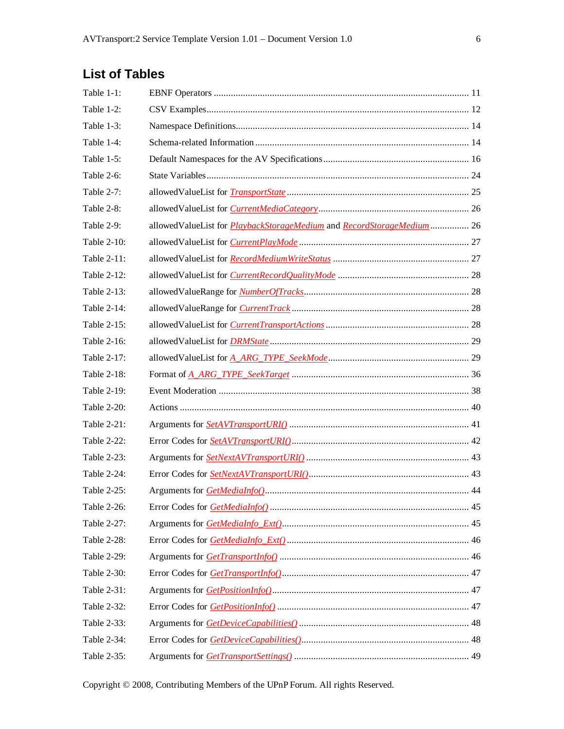## List of Tables

Table 1-1: EBNF Operators ........................................................................................................ 11

Table 1-2: CSV Examples........................................................................................................... 12

Table 1-3: Namespace Definitions............................................................................................... 14

Table 1-4: Schema-related Information ...................................................................................... 14

Table 1-5: Default Namespaces for the AV Specifications ........................................................... 16

Table 2-6: State Variables........................................................................................................... 24

Table 2-7: allowedValueList for *TransportState* .......................................................................... 25

Table 2-8: allowedValueList for *CurrentMediaCategory* ............................................................. 26

Table 2-9: allowedValueList for *PlaybackStorageMedium* and *RecordStorageMedium* ................ 26

Table 2-10: allowedValueList for *CurrentPlayMode* ..................................................................... 27

Table 2-11: allowedValueList for *RecordMediumWriteStatus* ........................................................ 27

Table 2-12: allowedValueList for *CurrentRecordQualityMode* ..................................................... 28

Table 2-13: allowedValueRange for *NumberOfTracks*................................................................... 28

Table 2-14: allowedValueRange for *CurrentTrack* ........................................................................ 28

Table 2-15: allowedValueList for *CurrentTransportActions* .......................................................... 28

Table 2-16: allowedValueList for *DRMState*................................................................................. 29

Table 2-17: allowedValueList for *A_ARG_TYPE_SeekMode*.......................................................... 29

Table 2-18: Format of *A_ARG_TYPE_SeekTarget* ........................................................................ 36

Table 2-19: Event Moderation ...................................................................................................... 38

Table 2-20: Actions ...................................................................................................................... 40

Table 2-21: Arguments for *SetAVTransportURI()* ......................................................................... 41

Table 2-22: Error Codes for *SetAVTransportURI()*........................................................................ 42

Table 2-23: Arguments for *SetNextAVTransportURI()* .................................................................. 43

Table 2-24: Error Codes for *SetNextAVTransportURI()*................................................................. 43

Table 2-25: Arguments for *GetMediaInfo()*................................................................................... 44

Table 2-26: Error Codes for *GetMediaInfo()* ................................................................................. 45

Table 2-27: Arguments for *GetMediaInfo_Ext()*............................................................................ 45

Table 2-28: Error Codes for *GetMediaInfo_Ext()* .......................................................................... 46

Table 2-29: Arguments for *GetTransportInfo()* ............................................................................. 46

Table 2-30: Error Codes for *GetTransportInfo()*............................................................................ 47

Table 2-31: Arguments for *GetPositionInfo()*................................................................................ 47

Table 2-32: Error Codes for *GetPositionInfo()* .............................................................................. 47

Table 2-33: Arguments for *GetDeviceCapabilities()* ..................................................................... 48

Table 2-34: Error Codes for *GetDeviceCapabilities()*.................................................................... 48

Table 2-35: Arguments for *GetTransportSettings()* ....................................................................... 49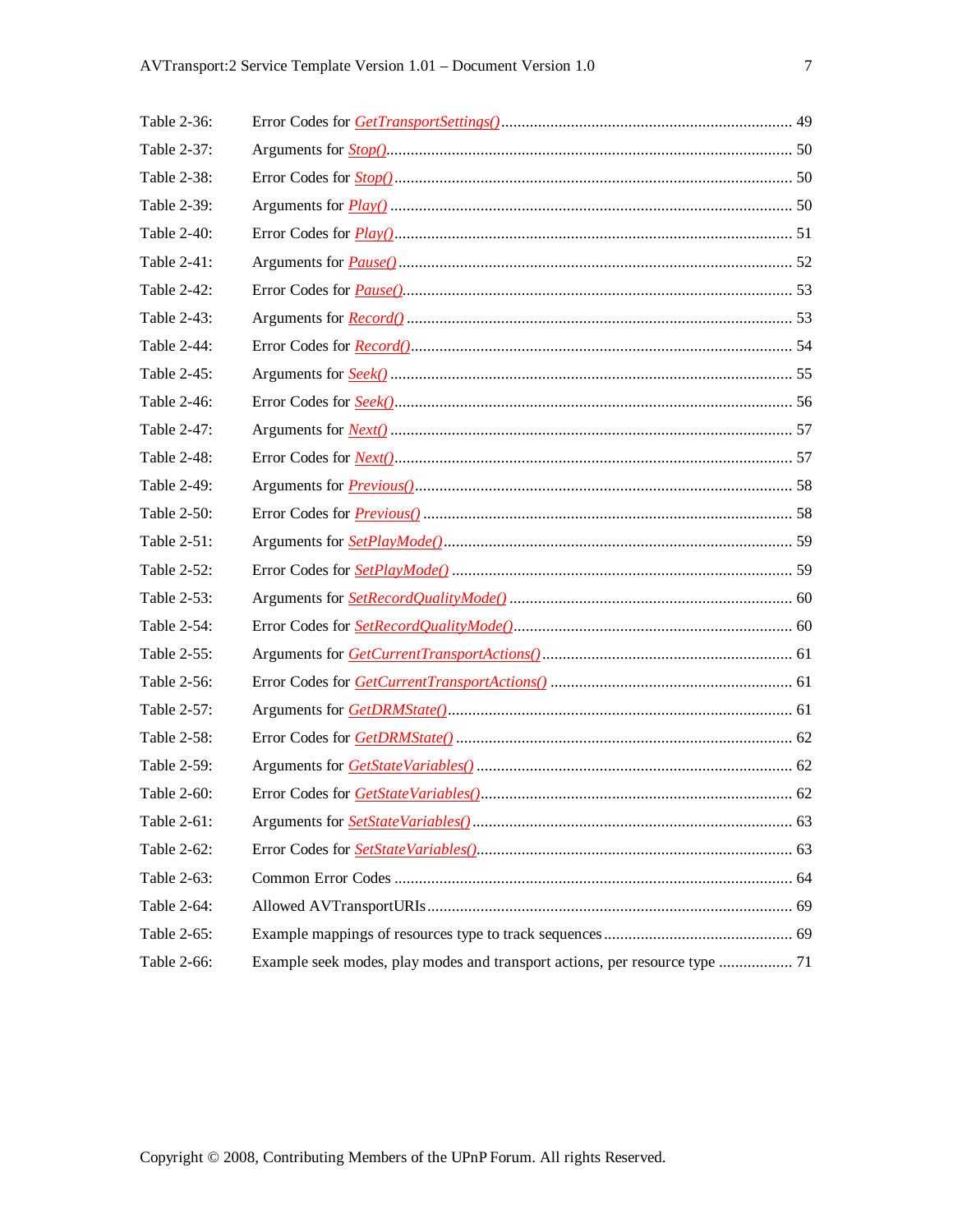Table 2-36: Error Codes for *GetTransportSettings()* ..................................................................... 49

Table 2-37: Arguments for *Stop()* ................................................................................... 50

Table 2-38: Error Codes for *Stop()* ................................................................................. 50

Table 2-39: Arguments for *Play()* ................................................................................... 50

Table 2-40: Error Codes for *Play()* ................................................................................. 51

Table 2-41: Arguments for *Pause()* ................................................................................. 52

Table 2-42: Error Codes for *Pause()* ............................................................................... 53

Table 2-43: Arguments for *Record()* ............................................................................... 53

Table 2-44: Error Codes for *Record()* ............................................................................. 54

Table 2-45: Arguments for *Seek()* ................................................................................... 55

Table 2-46: Error Codes for *Seek()* ................................................................................. 56

Table 2-47: Arguments for *Next()* ................................................................................... 57

Table 2-48: Error Codes for *Next()* ................................................................................. 57

Table 2-49: Arguments for *Previous()* ............................................................................. 58

Table 2-50: Error Codes for *Previous()* ........................................................................... 58

Table 2-51: Arguments for *SetPlayMode()* ...................................................................... 59

Table 2-52: Error Codes for *SetPlayMode()* .................................................................... 59

Table 2-53: Arguments for *SetRecordQualityMode()* ....................................................... 60

Table 2-54: Error Codes for *SetRecordQualityMode()* ..................................................... 60

Table 2-55: Arguments for *GetCurrentTransportActions()* ............................................... 61

Table 2-56: Error Codes for *GetCurrentTransportActions()* ............................................. 61

Table 2-57: Arguments for *GetDRMState()* ...................................................................... 61

Table 2-58: Error Codes for *GetDRMState()* .................................................................... 62

Table 2-59: Arguments for *GetStateVariables()* ............................................................... 62

Table 2-60: Error Codes for *GetStateVariables()* ............................................................. 62

Table 2-61: Arguments for *SetStateVariables()* ................................................................ 63

Table 2-62: Error Codes for *SetStateVariables()* .............................................................. 63

Table 2-63: Common Error Codes ..................................................................................... 64

Table 2-64: Allowed AVTransportURIs .............................................................................. 69

Table 2-65: Example mappings of resources type to track sequences ................................ 69

Table 2-66: Example seek modes, play modes and transport actions, per resource type .................. 71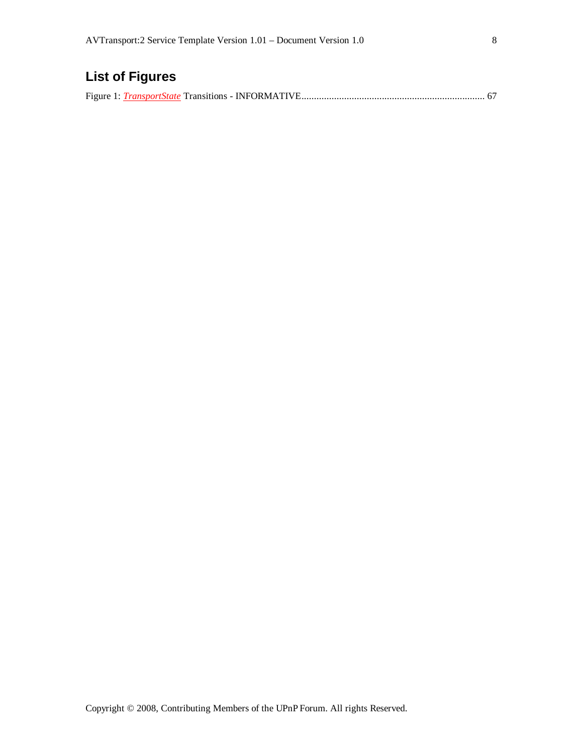## List of Figures

Figure 1: *TransportState* Transitions - INFORMATIVE.......................................................................... 67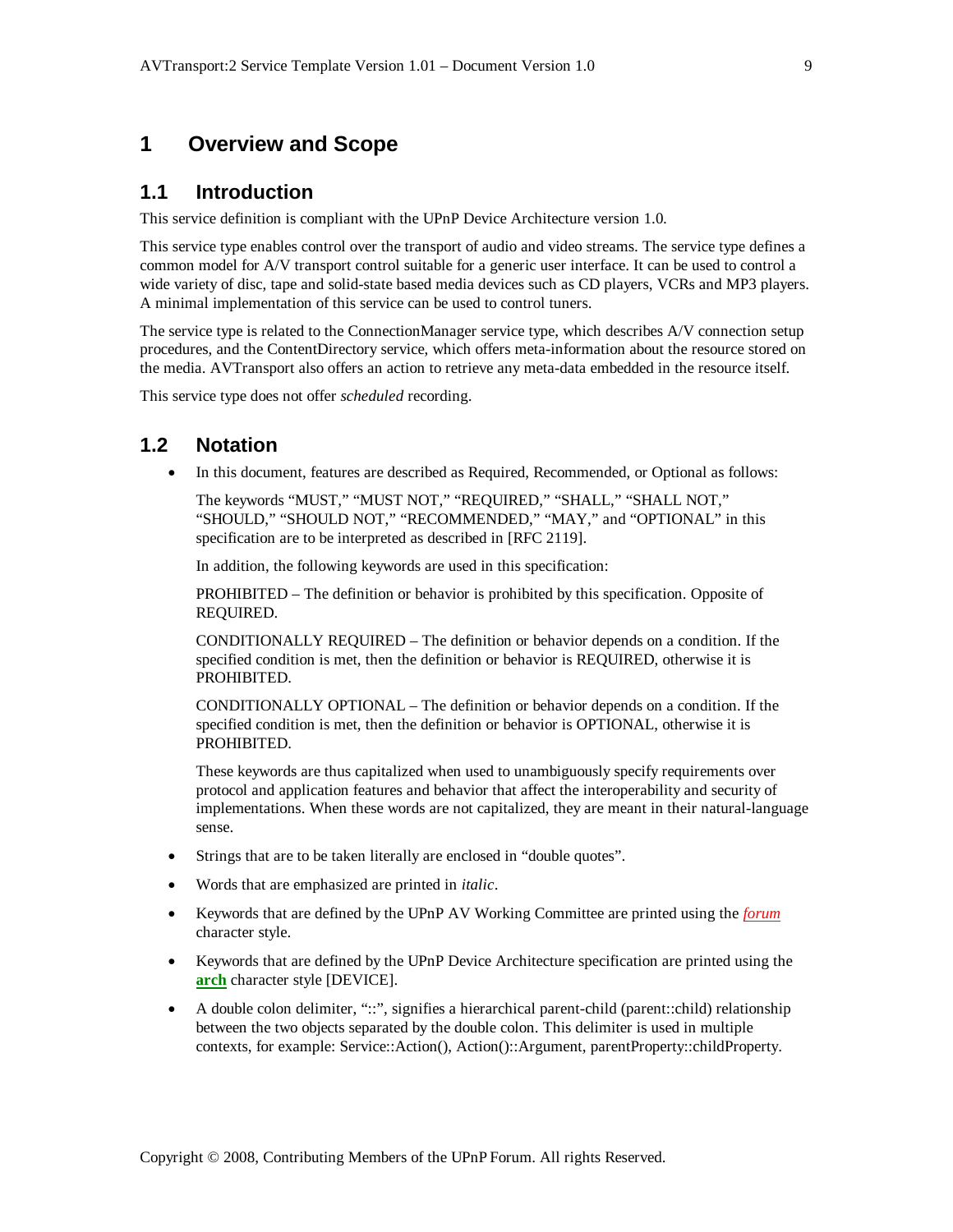# 1 Overview and Scope

## 1.1 Introduction

This service definition is compliant with the UPnP Device Architecture version 1.0.

This service type enables control over the transport of audio and video streams. The service type defines a common model for A/V transport control suitable for a generic user interface. It can be used to control a wide variety of disc, tape and solid-state based media devices such as CD players, VCRs and MP3 players. A minimal implementation of this service can be used to control tuners.

The service type is related to the ConnectionManager service type, which describes A/V connection setup procedures, and the ContentDirectory service, which offers meta-information about the resource stored on the media. AVTransport also offers an action to retrieve any meta-data embedded in the resource itself.

This service type does not offer *scheduled* recording.

## 1.2 Notation

- In this document, features are described as Required, Recommended, or Optional as follows:

  The keywords "MUST," "MUST NOT," "REQUIRED," "SHALL," "SHALL NOT," "SHOULD," "SHOULD NOT," "RECOMMENDED," "MAY," and "OPTIONAL" in this specification are to be interpreted as described in [RFC 2119].

  In addition, the following keywords are used in this specification:

  PROHIBITED – The definition or behavior is prohibited by this specification. Opposite of REQUIRED.

  CONDITIONALLY REQUIRED – The definition or behavior depends on a condition. If the specified condition is met, then the definition or behavior is REQUIRED, otherwise it is PROHIBITED.

  CONDITIONALLY OPTIONAL – The definition or behavior depends on a condition. If the specified condition is met, then the definition or behavior is OPTIONAL, otherwise it is PROHIBITED.

  These keywords are thus capitalized when used to unambiguously specify requirements over protocol and application features and behavior that affect the interoperability and security of implementations. When these words are not capitalized, they are meant in their natural-language sense.

- Strings that are to be taken literally are enclosed in "double quotes".
- Words that are emphasized are printed in *italic*.
- Keywords that are defined by the UPnP AV Working Committee are printed using the *forum* character style.
- Keywords that are defined by the UPnP Device Architecture specification are printed using the **arch** character style [DEVICE].
- A double colon delimiter, "::", signifies a hierarchical parent-child (parent::child) relationship between the two objects separated by the double colon. This delimiter is used in multiple contexts, for example: Service::Action(), Action()::Argument, parentProperty::childProperty.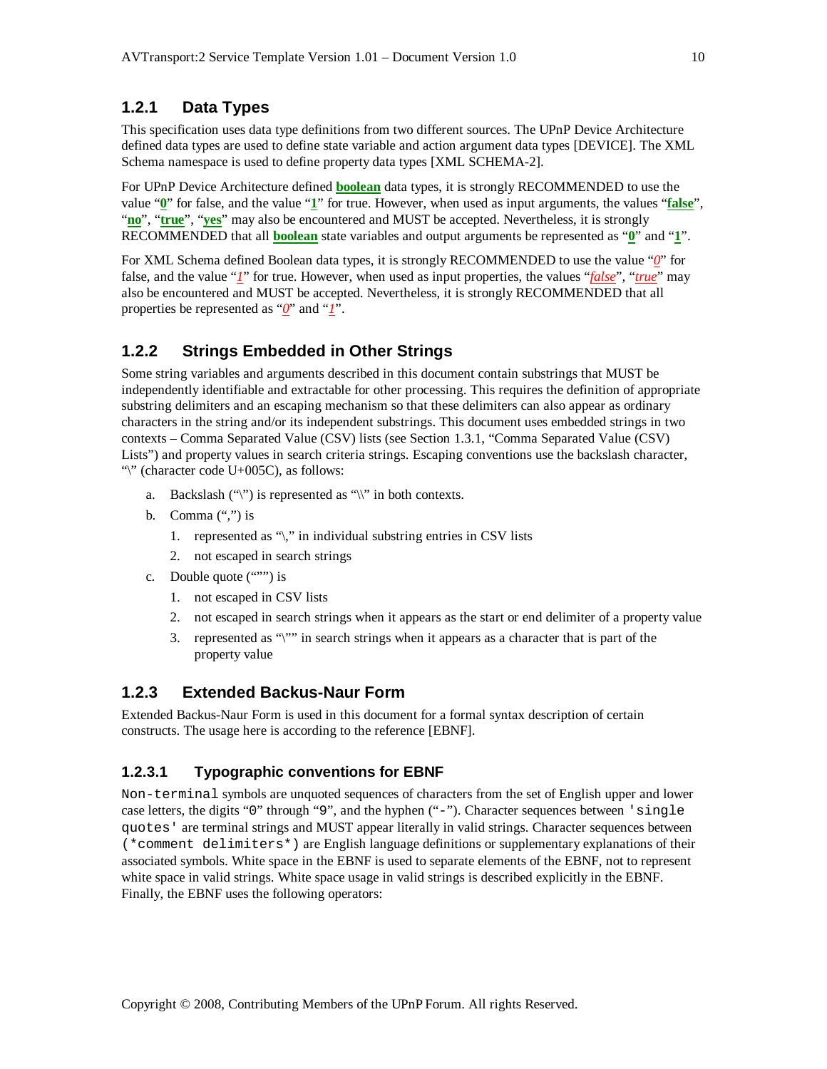### 1.2.1 Data Types

This specification uses data type definitions from two different sources. The UPnP Device Architecture defined data types are used to define state variable and action argument data types [DEVICE]. The XML Schema namespace is used to define property data types [XML SCHEMA-2].

For UPnP Device Architecture defined **boolean** data types, it is strongly RECOMMENDED to use the value "**0**" for false, and the value "**1**" for true. However, when used as input arguments, the values "**false**", "**no**", "**true**", "**yes**" may also be encountered and MUST be accepted. Nevertheless, it is strongly RECOMMENDED that all **boolean** state variables and output arguments be represented as "**0**" and "**1**".

For XML Schema defined Boolean data types, it is strongly RECOMMENDED to use the value "*0*" for false, and the value "*1*" for true. However, when used as input properties, the values "*false*", "*true*" may also be encountered and MUST be accepted. Nevertheless, it is strongly RECOMMENDED that all properties be represented as "*0*" and "*1*".

### 1.2.2 Strings Embedded in Other Strings

Some string variables and arguments described in this document contain substrings that MUST be independently identifiable and extractable for other processing. This requires the definition of appropriate substring delimiters and an escaping mechanism so that these delimiters can also appear as ordinary characters in the string and/or its independent substrings. This document uses embedded strings in two contexts – Comma Separated Value (CSV) lists (see Section 1.3.1, "Comma Separated Value (CSV) Lists") and property values in search criteria strings. Escaping conventions use the backslash character, "\" (character code U+005C), as follows:

a. Backslash ("\") is represented as "\\" in both contexts.
b. Comma (",") is
   1. represented as "\," in individual substring entries in CSV lists
   2. not escaped in search strings
c. Double quote (""") is
   1. not escaped in CSV lists
   2. not escaped in search strings when it appears as the start or end delimiter of a property value
   3. represented as "\"" in search strings when it appears as a character that is part of the property value

### 1.2.3 Extended Backus-Naur Form

Extended Backus-Naur Form is used in this document for a formal syntax description of certain constructs. The usage here is according to the reference [EBNF].

#### 1.2.3.1 Typographic conventions for EBNF

`Non-terminal` symbols are unquoted sequences of characters from the set of English upper and lower case letters, the digits "`0`" through "`9`", and the hyphen ("`-`"). Character sequences between `'single quotes'` are terminal strings and MUST appear literally in valid strings. Character sequences between `(*comment delimiters*)` are English language definitions or supplementary explanations of their associated symbols. White space in the EBNF is used to separate elements of the EBNF, not to represent white space in valid strings. White space usage in valid strings is described explicitly in the EBNF. Finally, the EBNF uses the following operators: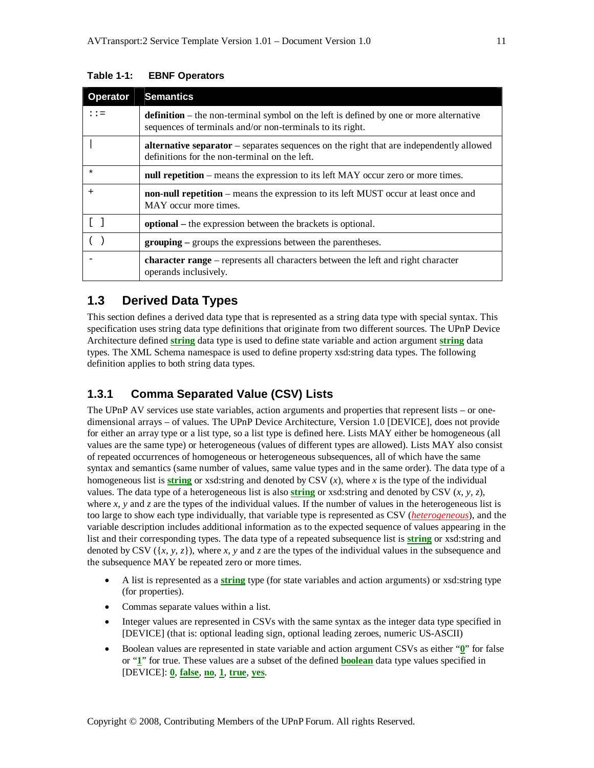**Table 1-1: EBNF Operators**

| Operator | Semantics |
|---|---|
| ::= | **definition** – the non-terminal symbol on the left is defined by one or more alternative sequences of terminals and/or non-terminals to its right. |
| \| | **alternative separator** – separates sequences on the right that are independently allowed definitions for the non-terminal on the left. |
| * | **null repetition** – means the expression to its left MAY occur zero or more times. |
| + | **non-null repetition** – means the expression to its left MUST occur at least once and MAY occur more times. |
| [ ] | **optional –** the expression between the brackets is optional. |
| ( ) | **grouping –** groups the expressions between the parentheses. |
| - | **character range** – represents all characters between the left and right character operands inclusively. |

## 1.3 Derived Data Types

This section defines a derived data type that is represented as a string data type with special syntax. This specification uses string data type definitions that originate from two different sources. The UPnP Device Architecture defined **string** data type is used to define state variable and action argument **string** data types. The XML Schema namespace is used to define property xsd:string data types. The following definition applies to both string data types.

### 1.3.1 Comma Separated Value (CSV) Lists

The UPnP AV services use state variables, action arguments and properties that represent lists – or one-dimensional arrays – of values. The UPnP Device Architecture, Version 1.0 [DEVICE], does not provide for either an array type or a list type, so a list type is defined here. Lists MAY either be homogeneous (all values are the same type) or heterogeneous (values of different types are allowed). Lists MAY also consist of repeated occurrences of homogeneous or heterogeneous subsequences, all of which have the same syntax and semantics (same number of values, same value types and in the same order). The data type of a homogeneous list is **string** or xsd:string and denoted by CSV (*x*), where *x* is the type of the individual values. The data type of a heterogeneous list is also **string** or xsd:string and denoted by CSV (*x*, *y*, *z*), where *x*, *y* and *z* are the types of the individual values. If the number of values in the heterogeneous list is too large to show each type individually, that variable type is represented as CSV (*heterogeneous*), and the variable description includes additional information as to the expected sequence of values appearing in the list and their corresponding types. The data type of a repeated subsequence list is **string** or xsd:string and denoted by CSV ({*x*, *y*, *z*}), where *x*, *y* and *z* are the types of the individual values in the subsequence and the subsequence MAY be repeated zero or more times.

- A list is represented as a **string** type (for state variables and action arguments) or xsd:string type (for properties).
- Commas separate values within a list.
- Integer values are represented in CSVs with the same syntax as the integer data type specified in [DEVICE] (that is: optional leading sign, optional leading zeroes, numeric US-ASCII)
- Boolean values are represented in state variable and action argument CSVs as either "**0**" for false or "**1**" for true. These values are a subset of the defined **boolean** data type values specified in [DEVICE]: **0**, **false**, **no**, **1**, **true**, **yes**.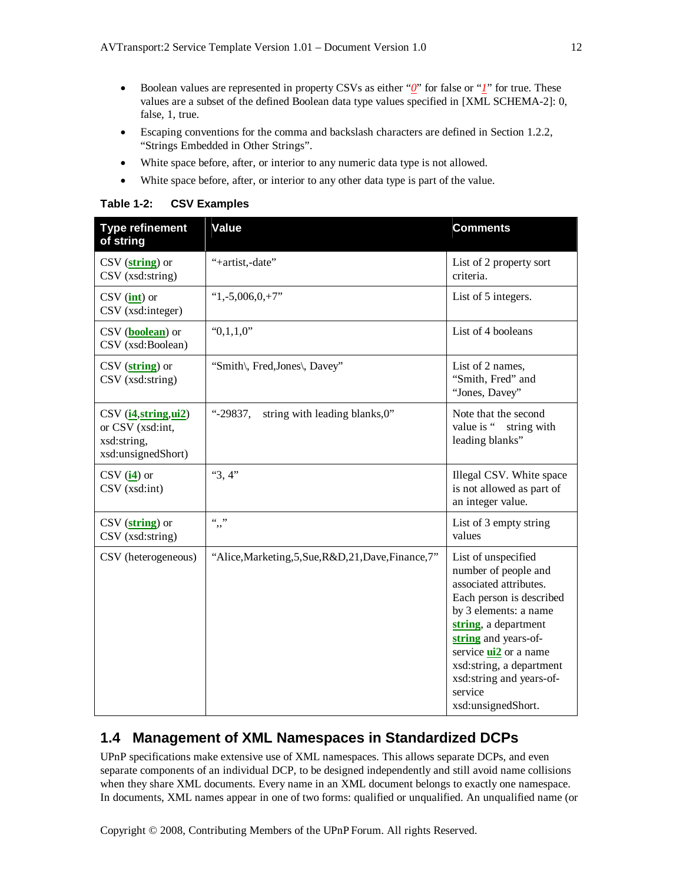- Boolean values are represented in property CSVs as either "*0*" for false or "*1*" for true. These values are a subset of the defined Boolean data type values specified in [XML SCHEMA-2]: 0, false, 1, true.
- Escaping conventions for the comma and backslash characters are defined in Section 1.2.2, "Strings Embedded in Other Strings".
- White space before, after, or interior to any numeric data type is not allowed.
- White space before, after, or interior to any other data type is part of the value.

**Table 1-2: CSV Examples**

| Type refinement of string | Value | Comments |
|---|---|---|
| CSV (**string**) or CSV (xsd:string) | "+artist,-date" | List of 2 property sort criteria. |
| CSV (**int**) or CSV (xsd:integer) | "1,-5,006,0,+7" | List of 5 integers. |
| CSV (**boolean**) or CSV (xsd:Boolean) | "0,1,1,0" | List of 4 booleans |
| CSV (**string**) or CSV (xsd:string) | "Smith\, Fred,Jones\, Davey" | List of 2 names, "Smith, Fred" and "Jones, Davey" |
| CSV (**i4**,**string**,**ui2**) or CSV (xsd:int, xsd:string, xsd:unsignedShort) | "-29837,    string with leading blanks,0" | Note that the second value is "    string with leading blanks" |
| CSV (**i4**) or CSV (xsd:int) | "3, 4" | Illegal CSV. White space is not allowed as part of an integer value. |
| CSV (**string**) or CSV (xsd:string) | ",," | List of 3 empty string values |
| CSV (heterogeneous) | "Alice,Marketing,5,Sue,R&D,21,Dave,Finance,7" | List of unspecified number of people and associated attributes. Each person is described by 3 elements: a name **string**, a department **string** and years-of-service **ui2** or a name xsd:string, a department xsd:string and years-of-service xsd:unsignedShort. |

## 1.4 Management of XML Namespaces in Standardized DCPs

UPnP specifications make extensive use of XML namespaces. This allows separate DCPs, and even separate components of an individual DCP, to be designed independently and still avoid name collisions when they share XML documents. Every name in an XML document belongs to exactly one namespace. In documents, XML names appear in one of two forms: qualified or unqualified. An unqualified name (or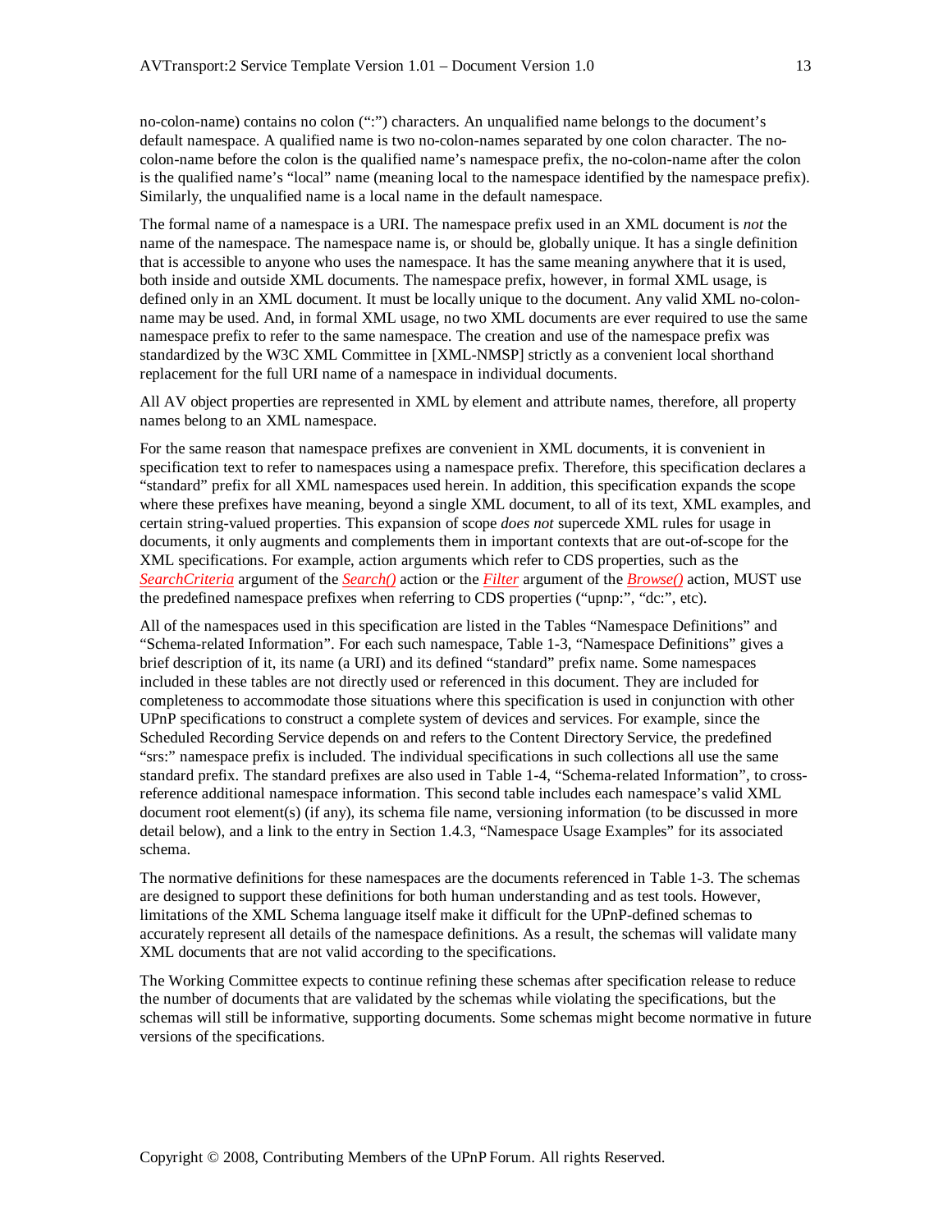no-colon-name) contains no colon (":") characters. An unqualified name belongs to the document's default namespace. A qualified name is two no-colon-names separated by one colon character. The no-colon-name before the colon is the qualified name's namespace prefix, the no-colon-name after the colon is the qualified name's "local" name (meaning local to the namespace identified by the namespace prefix). Similarly, the unqualified name is a local name in the default namespace.

The formal name of a namespace is a URI. The namespace prefix used in an XML document is *not* the name of the namespace. The namespace name is, or should be, globally unique. It has a single definition that is accessible to anyone who uses the namespace. It has the same meaning anywhere that it is used, both inside and outside XML documents. The namespace prefix, however, in formal XML usage, is defined only in an XML document. It must be locally unique to the document. Any valid XML no-colon-name may be used. And, in formal XML usage, no two XML documents are ever required to use the same namespace prefix to refer to the same namespace. The creation and use of the namespace prefix was standardized by the W3C XML Committee in [XML-NMSP] strictly as a convenient local shorthand replacement for the full URI name of a namespace in individual documents.

All AV object properties are represented in XML by element and attribute names, therefore, all property names belong to an XML namespace.

For the same reason that namespace prefixes are convenient in XML documents, it is convenient in specification text to refer to namespaces using a namespace prefix. Therefore, this specification declares a "standard" prefix for all XML namespaces used herein. In addition, this specification expands the scope where these prefixes have meaning, beyond a single XML document, to all of its text, XML examples, and certain string-valued properties. This expansion of scope *does not* supercede XML rules for usage in documents, it only augments and complements them in important contexts that are out-of-scope for the XML specifications. For example, action arguments which refer to CDS properties, such as the *SearchCriteria* argument of the *Search()* action or the *Filter* argument of the *Browse()* action, MUST use the predefined namespace prefixes when referring to CDS properties ("upnp:", "dc:", etc).

All of the namespaces used in this specification are listed in the Tables "Namespace Definitions" and "Schema-related Information". For each such namespace, Table 1-3, "Namespace Definitions" gives a brief description of it, its name (a URI) and its defined "standard" prefix name. Some namespaces included in these tables are not directly used or referenced in this document. They are included for completeness to accommodate those situations where this specification is used in conjunction with other UPnP specifications to construct a complete system of devices and services. For example, since the Scheduled Recording Service depends on and refers to the Content Directory Service, the predefined "srs:" namespace prefix is included. The individual specifications in such collections all use the same standard prefix. The standard prefixes are also used in Table 1-4, "Schema-related Information", to cross-reference additional namespace information. This second table includes each namespace's valid XML document root element(s) (if any), its schema file name, versioning information (to be discussed in more detail below), and a link to the entry in Section 1.4.3, "Namespace Usage Examples" for its associated schema.

The normative definitions for these namespaces are the documents referenced in Table 1-3. The schemas are designed to support these definitions for both human understanding and as test tools. However, limitations of the XML Schema language itself make it difficult for the UPnP-defined schemas to accurately represent all details of the namespace definitions. As a result, the schemas will validate many XML documents that are not valid according to the specifications.

The Working Committee expects to continue refining these schemas after specification release to reduce the number of documents that are validated by the schemas while violating the specifications, but the schemas will still be informative, supporting documents. Some schemas might become normative in future versions of the specifications.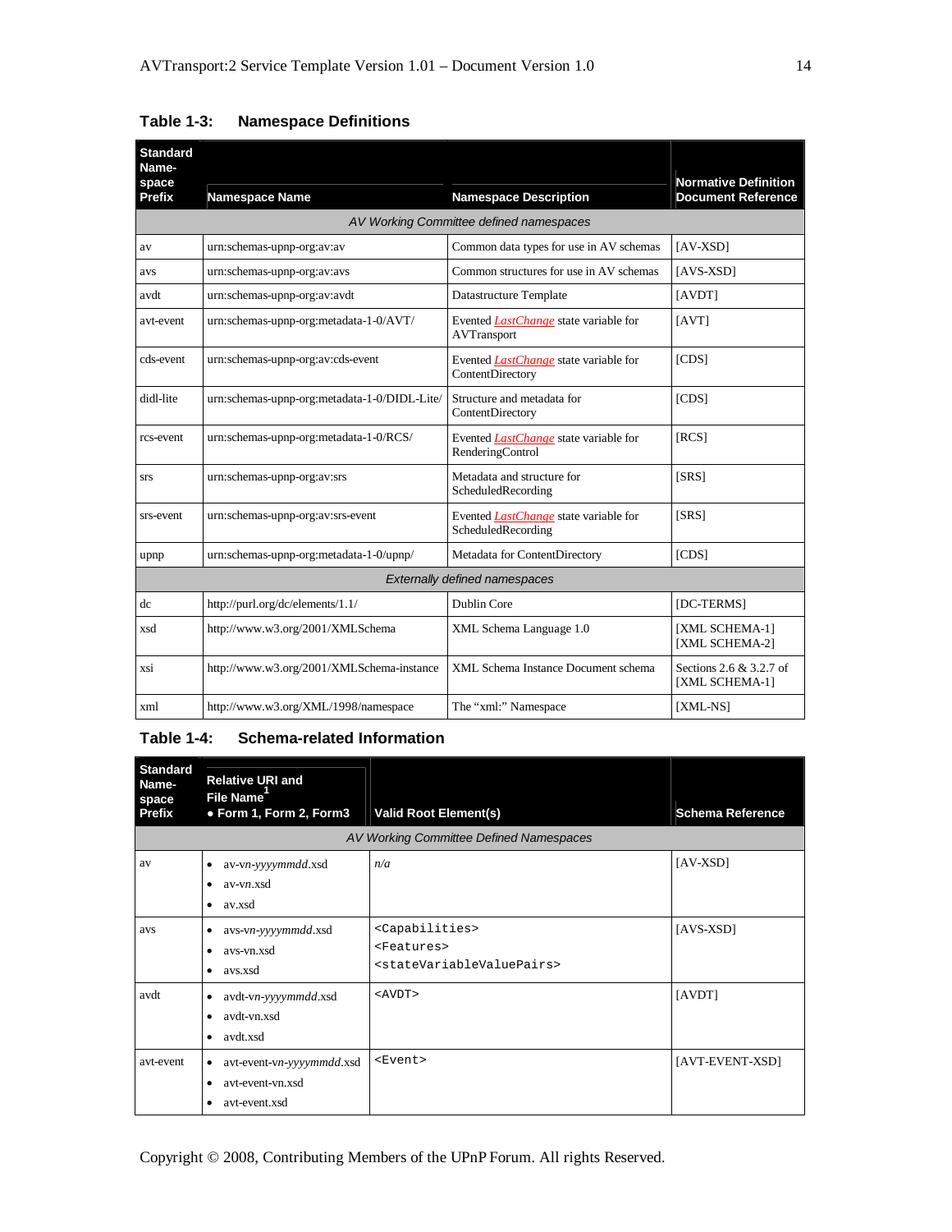**Table 1-3: Namespace Definitions**

| Standard Name-space Prefix | Namespace Name | Namespace Description | Normative Definition Document Reference |
|---|---|---|---|
| | *AV Working Committee defined namespaces* | | |
| av | urn:schemas-upnp-org:av:av | Common data types for use in AV schemas | [AV-XSD] |
| avs | urn:schemas-upnp-org:av:avs | Common structures for use in AV schemas | [AVS-XSD] |
| avdt | urn:schemas-upnp-org:av:avdt | Datastructure Template | [AVDT] |
| avt-event | urn:schemas-upnp-org:metadata-1-0/AVT/ | Evented *LastChange* state variable for AVTransport | [AVT] |
| cds-event | urn:schemas-upnp-org:av:cds-event | Evented *LastChange* state variable for ContentDirectory | [CDS] |
| didl-lite | urn:schemas-upnp-org:metadata-1-0/DIDL-Lite/ | Structure and metadata for ContentDirectory | [CDS] |
| rcs-event | urn:schemas-upnp-org:metadata-1-0/RCS/ | Evented *LastChange* state variable for RenderingControl | [RCS] |
| srs | urn:schemas-upnp-org:av:srs | Metadata and structure for ScheduledRecording | [SRS] |
| srs-event | urn:schemas-upnp-org:av:srs-event | Evented *LastChange* state variable for ScheduledRecording | [SRS] |
| upnp | urn:schemas-upnp-org:metadata-1-0/upnp/ | Metadata for ContentDirectory | [CDS] |
| | *Externally defined namespaces* | | |
| dc | http://purl.org/dc/elements/1.1/ | Dublin Core | [DC-TERMS] |
| xsd | http://www.w3.org/2001/XMLSchema | XML Schema Language 1.0 | [XML SCHEMA-1] [XML SCHEMA-2] |
| xsi | http://www.w3.org/2001/XMLSchema-instance | XML Schema Instance Document schema | Sections 2.6 & 3.2.7 of [XML SCHEMA-1] |
| xml | http://www.w3.org/XML/1998/namespace | The "xml:" Namespace | [XML-NS] |

**Table 1-4: Schema-related Information**

| Standard Name-space Prefix | Relative URI and File Name[1] • Form 1, Form 2, Form3 | Valid Root Element(s) | Schema Reference |
|---|---|---|---|
| | *AV Working Committee Defined Namespaces* | | |
| av | • av-vn-*yyyymmdd*.xsd<br>• av-vn.xsd<br>• av.xsd | *n/a* | [AV-XSD] |
| avs | • avs-vn-*yyyymmdd*.xsd<br>• avs-vn.xsd<br>• avs.xsd | `<Capabilities>`<br>`<Features>`<br>`<stateVariableValuePairs>` | [AVS-XSD] |
| avdt | • avdt-vn-*yyyymmdd*.xsd<br>• avdt-vn.xsd<br>• avdt.xsd | `<AVDT>` | [AVDT] |
| avt-event | • avt-event-vn-*yyyymmdd*.xsd<br>• avt-event-vn.xsd<br>• avt-event.xsd | `<Event>` | [AVT-EVENT-XSD] |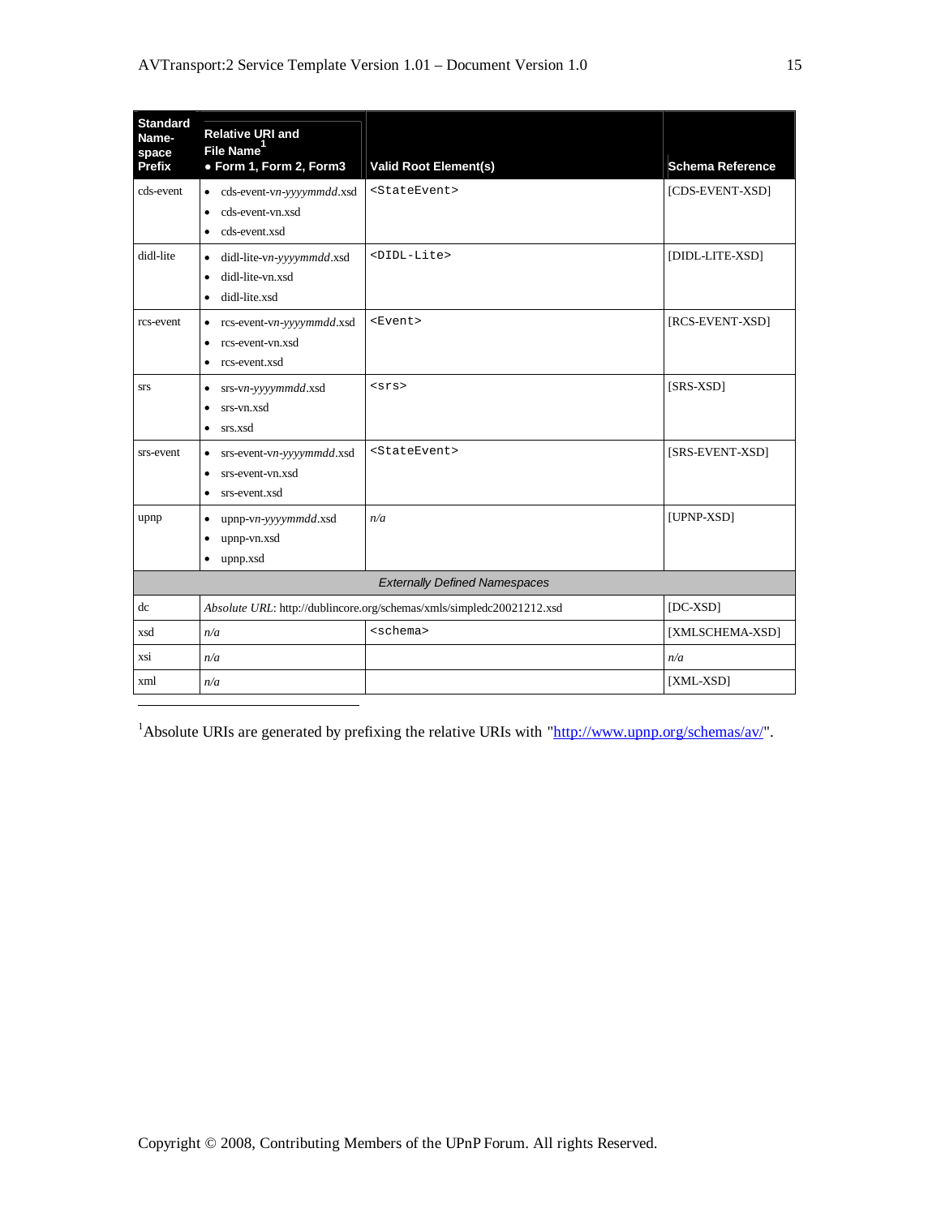| Standard Name-space Prefix | Relative URI and File Name[1] • Form 1, Form 2, Form3 | Valid Root Element(s) | Schema Reference |
|---|---|---|---|
| cds-event | • cds-event-*vn-yyyymmdd*.xsd<br>• cds-event-vn.xsd<br>• cds-event.xsd | `<StateEvent>` | [CDS-EVENT-XSD] |
| didl-lite | • didl-lite-*vn-yyyymmdd*.xsd<br>• didl-lite-vn.xsd<br>• didl-lite.xsd | `<DIDL-Lite>` | [DIDL-LITE-XSD] |
| rcs-event | • rcs-event-*vn-yyyymmdd*.xsd<br>• rcs-event-vn.xsd<br>• rcs-event.xsd | `<Event>` | [RCS-EVENT-XSD] |
| srs | • srs-*vn-yyyymmdd*.xsd<br>• srs-vn.xsd<br>• srs.xsd | `<srs>` | [SRS-XSD] |
| srs-event | • srs-event-*vn-yyyymmdd*.xsd<br>• srs-event-vn.xsd<br>• srs-event.xsd | `<StateEvent>` | [SRS-EVENT-XSD] |
| upnp | • upnp-*vn-yyyymmdd*.xsd<br>• upnp-vn.xsd<br>• upnp.xsd | *n/a* | [UPNP-XSD] |
| | | *Externally Defined Namespaces* | |
| dc | *Absolute URL*: http://dublincore.org/schemas/xmls/simpledc20021212.xsd | | [DC-XSD] |
| xsd | *n/a* | `<schema>` | [XMLSCHEMA-XSD] |
| xsi | *n/a* | | *n/a* |
| xml | *n/a* | | [XML-XSD] |

[1] Absolute URIs are generated by prefixing the relative URIs with "http://www.upnp.org/schemas/av/".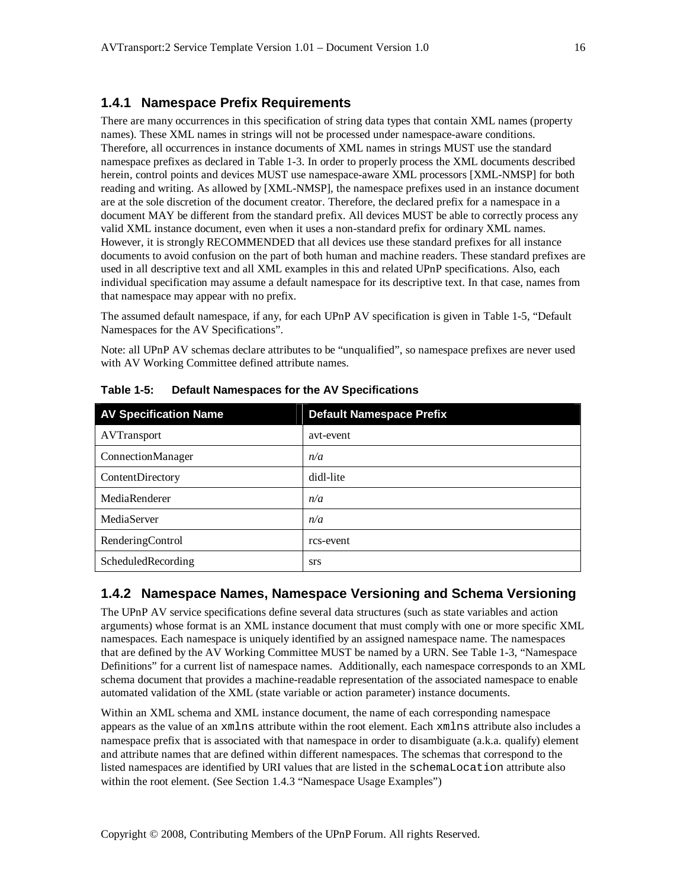### 1.4.1 Namespace Prefix Requirements

There are many occurrences in this specification of string data types that contain XML names (property names). These XML names in strings will not be processed under namespace-aware conditions. Therefore, all occurrences in instance documents of XML names in strings MUST use the standard namespace prefixes as declared in Table 1-3. In order to properly process the XML documents described herein, control points and devices MUST use namespace-aware XML processors [XML-NMSP] for both reading and writing. As allowed by [XML-NMSP], the namespace prefixes used in an instance document are at the sole discretion of the document creator. Therefore, the declared prefix for a namespace in a document MAY be different from the standard prefix. All devices MUST be able to correctly process any valid XML instance document, even when it uses a non-standard prefix for ordinary XML names. However, it is strongly RECOMMENDED that all devices use these standard prefixes for all instance documents to avoid confusion on the part of both human and machine readers. These standard prefixes are used in all descriptive text and all XML examples in this and related UPnP specifications. Also, each individual specification may assume a default namespace for its descriptive text. In that case, names from that namespace may appear with no prefix.

The assumed default namespace, if any, for each UPnP AV specification is given in Table 1-5, "Default Namespaces for the AV Specifications".

Note: all UPnP AV schemas declare attributes to be "unqualified", so namespace prefixes are never used with AV Working Committee defined attribute names.

**Table 1-5: Default Namespaces for the AV Specifications**

| AV Specification Name | Default Namespace Prefix |
|---|---|
| AVTransport | avt-event |
| ConnectionManager | *n/a* |
| ContentDirectory | didl-lite |
| MediaRenderer | *n/a* |
| MediaServer | *n/a* |
| RenderingControl | rcs-event |
| ScheduledRecording | srs |

### 1.4.2 Namespace Names, Namespace Versioning and Schema Versioning

The UPnP AV service specifications define several data structures (such as state variables and action arguments) whose format is an XML instance document that must comply with one or more specific XML namespaces. Each namespace is uniquely identified by an assigned namespace name. The namespaces that are defined by the AV Working Committee MUST be named by a URN. See Table 1-3, "Namespace Definitions" for a current list of namespace names. Additionally, each namespace corresponds to an XML schema document that provides a machine-readable representation of the associated namespace to enable automated validation of the XML (state variable or action parameter) instance documents.

Within an XML schema and XML instance document, the name of each corresponding namespace appears as the value of an `xmlns` attribute within the root element. Each `xmlns` attribute also includes a namespace prefix that is associated with that namespace in order to disambiguate (a.k.a. qualify) element and attribute names that are defined within different namespaces. The schemas that correspond to the listed namespaces are identified by URI values that are listed in the `schemaLocation` attribute also within the root element. (See Section 1.4.3 "Namespace Usage Examples")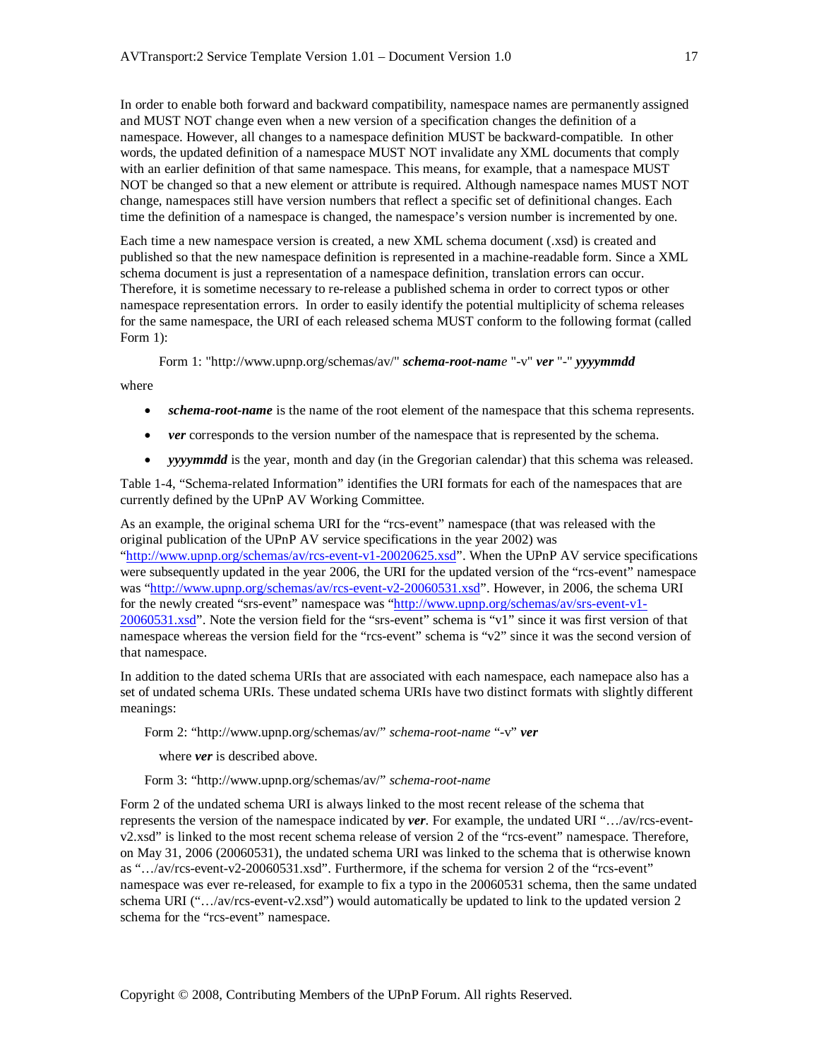In order to enable both forward and backward compatibility, namespace names are permanently assigned and MUST NOT change even when a new version of a specification changes the definition of a namespace. However, all changes to a namespace definition MUST be backward-compatible. In other words, the updated definition of a namespace MUST NOT invalidate any XML documents that comply with an earlier definition of that same namespace. This means, for example, that a namespace MUST NOT be changed so that a new element or attribute is required. Although namespace names MUST NOT change, namespaces still have version numbers that reflect a specific set of definitional changes. Each time the definition of a namespace is changed, the namespace's version number is incremented by one.

Each time a new namespace version is created, a new XML schema document (.xsd) is created and published so that the new namespace definition is represented in a machine-readable form. Since a XML schema document is just a representation of a namespace definition, translation errors can occur. Therefore, it is sometime necessary to re-release a published schema in order to correct typos or other namespace representation errors. In order to easily identify the potential multiplicity of schema releases for the same namespace, the URI of each released schema MUST conform to the following format (called Form 1):

Form 1: "http://www.upnp.org/schemas/av/" ***schema-root-name*** "-v" ***ver*** "-" ***yyyymmdd***

where

- ***schema-root-name*** is the name of the root element of the namespace that this schema represents.
- ***ver*** corresponds to the version number of the namespace that is represented by the schema.
- ***yyyymmdd*** is the year, month and day (in the Gregorian calendar) that this schema was released.

Table 1-4, "Schema-related Information" identifies the URI formats for each of the namespaces that are currently defined by the UPnP AV Working Committee.

As an example, the original schema URI for the "rcs-event" namespace (that was released with the original publication of the UPnP AV service specifications in the year 2002) was "http://www.upnp.org/schemas/av/rcs-event-v1-20020625.xsd". When the UPnP AV service specifications were subsequently updated in the year 2006, the URI for the updated version of the "rcs-event" namespace was "http://www.upnp.org/schemas/av/rcs-event-v2-20060531.xsd". However, in 2006, the schema URI for the newly created "srs-event" namespace was "http://www.upnp.org/schemas/av/srs-event-v1-20060531.xsd". Note the version field for the "srs-event" schema is "v1" since it was first version of that namespace whereas the version field for the "rcs-event" schema is "v2" since it was the second version of that namespace.

In addition to the dated schema URIs that are associated with each namespace, each namepace also has a set of undated schema URIs. These undated schema URIs have two distinct formats with slightly different meanings:

Form 2: "http://www.upnp.org/schemas/av/" *schema-root-name* "-v" ***ver***

where ***ver*** is described above.

Form 3: "http://www.upnp.org/schemas/av/" *schema-root-name*

Form 2 of the undated schema URI is always linked to the most recent release of the schema that represents the version of the namespace indicated by ***ver***. For example, the undated URI ".../av/rcs-event-v2.xsd" is linked to the most recent schema release of version 2 of the "rcs-event" namespace. Therefore, on May 31, 2006 (20060531), the undated schema URI was linked to the schema that is otherwise known as ".../av/rcs-event-v2-20060531.xsd". Furthermore, if the schema for version 2 of the "rcs-event" namespace was ever re-released, for example to fix a typo in the 20060531 schema, then the same undated schema URI (".../av/rcs-event-v2.xsd") would automatically be updated to link to the updated version 2 schema for the "rcs-event" namespace.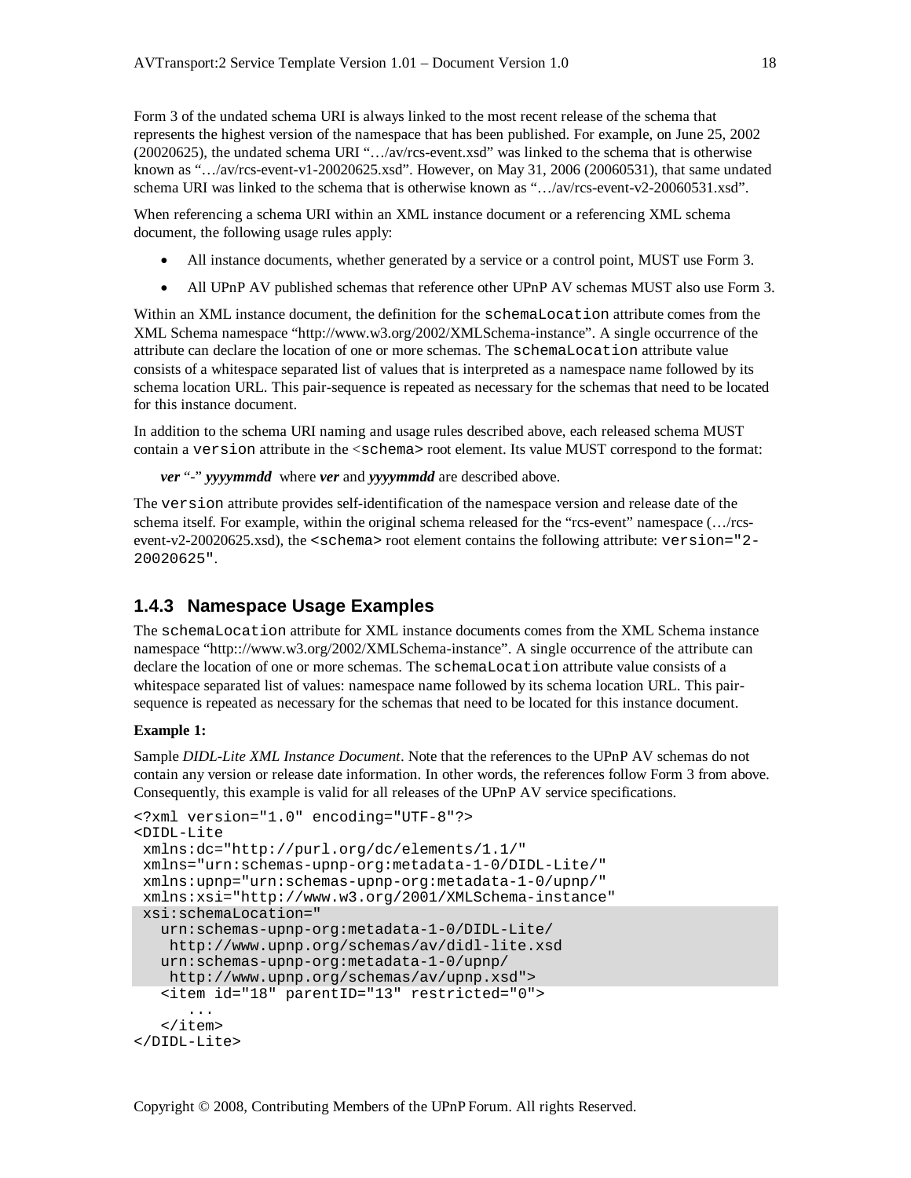Form 3 of the undated schema URI is always linked to the most recent release of the schema that represents the highest version of the namespace that has been published. For example, on June 25, 2002 (20020625), the undated schema URI "…/av/rcs-event.xsd" was linked to the schema that is otherwise known as "…/av/rcs-event-v1-20020625.xsd". However, on May 31, 2006 (20060531), that same undated schema URI was linked to the schema that is otherwise known as "…/av/rcs-event-v2-20060531.xsd".

When referencing a schema URI within an XML instance document or a referencing XML schema document, the following usage rules apply:

- All instance documents, whether generated by a service or a control point, MUST use Form 3.
- All UPnP AV published schemas that reference other UPnP AV schemas MUST also use Form 3.

Within an XML instance document, the definition for the `schemaLocation` attribute comes from the XML Schema namespace "http://www.w3.org/2002/XMLSchema-instance". A single occurrence of the attribute can declare the location of one or more schemas. The `schemaLocation` attribute value consists of a whitespace separated list of values that is interpreted as a namespace name followed by its schema location URL. This pair-sequence is repeated as necessary for the schemas that need to be located for this instance document.

In addition to the schema URI naming and usage rules described above, each released schema MUST contain a `version` attribute in the `<schema>` root element. Its value MUST correspond to the format:

***ver*** "-" ***yyyymmdd*** where ***ver*** and ***yyyymmdd*** are described above.

The `version` attribute provides self-identification of the namespace version and release date of the schema itself. For example, within the original schema released for the "rcs-event" namespace (…/rcs-event-v2-20020625.xsd), the `<schema>` root element contains the following attribute: `version="2-20020625"`.

### 1.4.3 Namespace Usage Examples

The `schemaLocation` attribute for XML instance documents comes from the XML Schema instance namespace "http:://www.w3.org/2002/XMLSchema-instance". A single occurrence of the attribute can declare the location of one or more schemas. The `schemaLocation` attribute value consists of a whitespace separated list of values: namespace name followed by its schema location URL. This pair-sequence is repeated as necessary for the schemas that need to be located for this instance document.

**Example 1:**

Sample *DIDL-Lite XML Instance Document*. Note that the references to the UPnP AV schemas do not contain any version or release date information. In other words, the references follow Form 3 from above. Consequently, this example is valid for all releases of the UPnP AV service specifications.

```
<?xml version="1.0" encoding="UTF-8"?>
<DIDL-Lite
 xmlns:dc="http://purl.org/dc/elements/1.1/"
 xmlns="urn:schemas-upnp-org:metadata-1-0/DIDL-Lite/"
 xmlns:upnp="urn:schemas-upnp-org:metadata-1-0/upnp/"
 xmlns:xsi="http://www.w3.org/2001/XMLSchema-instance"
 xsi:schemaLocation="
   urn:schemas-upnp-org:metadata-1-0/DIDL-Lite/
    http://www.upnp.org/schemas/av/didl-lite.xsd
   urn:schemas-upnp-org:metadata-1-0/upnp/
    http://www.upnp.org/schemas/av/upnp.xsd">
   <item id="18" parentID="13" restricted="0">
      ...
   </item>
</DIDL-Lite>
```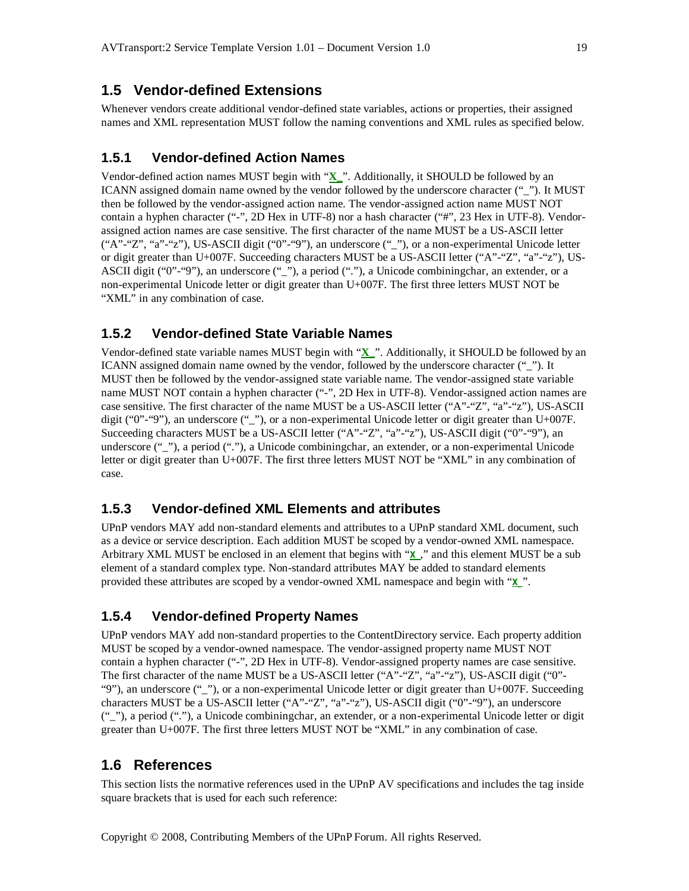## 1.5 Vendor-defined Extensions

Whenever vendors create additional vendor-defined state variables, actions or properties, their assigned names and XML representation MUST follow the naming conventions and XML rules as specified below.

### 1.5.1 Vendor-defined Action Names

Vendor-defined action names MUST begin with "X_". Additionally, it SHOULD be followed by an ICANN assigned domain name owned by the vendor followed by the underscore character ("_"). It MUST then be followed by the vendor-assigned action name. The vendor-assigned action name MUST NOT contain a hyphen character ("-", 2D Hex in UTF-8) nor a hash character ("#", 23 Hex in UTF-8). Vendor-assigned action names are case sensitive. The first character of the name MUST be a US-ASCII letter ("A"-"Z", "a"-"z"), US-ASCII digit ("0"-"9"), an underscore ("_"), or a non-experimental Unicode letter or digit greater than U+007F. Succeeding characters MUST be a US-ASCII letter ("A"-"Z", "a"-"z"), US-ASCII digit ("0"-"9"), an underscore ("_"), a period ("."), a Unicode combiningchar, an extender, or a non-experimental Unicode letter or digit greater than U+007F. The first three letters MUST NOT be "XML" in any combination of case.

### 1.5.2 Vendor-defined State Variable Names

Vendor-defined state variable names MUST begin with "X_". Additionally, it SHOULD be followed by an ICANN assigned domain name owned by the vendor, followed by the underscore character ("_"). It MUST then be followed by the vendor-assigned state variable name. The vendor-assigned state variable name MUST NOT contain a hyphen character ("-", 2D Hex in UTF-8). Vendor-assigned action names are case sensitive. The first character of the name MUST be a US-ASCII letter ("A"-"Z", "a"-"z"), US-ASCII digit ("0"-"9"), an underscore ("_"), or a non-experimental Unicode letter or digit greater than U+007F. Succeeding characters MUST be a US-ASCII letter ("A"-"Z", "a"-"z"), US-ASCII digit ("0"-"9"), an underscore ("_"), a period ("."), a Unicode combiningchar, an extender, or a non-experimental Unicode letter or digit greater than U+007F. The first three letters MUST NOT be "XML" in any combination of case.

### 1.5.3 Vendor-defined XML Elements and attributes

UPnP vendors MAY add non-standard elements and attributes to a UPnP standard XML document, such as a device or service description. Each addition MUST be scoped by a vendor-owned XML namespace. Arbitrary XML MUST be enclosed in an element that begins with "X_," and this element MUST be a sub element of a standard complex type. Non-standard attributes MAY be added to standard elements provided these attributes are scoped by a vendor-owned XML namespace and begin with "X_".

### 1.5.4 Vendor-defined Property Names

UPnP vendors MAY add non-standard properties to the ContentDirectory service. Each property addition MUST be scoped by a vendor-owned namespace. The vendor-assigned property name MUST NOT contain a hyphen character ("-", 2D Hex in UTF-8). Vendor-assigned property names are case sensitive. The first character of the name MUST be a US-ASCII letter ("A"-"Z", "a"-"z"), US-ASCII digit ("0"-"9"), an underscore ("_"), or a non-experimental Unicode letter or digit greater than U+007F. Succeeding characters MUST be a US-ASCII letter ("A"-"Z", "a"-"z"), US-ASCII digit ("0"-"9"), an underscore ("_"), a period ("."), a Unicode combiningchar, an extender, or a non-experimental Unicode letter or digit greater than U+007F. The first three letters MUST NOT be "XML" in any combination of case.

## 1.6 References

This section lists the normative references used in the UPnP AV specifications and includes the tag inside square brackets that is used for each such reference: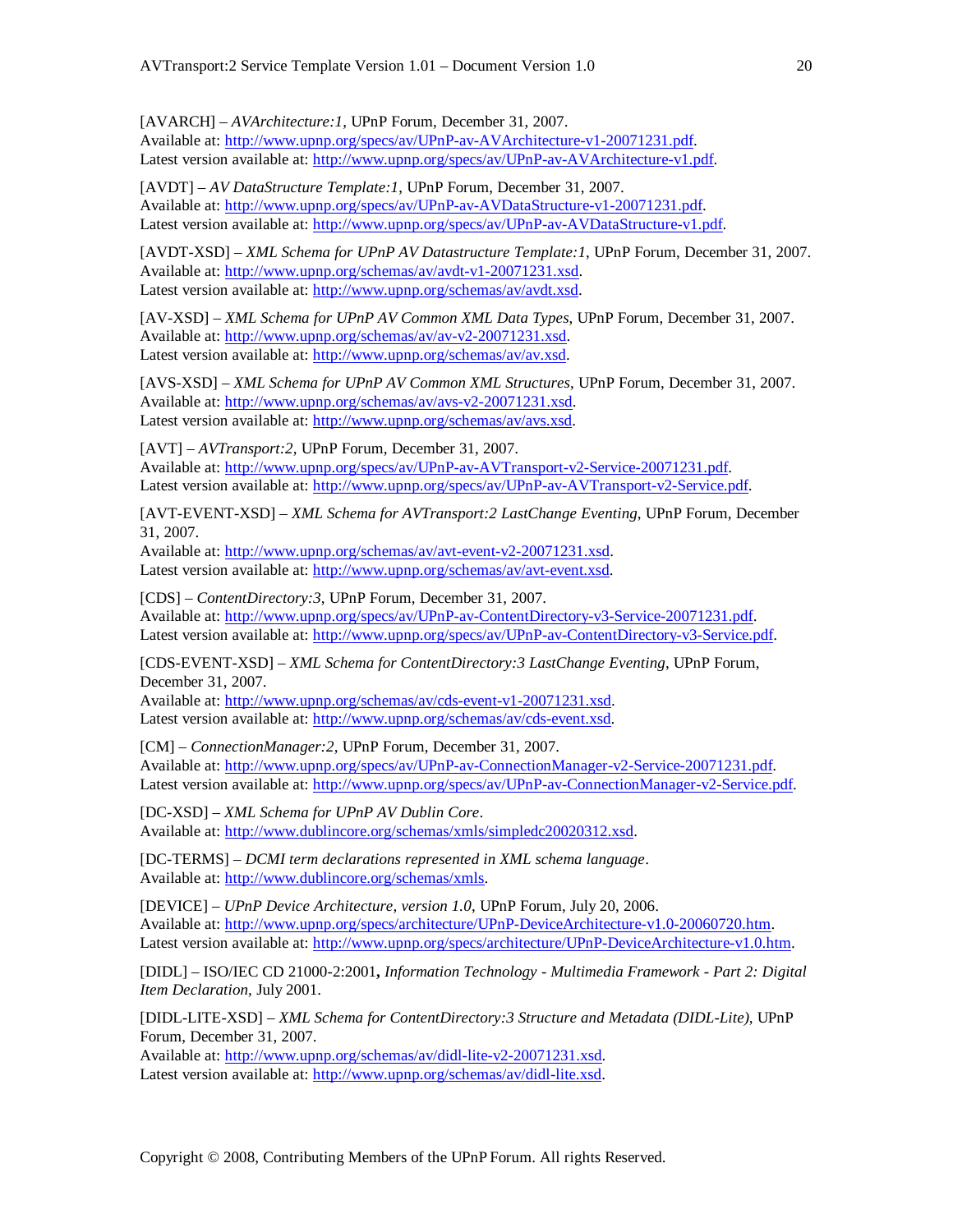[AVARCH] – *AVArchitecture:1*, UPnP Forum, December 31, 2007.
Available at: http://www.upnp.org/specs/av/UPnP-av-AVArchitecture-v1-20071231.pdf.
Latest version available at: http://www.upnp.org/specs/av/UPnP-av-AVArchitecture-v1.pdf.

[AVDT] – *AV DataStructure Template:1*, UPnP Forum, December 31, 2007.
Available at: http://www.upnp.org/specs/av/UPnP-av-AVDataStructure-v1-20071231.pdf.
Latest version available at: http://www.upnp.org/specs/av/UPnP-av-AVDataStructure-v1.pdf.

[AVDT-XSD] – *XML Schema for UPnP AV Datastructure Template:1*, UPnP Forum, December 31, 2007.
Available at: http://www.upnp.org/schemas/av/avdt-v1-20071231.xsd.
Latest version available at: http://www.upnp.org/schemas/av/avdt.xsd.

[AV-XSD] – *XML Schema for UPnP AV Common XML Data Types*, UPnP Forum, December 31, 2007.
Available at: http://www.upnp.org/schemas/av/av-v2-20071231.xsd.
Latest version available at: http://www.upnp.org/schemas/av/av.xsd.

[AVS-XSD] – *XML Schema for UPnP AV Common XML Structures*, UPnP Forum, December 31, 2007.
Available at: http://www.upnp.org/schemas/av/avs-v2-20071231.xsd.
Latest version available at: http://www.upnp.org/schemas/av/avs.xsd.

[AVT] – *AVTransport:2*, UPnP Forum, December 31, 2007.
Available at: http://www.upnp.org/specs/av/UPnP-av-AVTransport-v2-Service-20071231.pdf.
Latest version available at: http://www.upnp.org/specs/av/UPnP-av-AVTransport-v2-Service.pdf.

[AVT-EVENT-XSD] – *XML Schema for AVTransport:2 LastChange Eventing*, UPnP Forum, December 31, 2007.
Available at: http://www.upnp.org/schemas/av/avt-event-v2-20071231.xsd.
Latest version available at: http://www.upnp.org/schemas/av/avt-event.xsd.

[CDS] – *ContentDirectory:3*, UPnP Forum, December 31, 2007.
Available at: http://www.upnp.org/specs/av/UPnP-av-ContentDirectory-v3-Service-20071231.pdf.
Latest version available at: http://www.upnp.org/specs/av/UPnP-av-ContentDirectory-v3-Service.pdf.

[CDS-EVENT-XSD] – *XML Schema for ContentDirectory:3 LastChange Eventing*, UPnP Forum, December 31, 2007.
Available at: http://www.upnp.org/schemas/av/cds-event-v1-20071231.xsd.
Latest version available at: http://www.upnp.org/schemas/av/cds-event.xsd.

[CM] – *ConnectionManager:2*, UPnP Forum, December 31, 2007.
Available at: http://www.upnp.org/specs/av/UPnP-av-ConnectionManager-v2-Service-20071231.pdf.
Latest version available at: http://www.upnp.org/specs/av/UPnP-av-ConnectionManager-v2-Service.pdf.

[DC-XSD] – *XML Schema for UPnP AV Dublin Core*.
Available at: http://www.dublincore.org/schemas/xmls/simpledc20020312.xsd.

[DC-TERMS] – *DCMI term declarations represented in XML schema language*.
Available at: http://www.dublincore.org/schemas/xmls.

[DEVICE] – *UPnP Device Architecture, version 1.0*, UPnP Forum, July 20, 2006.
Available at: http://www.upnp.org/specs/architecture/UPnP-DeviceArchitecture-v1.0-20060720.htm.
Latest version available at: http://www.upnp.org/specs/architecture/UPnP-DeviceArchitecture-v1.0.htm.

[DIDL] – ISO/IEC CD 21000-2:2001**,** *Information Technology - Multimedia Framework - Part 2: Digital Item Declaration,* July 2001.

[DIDL-LITE-XSD] – *XML Schema for ContentDirectory:3 Structure and Metadata (DIDL-Lite)*, UPnP Forum, December 31, 2007.
Available at: http://www.upnp.org/schemas/av/didl-lite-v2-20071231.xsd.
Latest version available at: http://www.upnp.org/schemas/av/didl-lite.xsd.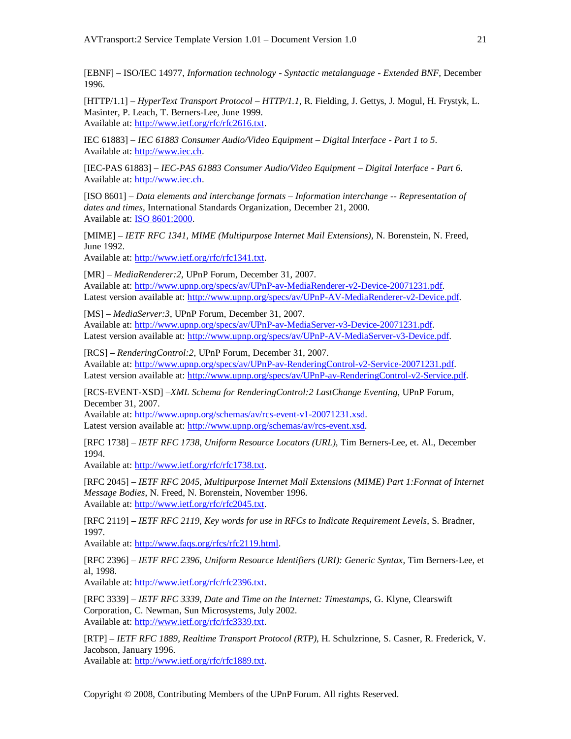[EBNF] – ISO/IEC 14977, *Information technology - Syntactic metalanguage - Extended BNF*, December 1996.

[HTTP/1.1] – *HyperText Transport Protocol – HTTP/1.1*, R. Fielding, J. Gettys, J. Mogul, H. Frystyk, L. Masinter, P. Leach, T. Berners-Lee, June 1999.
Available at: http://www.ietf.org/rfc/rfc2616.txt.

IEC 61883] – *IEC 61883 Consumer Audio/Video Equipment – Digital Interface - Part 1 to 5*.
Available at: http://www.iec.ch.

[IEC-PAS 61883] – *IEC-PAS 61883 Consumer Audio/Video Equipment – Digital Interface - Part 6*.
Available at: http://www.iec.ch.

[ISO 8601] – *Data elements and interchange formats – Information interchange -- Representation of dates and times*, International Standards Organization, December 21, 2000.
Available at: ISO 8601:2000.

[MIME] – *IETF RFC 1341, MIME (Multipurpose Internet Mail Extensions)*, N. Borenstein, N. Freed, June 1992.
Available at: http://www.ietf.org/rfc/rfc1341.txt.

[MR] – *MediaRenderer:2*, UPnP Forum, December 31, 2007.
Available at: http://www.upnp.org/specs/av/UPnP-av-MediaRenderer-v2-Device-20071231.pdf.
Latest version available at: http://www.upnp.org/specs/av/UPnP-AV-MediaRenderer-v2-Device.pdf.

[MS] – *MediaServer:3*, UPnP Forum, December 31, 2007.
Available at: http://www.upnp.org/specs/av/UPnP-av-MediaServer-v3-Device-20071231.pdf.
Latest version available at: http://www.upnp.org/specs/av/UPnP-AV-MediaServer-v3-Device.pdf.

[RCS] – *RenderingControl:2*, UPnP Forum, December 31, 2007.
Available at: http://www.upnp.org/specs/av/UPnP-av-RenderingControl-v2-Service-20071231.pdf.
Latest version available at: http://www.upnp.org/specs/av/UPnP-av-RenderingControl-v2-Service.pdf.

[RCS-EVENT-XSD] –*XML Schema for RenderingControl:2 LastChange Eventing*, UPnP Forum, December 31, 2007.
Available at: http://www.upnp.org/schemas/av/rcs-event-v1-20071231.xsd.
Latest version available at: http://www.upnp.org/schemas/av/rcs-event.xsd.

[RFC 1738] – *IETF RFC 1738, Uniform Resource Locators (URL)*, Tim Berners-Lee, et. Al., December 1994.
Available at: http://www.ietf.org/rfc/rfc1738.txt.

[RFC 2045] – *IETF RFC 2045, Multipurpose Internet Mail Extensions (MIME) Part 1:Format of Internet Message Bodies*, N. Freed, N. Borenstein, November 1996.
Available at: http://www.ietf.org/rfc/rfc2045.txt.

[RFC 2119] – *IETF RFC 2119, Key words for use in RFCs to Indicate Requirement Levels*, S. Bradner, 1997.
Available at: http://www.faqs.org/rfcs/rfc2119.html.

[RFC 2396] – *IETF RFC 2396, Uniform Resource Identifiers (URI): Generic Syntax*, Tim Berners-Lee, et al, 1998.
Available at: http://www.ietf.org/rfc/rfc2396.txt.

[RFC 3339] – *IETF RFC 3339, Date and Time on the Internet: Timestamps*, G. Klyne, Clearswift Corporation, C. Newman, Sun Microsystems, July 2002.
Available at: http://www.ietf.org/rfc/rfc3339.txt.

[RTP] – *IETF RFC 1889, Realtime Transport Protocol (RTP)*, H. Schulzrinne, S. Casner, R. Frederick, V. Jacobson, January 1996.
Available at: http://www.ietf.org/rfc/rfc1889.txt.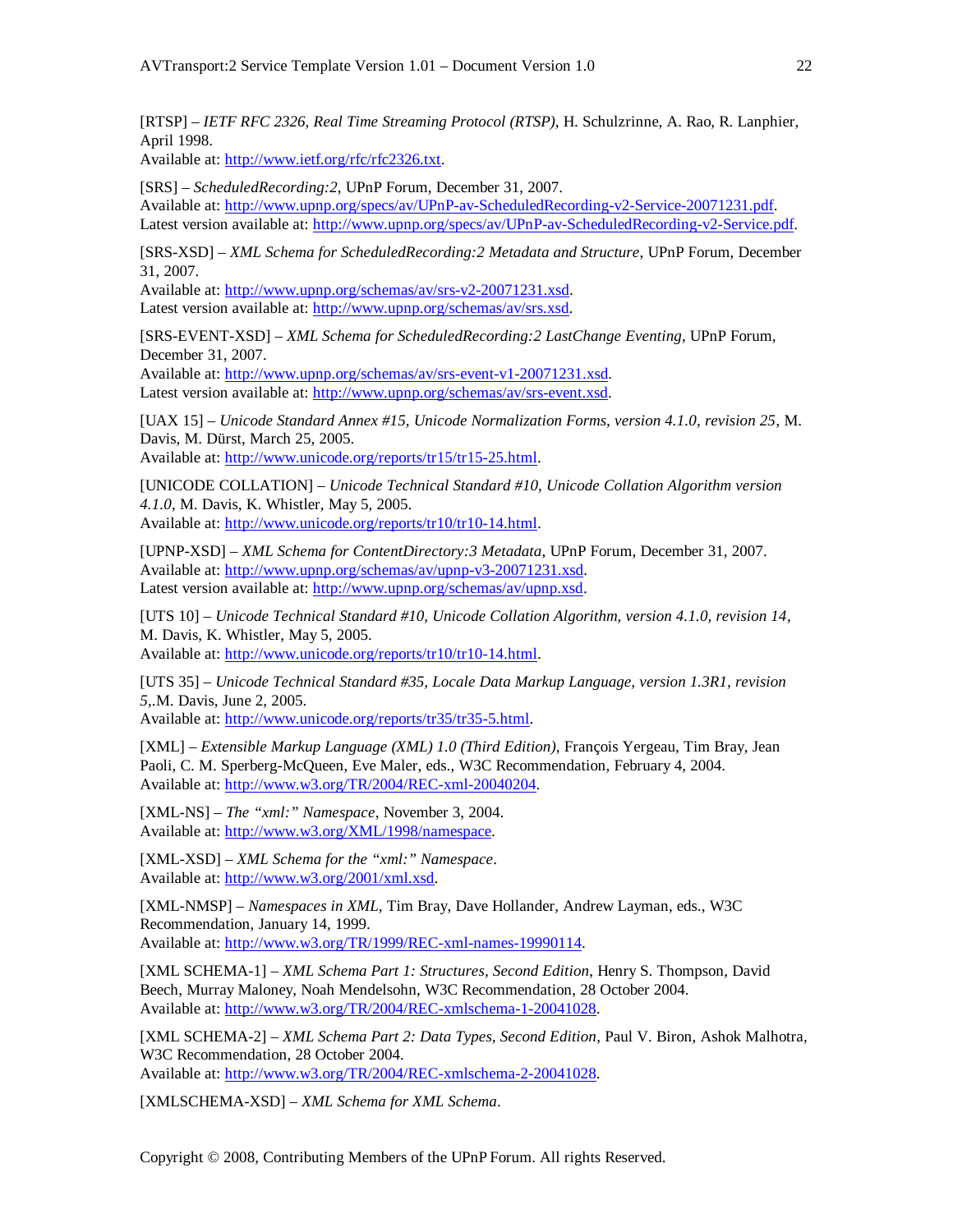[RTSP] – *IETF RFC 2326, Real Time Streaming Protocol (RTSP)*, H. Schulzrinne, A. Rao, R. Lanphier, April 1998.
Available at: http://www.ietf.org/rfc/rfc2326.txt.

[SRS] – *ScheduledRecording:2*, UPnP Forum, December 31, 2007.
Available at: http://www.upnp.org/specs/av/UPnP-av-ScheduledRecording-v2-Service-20071231.pdf.
Latest version available at: http://www.upnp.org/specs/av/UPnP-av-ScheduledRecording-v2-Service.pdf.

[SRS-XSD] – *XML Schema for ScheduledRecording:2 Metadata and Structure*, UPnP Forum, December 31, 2007.
Available at: http://www.upnp.org/schemas/av/srs-v2-20071231.xsd.
Latest version available at: http://www.upnp.org/schemas/av/srs.xsd.

[SRS-EVENT-XSD] – *XML Schema for ScheduledRecording:2 LastChange Eventing*, UPnP Forum, December 31, 2007.
Available at: http://www.upnp.org/schemas/av/srs-event-v1-20071231.xsd.
Latest version available at: http://www.upnp.org/schemas/av/srs-event.xsd.

[UAX 15] – *Unicode Standard Annex #15, Unicode Normalization Forms, version 4.1.0, revision 25*, M. Davis, M. Dürst, March 25, 2005.
Available at: http://www.unicode.org/reports/tr15/tr15-25.html.

[UNICODE COLLATION] – *Unicode Technical Standard #10, Unicode Collation Algorithm version 4.1.0*, M. Davis, K. Whistler, May 5, 2005.
Available at: http://www.unicode.org/reports/tr10/tr10-14.html.

[UPNP-XSD] – *XML Schema for ContentDirectory:3 Metadata*, UPnP Forum, December 31, 2007.
Available at: http://www.upnp.org/schemas/av/upnp-v3-20071231.xsd.
Latest version available at: http://www.upnp.org/schemas/av/upnp.xsd.

[UTS 10] – *Unicode Technical Standard #10, Unicode Collation Algorithm, version 4.1.0, revision 14*, M. Davis, K. Whistler, May 5, 2005.
Available at: http://www.unicode.org/reports/tr10/tr10-14.html.

[UTS 35] – *Unicode Technical Standard #35, Locale Data Markup Language, version 1.3R1, revision 5*,.M. Davis, June 2, 2005.
Available at: http://www.unicode.org/reports/tr35/tr35-5.html.

[XML] – *Extensible Markup Language (XML) 1.0 (Third Edition)*, François Yergeau, Tim Bray, Jean Paoli, C. M. Sperberg-McQueen, Eve Maler, eds., W3C Recommendation, February 4, 2004.
Available at: http://www.w3.org/TR/2004/REC-xml-20040204.

[XML-NS] – *The "xml:" Namespace*, November 3, 2004.
Available at: http://www.w3.org/XML/1998/namespace.

[XML-XSD] – *XML Schema for the "xml:" Namespace*.
Available at: http://www.w3.org/2001/xml.xsd.

[XML-NMSP] – *Namespaces in XML*, Tim Bray, Dave Hollander, Andrew Layman, eds., W3C Recommendation, January 14, 1999.
Available at: http://www.w3.org/TR/1999/REC-xml-names-19990114.

[XML SCHEMA-1] – *XML Schema Part 1: Structures, Second Edition*, Henry S. Thompson, David Beech, Murray Maloney, Noah Mendelsohn, W3C Recommendation, 28 October 2004.
Available at: http://www.w3.org/TR/2004/REC-xmlschema-1-20041028.

[XML SCHEMA-2] – *XML Schema Part 2: Data Types, Second Edition*, Paul V. Biron, Ashok Malhotra, W3C Recommendation, 28 October 2004.
Available at: http://www.w3.org/TR/2004/REC-xmlschema-2-20041028.

[XMLSCHEMA-XSD] – *XML Schema for XML Schema*.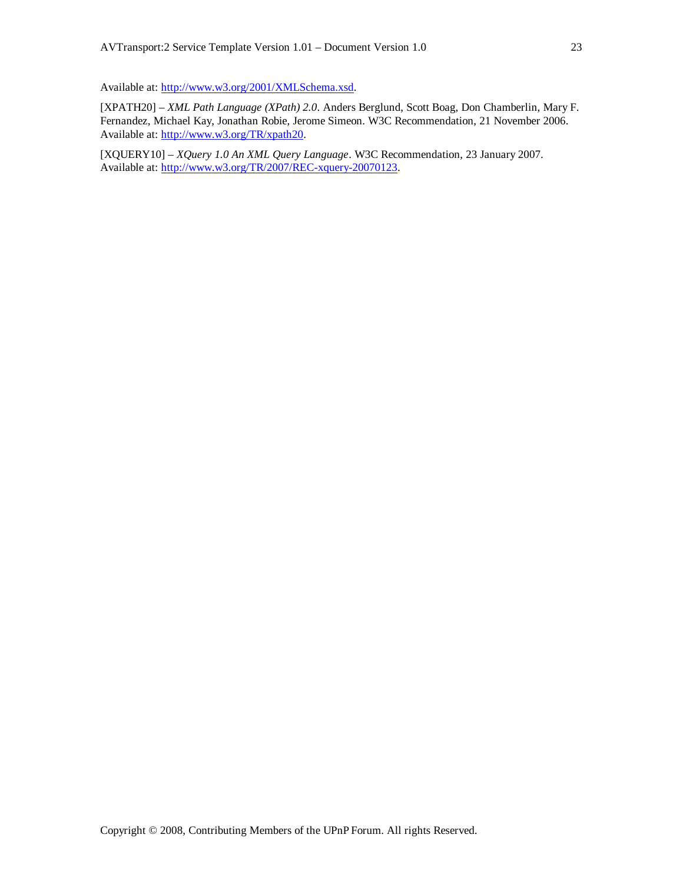Available at: http://www.w3.org/2001/XMLSchema.xsd.

[XPATH20] – *XML Path Language (XPath) 2.0*. Anders Berglund, Scott Boag, Don Chamberlin, Mary F. Fernandez, Michael Kay, Jonathan Robie, Jerome Simeon. W3C Recommendation, 21 November 2006. Available at: http://www.w3.org/TR/xpath20.

[XQUERY10] – *XQuery 1.0 An XML Query Language*. W3C Recommendation, 23 January 2007. Available at: http://www.w3.org/TR/2007/REC-xquery-20070123.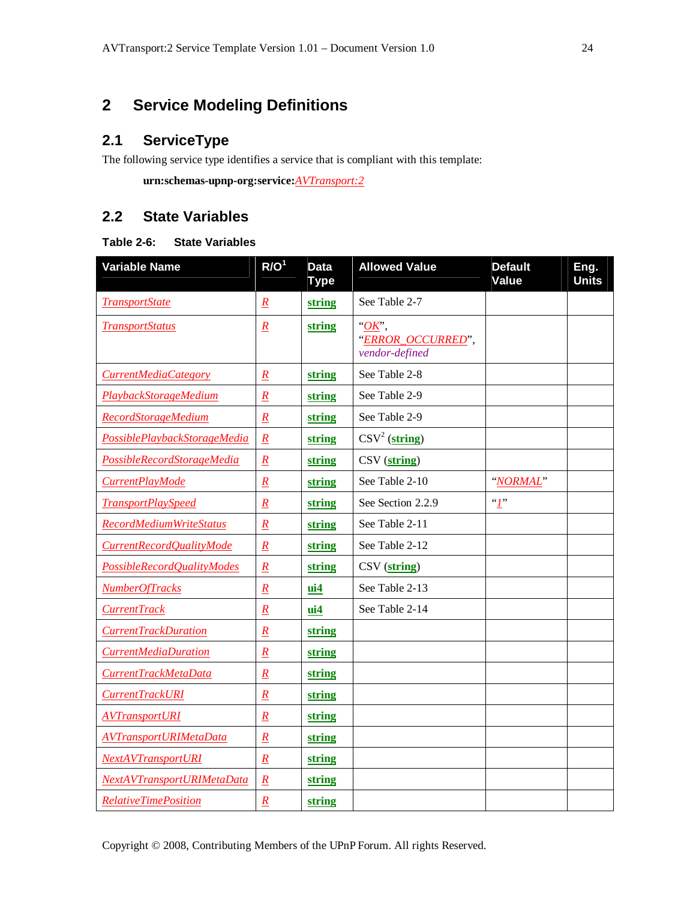# 2 Service Modeling Definitions

## 2.1 ServiceType

The following service type identifies a service that is compliant with this template:

**urn:schemas-upnp-org:service:***AVTransport:2*

## 2.2 State Variables

**Table 2-6: State Variables**

| Variable Name | R/O[1] | Data Type | Allowed Value | Default Value | Eng. Units |
|---|---|---|---|---|---|
| *TransportState* | *R* | **string** | See Table 2-7 | | |
| *TransportStatus* | *R* | **string** | "*OK*", "*ERROR_OCCURRED*", *vendor-defined* | | |
| *CurrentMediaCategory* | *R* | **string** | See Table 2-8 | | |
| *PlaybackStorageMedium* | *R* | **string** | See Table 2-9 | | |
| *RecordStorageMedium* | *R* | **string** | See Table 2-9 | | |
| *PossiblePlaybackStorageMedia* | *R* | **string** | CSV[2] (**string**) | | |
| *PossibleRecordStorageMedia* | *R* | **string** | CSV (**string**) | | |
| *CurrentPlayMode* | *R* | **string** | See Table 2-10 | "*NORMAL*" | |
| *TransportPlaySpeed* | *R* | **string** | See Section 2.2.9 | "*1*" | |
| *RecordMediumWriteStatus* | *R* | **string** | See Table 2-11 | | |
| *CurrentRecordQualityMode* | *R* | **string** | See Table 2-12 | | |
| *PossibleRecordQualityModes* | *R* | **string** | CSV (**string**) | | |
| *NumberOfTracks* | *R* | **ui4** | See Table 2-13 | | |
| *CurrentTrack* | *R* | **ui4** | See Table 2-14 | | |
| *CurrentTrackDuration* | *R* | **string** | | | |
| *CurrentMediaDuration* | *R* | **string** | | | |
| *CurrentTrackMetaData* | *R* | **string** | | | |
| *CurrentTrackURI* | *R* | **string** | | | |
| *AVTransportURI* | *R* | **string** | | | |
| *AVTransportURIMetaData* | *R* | **string** | | | |
| *NextAVTransportURI* | *R* | **string** | | | |
| *NextAVTransportURIMetaData* | *R* | **string** | | | |
| *RelativeTimePosition* | *R* | **string** | | | |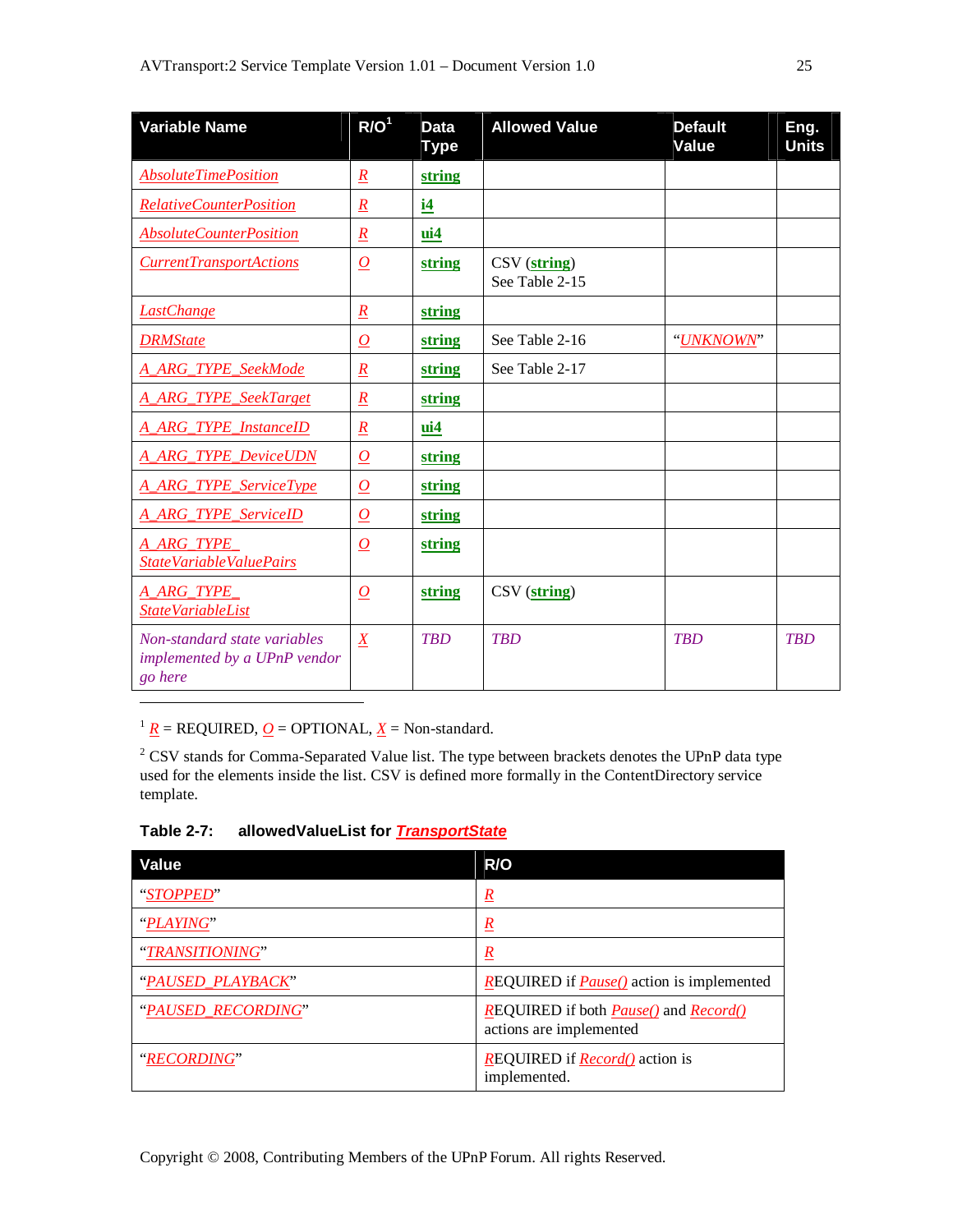| Variable Name | R/O[1] | Data Type | Allowed Value | Default Value | Eng. Units |
|---|---|---|---|---|---|
| *AbsoluteTimePosition* | *R* | **string** | | | |
| *RelativeCounterPosition* | *R* | **i4** | | | |
| *AbsoluteCounterPosition* | *R* | **ui4** | | | |
| *CurrentTransportActions* | *O* | **string** | CSV (**string**) See Table 2-15 | | |
| *LastChange* | *R* | **string** | | | |
| *DRMState* | *O* | **string** | See Table 2-16 | "*UNKNOWN*" | |
| *A_ARG_TYPE_SeekMode* | *R* | **string** | See Table 2-17 | | |
| *A_ARG_TYPE_SeekTarget* | *R* | **string** | | | |
| *A_ARG_TYPE_InstanceID* | *R* | **ui4** | | | |
| *A_ARG_TYPE_DeviceUDN* | *O* | **string** | | | |
| *A_ARG_TYPE_ServiceType* | *O* | **string** | | | |
| *A_ARG_TYPE_ServiceID* | *O* | **string** | | | |
| *A_ARG_TYPE_ StateVariableValuePairs* | *O* | **string** | | | |
| *A_ARG_TYPE_ StateVariableList* | *O* | **string** | CSV (**string**) | | |
| *Non-standard state variables implemented by a UPnP vendor go here* | *X* | *TBD* | *TBD* | *TBD* | *TBD* |

[1] *R* = REQUIRED, *O* = OPTIONAL, *X* = Non-standard.

[2] CSV stands for Comma-Separated Value list. The type between brackets denotes the UPnP data type used for the elements inside the list. CSV is defined more formally in the ContentDirectory service template.

**Table 2-7: allowedValueList for *TransportState***

| Value | R/O |
|---|---|
| "*STOPPED*" | *R* |
| "*PLAYING*" | *R* |
| "*TRANSITIONING*" | *R* |
| "*PAUSED_PLAYBACK*" | *R*EQUIRED if *Pause()* action is implemented |
| "*PAUSED_RECORDING*" | *R*EQUIRED if both *Pause()* and *Record()* actions are implemented |
| "*RECORDING*" | *R*EQUIRED if *Record()* action is implemented. |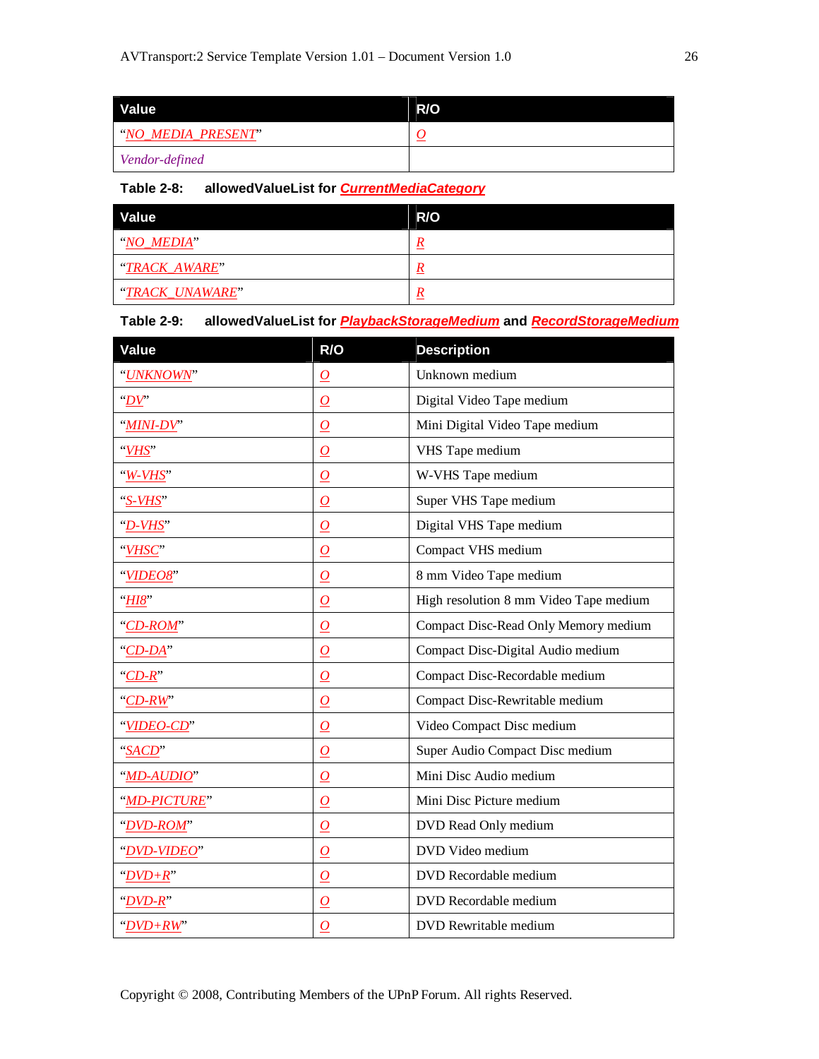| Value | R/O |
|---|---|
| "*NO_MEDIA_PRESENT*" | *O* |
| *Vendor-defined* | |

**Table 2-8: allowedValueList for *CurrentMediaCategory***

| Value | R/O |
|---|---|
| "*NO_MEDIA*" | *R* |
| "*TRACK_AWARE*" | *R* |
| "*TRACK_UNAWARE*" | *R* |

**Table 2-9: allowedValueList for *PlaybackStorageMedium* and *RecordStorageMedium***

| Value | R/O | Description |
|---|---|---|
| "*UNKNOWN*" | *O* | Unknown medium |
| "*DV*" | *O* | Digital Video Tape medium |
| "*MINI-DV*" | *O* | Mini Digital Video Tape medium |
| "*VHS*" | *O* | VHS Tape medium |
| "*W-VHS*" | *O* | W-VHS Tape medium |
| "*S-VHS*" | *O* | Super VHS Tape medium |
| "*D-VHS*" | *O* | Digital VHS Tape medium |
| "*VHSC*" | *O* | Compact VHS medium |
| "*VIDEO8*" | *O* | 8 mm Video Tape medium |
| "*HI8*" | *O* | High resolution 8 mm Video Tape medium |
| "*CD-ROM*" | *O* | Compact Disc-Read Only Memory medium |
| "*CD-DA*" | *O* | Compact Disc-Digital Audio medium |
| "*CD-R*" | *O* | Compact Disc-Recordable medium |
| "*CD-RW*" | *O* | Compact Disc-Rewritable medium |
| "*VIDEO-CD*" | *O* | Video Compact Disc medium |
| "*SACD*" | *O* | Super Audio Compact Disc medium |
| "*MD-AUDIO*" | *O* | Mini Disc Audio medium |
| "*MD-PICTURE*" | *O* | Mini Disc Picture medium |
| "*DVD-ROM*" | *O* | DVD Read Only medium |
| "*DVD-VIDEO*" | *O* | DVD Video medium |
| "*DVD+R*" | *O* | DVD Recordable medium |
| "*DVD-R*" | *O* | DVD Recordable medium |
| "*DVD+RW*" | *O* | DVD Rewritable medium |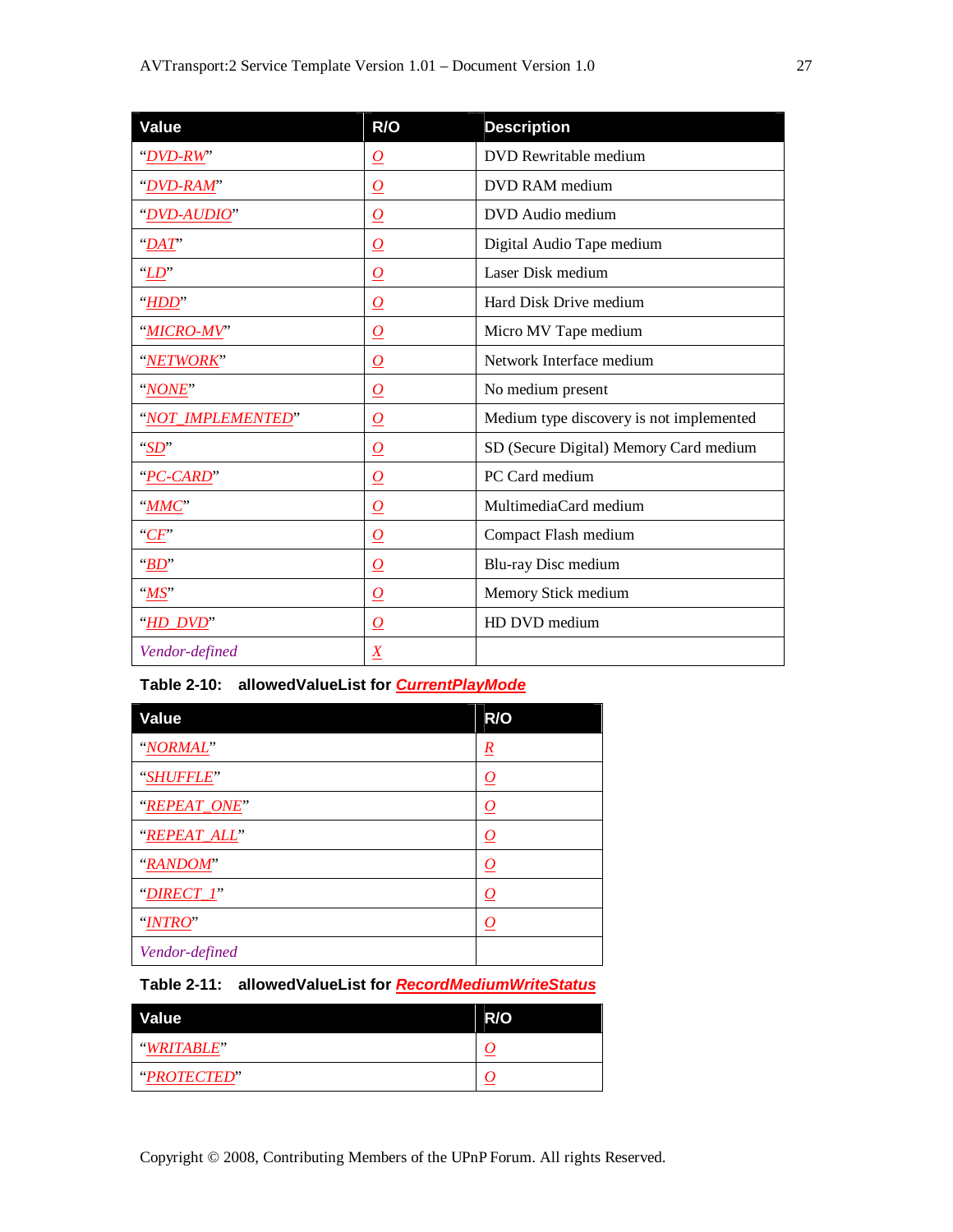| Value | R/O | Description |
| --- | --- | --- |
| “*DVD-RW*” | *O* | DVD Rewritable medium |
| “*DVD-RAM*” | *O* | DVD RAM medium |
| “*DVD-AUDIO*” | *O* | DVD Audio medium |
| “*DAT*” | *O* | Digital Audio Tape medium |
| “*LD*” | *O* | Laser Disk medium |
| “*HDD*” | *O* | Hard Disk Drive medium |
| “*MICRO-MV*” | *O* | Micro MV Tape medium |
| “*NETWORK*” | *O* | Network Interface medium |
| “*NONE*” | *O* | No medium present |
| “*NOT_IMPLEMENTED*” | *O* | Medium type discovery is not implemented |
| “*SD*” | *O* | SD (Secure Digital) Memory Card medium |
| “*PC-CARD*” | *O* | PC Card medium |
| “*MMC*” | *O* | MultimediaCard medium |
| “*CF*” | *O* | Compact Flash medium |
| “*BD*” | *O* | Blu-ray Disc medium |
| “*MS*” | *O* | Memory Stick medium |
| “*HD_DVD*” | *O* | HD DVD medium |
| *Vendor-defined* | *X* | |

**Table 2-10: allowedValueList for *CurrentPlayMode***

| Value | R/O |
| --- | --- |
| “*NORMAL*” | *R* |
| “*SHUFFLE*” | *O* |
| “*REPEAT_ONE*” | *O* |
| “*REPEAT_ALL*” | *O* |
| “*RANDOM*” | *O* |
| “*DIRECT_1*” | *O* |
| “*INTRO*” | *O* |
| *Vendor-defined* | |

**Table 2-11: allowedValueList for *RecordMediumWriteStatus***

| Value | R/O |
| --- | --- |
| “*WRITABLE*” | *O* |
| “*PROTECTED*” | *O* |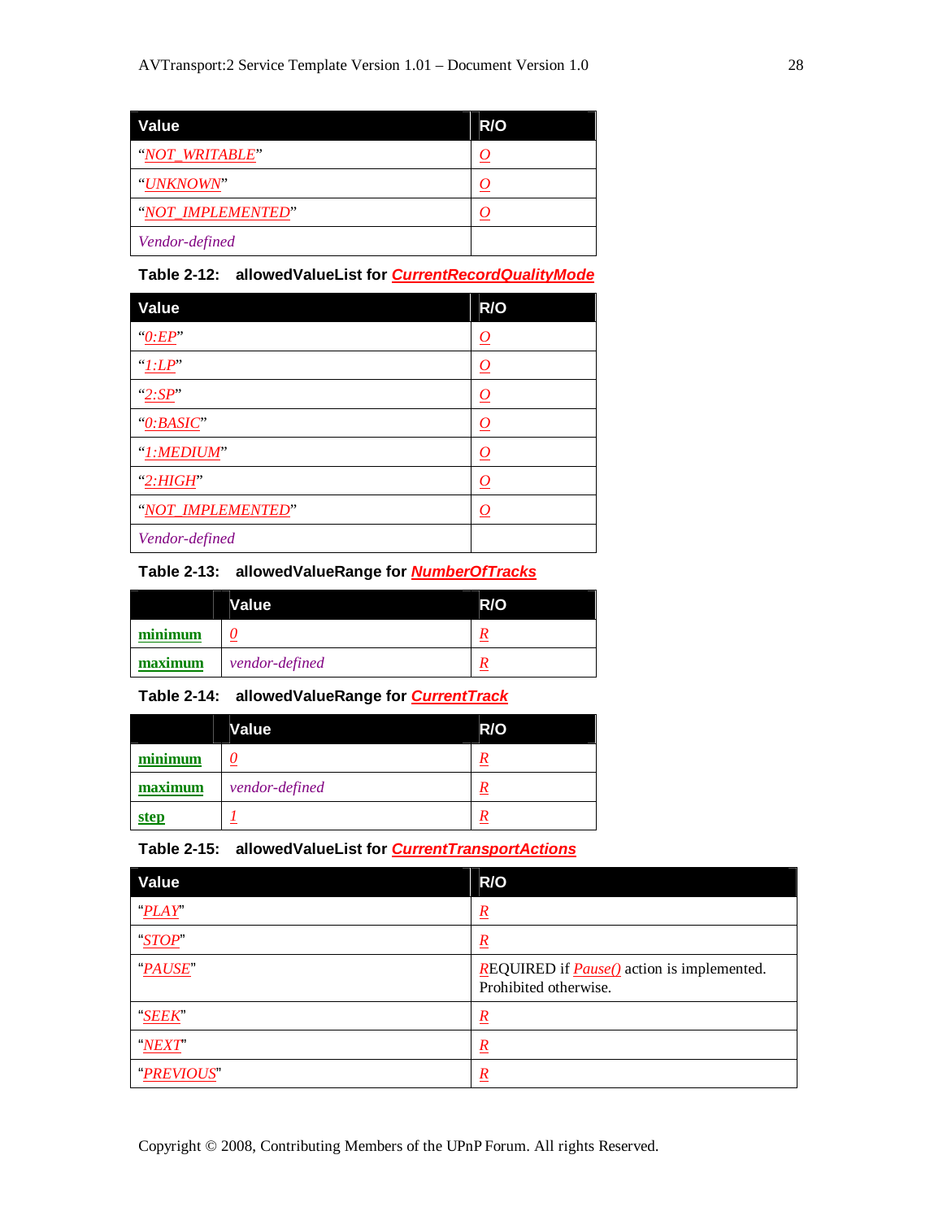| Value | R/O |
|---|---|
| "*NOT_WRITABLE*" | *O* |
| "*UNKNOWN*" | *O* |
| "*NOT_IMPLEMENTED*" | *O* |
| *Vendor-defined* | |

**Table 2-12: allowedValueList for *CurrentRecordQualityMode***

| Value | R/O |
|---|---|
| "*0:EP*" | *O* |
| "*1:LP*" | *O* |
| "*2:SP*" | *O* |
| "*0:BASIC*" | *O* |
| "*1:MEDIUM*" | *O* |
| "*2:HIGH*" | *O* |
| "*NOT_IMPLEMENTED*" | *O* |
| *Vendor-defined* | |

**Table 2-13: allowedValueRange for *NumberOfTracks***

| | Value | R/O |
|---|---|---|
| **minimum** | *0* | *R* |
| **maximum** | *vendor-defined* | *R* |

**Table 2-14: allowedValueRange for *CurrentTrack***

| | Value | R/O |
|---|---|---|
| **minimum** | *0* | *R* |
| **maximum** | *vendor-defined* | *R* |
| **step** | *1* | *R* |

**Table 2-15: allowedValueList for *CurrentTransportActions***

| Value | R/O |
|---|---|
| "*PLAY*" | *R* |
| "*STOP*" | *R* |
| "*PAUSE*" | *R*EQUIRED if *Pause()* action is implemented. Prohibited otherwise. |
| "*SEEK*" | *R* |
| "*NEXT*" | *R* |
| "*PREVIOUS*" | *R* |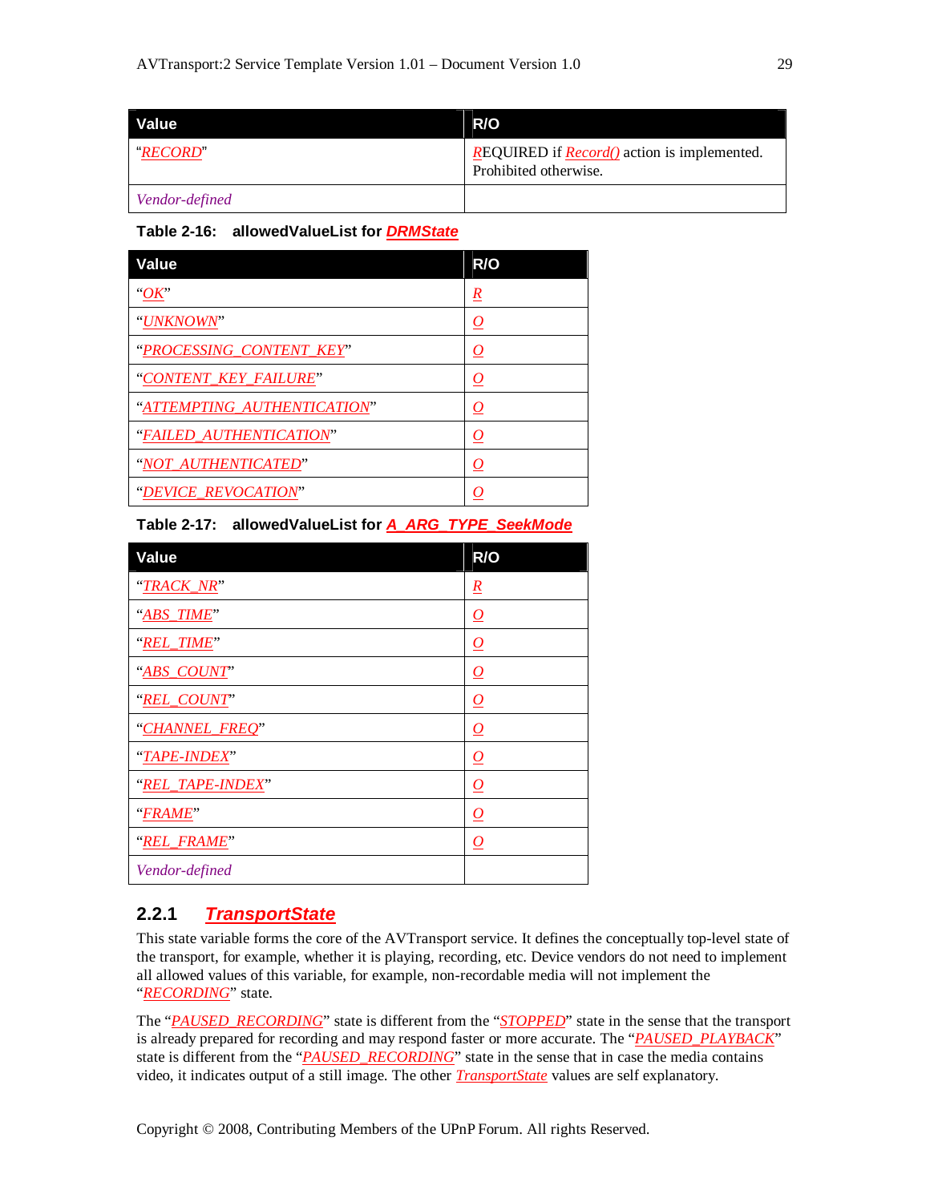| Value | R/O |
|---|---|
| "*RECORD*" | REQUIRED if *Record()* action is implemented. Prohibited otherwise. |
| *Vendor-defined* | |

**Table 2-16: allowedValueList for *DRMState***

| Value | R/O |
|---|---|
| "*OK*" | *R* |
| "*UNKNOWN*" | *O* |
| "*PROCESSING_CONTENT_KEY*" | *O* |
| "*CONTENT_KEY_FAILURE*" | *O* |
| "*ATTEMPTING_AUTHENTICATION*" | *O* |
| "*FAILED_AUTHENTICATION*" | *O* |
| "*NOT_AUTHENTICATED*" | *O* |
| "*DEVICE_REVOCATION*" | *O* |

**Table 2-17: allowedValueList for *A_ARG_TYPE_SeekMode***

| Value | R/O |
|---|---|
| "*TRACK_NR*" | *R* |
| "*ABS_TIME*" | *O* |
| "*REL_TIME*" | *O* |
| "*ABS_COUNT*" | *O* |
| "*REL_COUNT*" | *O* |
| "*CHANNEL_FREQ*" | *O* |
| "*TAPE-INDEX*" | *O* |
| "*REL_TAPE-INDEX*" | *O* |
| "*FRAME*" | *O* |
| "*REL_FRAME*" | *O* |
| *Vendor-defined* | |

### 2.2.1 *TransportState*

This state variable forms the core of the AVTransport service. It defines the conceptually top-level state of the transport, for example, whether it is playing, recording, etc. Device vendors do not need to implement all allowed values of this variable, for example, non-recordable media will not implement the "*RECORDING*" state.

The "*PAUSED_RECORDING*" state is different from the "*STOPPED*" state in the sense that the transport is already prepared for recording and may respond faster or more accurate. The "*PAUSED_PLAYBACK*" state is different from the "*PAUSED_RECORDING*" state in the sense that in case the media contains video, it indicates output of a still image. The other *TransportState* values are self explanatory.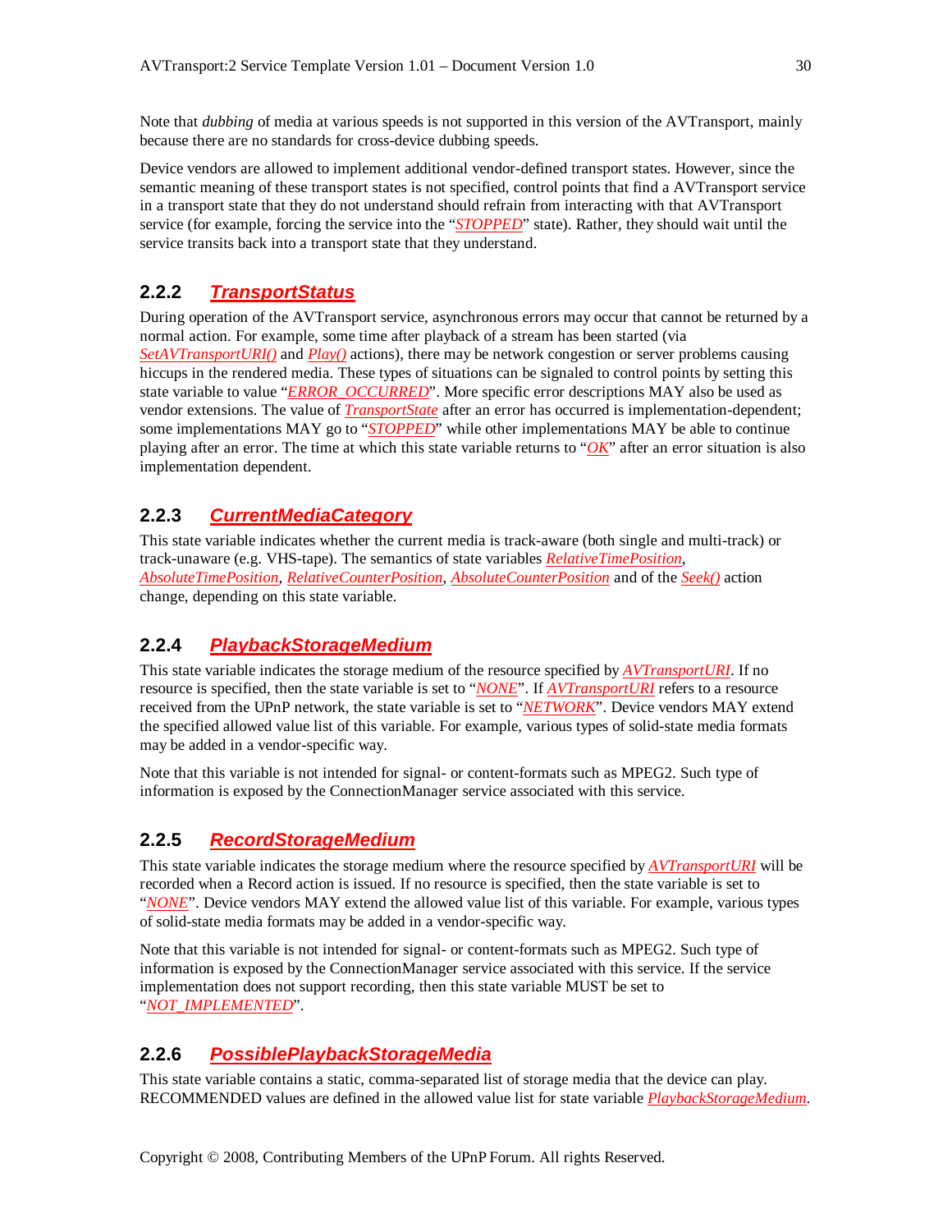Note that *dubbing* of media at various speeds is not supported in this version of the AVTransport, mainly because there are no standards for cross-device dubbing speeds.

Device vendors are allowed to implement additional vendor-defined transport states. However, since the semantic meaning of these transport states is not specified, control points that find a AVTransport service in a transport state that they do not understand should refrain from interacting with that AVTransport service (for example, forcing the service into the "*STOPPED*" state). Rather, they should wait until the service transits back into a transport state that they understand.

### 2.2.2 *TransportStatus*

During operation of the AVTransport service, asynchronous errors may occur that cannot be returned by a normal action. For example, some time after playback of a stream has been started (via *SetAVTransportURI()* and *Play()* actions), there may be network congestion or server problems causing hiccups in the rendered media. These types of situations can be signaled to control points by setting this state variable to value "*ERROR_OCCURRED*". More specific error descriptions MAY also be used as vendor extensions. The value of *TransportState* after an error has occurred is implementation-dependent; some implementations MAY go to "*STOPPED*" while other implementations MAY be able to continue playing after an error. The time at which this state variable returns to "*OK*" after an error situation is also implementation dependent.

### 2.2.3 *CurrentMediaCategory*

This state variable indicates whether the current media is track-aware (both single and multi-track) or track-unaware (e.g. VHS-tape). The semantics of state variables *RelativeTimePosition*, *AbsoluteTimePosition*, *RelativeCounterPosition*, *AbsoluteCounterPosition* and of the *Seek()* action change, depending on this state variable.

### 2.2.4 *PlaybackStorageMedium*

This state variable indicates the storage medium of the resource specified by *AVTransportURI*. If no resource is specified, then the state variable is set to "*NONE*". If *AVTransportURI* refers to a resource received from the UPnP network, the state variable is set to "*NETWORK*". Device vendors MAY extend the specified allowed value list of this variable. For example, various types of solid-state media formats may be added in a vendor-specific way.

Note that this variable is not intended for signal- or content-formats such as MPEG2. Such type of information is exposed by the ConnectionManager service associated with this service.

### 2.2.5 *RecordStorageMedium*

This state variable indicates the storage medium where the resource specified by *AVTransportURI* will be recorded when a Record action is issued. If no resource is specified, then the state variable is set to "*NONE*". Device vendors MAY extend the allowed value list of this variable. For example, various types of solid-state media formats may be added in a vendor-specific way.

Note that this variable is not intended for signal- or content-formats such as MPEG2. Such type of information is exposed by the ConnectionManager service associated with this service. If the service implementation does not support recording, then this state variable MUST be set to "*NOT_IMPLEMENTED*".

### 2.2.6 *PossiblePlaybackStorageMedia*

This state variable contains a static, comma-separated list of storage media that the device can play. RECOMMENDED values are defined in the allowed value list for state variable *PlaybackStorageMedium*.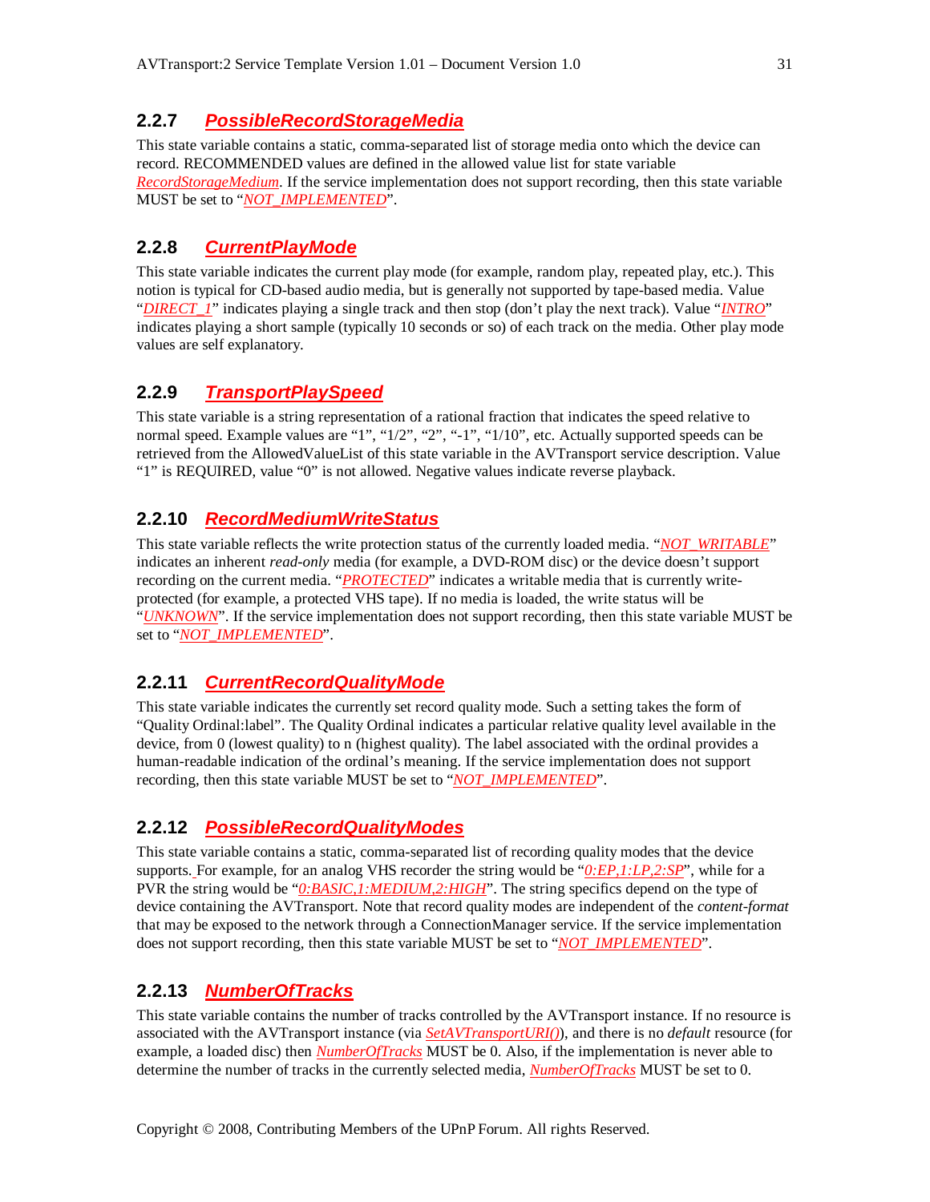### 2.2.7 *PossibleRecordStorageMedia*

This state variable contains a static, comma-separated list of storage media onto which the device can record. RECOMMENDED values are defined in the allowed value list for state variable *RecordStorageMedium*. If the service implementation does not support recording, then this state variable MUST be set to "*NOT_IMPLEMENTED*".

### 2.2.8 *CurrentPlayMode*

This state variable indicates the current play mode (for example, random play, repeated play, etc.). This notion is typical for CD-based audio media, but is generally not supported by tape-based media. Value "*DIRECT_1*" indicates playing a single track and then stop (don't play the next track). Value "*INTRO*" indicates playing a short sample (typically 10 seconds or so) of each track on the media. Other play mode values are self explanatory.

### 2.2.9 *TransportPlaySpeed*

This state variable is a string representation of a rational fraction that indicates the speed relative to normal speed. Example values are "1", "1/2", "2", "-1", "1/10", etc. Actually supported speeds can be retrieved from the AllowedValueList of this state variable in the AVTransport service description. Value "1" is REQUIRED, value "0" is not allowed. Negative values indicate reverse playback.

### 2.2.10 *RecordMediumWriteStatus*

This state variable reflects the write protection status of the currently loaded media. "*NOT_WRITABLE*" indicates an inherent *read-only* media (for example, a DVD-ROM disc) or the device doesn't support recording on the current media. "*PROTECTED*" indicates a writable media that is currently write-protected (for example, a protected VHS tape). If no media is loaded, the write status will be "*UNKNOWN*". If the service implementation does not support recording, then this state variable MUST be set to "*NOT_IMPLEMENTED*".

### 2.2.11 *CurrentRecordQualityMode*

This state variable indicates the currently set record quality mode. Such a setting takes the form of "Quality Ordinal:label". The Quality Ordinal indicates a particular relative quality level available in the device, from 0 (lowest quality) to n (highest quality). The label associated with the ordinal provides a human-readable indication of the ordinal's meaning. If the service implementation does not support recording, then this state variable MUST be set to "*NOT_IMPLEMENTED*".

### 2.2.12 *PossibleRecordQualityModes*

This state variable contains a static, comma-separated list of recording quality modes that the device supports. For example, for an analog VHS recorder the string would be "*0:EP,1:LP,2:SP*", while for a PVR the string would be "*0:BASIC,1:MEDIUM,2:HIGH*". The string specifics depend on the type of device containing the AVTransport. Note that record quality modes are independent of the *content-format* that may be exposed to the network through a ConnectionManager service. If the service implementation does not support recording, then this state variable MUST be set to "*NOT_IMPLEMENTED*".

### 2.2.13 *NumberOfTracks*

This state variable contains the number of tracks controlled by the AVTransport instance. If no resource is associated with the AVTransport instance (via *SetAVTransportURI()*), and there is no *default* resource (for example, a loaded disc) then *NumberOfTracks* MUST be 0. Also, if the implementation is never able to determine the number of tracks in the currently selected media, *NumberOfTracks* MUST be set to 0.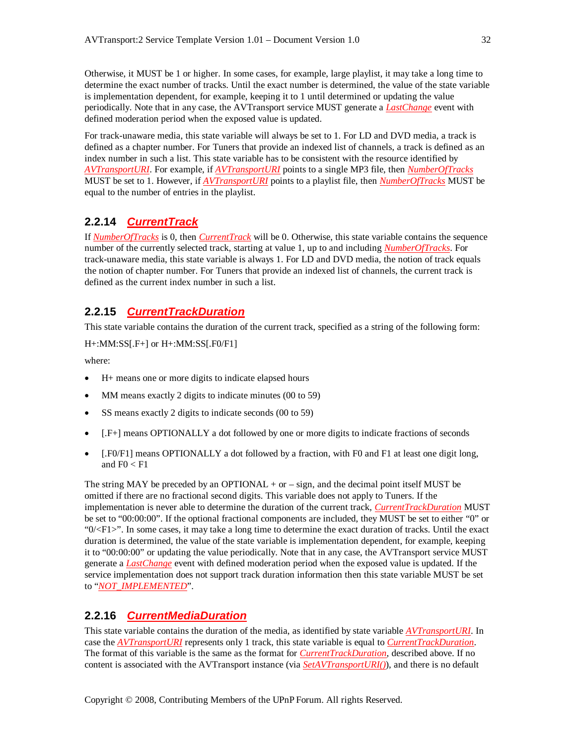Otherwise, it MUST be 1 or higher. In some cases, for example, large playlist, it may take a long time to determine the exact number of tracks. Until the exact number is determined, the value of the state variable is implementation dependent, for example, keeping it to 1 until determined or updating the value periodically. Note that in any case, the AVTransport service MUST generate a *LastChange* event with defined moderation period when the exposed value is updated.

For track-unaware media, this state variable will always be set to 1. For LD and DVD media, a track is defined as a chapter number. For Tuners that provide an indexed list of channels, a track is defined as an index number in such a list. This state variable has to be consistent with the resource identified by *AVTransportURI*. For example, if *AVTransportURI* points to a single MP3 file, then *NumberOfTracks* MUST be set to 1. However, if *AVTransportURI* points to a playlist file, then *NumberOfTracks* MUST be equal to the number of entries in the playlist.

### 2.2.14 *CurrentTrack*

If *NumberOfTracks* is 0, then *CurrentTrack* will be 0. Otherwise, this state variable contains the sequence number of the currently selected track, starting at value 1, up to and including *NumberOfTracks*. For track-unaware media, this state variable is always 1. For LD and DVD media, the notion of track equals the notion of chapter number. For Tuners that provide an indexed list of channels, the current track is defined as the current index number in such a list.

### 2.2.15 *CurrentTrackDuration*

This state variable contains the duration of the current track, specified as a string of the following form:

H+:MM:SS[.F+] or H+:MM:SS[.F0/F1]

where:

- H+ means one or more digits to indicate elapsed hours
- MM means exactly 2 digits to indicate minutes (00 to 59)
- SS means exactly 2 digits to indicate seconds (00 to 59)
- [.F+] means OPTIONALLY a dot followed by one or more digits to indicate fractions of seconds
- [.F0/F1] means OPTIONALLY a dot followed by a fraction, with F0 and F1 at least one digit long, and F0 < F1

The string MAY be preceded by an OPTIONAL + or – sign, and the decimal point itself MUST be omitted if there are no fractional second digits. This variable does not apply to Tuners. If the implementation is never able to determine the duration of the current track, *CurrentTrackDuration* MUST be set to "00:00:00". If the optional fractional components are included, they MUST be set to either "0" or "0/<F1>". In some cases, it may take a long time to determine the exact duration of tracks. Until the exact duration is determined, the value of the state variable is implementation dependent, for example, keeping it to "00:00:00" or updating the value periodically. Note that in any case, the AVTransport service MUST generate a *LastChange* event with defined moderation period when the exposed value is updated. If the service implementation does not support track duration information then this state variable MUST be set to "*NOT_IMPLEMENTED*".

### 2.2.16 *CurrentMediaDuration*

This state variable contains the duration of the media, as identified by state variable *AVTransportURI*. In case the *AVTransportURI* represents only 1 track, this state variable is equal to *CurrentTrackDuration*. The format of this variable is the same as the format for *CurrentTrackDuration*, described above. If no content is associated with the AVTransport instance (via *SetAVTransportURI()*), and there is no default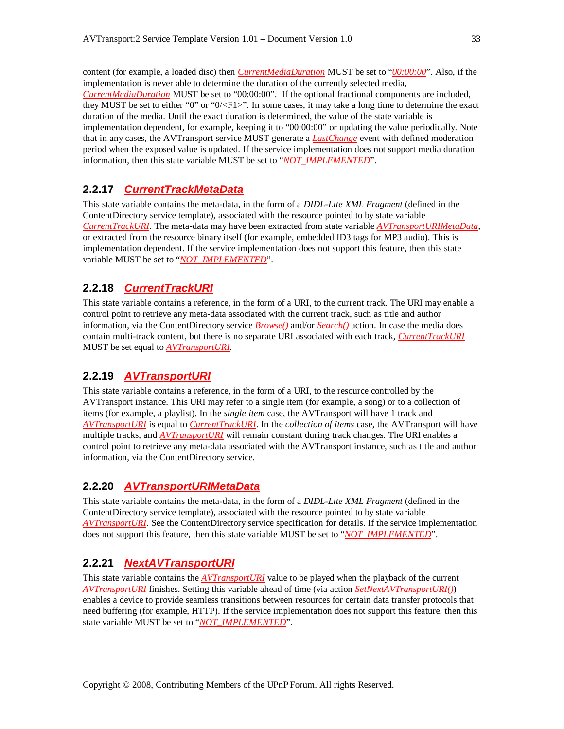content (for example, a loaded disc) then *CurrentMediaDuration* MUST be set to "*00:00:00*". Also, if the implementation is never able to determine the duration of the currently selected media, *CurrentMediaDuration* MUST be set to "00:00:00". If the optional fractional components are included, they MUST be set to either "0" or "0/<F1>". In some cases, it may take a long time to determine the exact duration of the media. Until the exact duration is determined, the value of the state variable is implementation dependent, for example, keeping it to "00:00:00" or updating the value periodically. Note that in any cases, the AVTransport service MUST generate a *LastChange* event with defined moderation period when the exposed value is updated. If the service implementation does not support media duration information, then this state variable MUST be set to "*NOT_IMPLEMENTED*".

### 2.2.17 *CurrentTrackMetaData*

This state variable contains the meta-data, in the form of a *DIDL-Lite XML Fragment* (defined in the ContentDirectory service template), associated with the resource pointed to by state variable *CurrentTrackURI*. The meta-data may have been extracted from state variable *AVTransportURIMetaData*, or extracted from the resource binary itself (for example, embedded ID3 tags for MP3 audio). This is implementation dependent. If the service implementation does not support this feature, then this state variable MUST be set to "*NOT_IMPLEMENTED*".

### 2.2.18 *CurrentTrackURI*

This state variable contains a reference, in the form of a URI, to the current track. The URI may enable a control point to retrieve any meta-data associated with the current track, such as title and author information, via the ContentDirectory service *Browse()* and/or *Search()* action. In case the media does contain multi-track content, but there is no separate URI associated with each track, *CurrentTrackURI* MUST be set equal to *AVTransportURI*.

### 2.2.19 *AVTransportURI*

This state variable contains a reference, in the form of a URI, to the resource controlled by the AVTransport instance. This URI may refer to a single item (for example, a song) or to a collection of items (for example, a playlist). In the *single item* case, the AVTransport will have 1 track and *AVTransportURI* is equal to *CurrentTrackURI*. In the *collection of items* case, the AVTransport will have multiple tracks, and *AVTransportURI* will remain constant during track changes. The URI enables a control point to retrieve any meta-data associated with the AVTransport instance, such as title and author information, via the ContentDirectory service.

### 2.2.20 *AVTransportURIMetaData*

This state variable contains the meta-data, in the form of a *DIDL-Lite XML Fragment* (defined in the ContentDirectory service template), associated with the resource pointed to by state variable *AVTransportURI*. See the ContentDirectory service specification for details. If the service implementation does not support this feature, then this state variable MUST be set to "*NOT_IMPLEMENTED*".

### 2.2.21 *NextAVTransportURI*

This state variable contains the *AVTransportURI* value to be played when the playback of the current *AVTransportURI* finishes. Setting this variable ahead of time (via action *SetNextAVTransportURI()*) enables a device to provide seamless transitions between resources for certain data transfer protocols that need buffering (for example, HTTP). If the service implementation does not support this feature, then this state variable MUST be set to "*NOT_IMPLEMENTED*".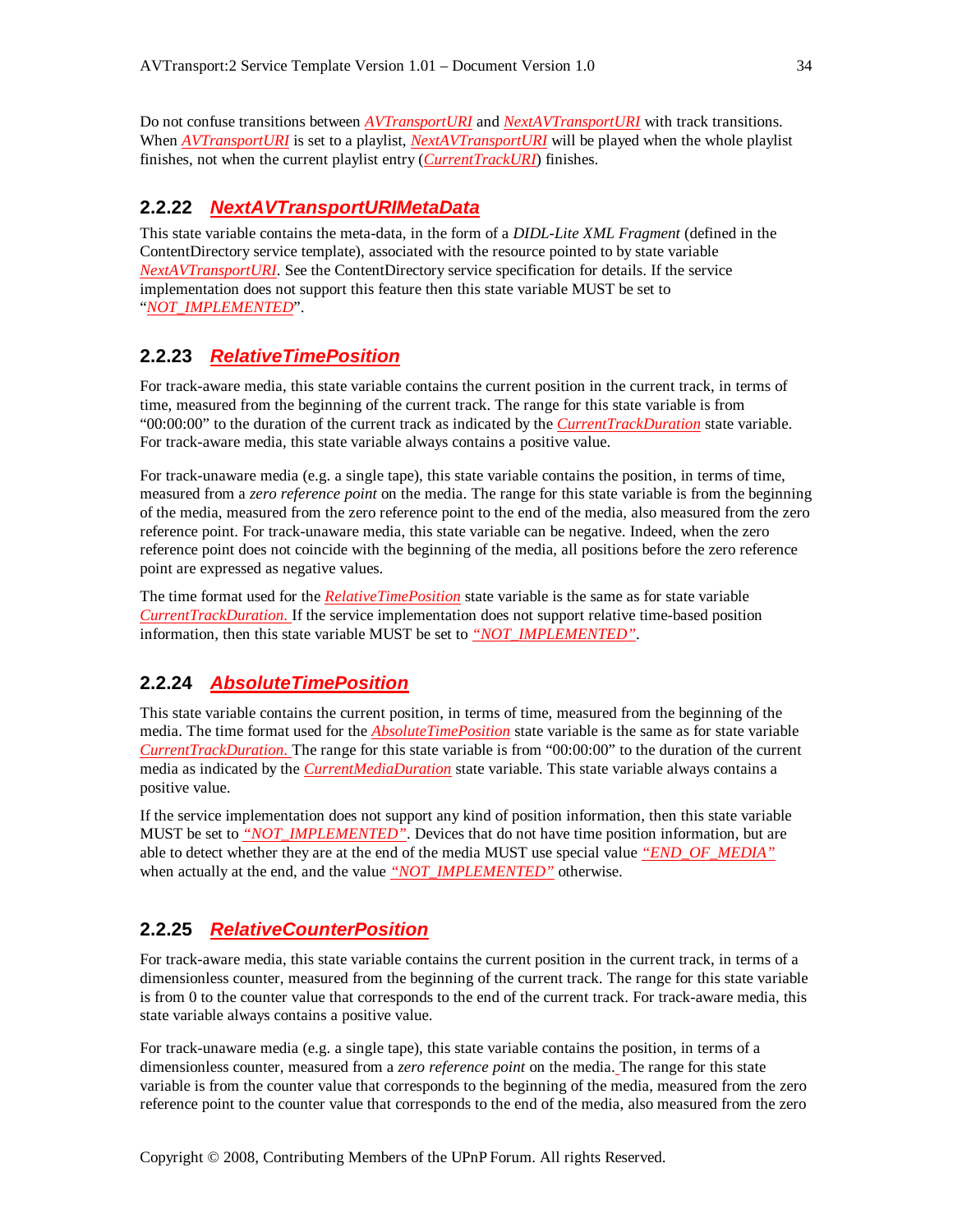Do not confuse transitions between *AVTransportURI* and *NextAVTransportURI* with track transitions. When *AVTransportURI* is set to a playlist, *NextAVTransportURI* will be played when the whole playlist finishes, not when the current playlist entry (*CurrentTrackURI*) finishes.

### 2.2.22 *NextAVTransportURIMetaData*

This state variable contains the meta-data, in the form of a *DIDL-Lite XML Fragment* (defined in the ContentDirectory service template), associated with the resource pointed to by state variable *NextAVTransportURI*. See the ContentDirectory service specification for details. If the service implementation does not support this feature then this state variable MUST be set to "*NOT_IMPLEMENTED*".

### 2.2.23 *RelativeTimePosition*

For track-aware media, this state variable contains the current position in the current track, in terms of time, measured from the beginning of the current track. The range for this state variable is from "00:00:00" to the duration of the current track as indicated by the *CurrentTrackDuration* state variable. For track-aware media, this state variable always contains a positive value.

For track-unaware media (e.g. a single tape), this state variable contains the position, in terms of time, measured from a *zero reference point* on the media. The range for this state variable is from the beginning of the media, measured from the zero reference point to the end of the media, also measured from the zero reference point. For track-unaware media, this state variable can be negative. Indeed, when the zero reference point does not coincide with the beginning of the media, all positions before the zero reference point are expressed as negative values.

The time format used for the *RelativeTimePosition* state variable is the same as for state variable *CurrentTrackDuration*. If the service implementation does not support relative time-based position information, then this state variable MUST be set to *"NOT_IMPLEMENTED"*.

### 2.2.24 *AbsoluteTimePosition*

This state variable contains the current position, in terms of time, measured from the beginning of the media. The time format used for the *AbsoluteTimePosition* state variable is the same as for state variable *CurrentTrackDuration*. The range for this state variable is from "00:00:00" to the duration of the current media as indicated by the *CurrentMediaDuration* state variable. This state variable always contains a positive value.

If the service implementation does not support any kind of position information, then this state variable MUST be set to *"NOT_IMPLEMENTED"*. Devices that do not have time position information, but are able to detect whether they are at the end of the media MUST use special value *"END_OF_MEDIA"* when actually at the end, and the value *"NOT_IMPLEMENTED"* otherwise.

### 2.2.25 *RelativeCounterPosition*

For track-aware media, this state variable contains the current position in the current track, in terms of a dimensionless counter, measured from the beginning of the current track. The range for this state variable is from 0 to the counter value that corresponds to the end of the current track. For track-aware media, this state variable always contains a positive value.

For track-unaware media (e.g. a single tape), this state variable contains the position, in terms of a dimensionless counter, measured from a *zero reference point* on the media. The range for this state variable is from the counter value that corresponds to the beginning of the media, measured from the zero reference point to the counter value that corresponds to the end of the media, also measured from the zero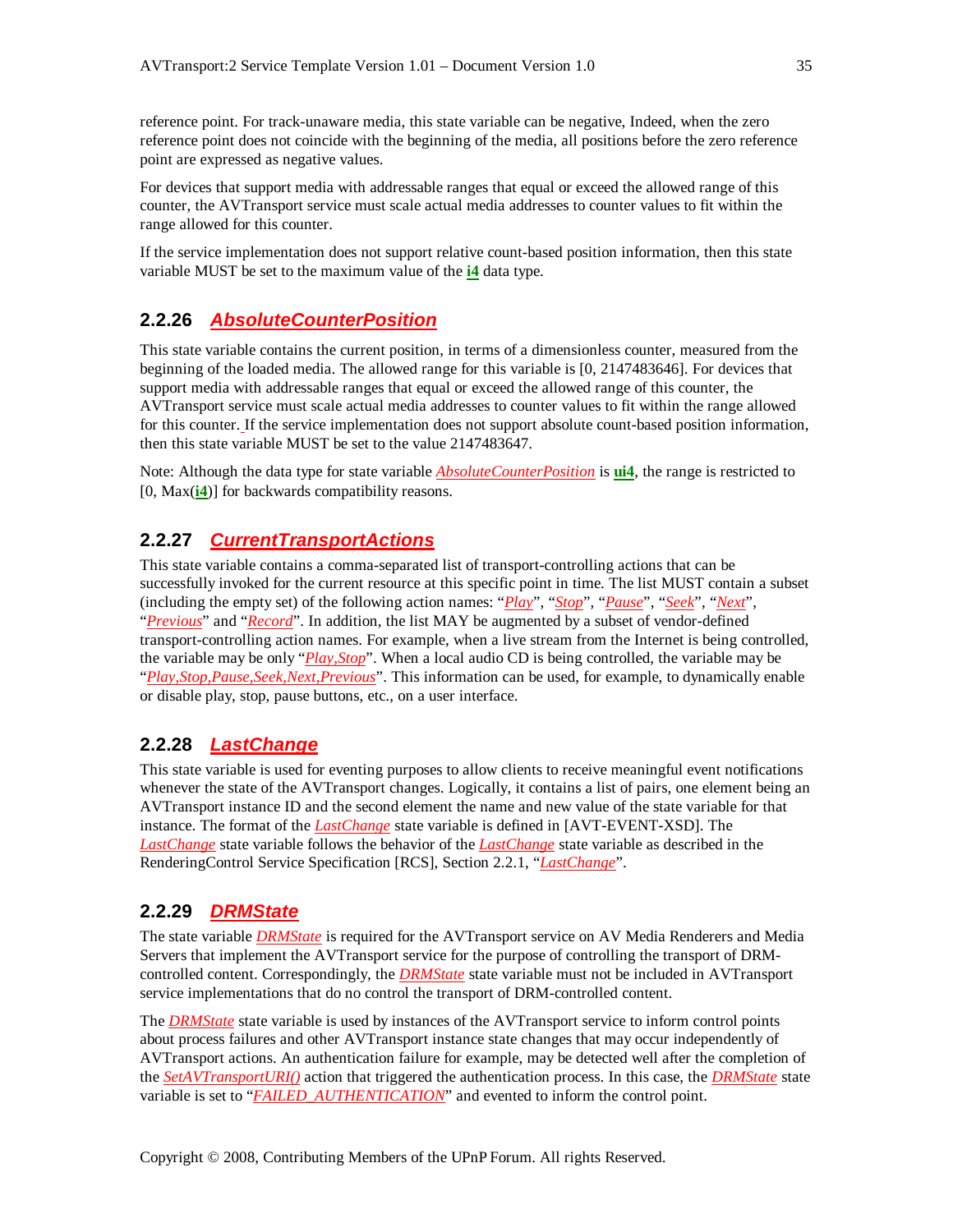reference point. For track-unaware media, this state variable can be negative, Indeed, when the zero reference point does not coincide with the beginning of the media, all positions before the zero reference point are expressed as negative values.

For devices that support media with addressable ranges that equal or exceed the allowed range of this counter, the AVTransport service must scale actual media addresses to counter values to fit within the range allowed for this counter.

If the service implementation does not support relative count-based position information, then this state variable MUST be set to the maximum value of the **i4** data type.

### 2.2.26 *AbsoluteCounterPosition*

This state variable contains the current position, in terms of a dimensionless counter, measured from the beginning of the loaded media. The allowed range for this variable is [0, 2147483646]. For devices that support media with addressable ranges that equal or exceed the allowed range of this counter, the AVTransport service must scale actual media addresses to counter values to fit within the range allowed for this counter. If the service implementation does not support absolute count-based position information, then this state variable MUST be set to the value 2147483647.

Note: Although the data type for state variable *AbsoluteCounterPosition* is **ui4**, the range is restricted to [0, Max(**i4**)] for backwards compatibility reasons.

### 2.2.27 *CurrentTransportActions*

This state variable contains a comma-separated list of transport-controlling actions that can be successfully invoked for the current resource at this specific point in time. The list MUST contain a subset (including the empty set) of the following action names: "*Play*", "*Stop*", "*Pause*", "*Seek*", "*Next*", "*Previous*" and "*Record*". In addition, the list MAY be augmented by a subset of vendor-defined transport-controlling action names. For example, when a live stream from the Internet is being controlled, the variable may be only "*Play,Stop*". When a local audio CD is being controlled, the variable may be "*Play,Stop,Pause,Seek,Next,Previous*". This information can be used, for example, to dynamically enable or disable play, stop, pause buttons, etc., on a user interface.

### 2.2.28 *LastChange*

This state variable is used for eventing purposes to allow clients to receive meaningful event notifications whenever the state of the AVTransport changes. Logically, it contains a list of pairs, one element being an AVTransport instance ID and the second element the name and new value of the state variable for that instance. The format of the *LastChange* state variable is defined in [AVT-EVENT-XSD]. The *LastChange* state variable follows the behavior of the *LastChange* state variable as described in the RenderingControl Service Specification [RCS], Section 2.2.1, "*LastChange*".

### 2.2.29 *DRMState*

The state variable *DRMState* is required for the AVTransport service on AV Media Renderers and Media Servers that implement the AVTransport service for the purpose of controlling the transport of DRM-controlled content. Correspondingly, the *DRMState* state variable must not be included in AVTransport service implementations that do no control the transport of DRM-controlled content.

The *DRMState* state variable is used by instances of the AVTransport service to inform control points about process failures and other AVTransport instance state changes that may occur independently of AVTransport actions. An authentication failure for example, may be detected well after the completion of the *SetAVTransportURI()* action that triggered the authentication process. In this case, the *DRMState* state variable is set to "*FAILED_AUTHENTICATION*" and evented to inform the control point.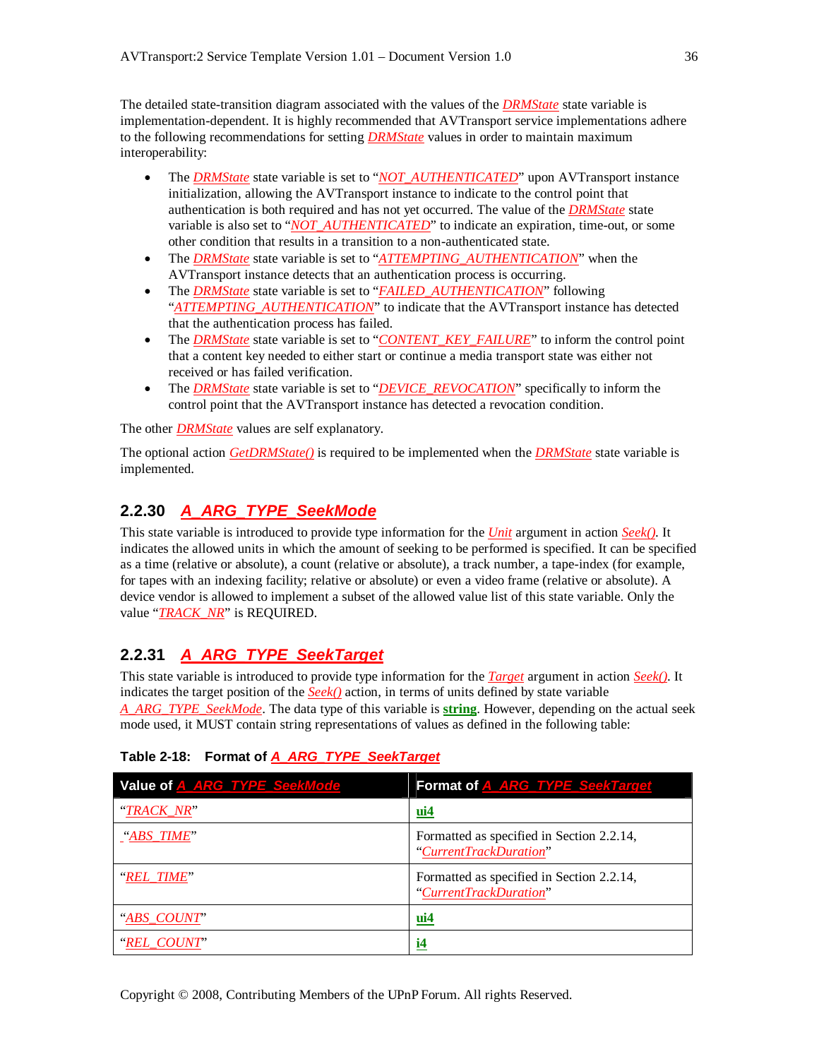The detailed state-transition diagram associated with the values of the *DRMState* state variable is implementation-dependent. It is highly recommended that AVTransport service implementations adhere to the following recommendations for setting *DRMState* values in order to maintain maximum interoperability:

- The *DRMState* state variable is set to "*NOT_AUTHENTICATED*" upon AVTransport instance initialization, allowing the AVTransport instance to indicate to the control point that authentication is both required and has not yet occurred. The value of the *DRMState* state variable is also set to "*NOT_AUTHENTICATED*" to indicate an expiration, time-out, or some other condition that results in a transition to a non-authenticated state.
- The *DRMState* state variable is set to "*ATTEMPTING_AUTHENTICATION*" when the AVTransport instance detects that an authentication process is occurring.
- The *DRMState* state variable is set to "*FAILED_AUTHENTICATION*" following "*ATTEMPTING_AUTHENTICATION*" to indicate that the AVTransport instance has detected that the authentication process has failed.
- The *DRMState* state variable is set to "*CONTENT_KEY_FAILURE*" to inform the control point that a content key needed to either start or continue a media transport state was either not received or has failed verification.
- The *DRMState* state variable is set to "*DEVICE_REVOCATION*" specifically to inform the control point that the AVTransport instance has detected a revocation condition.

The other *DRMState* values are self explanatory.

The optional action *GetDRMState()* is required to be implemented when the *DRMState* state variable is implemented.

### 2.2.30 *A_ARG_TYPE_SeekMode*

This state variable is introduced to provide type information for the *Unit* argument in action *Seek()*. It indicates the allowed units in which the amount of seeking to be performed is specified. It can be specified as a time (relative or absolute), a count (relative or absolute), a track number, a tape-index (for example, for tapes with an indexing facility; relative or absolute) or even a video frame (relative or absolute). A device vendor is allowed to implement a subset of the allowed value list of this state variable. Only the value "*TRACK_NR*" is REQUIRED.

### 2.2.31 *A_ARG_TYPE_SeekTarget*

This state variable is introduced to provide type information for the *Target* argument in action *Seek()*. It indicates the target position of the *Seek()* action, in terms of units defined by state variable *A_ARG_TYPE_SeekMode*. The data type of this variable is **string**. However, depending on the actual seek mode used, it MUST contain string representations of values as defined in the following table:

**Table 2-18: Format of *A_ARG_TYPE_SeekTarget***

| Value of *A_ARG_TYPE_SeekMode* | Format of *A_ARG_TYPE_SeekTarget* |
|---|---|
| "*TRACK_NR*" | **ui4** |
| "*ABS_TIME*" | Formatted as specified in Section 2.2.14, "*CurrentTrackDuration*" |
| "*REL_TIME*" | Formatted as specified in Section 2.2.14, "*CurrentTrackDuration*" |
| "*ABS_COUNT*" | **ui4** |
| "*REL_COUNT*" | **i4** |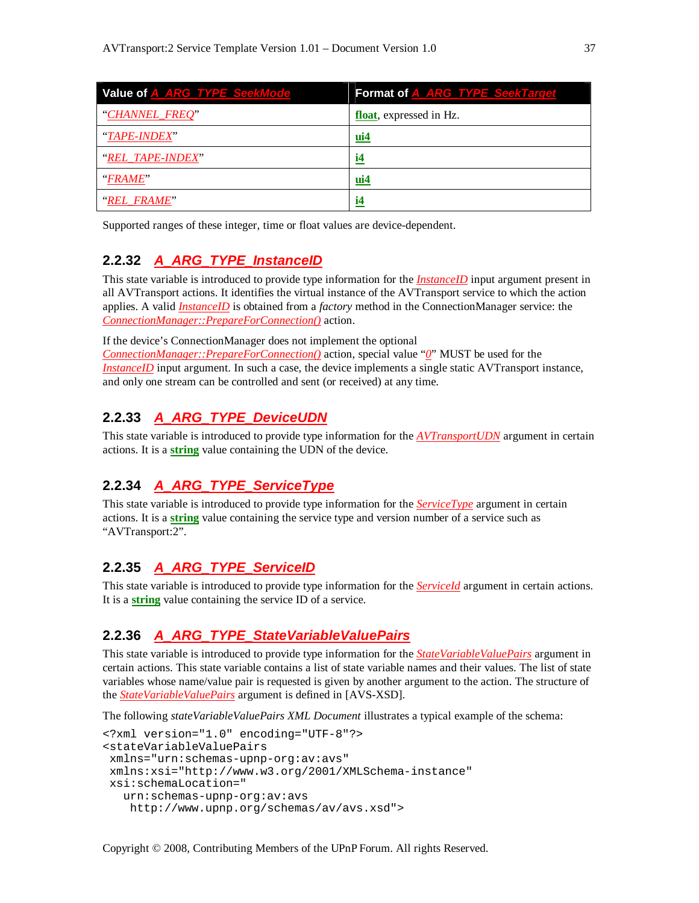| Value of A_ARG_TYPE_SeekMode | Format of A_ARG_TYPE_SeekTarget |
|---|---|
| "*CHANNEL_FREQ*" | **float**, expressed in Hz. |
| "*TAPE-INDEX*" | **ui4** |
| "*REL_TAPE-INDEX*" | **i4** |
| "*FRAME*" | **ui4** |
| "*REL_FRAME*" | **i4** |

Supported ranges of these integer, time or float values are device-dependent.

### 2.2.32 *A_ARG_TYPE_InstanceID*

This state variable is introduced to provide type information for the *InstanceID* input argument present in all AVTransport actions. It identifies the virtual instance of the AVTransport service to which the action applies. A valid *InstanceID* is obtained from a *factory* method in the ConnectionManager service: the *ConnectionManager::PrepareForConnection()* action.

If the device's ConnectionManager does not implement the optional *ConnectionManager::PrepareForConnection()* action, special value "*0*" MUST be used for the *InstanceID* input argument. In such a case, the device implements a single static AVTransport instance, and only one stream can be controlled and sent (or received) at any time.

### 2.2.33 *A_ARG_TYPE_DeviceUDN*

This state variable is introduced to provide type information for the *AVTransportUDN* argument in certain actions. It is a **string** value containing the UDN of the device.

### 2.2.34 *A_ARG_TYPE_ServiceType*

This state variable is introduced to provide type information for the *ServiceType* argument in certain actions. It is a **string** value containing the service type and version number of a service such as "AVTransport:2".

### 2.2.35 *A_ARG_TYPE_ServiceID*

This state variable is introduced to provide type information for the *ServiceId* argument in certain actions. It is a **string** value containing the service ID of a service.

### 2.2.36 *A_ARG_TYPE_StateVariableValuePairs*

This state variable is introduced to provide type information for the *StateVariableValuePairs* argument in certain actions. This state variable contains a list of state variable names and their values. The list of state variables whose name/value pair is requested is given by another argument to the action. The structure of the *StateVariableValuePairs* argument is defined in [AVS-XSD].

The following *stateVariableValuePairs XML Document* illustrates a typical example of the schema:

```
<?xml version="1.0" encoding="UTF-8"?>
<stateVariableValuePairs
 xmlns="urn:schemas-upnp-org:av:avs"
 xmlns:xsi="http://www.w3.org/2001/XMLSchema-instance"
 xsi:schemaLocation="
   urn:schemas-upnp-org:av:avs
    http://www.upnp.org/schemas/av/avs.xsd">
```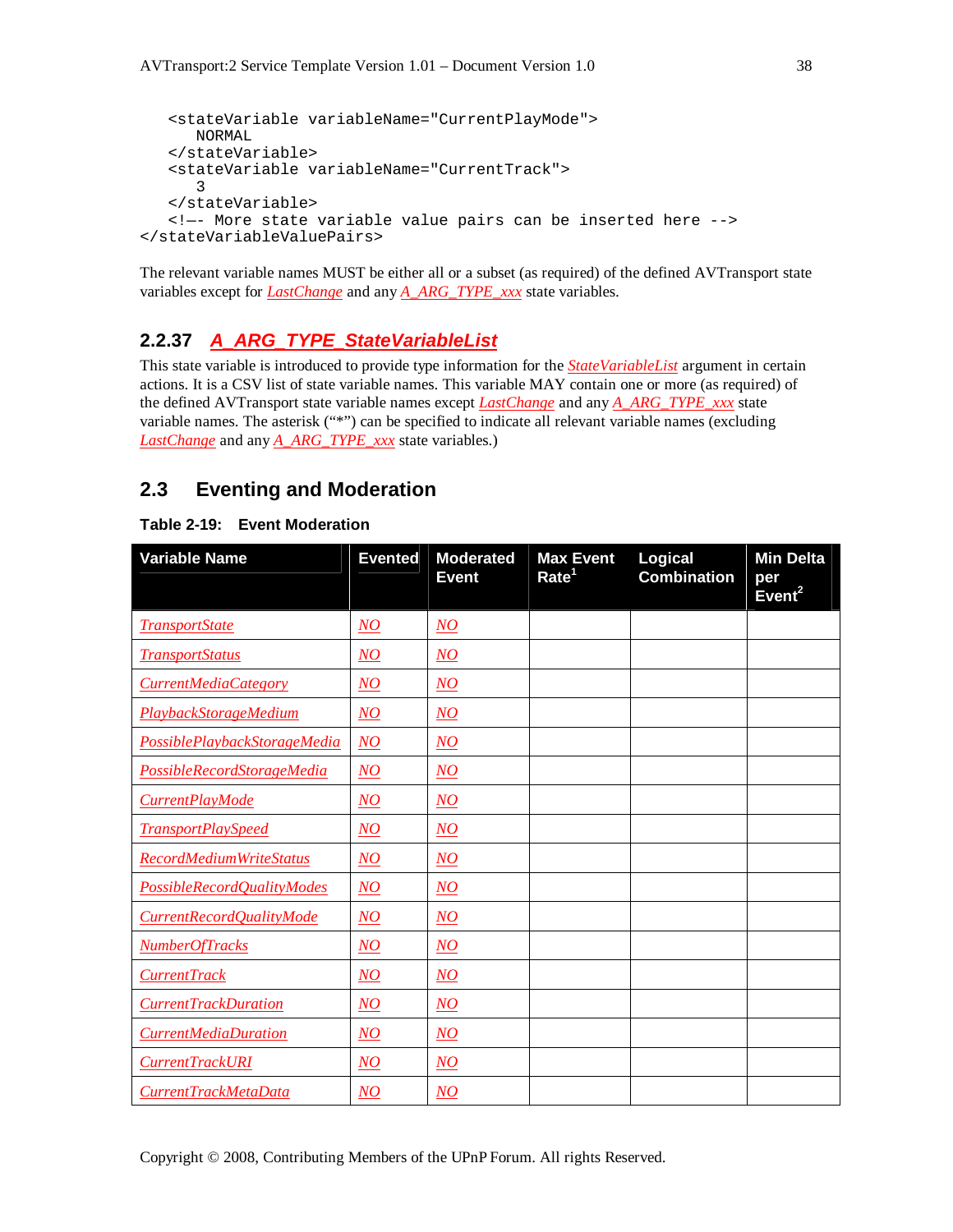```
   <stateVariable variableName="CurrentPlayMode">
      NORMAL
   </stateVariable>
   <stateVariable variableName="CurrentTrack">
      3
   </stateVariable>
   <!—- More state variable value pairs can be inserted here -->
</stateVariableValuePairs>
```

The relevant variable names MUST be either all or a subset (as required) of the defined AVTransport state variables except for *LastChange* and any *A_ARG_TYPE_xxx* state variables.

### 2.2.37 *A_ARG_TYPE_StateVariableList*

This state variable is introduced to provide type information for the *StateVariableList* argument in certain actions. It is a CSV list of state variable names. This variable MAY contain one or more (as required) of the defined AVTransport state variable names except *LastChange* and any *A_ARG_TYPE_xxx* state variable names. The asterisk ("*") can be specified to indicate all relevant variable names (excluding *LastChange* and any *A_ARG_TYPE_xxx* state variables.)

## 2.3 Eventing and Moderation

**Table 2-19: Event Moderation**

| Variable Name | Evented | Moderated Event | Max Event Rate[1] | Logical Combination | Min Delta per Event[2] |
|---|---|---|---|---|---|
| *TransportState* | *NO* | *NO* | | | |
| *TransportStatus* | *NO* | *NO* | | | |
| *CurrentMediaCategory* | *NO* | *NO* | | | |
| *PlaybackStorageMedium* | *NO* | *NO* | | | |
| *PossiblePlaybackStorageMedia* | *NO* | *NO* | | | |
| *PossibleRecordStorageMedia* | *NO* | *NO* | | | |
| *CurrentPlayMode* | *NO* | *NO* | | | |
| *TransportPlaySpeed* | *NO* | *NO* | | | |
| *RecordMediumWriteStatus* | *NO* | *NO* | | | |
| *PossibleRecordQualityModes* | *NO* | *NO* | | | |
| *CurrentRecordQualityMode* | *NO* | *NO* | | | |
| *NumberOfTracks* | *NO* | *NO* | | | |
| *CurrentTrack* | *NO* | *NO* | | | |
| *CurrentTrackDuration* | *NO* | *NO* | | | |
| *CurrentMediaDuration* | *NO* | *NO* | | | |
| *CurrentTrackURI* | *NO* | *NO* | | | |
| *CurrentTrackMetaData* | *NO* | *NO* | | | |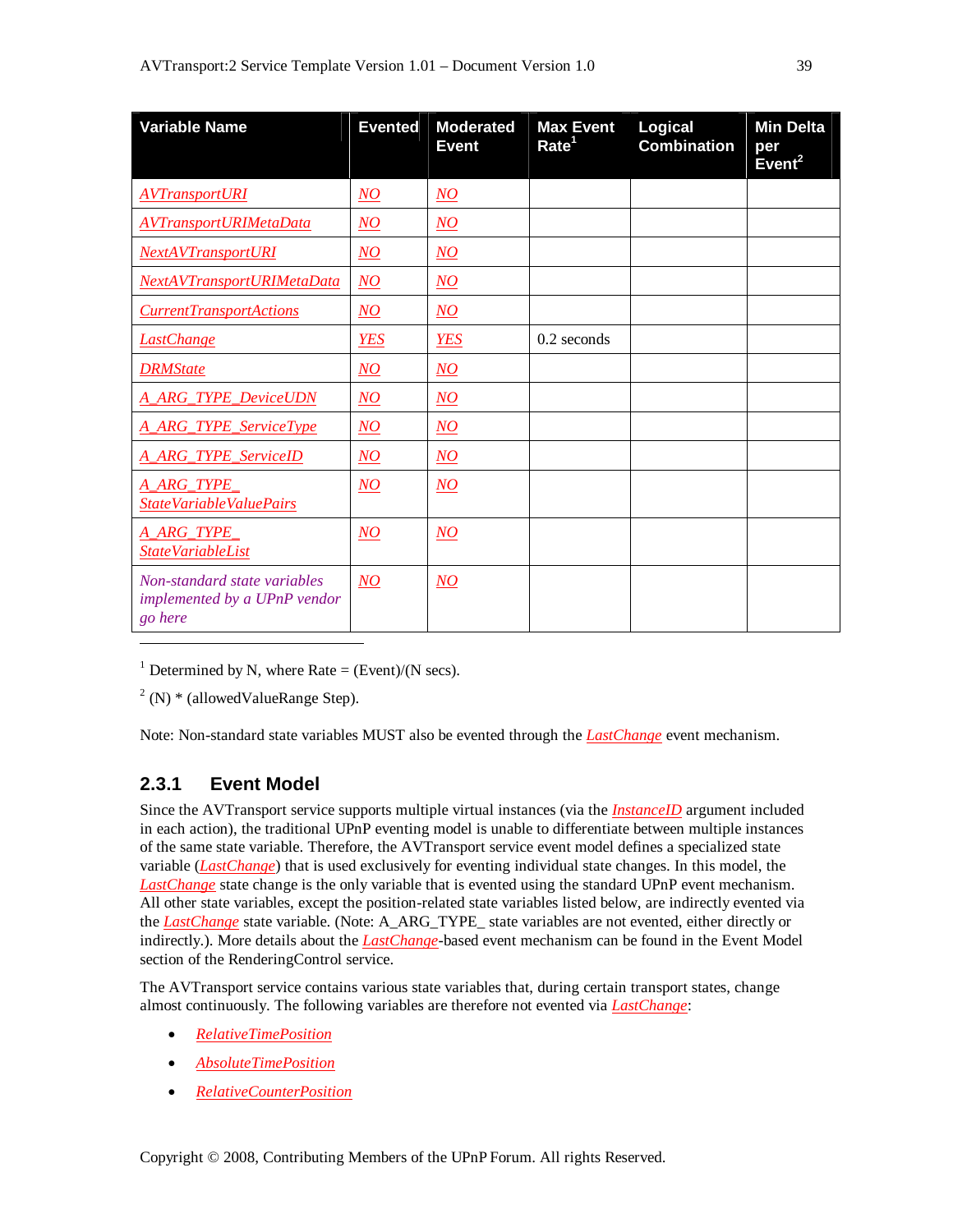| Variable Name | Evented | Moderated Event | Max Event Rate[1] | Logical Combination | Min Delta per Event[2] |
|---|---|---|---|---|---|
| *AVTransportURI* | *NO* | *NO* | | | |
| *AVTransportURIMetaData* | *NO* | *NO* | | | |
| *NextAVTransportURI* | *NO* | *NO* | | | |
| *NextAVTransportURIMetaData* | *NO* | *NO* | | | |
| *CurrentTransportActions* | *NO* | *NO* | | | |
| *LastChange* | *YES* | *YES* | 0.2 seconds | | |
| *DRMState* | *NO* | *NO* | | | |
| *A_ARG_TYPE_DeviceUDN* | *NO* | *NO* | | | |
| *A_ARG_TYPE_ServiceType* | *NO* | *NO* | | | |
| *A_ARG_TYPE_ServiceID* | *NO* | *NO* | | | |
| *A_ARG_TYPE_ StateVariableValuePairs* | *NO* | *NO* | | | |
| *A_ARG_TYPE_ StateVariableList* | *NO* | *NO* | | | |
| *Non-standard state variables implemented by a UPnP vendor go here* | *NO* | *NO* | | | |

[1] Determined by N, where Rate = (Event)/(N secs).

[2] (N) * (allowedValueRange Step).

Note: Non-standard state variables MUST also be evented through the *LastChange* event mechanism.

### 2.3.1 Event Model

Since the AVTransport service supports multiple virtual instances (via the *InstanceID* argument included in each action), the traditional UPnP eventing model is unable to differentiate between multiple instances of the same state variable. Therefore, the AVTransport service event model defines a specialized state variable (*LastChange*) that is used exclusively for eventing individual state changes. In this model, the *LastChange* state change is the only variable that is evented using the standard UPnP event mechanism. All other state variables, except the position-related state variables listed below, are indirectly evented via the *LastChange* state variable. (Note: A_ARG_TYPE_ state variables are not evented, either directly or indirectly.). More details about the *LastChange*-based event mechanism can be found in the Event Model section of the RenderingControl service.

The AVTransport service contains various state variables that, during certain transport states, change almost continuously. The following variables are therefore not evented via *LastChange*:

- *RelativeTimePosition*
- *AbsoluteTimePosition*
- *RelativeCounterPosition*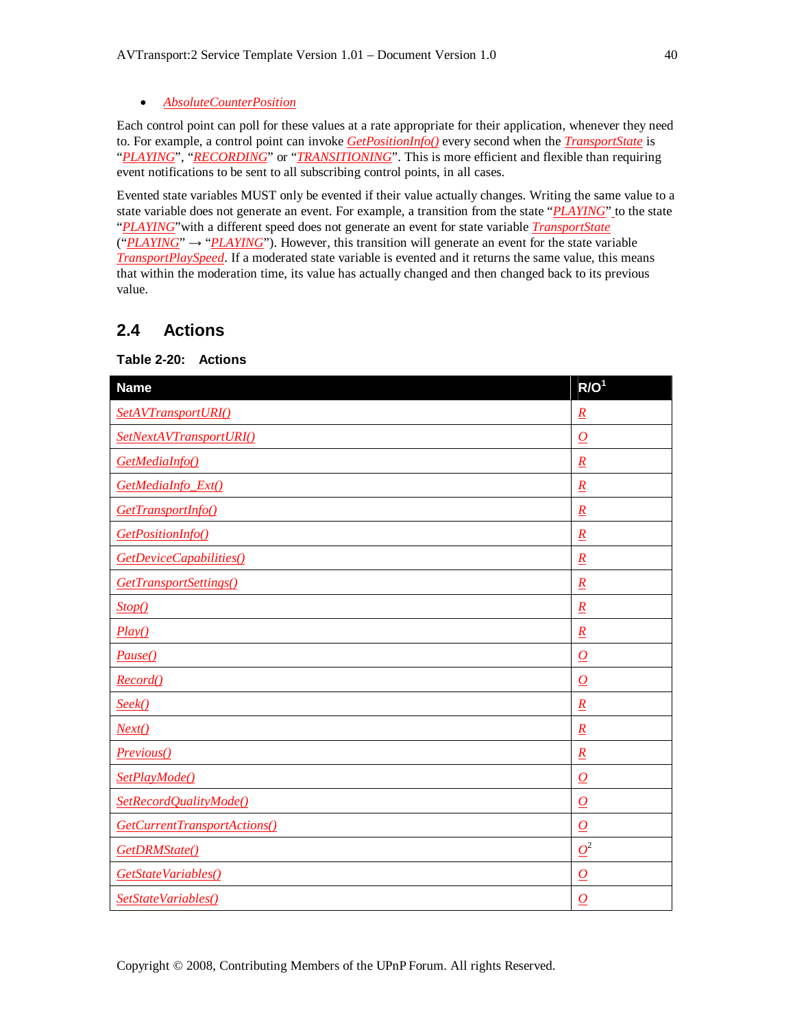- *AbsoluteCounterPosition*

Each control point can poll for these values at a rate appropriate for their application, whenever they need to. For example, a control point can invoke *GetPositionInfo()* every second when the *TransportState* is "*PLAYING*", "*RECORDING*" or "*TRANSITIONING*". This is more efficient and flexible than requiring event notifications to be sent to all subscribing control points, in all cases.

Evented state variables MUST only be evented if their value actually changes. Writing the same value to a state variable does not generate an event. For example, a transition from the state "*PLAYING*" to the state "*PLAYING*"with a different speed does not generate an event for state variable *TransportState* ("*PLAYING*" → "*PLAYING*"). However, this transition will generate an event for the state variable *TransportPlaySpeed*. If a moderated state variable is evented and it returns the same value, this means that within the moderation time, its value has actually changed and then changed back to its previous value.

## 2.4 Actions

**Table 2-20: Actions**

| Name | R/O[1] |
|---|---|
| *SetAVTransportURI()* | *R* |
| *SetNextAVTransportURI()* | *O* |
| *GetMediaInfo()* | *R* |
| *GetMediaInfo_Ext()* | *R* |
| *GetTransportInfo()* | *R* |
| *GetPositionInfo()* | *R* |
| *GetDeviceCapabilities()* | *R* |
| *GetTransportSettings()* | *R* |
| *Stop()* | *R* |
| *Play()* | *R* |
| *Pause()* | *O* |
| *Record()* | *O* |
| *Seek()* | *R* |
| *Next()* | *R* |
| *Previous()* | *R* |
| *SetPlayMode()* | *O* |
| *SetRecordQualityMode()* | *O* |
| *GetCurrentTransportActions()* | *O* |
| *GetDRMState()* | *O*[2] |
| *GetStateVariables()* | *O* |
| *SetStateVariables()* | *O* |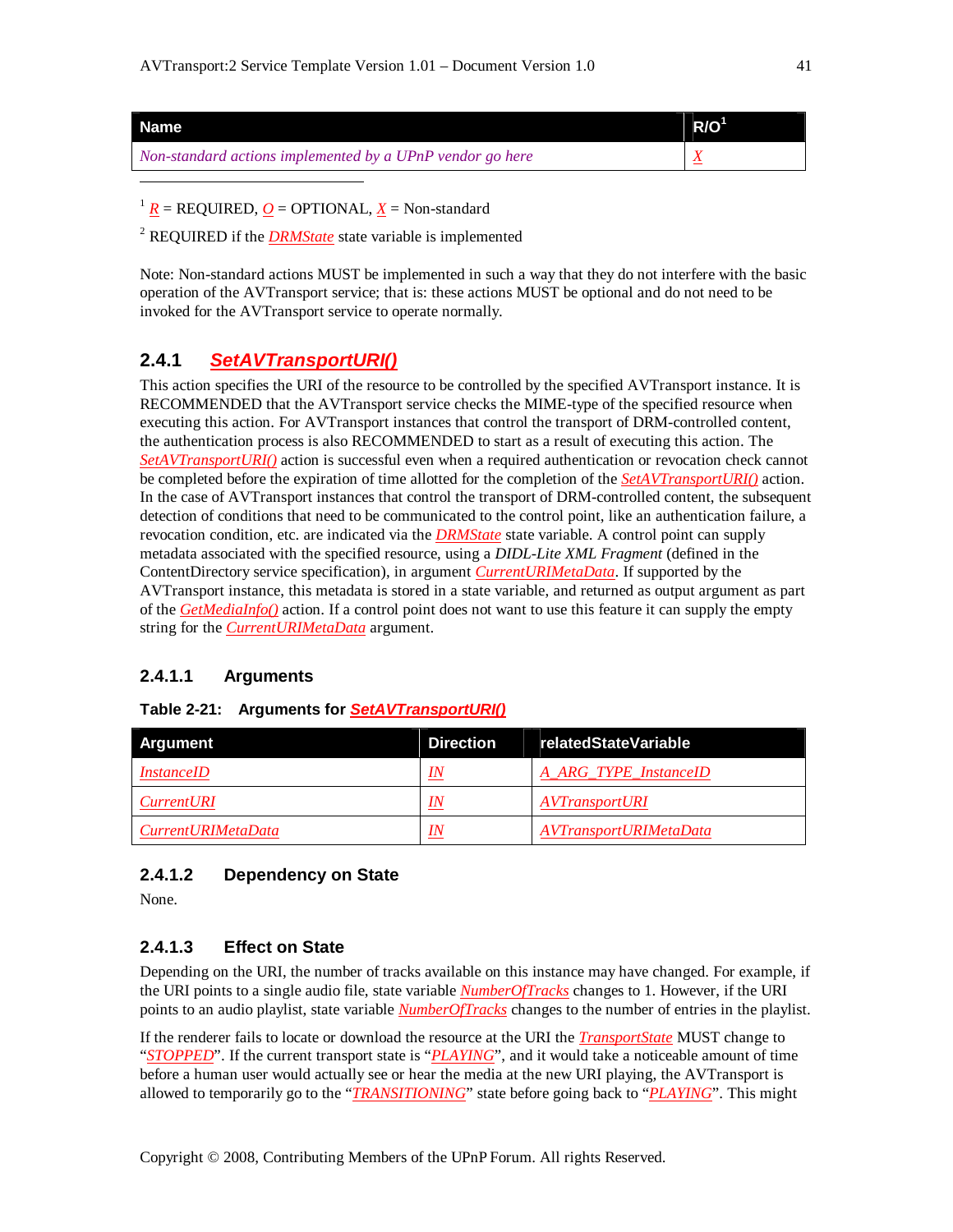| Name | R/O[1] |
| --- | --- |
| *Non-standard actions implemented by a UPnP vendor go here* | *X* |

[1] *R* = REQUIRED, *O* = OPTIONAL, *X* = Non-standard

[2] REQUIRED if the *DRMState* state variable is implemented

Note: Non-standard actions MUST be implemented in such a way that they do not interfere with the basic operation of the AVTransport service; that is: these actions MUST be optional and do not need to be invoked for the AVTransport service to operate normally.

### 2.4.1 *SetAVTransportURI()*

This action specifies the URI of the resource to be controlled by the specified AVTransport instance. It is RECOMMENDED that the AVTransport service checks the MIME-type of the specified resource when executing this action. For AVTransport instances that control the transport of DRM-controlled content, the authentication process is also RECOMMENDED to start as a result of executing this action. The *SetAVTransportURI()* action is successful even when a required authentication or revocation check cannot be completed before the expiration of time allotted for the completion of the *SetAVTransportURI()* action. In the case of AVTransport instances that control the transport of DRM-controlled content, the subsequent detection of conditions that need to be communicated to the control point, like an authentication failure, a revocation condition, etc. are indicated via the *DRMState* state variable. A control point can supply metadata associated with the specified resource, using a *DIDL-Lite XML Fragment* (defined in the ContentDirectory service specification), in argument *CurrentURIMetaData*. If supported by the AVTransport instance, this metadata is stored in a state variable, and returned as output argument as part of the *GetMediaInfo()* action. If a control point does not want to use this feature it can supply the empty string for the *CurrentURIMetaData* argument.

#### 2.4.1.1 Arguments

**Table 2-21: Arguments for *SetAVTransportURI()***

| Argument | Direction | relatedStateVariable |
| --- | --- | --- |
| *InstanceID* | *IN* | *A_ARG_TYPE_InstanceID* |
| *CurrentURI* | *IN* | *AVTransportURI* |
| *CurrentURIMetaData* | *IN* | *AVTransportURIMetaData* |

#### 2.4.1.2 Dependency on State

None.

#### 2.4.1.3 Effect on State

Depending on the URI, the number of tracks available on this instance may have changed. For example, if the URI points to a single audio file, state variable *NumberOfTracks* changes to 1. However, if the URI points to an audio playlist, state variable *NumberOfTracks* changes to the number of entries in the playlist.

If the renderer fails to locate or download the resource at the URI the *TransportState* MUST change to "*STOPPED*". If the current transport state is "*PLAYING*", and it would take a noticeable amount of time before a human user would actually see or hear the media at the new URI playing, the AVTransport is allowed to temporarily go to the "*TRANSITIONING*" state before going back to "*PLAYING*". This might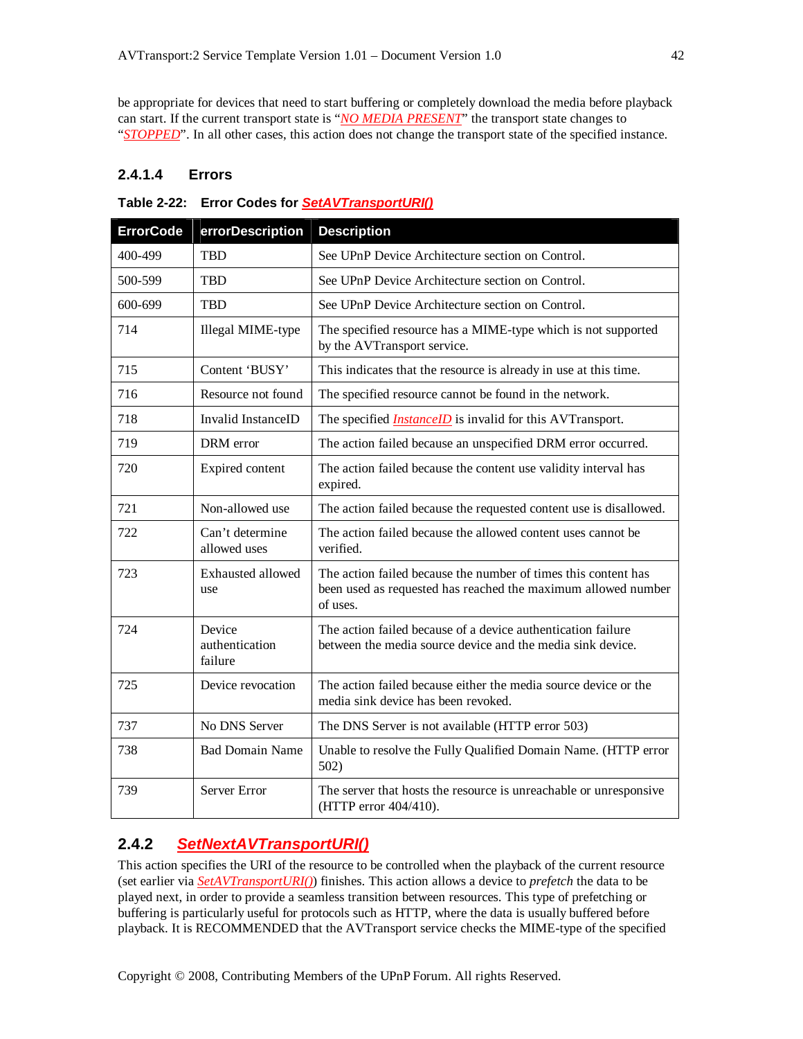be appropriate for devices that need to start buffering or completely download the media before playback can start. If the current transport state is "*NO MEDIA PRESENT*" the transport state changes to "*STOPPED*". In all other cases, this action does not change the transport state of the specified instance.

#### 2.4.1.4 Errors

**Table 2-22: Error Codes for *SetAVTransportURI()***

| ErrorCode | errorDescription | Description |
|---|---|---|
| 400-499 | TBD | See UPnP Device Architecture section on Control. |
| 500-599 | TBD | See UPnP Device Architecture section on Control. |
| 600-699 | TBD | See UPnP Device Architecture section on Control. |
| 714 | Illegal MIME-type | The specified resource has a MIME-type which is not supported by the AVTransport service. |
| 715 | Content 'BUSY' | This indicates that the resource is already in use at this time. |
| 716 | Resource not found | The specified resource cannot be found in the network. |
| 718 | Invalid InstanceID | The specified *InstanceID* is invalid for this AVTransport. |
| 719 | DRM error | The action failed because an unspecified DRM error occurred. |
| 720 | Expired content | The action failed because the content use validity interval has expired. |
| 721 | Non-allowed use | The action failed because the requested content use is disallowed. |
| 722 | Can't determine allowed uses | The action failed because the allowed content uses cannot be verified. |
| 723 | Exhausted allowed use | The action failed because the number of times this content has been used as requested has reached the maximum allowed number of uses. |
| 724 | Device authentication failure | The action failed because of a device authentication failure between the media source device and the media sink device. |
| 725 | Device revocation | The action failed because either the media source device or the media sink device has been revoked. |
| 737 | No DNS Server | The DNS Server is not available (HTTP error 503) |
| 738 | Bad Domain Name | Unable to resolve the Fully Qualified Domain Name. (HTTP error 502) |
| 739 | Server Error | The server that hosts the resource is unreachable or unresponsive (HTTP error 404/410). |

### 2.4.2 *SetNextAVTransportURI()*

This action specifies the URI of the resource to be controlled when the playback of the current resource (set earlier via *SetAVTransportURI()*) finishes. This action allows a device to *prefetch* the data to be played next, in order to provide a seamless transition between resources. This type of prefetching or buffering is particularly useful for protocols such as HTTP, where the data is usually buffered before playback. It is RECOMMENDED that the AVTransport service checks the MIME-type of the specified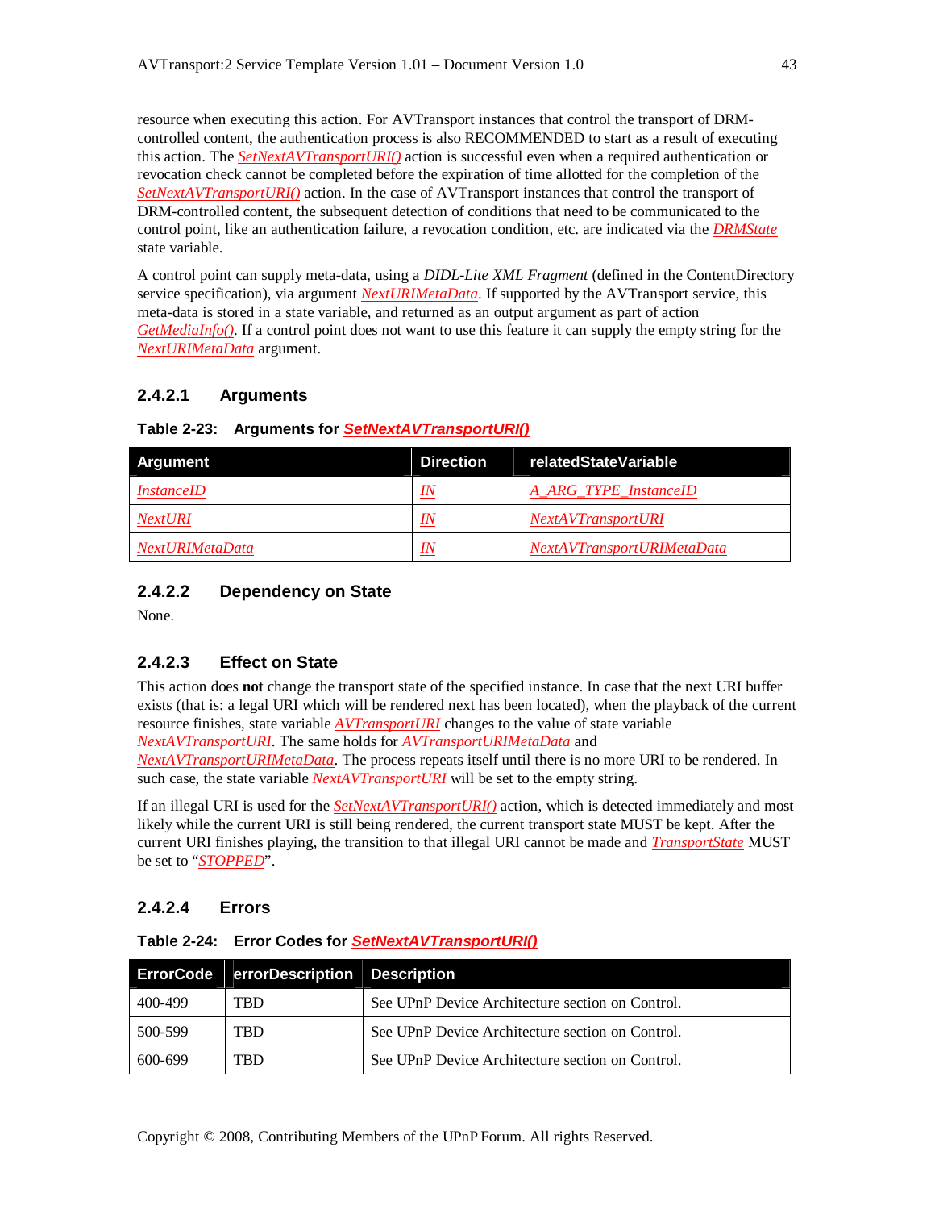resource when executing this action. For AVTransport instances that control the transport of DRM-controlled content, the authentication process is also RECOMMENDED to start as a result of executing this action. The *SetNextAVTransportURI()* action is successful even when a required authentication or revocation check cannot be completed before the expiration of time allotted for the completion of the *SetNextAVTransportURI()* action. In the case of AVTransport instances that control the transport of DRM-controlled content, the subsequent detection of conditions that need to be communicated to the control point, like an authentication failure, a revocation condition, etc. are indicated via the *DRMState* state variable.

A control point can supply meta-data, using a *DIDL-Lite XML Fragment* (defined in the ContentDirectory service specification), via argument *NextURIMetaData*. If supported by the AVTransport service, this meta-data is stored in a state variable, and returned as an output argument as part of action *GetMediaInfo()*. If a control point does not want to use this feature it can supply the empty string for the *NextURIMetaData* argument.

### 2.4.2.1 Arguments

**Table 2-23: Arguments for *SetNextAVTransportURI()***

| Argument | Direction | relatedStateVariable |
|---|---|---|
| *InstanceID* | *IN* | *A_ARG_TYPE_InstanceID* |
| *NextURI* | *IN* | *NextAVTransportURI* |
| *NextURIMetaData* | *IN* | *NextAVTransportURIMetaData* |

### 2.4.2.2 Dependency on State

None.

### 2.4.2.3 Effect on State

This action does **not** change the transport state of the specified instance. In case that the next URI buffer exists (that is: a legal URI which will be rendered next has been located), when the playback of the current resource finishes, state variable *AVTransportURI* changes to the value of state variable *NextAVTransportURI*. The same holds for *AVTransportURIMetaData* and *NextAVTransportURIMetaData*. The process repeats itself until there is no more URI to be rendered. In such case, the state variable *NextAVTransportURI* will be set to the empty string.

If an illegal URI is used for the *SetNextAVTransportURI()* action, which is detected immediately and most likely while the current URI is still being rendered, the current transport state MUST be kept. After the current URI finishes playing, the transition to that illegal URI cannot be made and *TransportState* MUST be set to "*STOPPED*".

### 2.4.2.4 Errors

**Table 2-24: Error Codes for *SetNextAVTransportURI()***

| ErrorCode | errorDescription | Description |
|---|---|---|
| 400-499 | TBD | See UPnP Device Architecture section on Control. |
| 500-599 | TBD | See UPnP Device Architecture section on Control. |
| 600-699 | TBD | See UPnP Device Architecture section on Control. |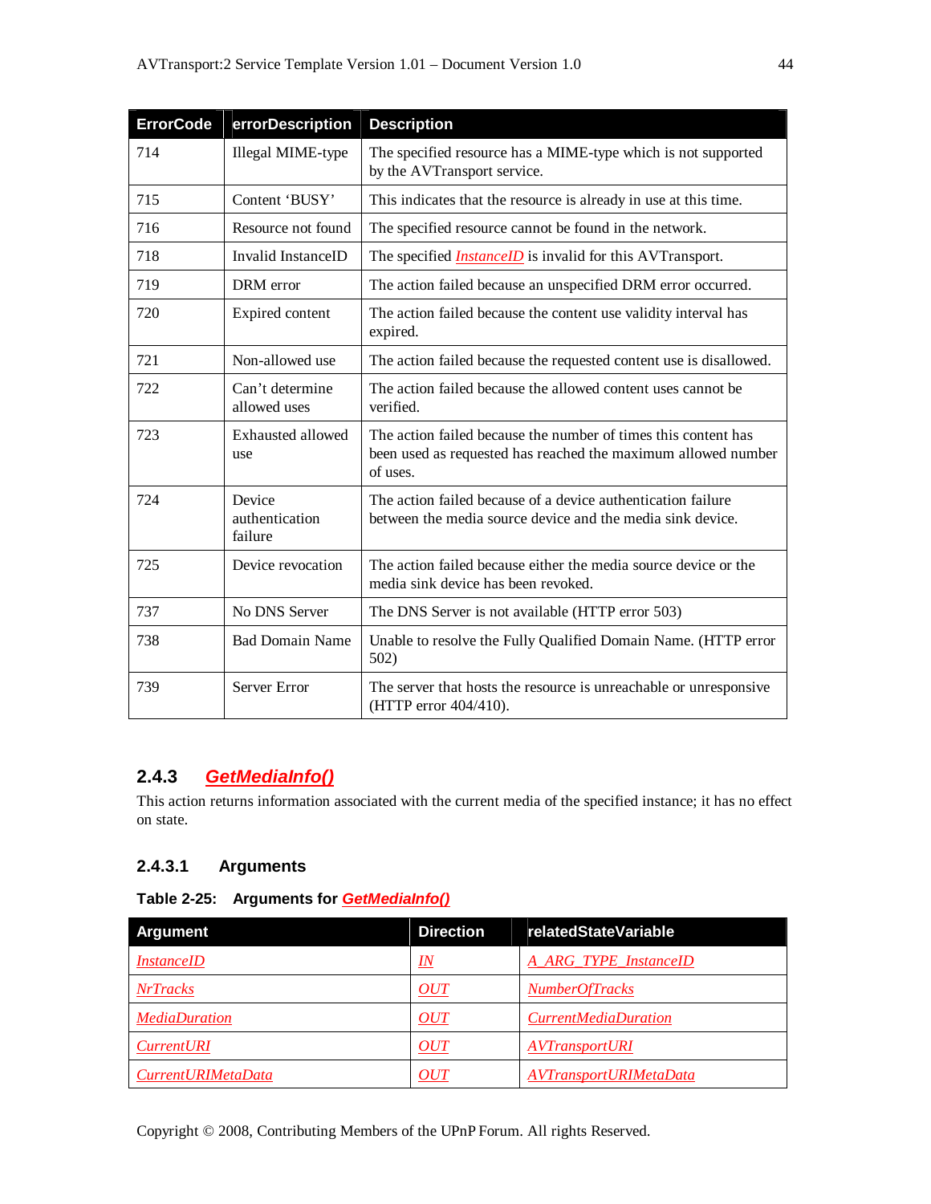| ErrorCode | errorDescription | Description |
| --- | --- | --- |
| 714 | Illegal MIME-type | The specified resource has a MIME-type which is not supported by the AVTransport service. |
| 715 | Content 'BUSY' | This indicates that the resource is already in use at this time. |
| 716 | Resource not found | The specified resource cannot be found in the network. |
| 718 | Invalid InstanceID | The specified *InstanceID* is invalid for this AVTransport. |
| 719 | DRM error | The action failed because an unspecified DRM error occurred. |
| 720 | Expired content | The action failed because the content use validity interval has expired. |
| 721 | Non-allowed use | The action failed because the requested content use is disallowed. |
| 722 | Can't determine allowed uses | The action failed because the allowed content uses cannot be verified. |
| 723 | Exhausted allowed use | The action failed because the number of times this content has been used as requested has reached the maximum allowed number of uses. |
| 724 | Device authentication failure | The action failed because of a device authentication failure between the media source device and the media sink device. |
| 725 | Device revocation | The action failed because either the media source device or the media sink device has been revoked. |
| 737 | No DNS Server | The DNS Server is not available (HTTP error 503) |
| 738 | Bad Domain Name | Unable to resolve the Fully Qualified Domain Name. (HTTP error 502) |
| 739 | Server Error | The server that hosts the resource is unreachable or unresponsive (HTTP error 404/410). |

### 2.4.3 *GetMediaInfo()*

This action returns information associated with the current media of the specified instance; it has no effect on state.

#### 2.4.3.1 Arguments

**Table 2-25: Arguments for *GetMediaInfo()***

| Argument | Direction | relatedStateVariable |
| --- | --- | --- |
| *InstanceID* | *IN* | *A_ARG_TYPE_InstanceID* |
| *NrTracks* | *OUT* | *NumberOfTracks* |
| *MediaDuration* | *OUT* | *CurrentMediaDuration* |
| *CurrentURI* | *OUT* | *AVTransportURI* |
| *CurrentURIMetaData* | *OUT* | *AVTransportURIMetaData* |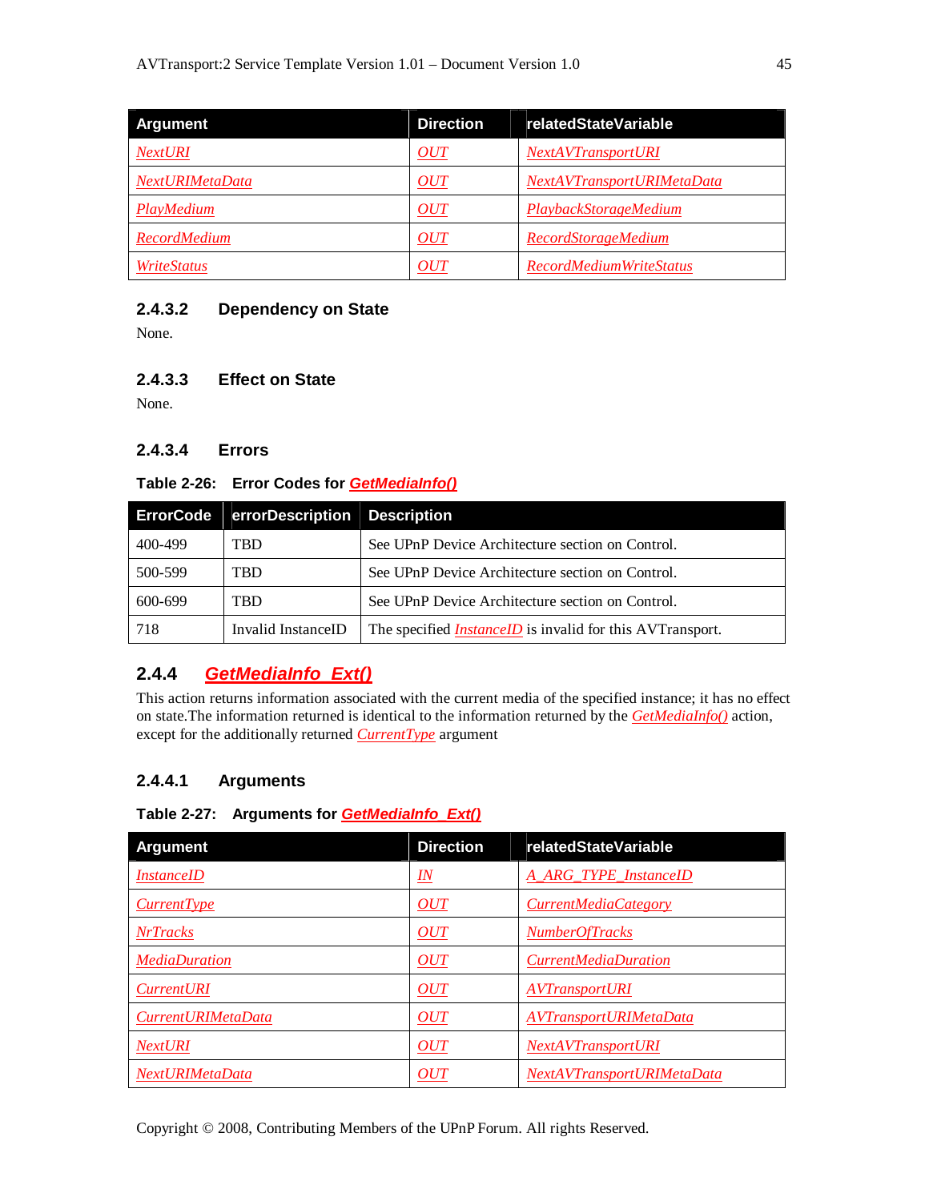| Argument | Direction | relatedStateVariable |
|---|---|---|
| *NextURI* | *OUT* | *NextAVTransportURI* |
| *NextURIMetaData* | *OUT* | *NextAVTransportURIMetaData* |
| *PlayMedium* | *OUT* | *PlaybackStorageMedium* |
| *RecordMedium* | *OUT* | *RecordStorageMedium* |
| *WriteStatus* | *OUT* | *RecordMediumWriteStatus* |

#### 2.4.3.2 Dependency on State

None.

#### 2.4.3.3 Effect on State

None.

#### 2.4.3.4 Errors

**Table 2-26: Error Codes for *GetMediaInfo()***

| ErrorCode | errorDescription | Description |
|---|---|---|
| 400-499 | TBD | See UPnP Device Architecture section on Control. |
| 500-599 | TBD | See UPnP Device Architecture section on Control. |
| 600-699 | TBD | See UPnP Device Architecture section on Control. |
| 718 | Invalid InstanceID | The specified *InstanceID* is invalid for this AVTransport. |

### 2.4.4 *GetMediaInfo_Ext()*

This action returns information associated with the current media of the specified instance; it has no effect on state.The information returned is identical to the information returned by the *GetMediaInfo()* action, except for the additionally returned *CurrentType* argument

#### 2.4.4.1 Arguments

**Table 2-27: Arguments for *GetMediaInfo_Ext()***

| Argument | Direction | relatedStateVariable |
|---|---|---|
| *InstanceID* | *IN* | *A_ARG_TYPE_InstanceID* |
| *CurrentType* | *OUT* | *CurrentMediaCategory* |
| *NrTracks* | *OUT* | *NumberOfTracks* |
| *MediaDuration* | *OUT* | *CurrentMediaDuration* |
| *CurrentURI* | *OUT* | *AVTransportURI* |
| *CurrentURIMetaData* | *OUT* | *AVTransportURIMetaData* |
| *NextURI* | *OUT* | *NextAVTransportURI* |
| *NextURIMetaData* | *OUT* | *NextAVTransportURIMetaData* |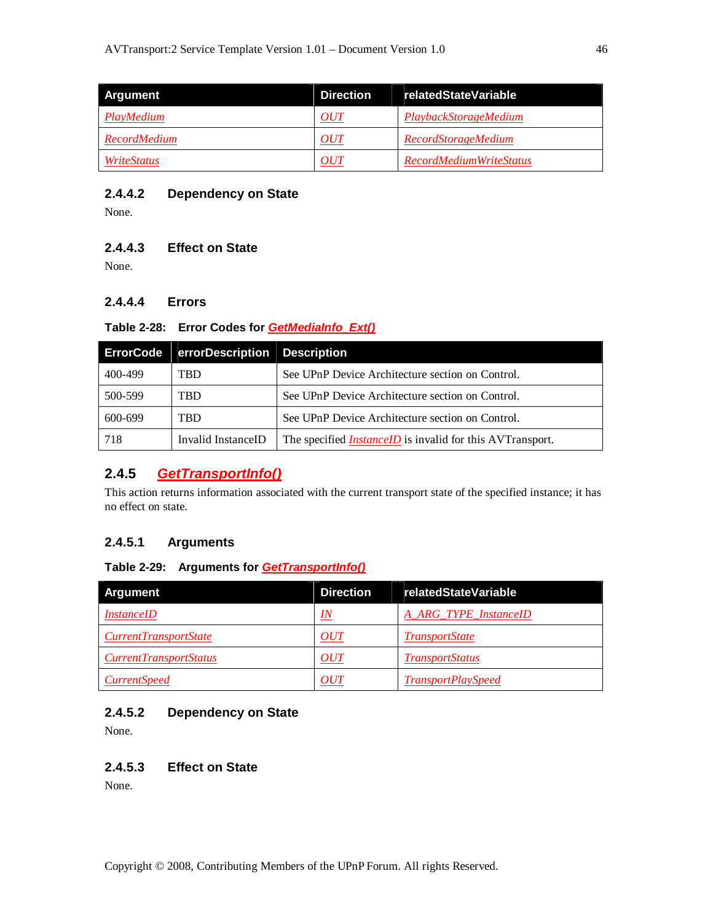| Argument | Direction | relatedStateVariable |
| --- | --- | --- |
| *PlayMedium* | *OUT* | *PlaybackStorageMedium* |
| *RecordMedium* | *OUT* | *RecordStorageMedium* |
| *WriteStatus* | *OUT* | *RecordMediumWriteStatus* |

#### 2.4.4.2 Dependency on State

None.

#### 2.4.4.3 Effect on State

None.

#### 2.4.4.4 Errors

**Table 2-28: Error Codes for *GetMediaInfo_Ext()***

| ErrorCode | errorDescription | Description |
| --- | --- | --- |
| 400-499 | TBD | See UPnP Device Architecture section on Control. |
| 500-599 | TBD | See UPnP Device Architecture section on Control. |
| 600-699 | TBD | See UPnP Device Architecture section on Control. |
| 718 | Invalid InstanceID | The specified *InstanceID* is invalid for this AVTransport. |

### 2.4.5 *GetTransportInfo()*

This action returns information associated with the current transport state of the specified instance; it has no effect on state.

#### 2.4.5.1 Arguments

**Table 2-29: Arguments for *GetTransportInfo()***

| Argument | Direction | relatedStateVariable |
| --- | --- | --- |
| *InstanceID* | *IN* | *A_ARG_TYPE_InstanceID* |
| *CurrentTransportState* | *OUT* | *TransportState* |
| *CurrentTransportStatus* | *OUT* | *TransportStatus* |
| *CurrentSpeed* | *OUT* | *TransportPlaySpeed* |

#### 2.4.5.2 Dependency on State

None.

#### 2.4.5.3 Effect on State

None.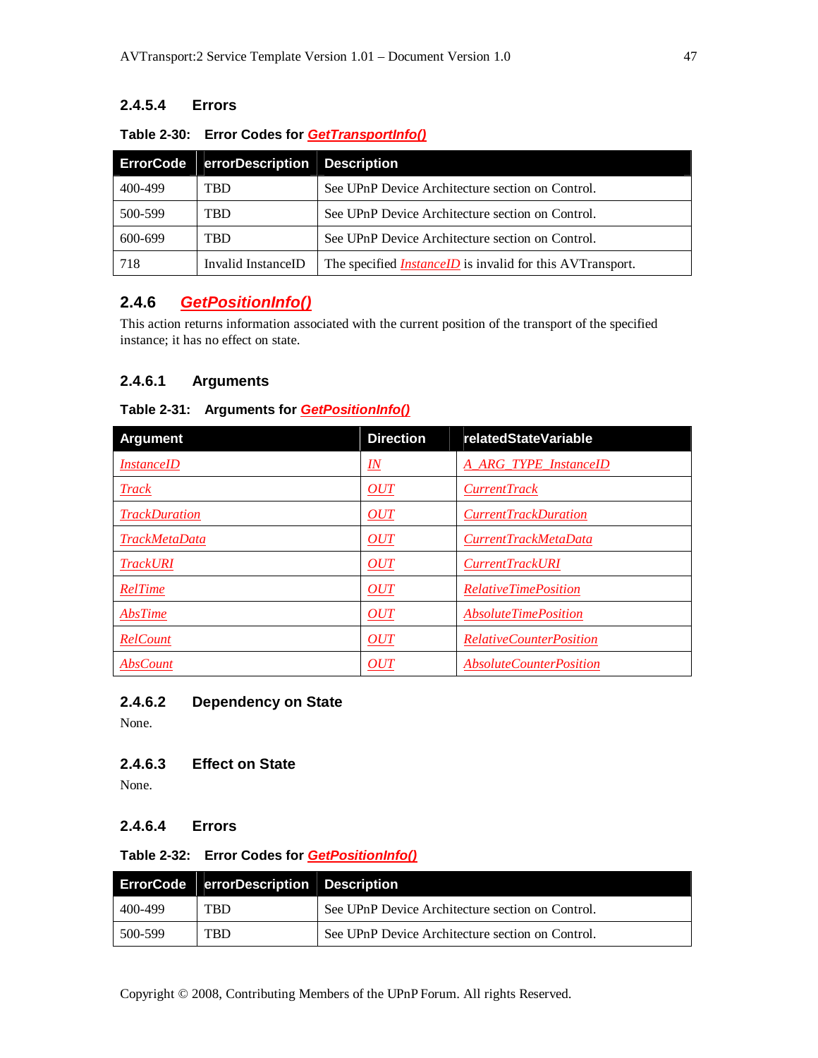#### 2.4.5.4 Errors

**Table 2-30: Error Codes for *GetTransportInfo()***

| ErrorCode | errorDescription | Description |
|---|---|---|
| 400-499 | TBD | See UPnP Device Architecture section on Control. |
| 500-599 | TBD | See UPnP Device Architecture section on Control. |
| 600-699 | TBD | See UPnP Device Architecture section on Control. |
| 718 | Invalid InstanceID | The specified *InstanceID* is invalid for this AVTransport. |

### 2.4.6 *GetPositionInfo()*

This action returns information associated with the current position of the transport of the specified instance; it has no effect on state.

#### 2.4.6.1 Arguments

**Table 2-31: Arguments for *GetPositionInfo()***

| Argument | Direction | relatedStateVariable |
|---|---|---|
| *InstanceID* | *IN* | *A_ARG_TYPE_InstanceID* |
| *Track* | *OUT* | *CurrentTrack* |
| *TrackDuration* | *OUT* | *CurrentTrackDuration* |
| *TrackMetaData* | *OUT* | *CurrentTrackMetaData* |
| *TrackURI* | *OUT* | *CurrentTrackURI* |
| *RelTime* | *OUT* | *RelativeTimePosition* |
| *AbsTime* | *OUT* | *AbsoluteTimePosition* |
| *RelCount* | *OUT* | *RelativeCounterPosition* |
| *AbsCount* | *OUT* | *AbsoluteCounterPosition* |

#### 2.4.6.2 Dependency on State

None.

#### 2.4.6.3 Effect on State

None.

#### 2.4.6.4 Errors

**Table 2-32: Error Codes for *GetPositionInfo()***

| ErrorCode | errorDescription | Description |
|---|---|---|
| 400-499 | TBD | See UPnP Device Architecture section on Control. |
| 500-599 | TBD | See UPnP Device Architecture section on Control. |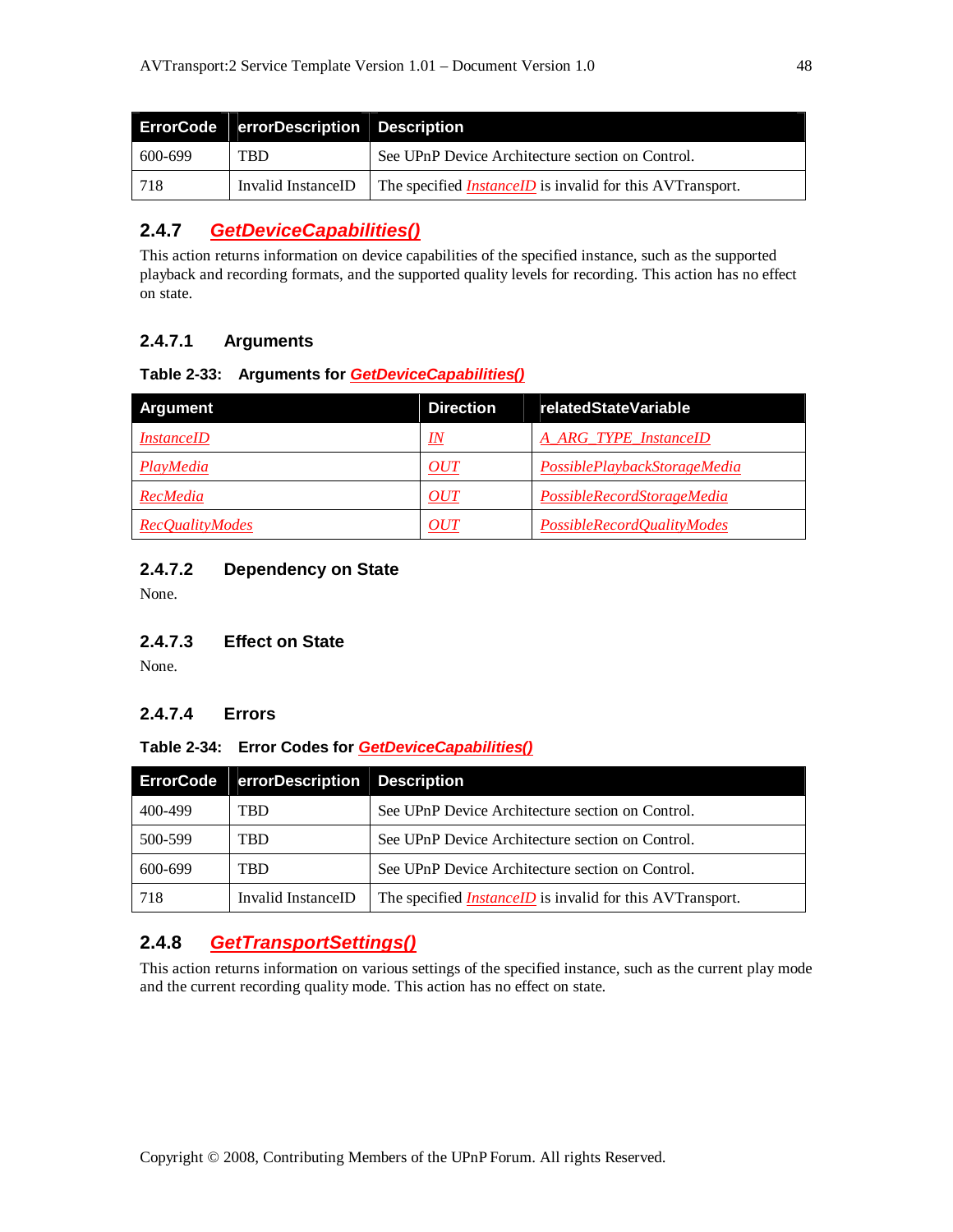| ErrorCode | errorDescription | Description |
| --- | --- | --- |
| 600-699 | TBD | See UPnP Device Architecture section on Control. |
| 718 | Invalid InstanceID | The specified *InstanceID* is invalid for this AVTransport. |

### 2.4.7 *GetDeviceCapabilities()*

This action returns information on device capabilities of the specified instance, such as the supported playback and recording formats, and the supported quality levels for recording. This action has no effect on state.

#### 2.4.7.1 Arguments

**Table 2-33: Arguments for *GetDeviceCapabilities()***

| Argument | Direction | relatedStateVariable |
| --- | --- | --- |
| *InstanceID* | *IN* | *A_ARG_TYPE_InstanceID* |
| *PlayMedia* | *OUT* | *PossiblePlaybackStorageMedia* |
| *RecMedia* | *OUT* | *PossibleRecordStorageMedia* |
| *RecQualityModes* | *OUT* | *PossibleRecordQualityModes* |

#### 2.4.7.2 Dependency on State

None.

#### 2.4.7.3 Effect on State

None.

#### 2.4.7.4 Errors

**Table 2-34: Error Codes for *GetDeviceCapabilities()***

| ErrorCode | errorDescription | Description |
| --- | --- | --- |
| 400-499 | TBD | See UPnP Device Architecture section on Control. |
| 500-599 | TBD | See UPnP Device Architecture section on Control. |
| 600-699 | TBD | See UPnP Device Architecture section on Control. |
| 718 | Invalid InstanceID | The specified *InstanceID* is invalid for this AVTransport. |

### 2.4.8 *GetTransportSettings()*

This action returns information on various settings of the specified instance, such as the current play mode and the current recording quality mode. This action has no effect on state.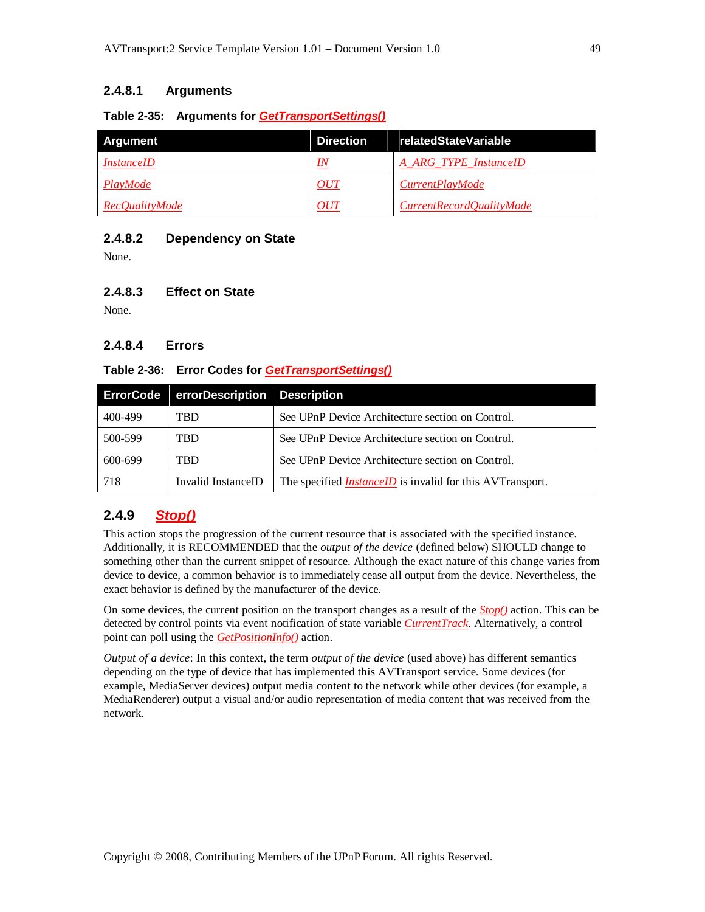#### 2.4.8.1 Arguments

**Table 2-35: Arguments for *GetTransportSettings()***

| Argument | Direction | relatedStateVariable |
|---|---|---|
| *InstanceID* | *IN* | *A_ARG_TYPE_InstanceID* |
| *PlayMode* | *OUT* | *CurrentPlayMode* |
| *RecQualityMode* | *OUT* | *CurrentRecordQualityMode* |

#### 2.4.8.2 Dependency on State

None.

#### 2.4.8.3 Effect on State

None.

#### 2.4.8.4 Errors

**Table 2-36: Error Codes for *GetTransportSettings()***

| ErrorCode | errorDescription | Description |
|---|---|---|
| 400-499 | TBD | See UPnP Device Architecture section on Control. |
| 500-599 | TBD | See UPnP Device Architecture section on Control. |
| 600-699 | TBD | See UPnP Device Architecture section on Control. |
| 718 | Invalid InstanceID | The specified *InstanceID* is invalid for this AVTransport. |

### 2.4.9 *Stop()*

This action stops the progression of the current resource that is associated with the specified instance. Additionally, it is RECOMMENDED that the *output of the device* (defined below) SHOULD change to something other than the current snippet of resource. Although the exact nature of this change varies from device to device, a common behavior is to immediately cease all output from the device. Nevertheless, the exact behavior is defined by the manufacturer of the device.

On some devices, the current position on the transport changes as a result of the *Stop()* action. This can be detected by control points via event notification of state variable *CurrentTrack*. Alternatively, a control point can poll using the *GetPositionInfo()* action.

*Output of a device*: In this context, the term *output of the device* (used above) has different semantics depending on the type of device that has implemented this AVTransport service. Some devices (for example, MediaServer devices) output media content to the network while other devices (for example, a MediaRenderer) output a visual and/or audio representation of media content that was received from the network.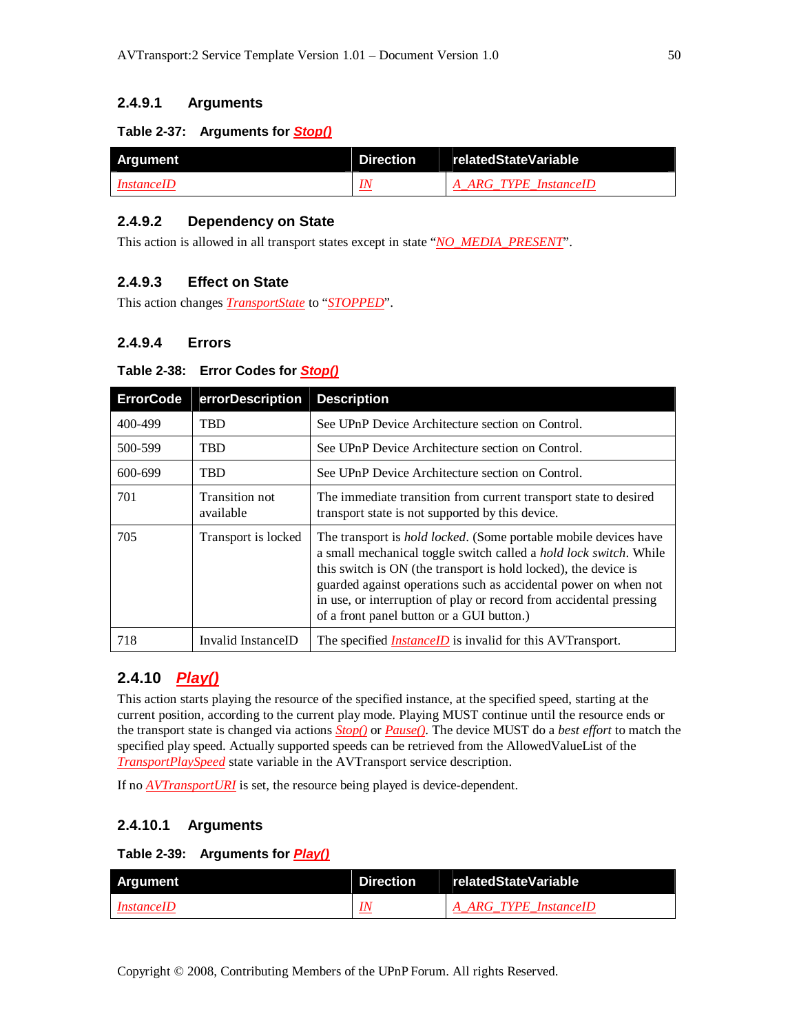#### 2.4.9.1 Arguments

**Table 2-37: Arguments for *Stop()***

| Argument | Direction | relatedStateVariable |
|---|---|---|
| *InstanceID* | *IN* | *A_ARG_TYPE_InstanceID* |

#### 2.4.9.2 Dependency on State

This action is allowed in all transport states except in state "*NO_MEDIA_PRESENT*".

#### 2.4.9.3 Effect on State

This action changes *TransportState* to "*STOPPED*".

#### 2.4.9.4 Errors

**Table 2-38: Error Codes for *Stop()***

| ErrorCode | errorDescription | Description |
|---|---|---|
| 400-499 | TBD | See UPnP Device Architecture section on Control. |
| 500-599 | TBD | See UPnP Device Architecture section on Control. |
| 600-699 | TBD | See UPnP Device Architecture section on Control. |
| 701 | Transition not available | The immediate transition from current transport state to desired transport state is not supported by this device. |
| 705 | Transport is locked | The transport is *hold locked*. (Some portable mobile devices have a small mechanical toggle switch called a *hold lock switch*. While this switch is ON (the transport is hold locked), the device is guarded against operations such as accidental power on when not in use, or interruption of play or record from accidental pressing of a front panel button or a GUI button.) |
| 718 | Invalid InstanceID | The specified *InstanceID* is invalid for this AVTransport. |

### 2.4.10 *Play()*

This action starts playing the resource of the specified instance, at the specified speed, starting at the current position, according to the current play mode. Playing MUST continue until the resource ends or the transport state is changed via actions *Stop()* or *Pause()*. The device MUST do a *best effort* to match the specified play speed. Actually supported speeds can be retrieved from the AllowedValueList of the *TransportPlaySpeed* state variable in the AVTransport service description.

If no *AVTransportURI* is set, the resource being played is device-dependent.

#### 2.4.10.1 Arguments

**Table 2-39: Arguments for *Play()***

| Argument | Direction | relatedStateVariable |
|---|---|---|
| *InstanceID* | *IN* | *A_ARG_TYPE_InstanceID* |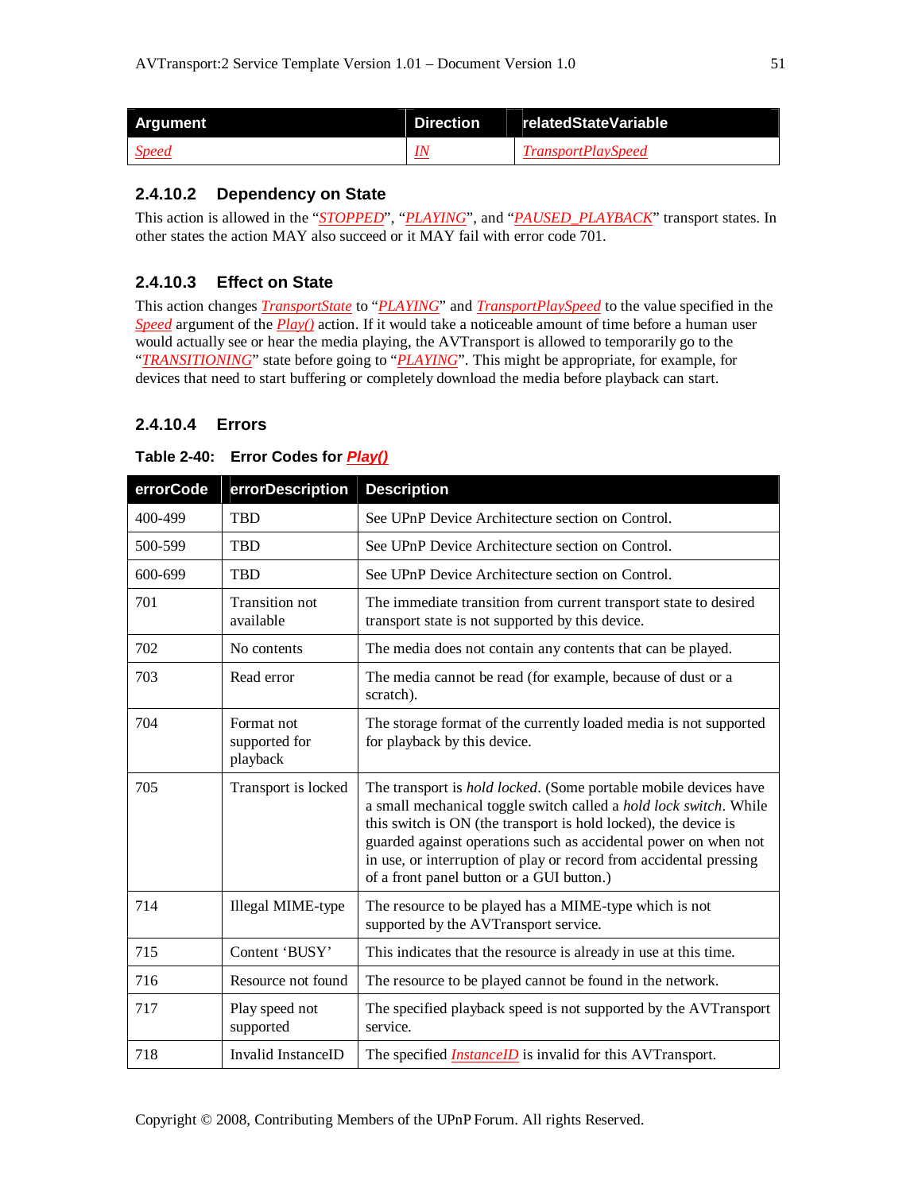| Argument | Direction | relatedStateVariable |
|---|---|---|
| *Speed* | *IN* | *TransportPlaySpeed* |

### 2.4.10.2 Dependency on State

This action is allowed in the “*STOPPED*”, “*PLAYING*”, and “*PAUSED_PLAYBACK*” transport states. In other states the action MAY also succeed or it MAY fail with error code 701.

### 2.4.10.3 Effect on State

This action changes *TransportState* to “*PLAYING*” and *TransportPlaySpeed* to the value specified in the *Speed* argument of the *Play()* action. If it would take a noticeable amount of time before a human user would actually see or hear the media playing, the AVTransport is allowed to temporarily go to the “*TRANSITIONING*” state before going to “*PLAYING*”. This might be appropriate, for example, for devices that need to start buffering or completely download the media before playback can start.

### 2.4.10.4 Errors

**Table 2-40: Error Codes for *Play()***

| errorCode | errorDescription | Description |
|---|---|---|
| 400-499 | TBD | See UPnP Device Architecture section on Control. |
| 500-599 | TBD | See UPnP Device Architecture section on Control. |
| 600-699 | TBD | See UPnP Device Architecture section on Control. |
| 701 | Transition not available | The immediate transition from current transport state to desired transport state is not supported by this device. |
| 702 | No contents | The media does not contain any contents that can be played. |
| 703 | Read error | The media cannot be read (for example, because of dust or a scratch). |
| 704 | Format not supported for playback | The storage format of the currently loaded media is not supported for playback by this device. |
| 705 | Transport is locked | The transport is *hold locked*. (Some portable mobile devices have a small mechanical toggle switch called a *hold lock switch*. While this switch is ON (the transport is hold locked), the device is guarded against operations such as accidental power on when not in use, or interruption of play or record from accidental pressing of a front panel button or a GUI button.) |
| 714 | Illegal MIME-type | The resource to be played has a MIME-type which is not supported by the AVTransport service. |
| 715 | Content ‘BUSY’ | This indicates that the resource is already in use at this time. |
| 716 | Resource not found | The resource to be played cannot be found in the network. |
| 717 | Play speed not supported | The specified playback speed is not supported by the AVTransport service. |
| 718 | Invalid InstanceID | The specified *InstanceID* is invalid for this AVTransport. |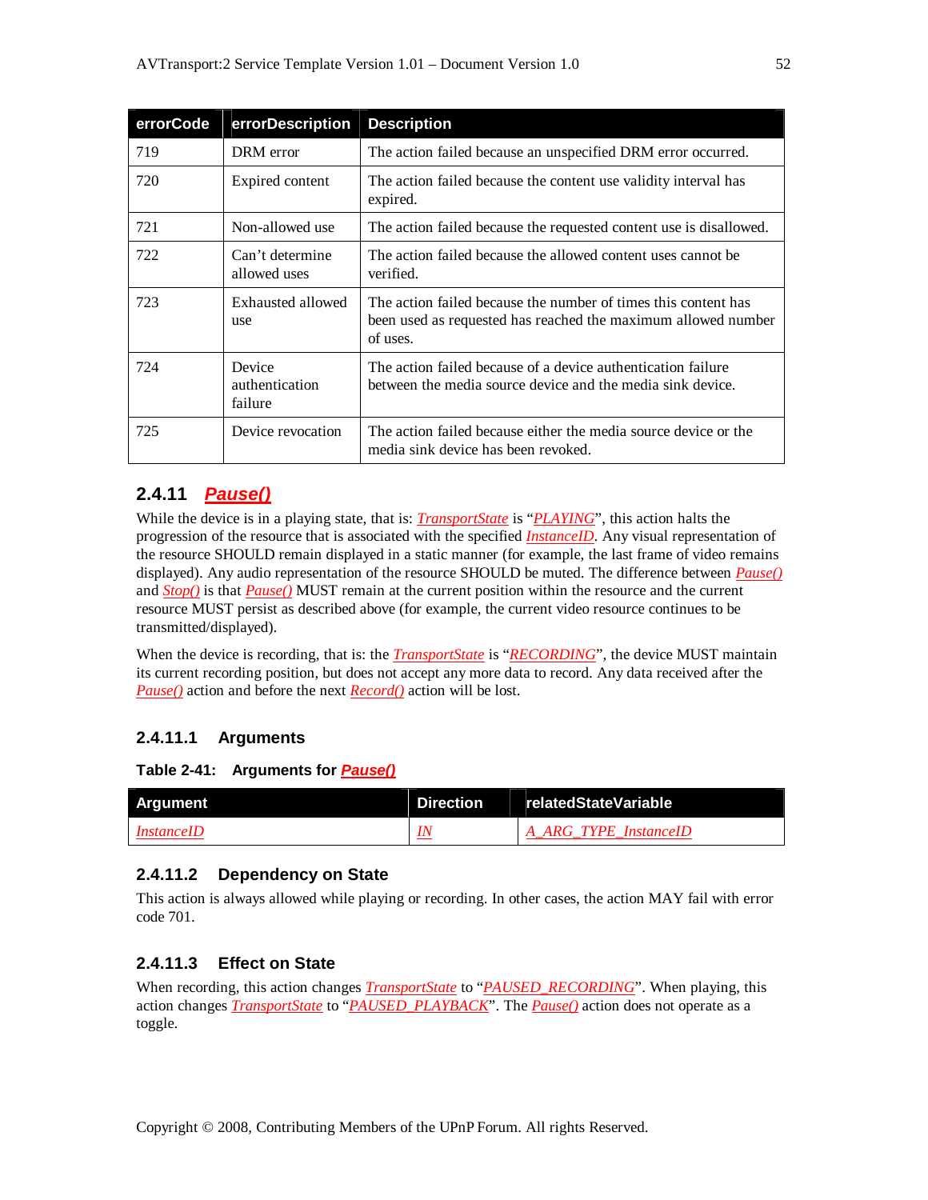| errorCode | errorDescription | Description |
| --- | --- | --- |
| 719 | DRM error | The action failed because an unspecified DRM error occurred. |
| 720 | Expired content | The action failed because the content use validity interval has expired. |
| 721 | Non-allowed use | The action failed because the requested content use is disallowed. |
| 722 | Can't determine allowed uses | The action failed because the allowed content uses cannot be verified. |
| 723 | Exhausted allowed use | The action failed because the number of times this content has been used as requested has reached the maximum allowed number of uses. |
| 724 | Device authentication failure | The action failed because of a device authentication failure between the media source device and the media sink device. |
| 725 | Device revocation | The action failed because either the media source device or the media sink device has been revoked. |

### 2.4.11 *Pause()*

While the device is in a playing state, that is: *TransportState* is "*PLAYING*", this action halts the progression of the resource that is associated with the specified *InstanceID*. Any visual representation of the resource SHOULD remain displayed in a static manner (for example, the last frame of video remains displayed). Any audio representation of the resource SHOULD be muted. The difference between *Pause()* and *Stop()* is that *Pause()* MUST remain at the current position within the resource and the current resource MUST persist as described above (for example, the current video resource continues to be transmitted/displayed).

When the device is recording, that is: the *TransportState* is "*RECORDING*", the device MUST maintain its current recording position, but does not accept any more data to record. Any data received after the *Pause()* action and before the next *Record()* action will be lost.

#### 2.4.11.1 Arguments

**Table 2-41: Arguments for *Pause()***

| Argument | Direction | relatedStateVariable |
| --- | --- | --- |
| *InstanceID* | *IN* | *A_ARG_TYPE_InstanceID* |

#### 2.4.11.2 Dependency on State

This action is always allowed while playing or recording. In other cases, the action MAY fail with error code 701.

#### 2.4.11.3 Effect on State

When recording, this action changes *TransportState* to "*PAUSED_RECORDING*". When playing, this action changes *TransportState* to "*PAUSED_PLAYBACK*". The *Pause()* action does not operate as a toggle.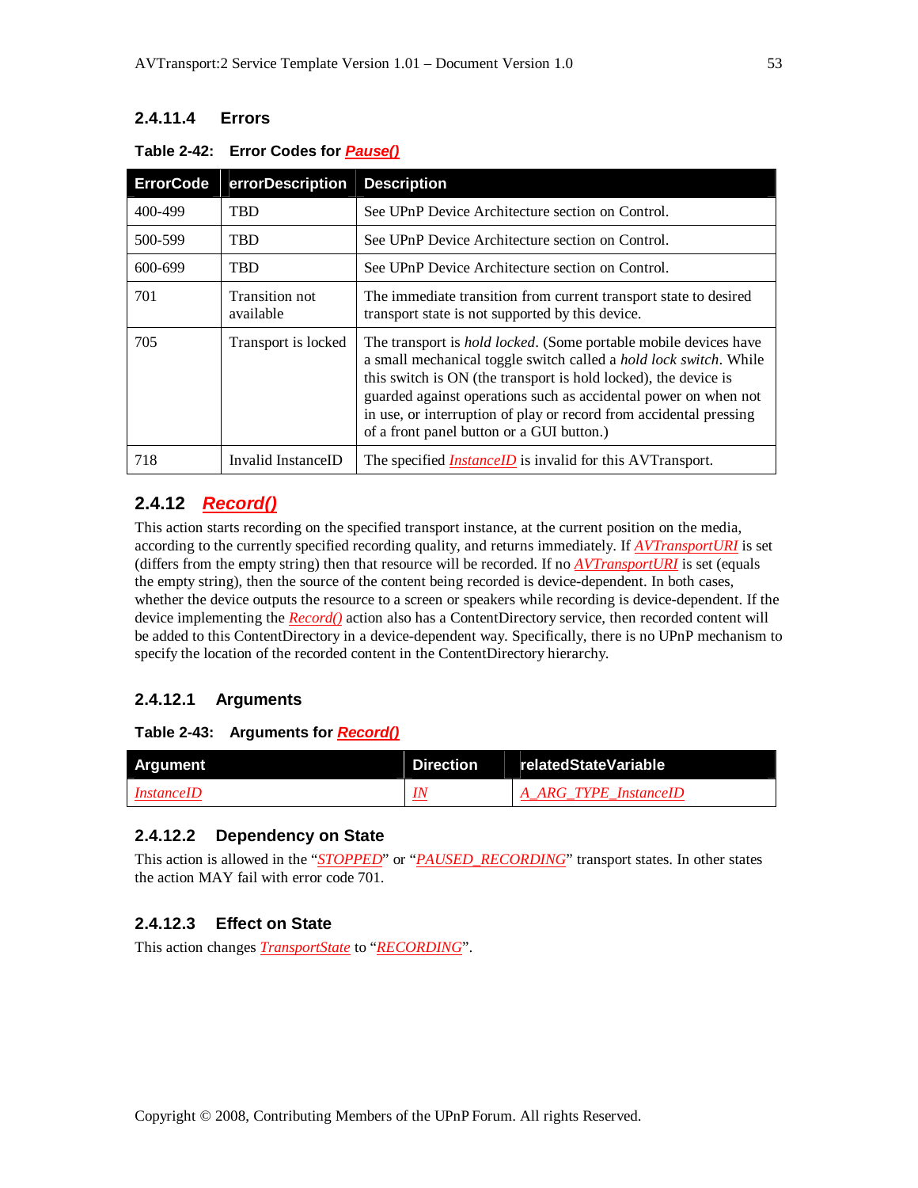#### 2.4.11.4 Errors

**Table 2-42: Error Codes for *Pause()***

| ErrorCode | errorDescription | Description |
|---|---|---|
| 400-499 | TBD | See UPnP Device Architecture section on Control. |
| 500-599 | TBD | See UPnP Device Architecture section on Control. |
| 600-699 | TBD | See UPnP Device Architecture section on Control. |
| 701 | Transition not available | The immediate transition from current transport state to desired transport state is not supported by this device. |
| 705 | Transport is locked | The transport is *hold locked*. (Some portable mobile devices have a small mechanical toggle switch called a *hold lock switch*. While this switch is ON (the transport is hold locked), the device is guarded against operations such as accidental power on when not in use, or interruption of play or record from accidental pressing of a front panel button or a GUI button.) |
| 718 | Invalid InstanceID | The specified *InstanceID* is invalid for this AVTransport. |

### 2.4.12 *Record()*

This action starts recording on the specified transport instance, at the current position on the media, according to the currently specified recording quality, and returns immediately. If *AVTransportURI* is set (differs from the empty string) then that resource will be recorded. If no *AVTransportURI* is set (equals the empty string), then the source of the content being recorded is device-dependent. In both cases, whether the device outputs the resource to a screen or speakers while recording is device-dependent. If the device implementing the *Record()* action also has a ContentDirectory service, then recorded content will be added to this ContentDirectory in a device-dependent way. Specifically, there is no UPnP mechanism to specify the location of the recorded content in the ContentDirectory hierarchy.

#### 2.4.12.1 Arguments

**Table 2-43: Arguments for *Record()***

| Argument | Direction | relatedStateVariable |
|---|---|---|
| *InstanceID* | *IN* | *A_ARG_TYPE_InstanceID* |

#### 2.4.12.2 Dependency on State

This action is allowed in the "*STOPPED*" or "*PAUSED_RECORDING*" transport states. In other states the action MAY fail with error code 701.

#### 2.4.12.3 Effect on State

This action changes *TransportState* to "*RECORDING*".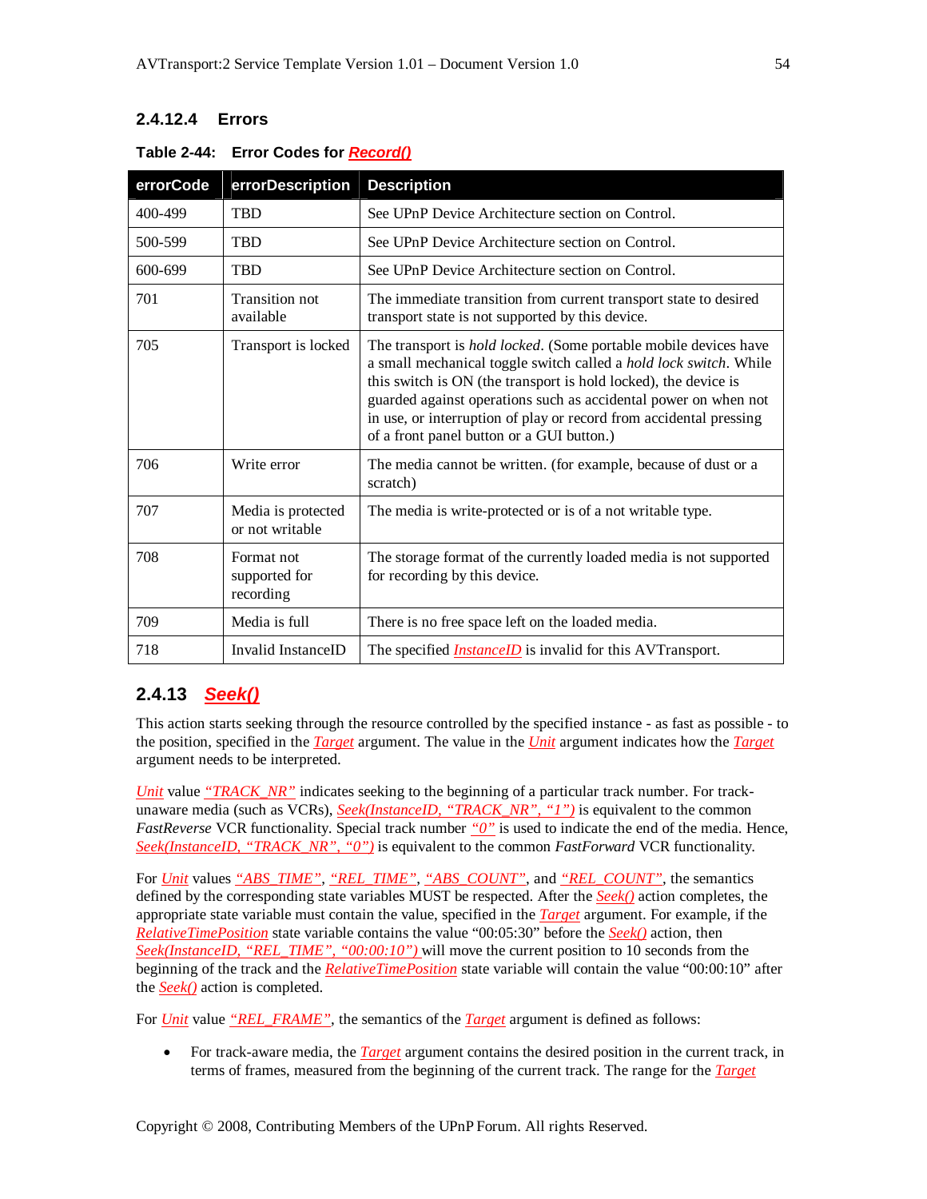#### 2.4.12.4 Errors

**Table 2-44: Error Codes for *Record()***

| errorCode | errorDescription | Description |
|---|---|---|
| 400-499 | TBD | See UPnP Device Architecture section on Control. |
| 500-599 | TBD | See UPnP Device Architecture section on Control. |
| 600-699 | TBD | See UPnP Device Architecture section on Control. |
| 701 | Transition not available | The immediate transition from current transport state to desired transport state is not supported by this device. |
| 705 | Transport is locked | The transport is *hold locked*. (Some portable mobile devices have a small mechanical toggle switch called a *hold lock switch*. While this switch is ON (the transport is hold locked), the device is guarded against operations such as accidental power on when not in use, or interruption of play or record from accidental pressing of a front panel button or a GUI button.) |
| 706 | Write error | The media cannot be written. (for example, because of dust or a scratch) |
| 707 | Media is protected or not writable | The media is write-protected or is of a not writable type. |
| 708 | Format not supported for recording | The storage format of the currently loaded media is not supported for recording by this device. |
| 709 | Media is full | There is no free space left on the loaded media. |
| 718 | Invalid InstanceID | The specified *InstanceID* is invalid for this AVTransport. |

### 2.4.13 *Seek()*

This action starts seeking through the resource controlled by the specified instance - as fast as possible - to the position, specified in the *Target* argument. The value in the *Unit* argument indicates how the *Target* argument needs to be interpreted.

*Unit* value *"TRACK_NR"* indicates seeking to the beginning of a particular track number. For track-unaware media (such as VCRs), *Seek(InstanceID, "TRACK_NR", "1")* is equivalent to the common *FastReverse* VCR functionality. Special track number *"0"* is used to indicate the end of the media. Hence, *Seek(InstanceID, "TRACK_NR", "0")* is equivalent to the common *FastForward* VCR functionality.

For *Unit* values *"ABS_TIME"*, *"REL_TIME"*, *"ABS_COUNT"*, and *"REL_COUNT"*, the semantics defined by the corresponding state variables MUST be respected. After the *Seek()* action completes, the appropriate state variable must contain the value, specified in the *Target* argument. For example, if the *RelativeTimePosition* state variable contains the value "00:05:30" before the *Seek()* action, then *Seek(InstanceID, "REL_TIME", "00:00:10")* will move the current position to 10 seconds from the beginning of the track and the *RelativeTimePosition* state variable will contain the value "00:00:10" after the *Seek()* action is completed.

For *Unit* value *"REL_FRAME"*, the semantics of the *Target* argument is defined as follows:

- For track-aware media, the *Target* argument contains the desired position in the current track, in terms of frames, measured from the beginning of the current track. The range for the *Target*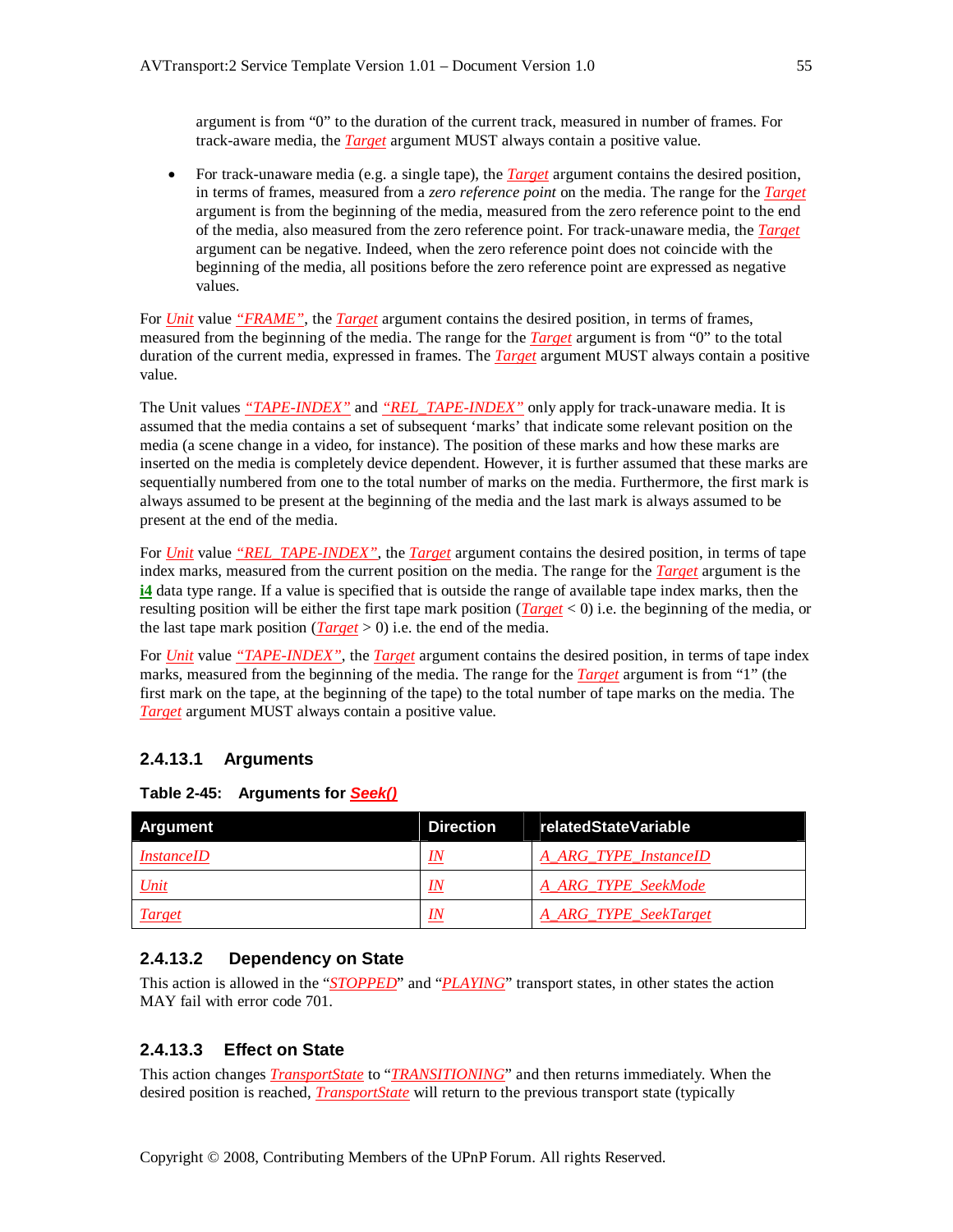argument is from "0" to the duration of the current track, measured in number of frames. For track-aware media, the *Target* argument MUST always contain a positive value.

- For track-unaware media (e.g. a single tape), the *Target* argument contains the desired position, in terms of frames, measured from a *zero reference point* on the media. The range for the *Target* argument is from the beginning of the media, measured from the zero reference point to the end of the media, also measured from the zero reference point. For track-unaware media, the *Target* argument can be negative. Indeed, when the zero reference point does not coincide with the beginning of the media, all positions before the zero reference point are expressed as negative values.

For *Unit* value *"FRAME"*, the *Target* argument contains the desired position, in terms of frames, measured from the beginning of the media. The range for the *Target* argument is from "0" to the total duration of the current media, expressed in frames. The *Target* argument MUST always contain a positive value.

The Unit values *"TAPE-INDEX"* and *"REL_TAPE-INDEX"* only apply for track-unaware media. It is assumed that the media contains a set of subsequent 'marks' that indicate some relevant position on the media (a scene change in a video, for instance). The position of these marks and how these marks are inserted on the media is completely device dependent. However, it is further assumed that these marks are sequentially numbered from one to the total number of marks on the media. Furthermore, the first mark is always assumed to be present at the beginning of the media and the last mark is always assumed to be present at the end of the media.

For *Unit* value *"REL_TAPE-INDEX"*, the *Target* argument contains the desired position, in terms of tape index marks, measured from the current position on the media. The range for the *Target* argument is the **i4** data type range. If a value is specified that is outside the range of available tape index marks, then the resulting position will be either the first tape mark position (*Target* < 0) i.e. the beginning of the media, or the last tape mark position (*Target* > 0) i.e. the end of the media.

For *Unit* value *"TAPE-INDEX"*, the *Target* argument contains the desired position, in terms of tape index marks, measured from the beginning of the media. The range for the *Target* argument is from "1" (the first mark on the tape, at the beginning of the tape) to the total number of tape marks on the media. The *Target* argument MUST always contain a positive value.

### 2.4.13.1 Arguments

**Table 2-45: Arguments for *Seek()***

| Argument | Direction | relatedStateVariable |
|---|---|---|
| *InstanceID* | *IN* | *A_ARG_TYPE_InstanceID* |
| *Unit* | *IN* | *A_ARG_TYPE_SeekMode* |
| *Target* | *IN* | *A_ARG_TYPE_SeekTarget* |

### 2.4.13.2 Dependency on State

This action is allowed in the "*STOPPED*" and "*PLAYING*" transport states, in other states the action MAY fail with error code 701.

### 2.4.13.3 Effect on State

This action changes *TransportState* to "*TRANSITIONING*" and then returns immediately. When the desired position is reached, *TransportState* will return to the previous transport state (typically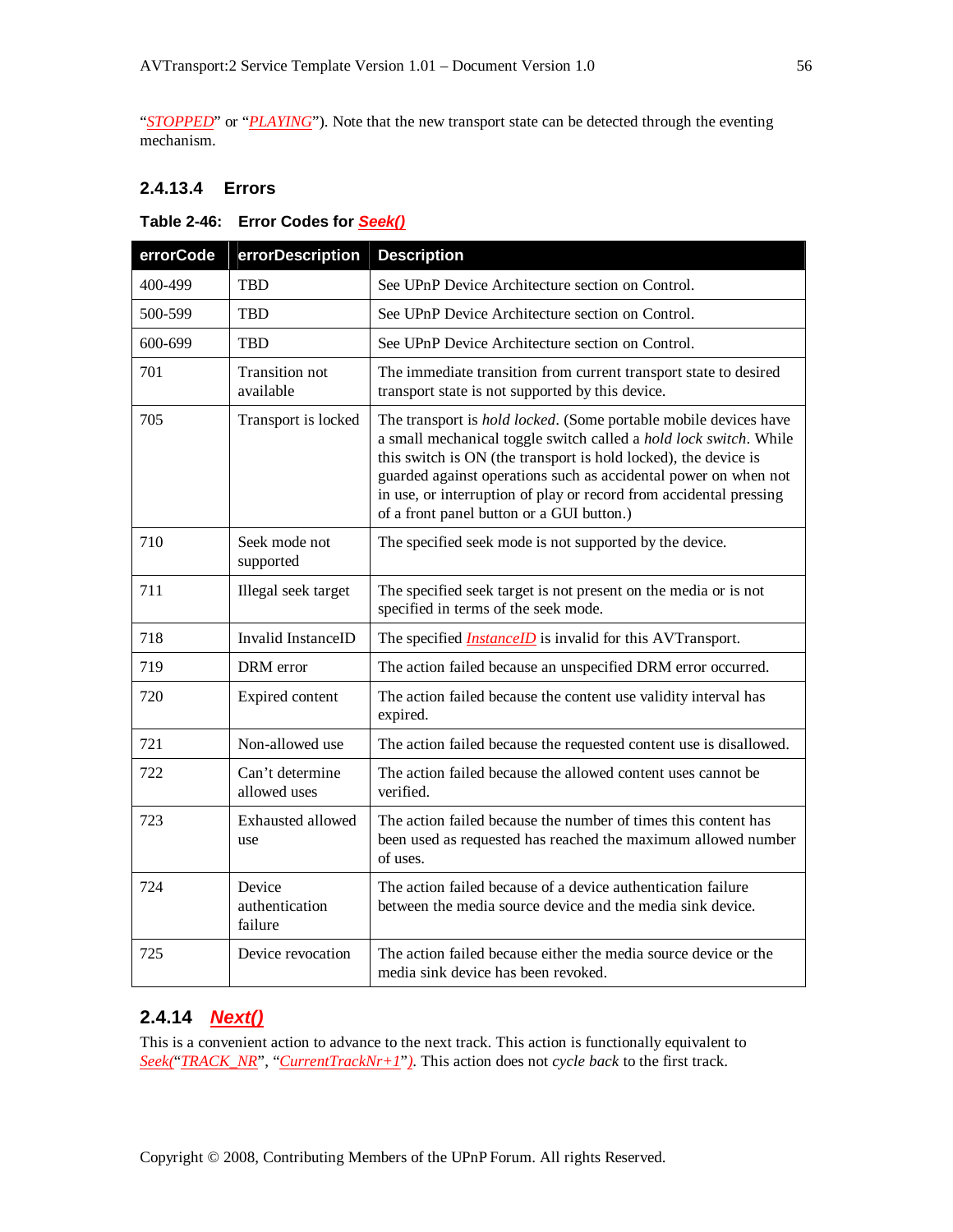"*STOPPED*" or "*PLAYING*"). Note that the new transport state can be detected through the eventing mechanism.

#### 2.4.13.4 Errors

**Table 2-46: Error Codes for *Seek()***

| errorCode | errorDescription | Description |
|---|---|---|
| 400-499 | TBD | See UPnP Device Architecture section on Control. |
| 500-599 | TBD | See UPnP Device Architecture section on Control. |
| 600-699 | TBD | See UPnP Device Architecture section on Control. |
| 701 | Transition not available | The immediate transition from current transport state to desired transport state is not supported by this device. |
| 705 | Transport is locked | The transport is *hold locked*. (Some portable mobile devices have a small mechanical toggle switch called a *hold lock switch*. While this switch is ON (the transport is hold locked), the device is guarded against operations such as accidental power on when not in use, or interruption of play or record from accidental pressing of a front panel button or a GUI button.) |
| 710 | Seek mode not supported | The specified seek mode is not supported by the device. |
| 711 | Illegal seek target | The specified seek target is not present on the media or is not specified in terms of the seek mode. |
| 718 | Invalid InstanceID | The specified *InstanceID* is invalid for this AVTransport. |
| 719 | DRM error | The action failed because an unspecified DRM error occurred. |
| 720 | Expired content | The action failed because the content use validity interval has expired. |
| 721 | Non-allowed use | The action failed because the requested content use is disallowed. |
| 722 | Can't determine allowed uses | The action failed because the allowed content uses cannot be verified. |
| 723 | Exhausted allowed use | The action failed because the number of times this content has been used as requested has reached the maximum allowed number of uses. |
| 724 | Device authentication failure | The action failed because of a device authentication failure between the media source device and the media sink device. |
| 725 | Device revocation | The action failed because either the media source device or the media sink device has been revoked. |

### 2.4.14 *Next()*

This is a convenient action to advance to the next track. This action is functionally equivalent to *Seek(*"*TRACK_NR*", "*CurrentTrackNr+1*"*)*. This action does not *cycle back* to the first track.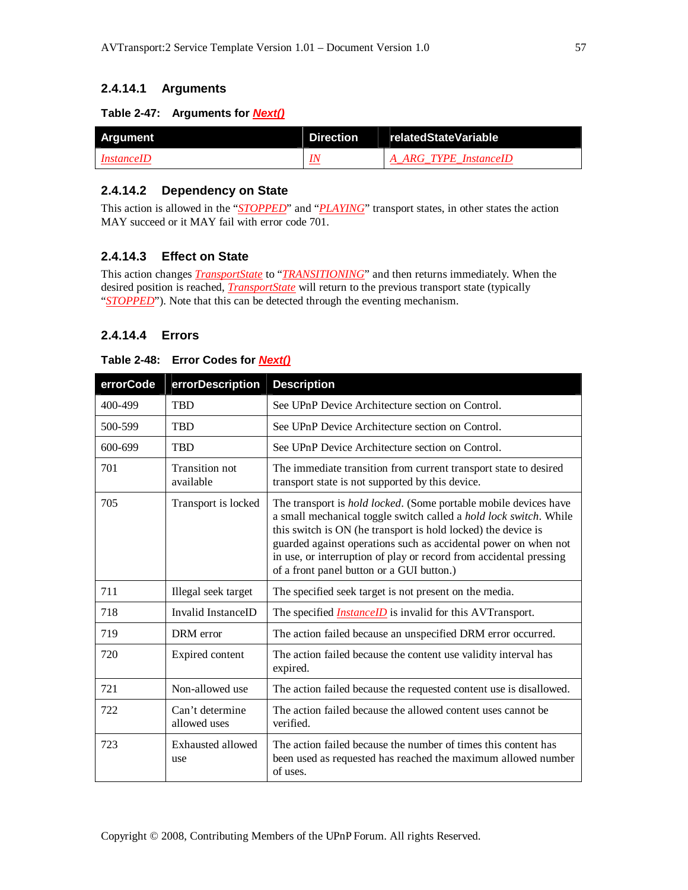#### 2.4.14.1 Arguments

**Table 2-47: Arguments for *Next()***

| Argument | Direction | relatedStateVariable |
|---|---|---|
| *InstanceID* | *IN* | *A_ARG_TYPE_InstanceID* |

#### 2.4.14.2 Dependency on State

This action is allowed in the "*STOPPED*" and "*PLAYING*" transport states, in other states the action MAY succeed or it MAY fail with error code 701.

#### 2.4.14.3 Effect on State

This action changes *TransportState* to "*TRANSITIONING*" and then returns immediately. When the desired position is reached, *TransportState* will return to the previous transport state (typically "*STOPPED*"). Note that this can be detected through the eventing mechanism.

#### 2.4.14.4 Errors

**Table 2-48: Error Codes for *Next()***

| errorCode | errorDescription | Description |
|---|---|---|
| 400-499 | TBD | See UPnP Device Architecture section on Control. |
| 500-599 | TBD | See UPnP Device Architecture section on Control. |
| 600-699 | TBD | See UPnP Device Architecture section on Control. |
| 701 | Transition not available | The immediate transition from current transport state to desired transport state is not supported by this device. |
| 705 | Transport is locked | The transport is *hold locked*. (Some portable mobile devices have a small mechanical toggle switch called a *hold lock switch*. While this switch is ON (he transport is hold locked) the device is guarded against operations such as accidental power on when not in use, or interruption of play or record from accidental pressing of a front panel button or a GUI button.) |
| 711 | Illegal seek target | The specified seek target is not present on the media. |
| 718 | Invalid InstanceID | The specified *InstanceID* is invalid for this AVTransport. |
| 719 | DRM error | The action failed because an unspecified DRM error occurred. |
| 720 | Expired content | The action failed because the content use validity interval has expired. |
| 721 | Non-allowed use | The action failed because the requested content use is disallowed. |
| 722 | Can't determine allowed uses | The action failed because the allowed content uses cannot be verified. |
| 723 | Exhausted allowed use | The action failed because the number of times this content has been used as requested has reached the maximum allowed number of uses. |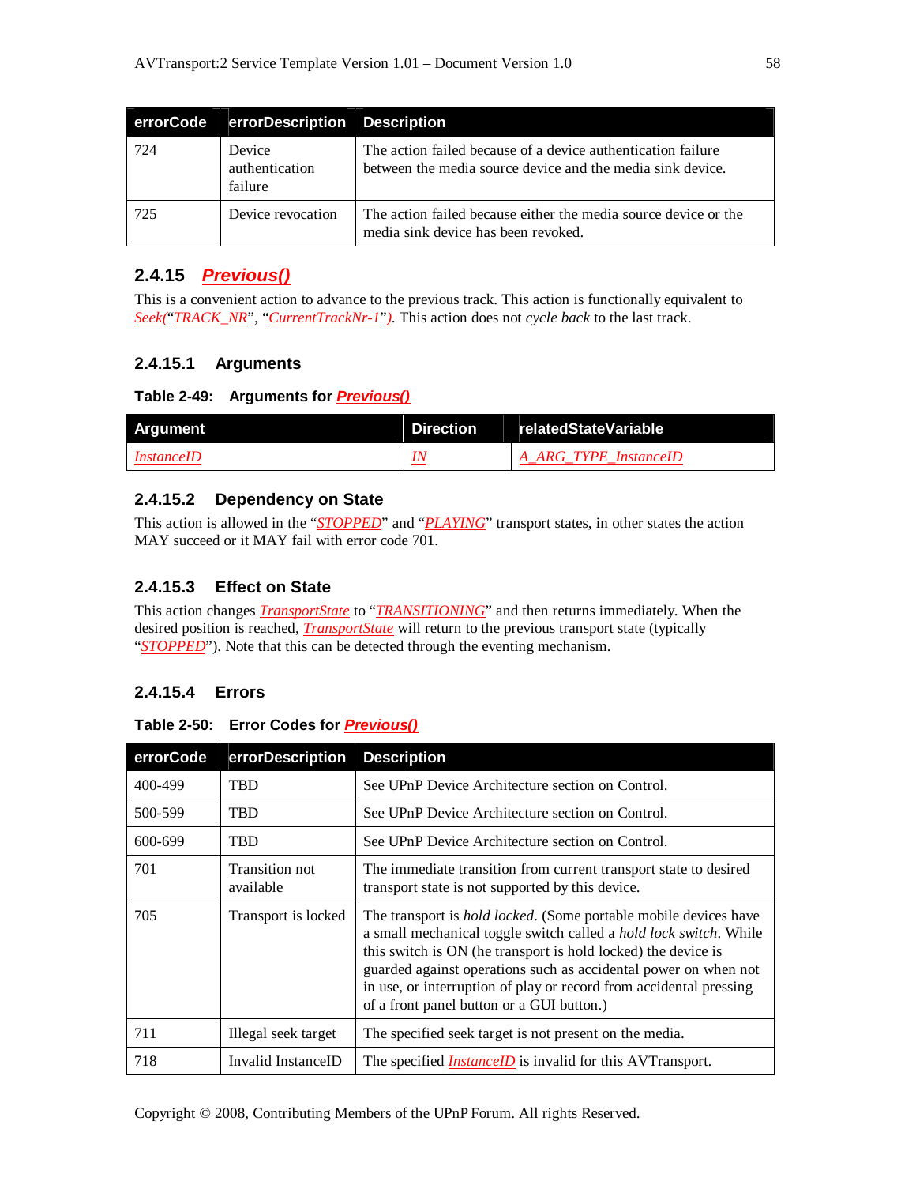| errorCode | errorDescription | Description |
| --- | --- | --- |
| 724 | Device authentication failure | The action failed because of a device authentication failure between the media source device and the media sink device. |
| 725 | Device revocation | The action failed because either the media source device or the media sink device has been revoked. |

### 2.4.15 *Previous()*

This is a convenient action to advance to the previous track. This action is functionally equivalent to *Seek(*"*TRACK_NR*", "*CurrentTrackNr-1*"*)*. This action does not *cycle back* to the last track.

#### 2.4.15.1 Arguments

**Table 2-49: Arguments for *Previous()***

| Argument | Direction | relatedStateVariable |
| --- | --- | --- |
| *InstanceID* | *IN* | *A_ARG_TYPE_InstanceID* |

#### 2.4.15.2 Dependency on State

This action is allowed in the "*STOPPED*" and "*PLAYING*" transport states, in other states the action MAY succeed or it MAY fail with error code 701.

#### 2.4.15.3 Effect on State

This action changes *TransportState* to "*TRANSITIONING*" and then returns immediately. When the desired position is reached, *TransportState* will return to the previous transport state (typically "*STOPPED*"). Note that this can be detected through the eventing mechanism.

#### 2.4.15.4 Errors

**Table 2-50: Error Codes for *Previous()***

| errorCode | errorDescription | Description |
| --- | --- | --- |
| 400-499 | TBD | See UPnP Device Architecture section on Control. |
| 500-599 | TBD | See UPnP Device Architecture section on Control. |
| 600-699 | TBD | See UPnP Device Architecture section on Control. |
| 701 | Transition not available | The immediate transition from current transport state to desired transport state is not supported by this device. |
| 705 | Transport is locked | The transport is *hold locked*. (Some portable mobile devices have a small mechanical toggle switch called a *hold lock switch*. While this switch is ON (he transport is hold locked) the device is guarded against operations such as accidental power on when not in use, or interruption of play or record from accidental pressing of a front panel button or a GUI button.) |
| 711 | Illegal seek target | The specified seek target is not present on the media. |
| 718 | Invalid InstanceID | The specified *InstanceID* is invalid for this AVTransport. |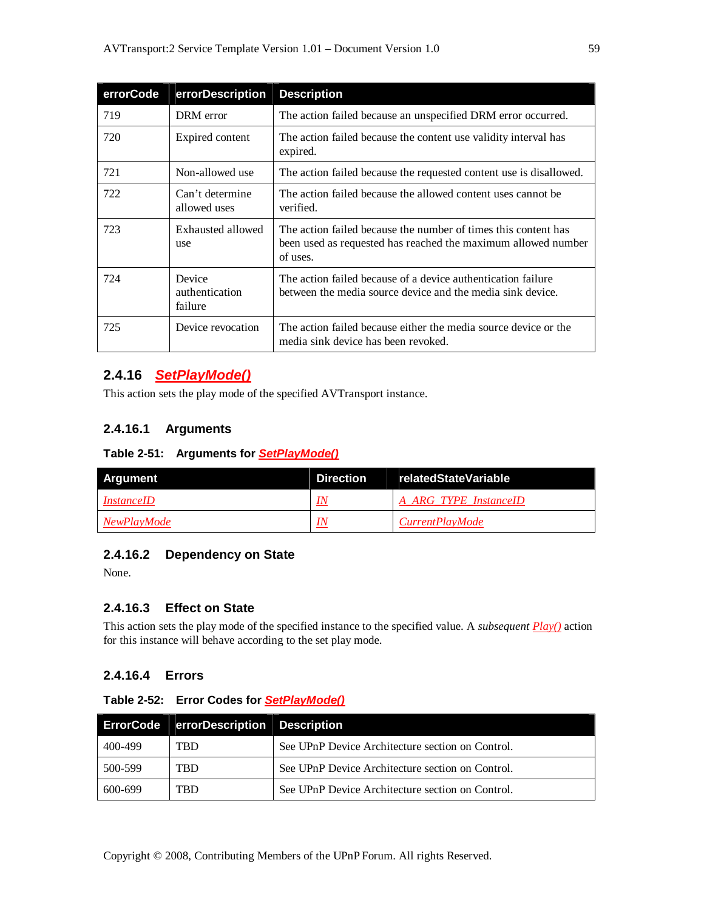| errorCode | errorDescription | Description |
|---|---|---|
| 719 | DRM error | The action failed because an unspecified DRM error occurred. |
| 720 | Expired content | The action failed because the content use validity interval has expired. |
| 721 | Non-allowed use | The action failed because the requested content use is disallowed. |
| 722 | Can't determine allowed uses | The action failed because the allowed content uses cannot be verified. |
| 723 | Exhausted allowed use | The action failed because the number of times this content has been used as requested has reached the maximum allowed number of uses. |
| 724 | Device authentication failure | The action failed because of a device authentication failure between the media source device and the media sink device. |
| 725 | Device revocation | The action failed because either the media source device or the media sink device has been revoked. |

### 2.4.16 SetPlayMode()

This action sets the play mode of the specified AVTransport instance.

#### 2.4.16.1 Arguments

**Table 2-51: Arguments for SetPlayMode()**

| Argument | Direction | relatedStateVariable |
|---|---|---|
| InstanceID | IN | A_ARG_TYPE_InstanceID |
| NewPlayMode | IN | CurrentPlayMode |

#### 2.4.16.2 Dependency on State

None.

#### 2.4.16.3 Effect on State

This action sets the play mode of the specified instance to the specified value. A *subsequent* Play() action for this instance will behave according to the set play mode.

#### 2.4.16.4 Errors

**Table 2-52: Error Codes for SetPlayMode()**

| ErrorCode | errorDescription | Description |
|---|---|---|
| 400-499 | TBD | See UPnP Device Architecture section on Control. |
| 500-599 | TBD | See UPnP Device Architecture section on Control. |
| 600-699 | TBD | See UPnP Device Architecture section on Control. |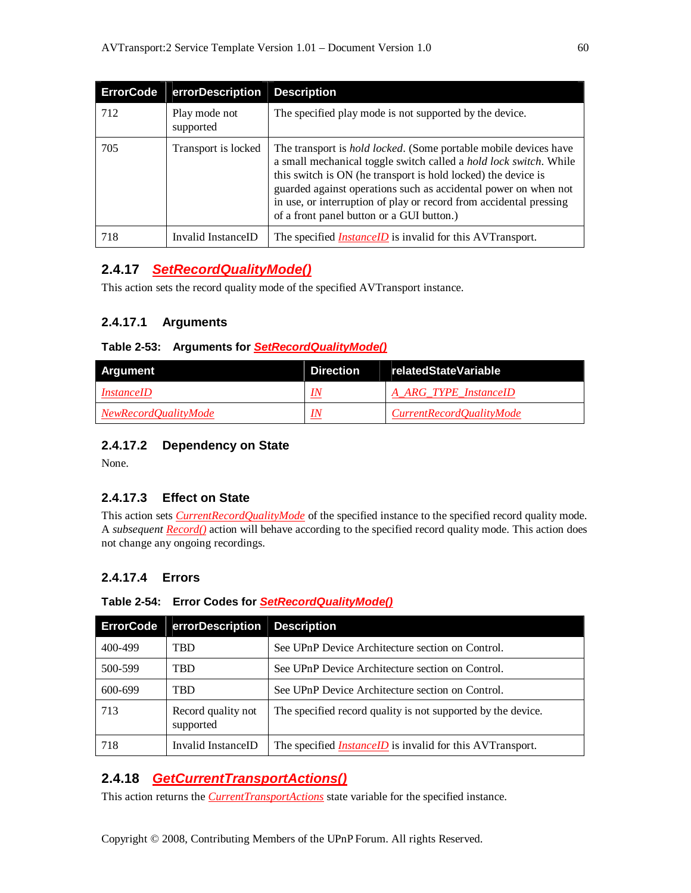| ErrorCode | errorDescription | Description |
|---|---|---|
| 712 | Play mode not supported | The specified play mode is not supported by the device. |
| 705 | Transport is locked | The transport is *hold locked*. (Some portable mobile devices have a small mechanical toggle switch called a *hold lock switch*. While this switch is ON (he transport is hold locked) the device is guarded against operations such as accidental power on when not in use, or interruption of play or record from accidental pressing of a front panel button or a GUI button.) |
| 718 | Invalid InstanceID | The specified *InstanceID* is invalid for this AVTransport. |

### 2.4.17 *SetRecordQualityMode()*

This action sets the record quality mode of the specified AVTransport instance.

#### 2.4.17.1 Arguments

**Table 2-53: Arguments for *SetRecordQualityMode()***

| Argument | Direction | relatedStateVariable |
|---|---|---|
| *InstanceID* | *IN* | *A_ARG_TYPE_InstanceID* |
| *NewRecordQualityMode* | *IN* | *CurrentRecordQualityMode* |

#### 2.4.17.2 Dependency on State

None.

#### 2.4.17.3 Effect on State

This action sets *CurrentRecordQualityMode* of the specified instance to the specified record quality mode. A *subsequent* *Record()* action will behave according to the specified record quality mode. This action does not change any ongoing recordings.

#### 2.4.17.4 Errors

**Table 2-54: Error Codes for *SetRecordQualityMode()***

| ErrorCode | errorDescription | Description |
|---|---|---|
| 400-499 | TBD | See UPnP Device Architecture section on Control. |
| 500-599 | TBD | See UPnP Device Architecture section on Control. |
| 600-699 | TBD | See UPnP Device Architecture section on Control. |
| 713 | Record quality not supported | The specified record quality is not supported by the device. |
| 718 | Invalid InstanceID | The specified *InstanceID* is invalid for this AVTransport. |

### 2.4.18 *GetCurrentTransportActions()*

This action returns the *CurrentTransportActions* state variable for the specified instance.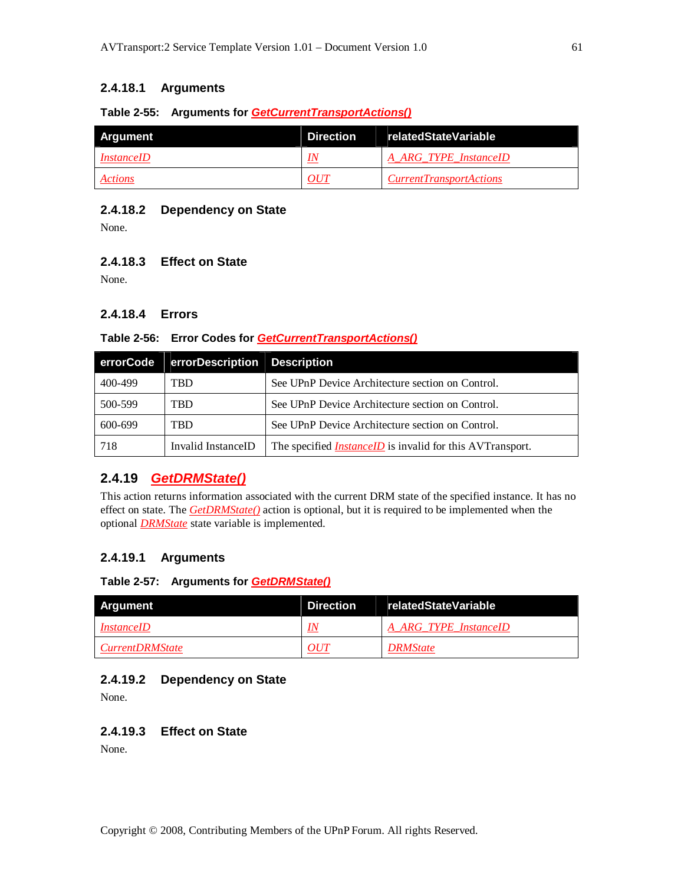#### 2.4.18.1 Arguments

**Table 2-55: Arguments for *GetCurrentTransportActions()***

| Argument | Direction | relatedStateVariable |
| --- | --- | --- |
| *InstanceID* | *IN* | *A_ARG_TYPE_InstanceID* |
| *Actions* | *OUT* | *CurrentTransportActions* |

#### 2.4.18.2 Dependency on State

None.

#### 2.4.18.3 Effect on State

None.

#### 2.4.18.4 Errors

**Table 2-56: Error Codes for *GetCurrentTransportActions()***

| errorCode | errorDescription | Description |
| --- | --- | --- |
| 400-499 | TBD | See UPnP Device Architecture section on Control. |
| 500-599 | TBD | See UPnP Device Architecture section on Control. |
| 600-699 | TBD | See UPnP Device Architecture section on Control. |
| 718 | Invalid InstanceID | The specified *InstanceID* is invalid for this AVTransport. |

### 2.4.19 *GetDRMState()*

This action returns information associated with the current DRM state of the specified instance. It has no effect on state. The *GetDRMState()* action is optional, but it is required to be implemented when the optional *DRMState* state variable is implemented.

#### 2.4.19.1 Arguments

**Table 2-57: Arguments for *GetDRMState()***

| Argument | Direction | relatedStateVariable |
| --- | --- | --- |
| *InstanceID* | *IN* | *A_ARG_TYPE_InstanceID* |
| *CurrentDRMState* | *OUT* | *DRMState* |

#### 2.4.19.2 Dependency on State

None.

#### 2.4.19.3 Effect on State

None.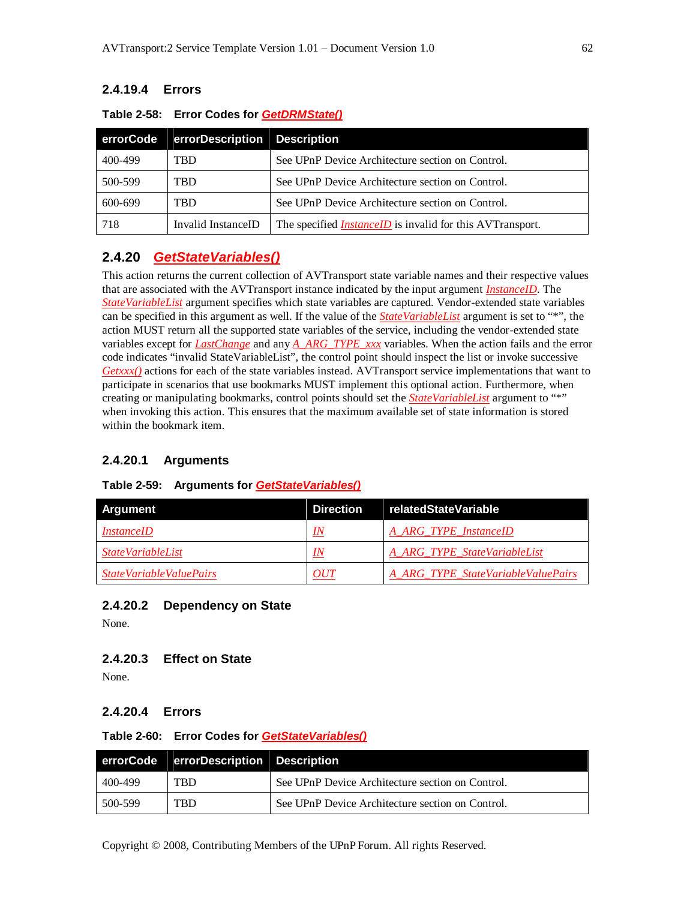#### 2.4.19.4 Errors

**Table 2-58: Error Codes for *GetDRMState()***

| errorCode | errorDescription | Description |
|---|---|---|
| 400-499 | TBD | See UPnP Device Architecture section on Control. |
| 500-599 | TBD | See UPnP Device Architecture section on Control. |
| 600-699 | TBD | See UPnP Device Architecture section on Control. |
| 718 | Invalid InstanceID | The specified *InstanceID* is invalid for this AVTransport. |

### 2.4.20 *GetStateVariables()*

This action returns the current collection of AVTransport state variable names and their respective values that are associated with the AVTransport instance indicated by the input argument *InstanceID*. The *StateVariableList* argument specifies which state variables are captured. Vendor-extended state variables can be specified in this argument as well. If the value of the *StateVariableList* argument is set to "*", the action MUST return all the supported state variables of the service, including the vendor-extended state variables except for *LastChange* and any *A_ARG_TYPE_xxx* variables. When the action fails and the error code indicates "invalid StateVariableList", the control point should inspect the list or invoke successive *Getxxx()* actions for each of the state variables instead. AVTransport service implementations that want to participate in scenarios that use bookmarks MUST implement this optional action. Furthermore, when creating or manipulating bookmarks, control points should set the *StateVariableList* argument to "*" when invoking this action. This ensures that the maximum available set of state information is stored within the bookmark item.

#### 2.4.20.1 Arguments

**Table 2-59: Arguments for *GetStateVariables()***

| Argument | Direction | relatedStateVariable |
|---|---|---|
| *InstanceID* | *IN* | *A_ARG_TYPE_InstanceID* |
| *StateVariableList* | *IN* | *A_ARG_TYPE_StateVariableList* |
| *StateVariableValuePairs* | *OUT* | *A_ARG_TYPE_StateVariableValuePairs* |

#### 2.4.20.2 Dependency on State

None.

#### 2.4.20.3 Effect on State

None.

#### 2.4.20.4 Errors

**Table 2-60: Error Codes for *GetStateVariables()***

| errorCode | errorDescription | Description |
|---|---|---|
| 400-499 | TBD | See UPnP Device Architecture section on Control. |
| 500-599 | TBD | See UPnP Device Architecture section on Control. |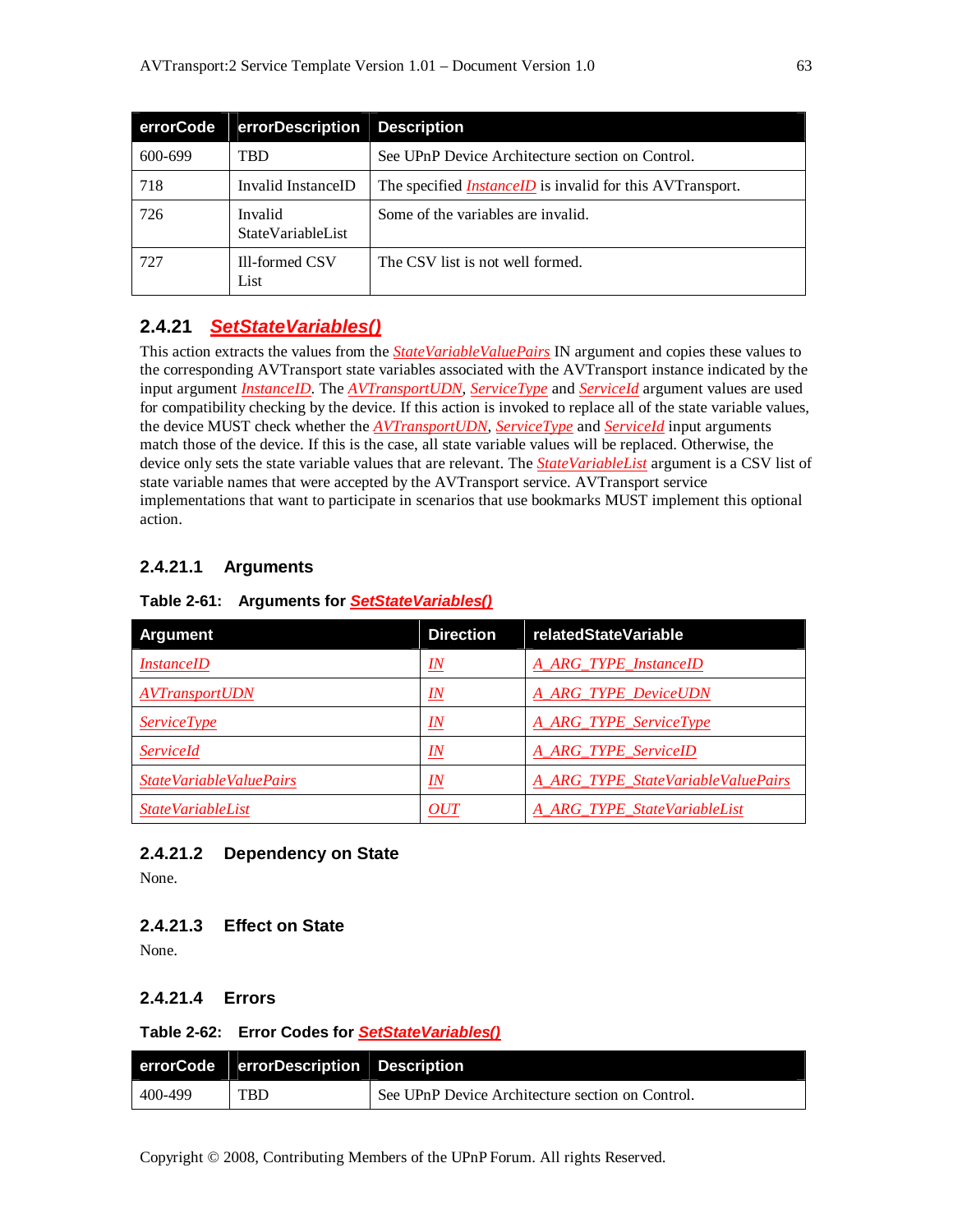| errorCode | errorDescription | Description |
|---|---|---|
| 600-699 | TBD | See UPnP Device Architecture section on Control. |
| 718 | Invalid InstanceID | The specified *InstanceID* is invalid for this AVTransport. |
| 726 | Invalid StateVariableList | Some of the variables are invalid. |
| 727 | Ill-formed CSV List | The CSV list is not well formed. |

### 2.4.21 *SetStateVariables()*

This action extracts the values from the *StateVariableValuePairs* IN argument and copies these values to the corresponding AVTransport state variables associated with the AVTransport instance indicated by the input argument *InstanceID*. The *AVTransportUDN*, *ServiceType* and *ServiceId* argument values are used for compatibility checking by the device. If this action is invoked to replace all of the state variable values, the device MUST check whether the *AVTransportUDN*, *ServiceType* and *ServiceId* input arguments match those of the device. If this is the case, all state variable values will be replaced. Otherwise, the device only sets the state variable values that are relevant. The *StateVariableList* argument is a CSV list of state variable names that were accepted by the AVTransport service. AVTransport service implementations that want to participate in scenarios that use bookmarks MUST implement this optional action.

#### 2.4.21.1 Arguments

**Table 2-61: Arguments for *SetStateVariables()***

| Argument | Direction | relatedStateVariable |
|---|---|---|
| *InstanceID* | *IN* | *A_ARG_TYPE_InstanceID* |
| *AVTransportUDN* | *IN* | *A_ARG_TYPE_DeviceUDN* |
| *ServiceType* | *IN* | *A_ARG_TYPE_ServiceType* |
| *ServiceId* | *IN* | *A_ARG_TYPE_ServiceID* |
| *StateVariableValuePairs* | *IN* | *A_ARG_TYPE_StateVariableValuePairs* |
| *StateVariableList* | *OUT* | *A_ARG_TYPE_StateVariableList* |

#### 2.4.21.2 Dependency on State

None.

#### 2.4.21.3 Effect on State

None.

#### 2.4.21.4 Errors

**Table 2-62: Error Codes for *SetStateVariables()***

| errorCode | errorDescription | Description |
|---|---|---|
| 400-499 | TBD | See UPnP Device Architecture section on Control. |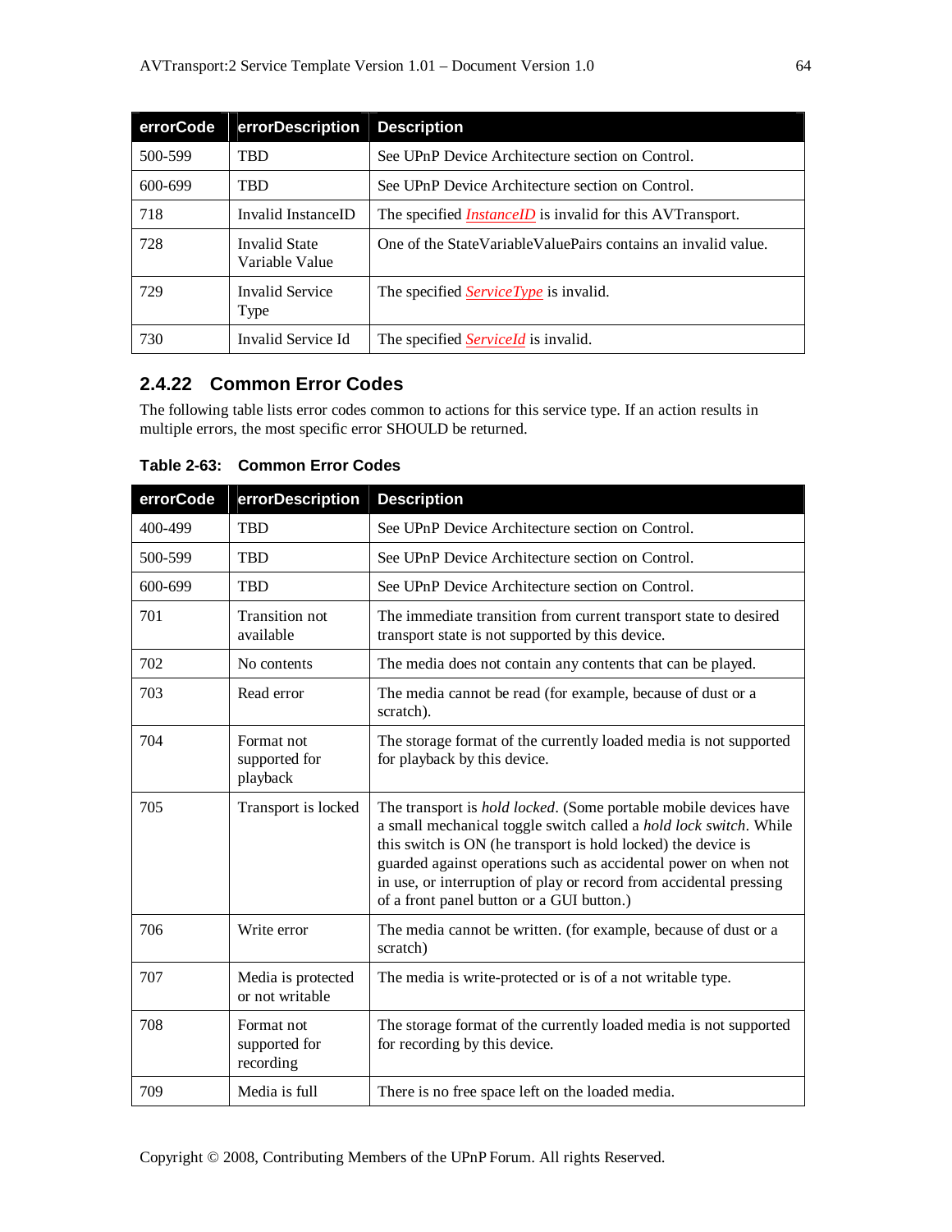| errorCode | errorDescription | Description |
| --- | --- | --- |
| 500-599 | TBD | See UPnP Device Architecture section on Control. |
| 600-699 | TBD | See UPnP Device Architecture section on Control. |
| 718 | Invalid InstanceID | The specified *InstanceID* is invalid for this AVTransport. |
| 728 | Invalid State Variable Value | One of the StateVariableValuePairs contains an invalid value. |
| 729 | Invalid Service Type | The specified *ServiceType* is invalid. |
| 730 | Invalid Service Id | The specified *ServiceId* is invalid. |

### 2.4.22 Common Error Codes

The following table lists error codes common to actions for this service type. If an action results in multiple errors, the most specific error SHOULD be returned.

**Table 2-63: Common Error Codes**

| errorCode | errorDescription | Description |
| --- | --- | --- |
| 400-499 | TBD | See UPnP Device Architecture section on Control. |
| 500-599 | TBD | See UPnP Device Architecture section on Control. |
| 600-699 | TBD | See UPnP Device Architecture section on Control. |
| 701 | Transition not available | The immediate transition from current transport state to desired transport state is not supported by this device. |
| 702 | No contents | The media does not contain any contents that can be played. |
| 703 | Read error | The media cannot be read (for example, because of dust or a scratch). |
| 704 | Format not supported for playback | The storage format of the currently loaded media is not supported for playback by this device. |
| 705 | Transport is locked | The transport is *hold locked*. (Some portable mobile devices have a small mechanical toggle switch called a *hold lock switch*. While this switch is ON (he transport is hold locked) the device is guarded against operations such as accidental power on when not in use, or interruption of play or record from accidental pressing of a front panel button or a GUI button.) |
| 706 | Write error | The media cannot be written. (for example, because of dust or a scratch) |
| 707 | Media is protected or not writable | The media is write-protected or is of a not writable type. |
| 708 | Format not supported for recording | The storage format of the currently loaded media is not supported for recording by this device. |
| 709 | Media is full | There is no free space left on the loaded media. |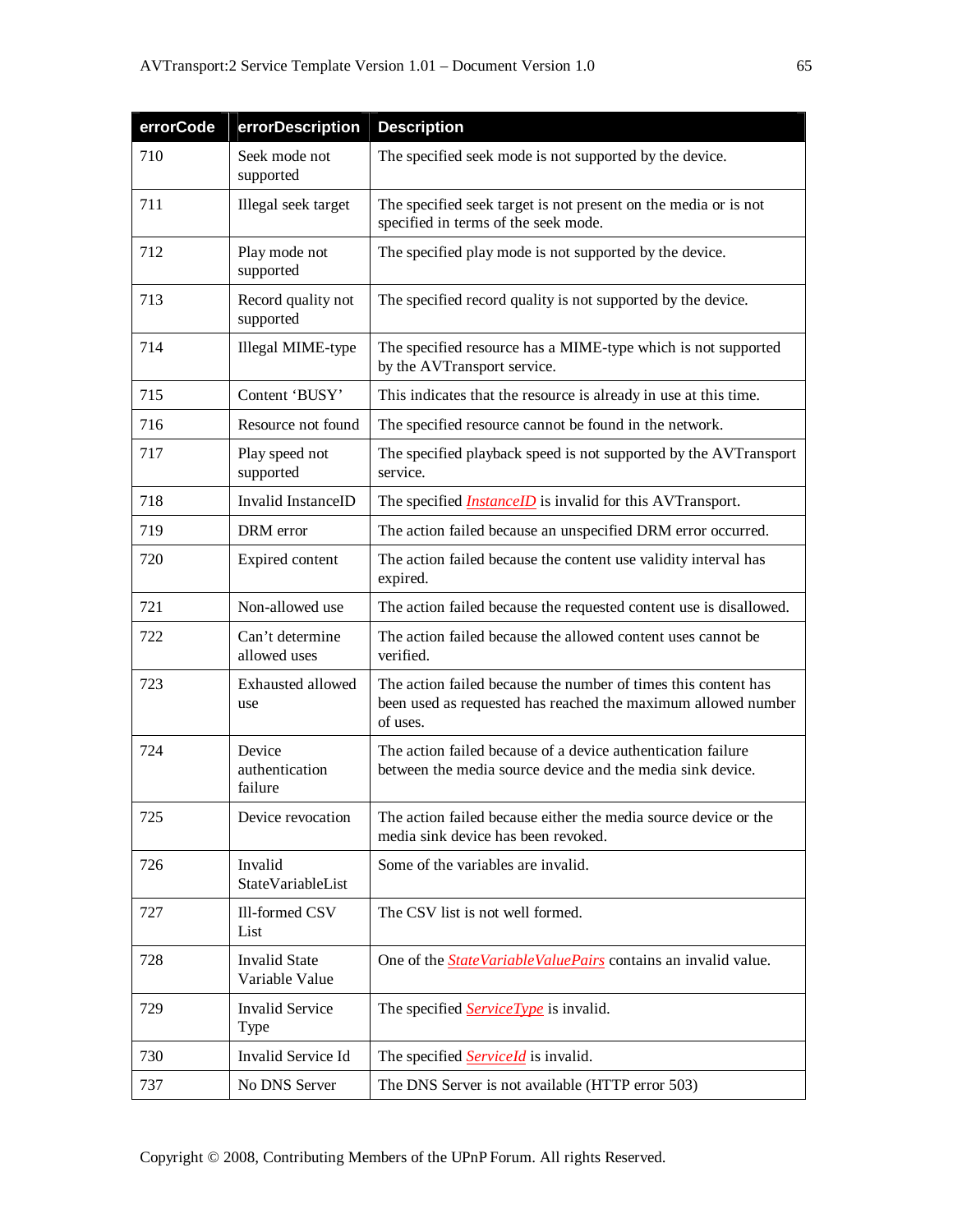| errorCode | errorDescription | Description |
|---|---|---|
| 710 | Seek mode not supported | The specified seek mode is not supported by the device. |
| 711 | Illegal seek target | The specified seek target is not present on the media or is not specified in terms of the seek mode. |
| 712 | Play mode not supported | The specified play mode is not supported by the device. |
| 713 | Record quality not supported | The specified record quality is not supported by the device. |
| 714 | Illegal MIME-type | The specified resource has a MIME-type which is not supported by the AVTransport service. |
| 715 | Content 'BUSY' | This indicates that the resource is already in use at this time. |
| 716 | Resource not found | The specified resource cannot be found in the network. |
| 717 | Play speed not supported | The specified playback speed is not supported by the AVTransport service. |
| 718 | Invalid InstanceID | The specified *InstanceID* is invalid for this AVTransport. |
| 719 | DRM error | The action failed because an unspecified DRM error occurred. |
| 720 | Expired content | The action failed because the content use validity interval has expired. |
| 721 | Non-allowed use | The action failed because the requested content use is disallowed. |
| 722 | Can't determine allowed uses | The action failed because the allowed content uses cannot be verified. |
| 723 | Exhausted allowed use | The action failed because the number of times this content has been used as requested has reached the maximum allowed number of uses. |
| 724 | Device authentication failure | The action failed because of a device authentication failure between the media source device and the media sink device. |
| 725 | Device revocation | The action failed because either the media source device or the media sink device has been revoked. |
| 726 | Invalid StateVariableList | Some of the variables are invalid. |
| 727 | Ill-formed CSV List | The CSV list is not well formed. |
| 728 | Invalid State Variable Value | One of the *StateVariableValuePairs* contains an invalid value. |
| 729 | Invalid Service Type | The specified *ServiceType* is invalid. |
| 730 | Invalid Service Id | The specified *ServiceId* is invalid. |
| 737 | No DNS Server | The DNS Server is not available (HTTP error 503) |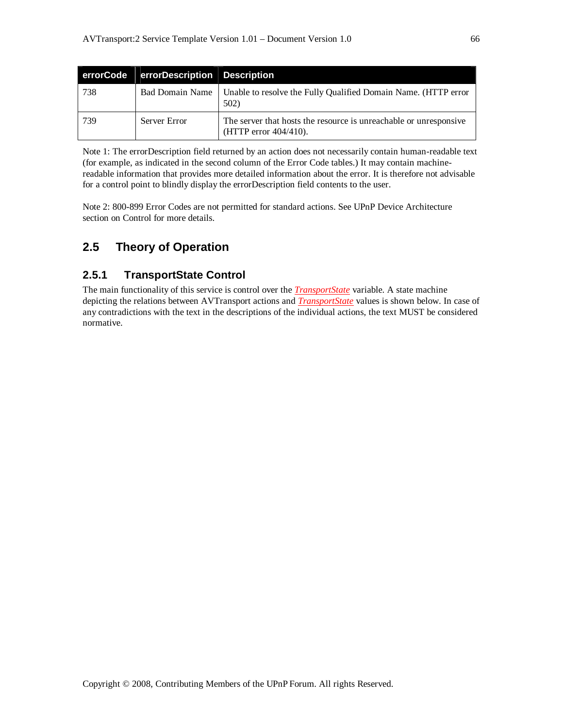| errorCode | errorDescription | Description |
| --- | --- | --- |
| 738 | Bad Domain Name | Unable to resolve the Fully Qualified Domain Name. (HTTP error 502) |
| 739 | Server Error | The server that hosts the resource is unreachable or unresponsive (HTTP error 404/410). |

Note 1: The errorDescription field returned by an action does not necessarily contain human-readable text (for example, as indicated in the second column of the Error Code tables.) It may contain machine-readable information that provides more detailed information about the error. It is therefore not advisable for a control point to blindly display the errorDescription field contents to the user.

Note 2: 800-899 Error Codes are not permitted for standard actions. See UPnP Device Architecture section on Control for more details.

## 2.5 Theory of Operation

### 2.5.1 TransportState Control

The main functionality of this service is control over the *TransportState* variable. A state machine depicting the relations between AVTransport actions and *TransportState* values is shown below. In case of any contradictions with the text in the descriptions of the individual actions, the text MUST be considered normative.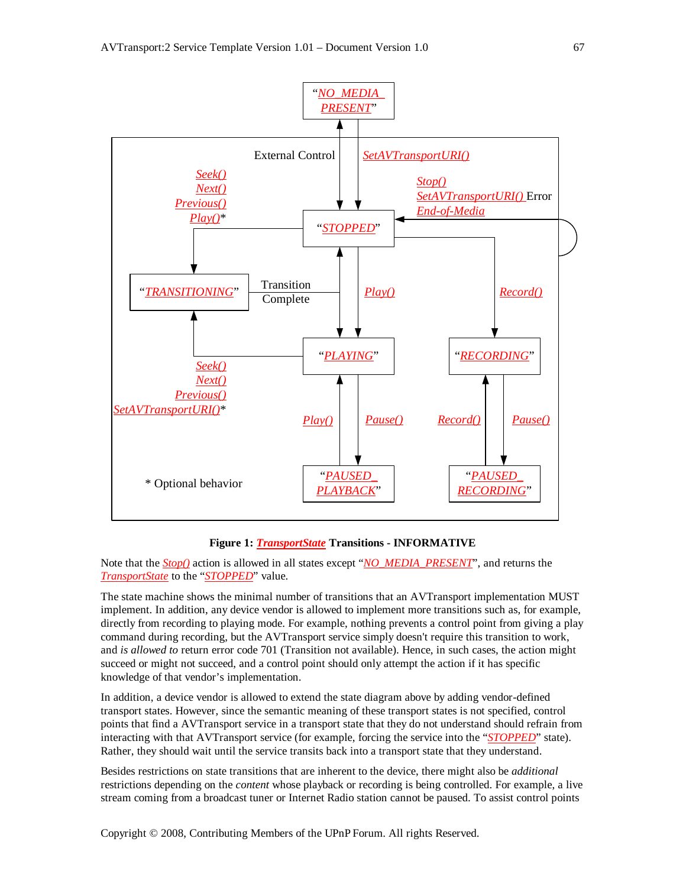“NO_MEDIA_PRESENT”

External Control

SetAVTransportURI()

Seek()
Next()
Previous()
Play()*

Stop()
SetAVTransportURI() Error
End-of-Media

“STOPPED”

“TRANSITIONING”

Transition Complete

Play()

Record()

“PLAYING”

“RECORDING”

Seek()
Next()
Previous()
SetAVTransportURI()*

Play()

Pause()

Record()

Pause()

* Optional behavior

“PAUSED_PLAYBACK”

“PAUSED_RECORDING”

**Figure 1: *TransportState* Transitions - INFORMATIVE**

Note that the *Stop()* action is allowed in all states except “*NO_MEDIA_PRESENT*”, and returns the *TransportState* to the “*STOPPED*” value.

The state machine shows the minimal number of transitions that an AVTransport implementation MUST implement. In addition, any device vendor is allowed to implement more transitions such as, for example, directly from recording to playing mode. For example, nothing prevents a control point from giving a play command during recording, but the AVTransport service simply doesn't require this transition to work, and *is allowed to* return error code 701 (Transition not available). Hence, in such cases, the action might succeed or might not succeed, and a control point should only attempt the action if it has specific knowledge of that vendor’s implementation.

In addition, a device vendor is allowed to extend the state diagram above by adding vendor-defined transport states. However, since the semantic meaning of these transport states is not specified, control points that find a AVTransport service in a transport state that they do not understand should refrain from interacting with that AVTransport service (for example, forcing the service into the “*STOPPED*” state). Rather, they should wait until the service transits back into a transport state that they understand.

Besides restrictions on state transitions that are inherent to the device, there might also be *additional* restrictions depending on the *content* whose playback or recording is being controlled. For example, a live stream coming from a broadcast tuner or Internet Radio station cannot be paused. To assist control points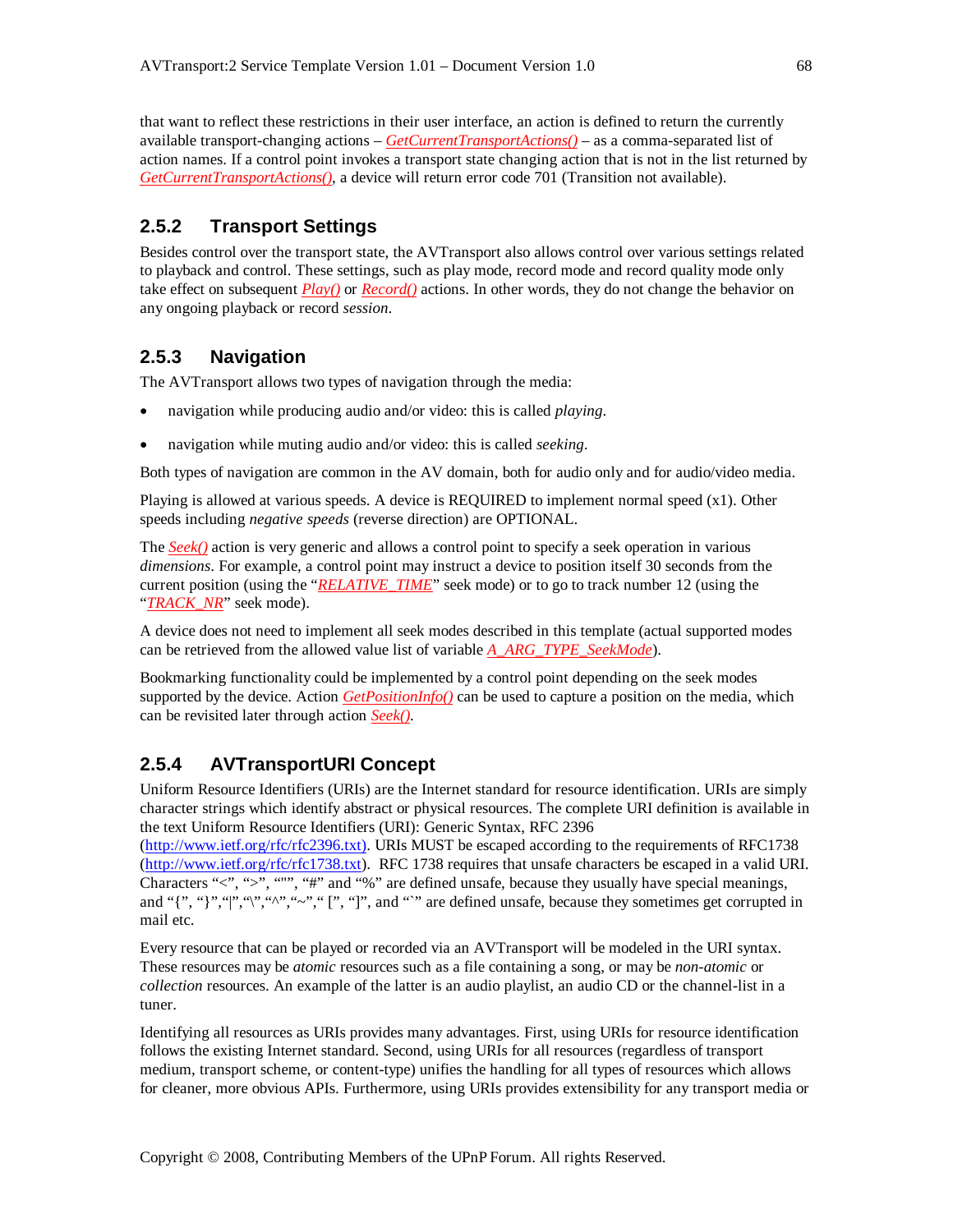that want to reflect these restrictions in their user interface, an action is defined to return the currently available transport-changing actions – *GetCurrentTransportActions()* – as a comma-separated list of action names. If a control point invokes a transport state changing action that is not in the list returned by *GetCurrentTransportActions()*, a device will return error code 701 (Transition not available).

### 2.5.2 Transport Settings

Besides control over the transport state, the AVTransport also allows control over various settings related to playback and control. These settings, such as play mode, record mode and record quality mode only take effect on subsequent *Play()* or *Record()* actions. In other words, they do not change the behavior on any ongoing playback or record *session*.

### 2.5.3 Navigation

The AVTransport allows two types of navigation through the media:

- navigation while producing audio and/or video: this is called *playing*.
- navigation while muting audio and/or video: this is called *seeking*.

Both types of navigation are common in the AV domain, both for audio only and for audio/video media.

Playing is allowed at various speeds. A device is REQUIRED to implement normal speed (x1). Other speeds including *negative speeds* (reverse direction) are OPTIONAL.

The *Seek()* action is very generic and allows a control point to specify a seek operation in various *dimensions*. For example, a control point may instruct a device to position itself 30 seconds from the current position (using the "*RELATIVE_TIME*" seek mode) or to go to track number 12 (using the "*TRACK_NR*" seek mode).

A device does not need to implement all seek modes described in this template (actual supported modes can be retrieved from the allowed value list of variable *A_ARG_TYPE_SeekMode*).

Bookmarking functionality could be implemented by a control point depending on the seek modes supported by the device. Action *GetPositionInfo()* can be used to capture a position on the media, which can be revisited later through action *Seek()*.

### 2.5.4 AVTransportURI Concept

Uniform Resource Identifiers (URIs) are the Internet standard for resource identification. URIs are simply character strings which identify abstract or physical resources. The complete URI definition is available in the text Uniform Resource Identifiers (URI): Generic Syntax, RFC 2396 (http://www.ietf.org/rfc/rfc2396.txt). URIs MUST be escaped according to the requirements of RFC1738 (http://www.ietf.org/rfc/rfc1738.txt). RFC 1738 requires that unsafe characters be escaped in a valid URI. Characters "<", ">", """, "#" and "%" are defined unsafe, because they usually have special meanings, and "{", "}","|","\","^","~"," [", "]", and "`" are defined unsafe, because they sometimes get corrupted in mail etc.

Every resource that can be played or recorded via an AVTransport will be modeled in the URI syntax. These resources may be *atomic* resources such as a file containing a song, or may be *non-atomic* or *collection* resources. An example of the latter is an audio playlist, an audio CD or the channel-list in a tuner.

Identifying all resources as URIs provides many advantages. First, using URIs for resource identification follows the existing Internet standard. Second, using URIs for all resources (regardless of transport medium, transport scheme, or content-type) unifies the handling for all types of resources which allows for cleaner, more obvious APIs. Furthermore, using URIs provides extensibility for any transport media or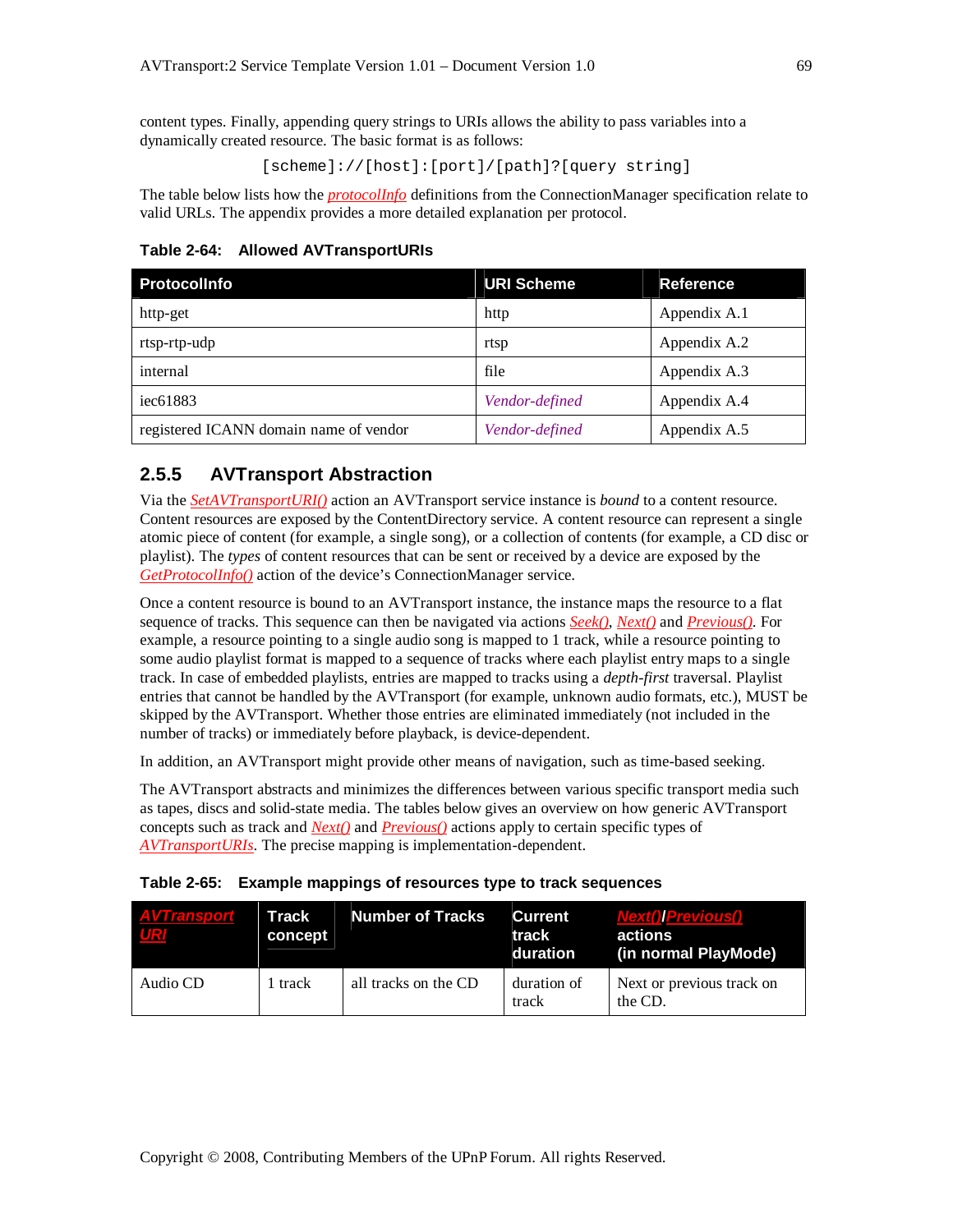content types. Finally, appending query strings to URIs allows the ability to pass variables into a dynamically created resource. The basic format is as follows:

```
[scheme]://[host]:[port]/[path]?[query string]
```

The table below lists how the *protocolInfo* definitions from the ConnectionManager specification relate to valid URLs. The appendix provides a more detailed explanation per protocol.

**Table 2-64: Allowed AVTransportURIs**

| ProtocolInfo | URI Scheme | Reference |
|---|---|---|
| http-get | http | Appendix A.1 |
| rtsp-rtp-udp | rtsp | Appendix A.2 |
| internal | file | Appendix A.3 |
| iec61883 | *Vendor-defined* | Appendix A.4 |
| registered ICANN domain name of vendor | *Vendor-defined* | Appendix A.5 |

### 2.5.5 AVTransport Abstraction

Via the *SetAVTransportURI()* action an AVTransport service instance is *bound* to a content resource. Content resources are exposed by the ContentDirectory service. A content resource can represent a single atomic piece of content (for example, a single song), or a collection of contents (for example, a CD disc or playlist). The *types* of content resources that can be sent or received by a device are exposed by the *GetProtocolInfo()* action of the device's ConnectionManager service.

Once a content resource is bound to an AVTransport instance, the instance maps the resource to a flat sequence of tracks. This sequence can then be navigated via actions *Seek()*, *Next()* and *Previous()*. For example, a resource pointing to a single audio song is mapped to 1 track, while a resource pointing to some audio playlist format is mapped to a sequence of tracks where each playlist entry maps to a single track. In case of embedded playlists, entries are mapped to tracks using a *depth-first* traversal. Playlist entries that cannot be handled by the AVTransport (for example, unknown audio formats, etc.), MUST be skipped by the AVTransport. Whether those entries are eliminated immediately (not included in the number of tracks) or immediately before playback, is device-dependent.

In addition, an AVTransport might provide other means of navigation, such as time-based seeking.

The AVTransport abstracts and minimizes the differences between various specific transport media such as tapes, discs and solid-state media. The tables below gives an overview on how generic AVTransport concepts such as track and *Next()* and *Previous()* actions apply to certain specific types of *AVTransportURIs*. The precise mapping is implementation-dependent.

**Table 2-65: Example mappings of resources type to track sequences**

| *AVTransport URI* | Track concept | Number of Tracks | Current track duration | *Next()*/*Previous()* actions (in normal PlayMode) |
|---|---|---|---|---|
| Audio CD | 1 track | all tracks on the CD | duration of track | Next or previous track on the CD. |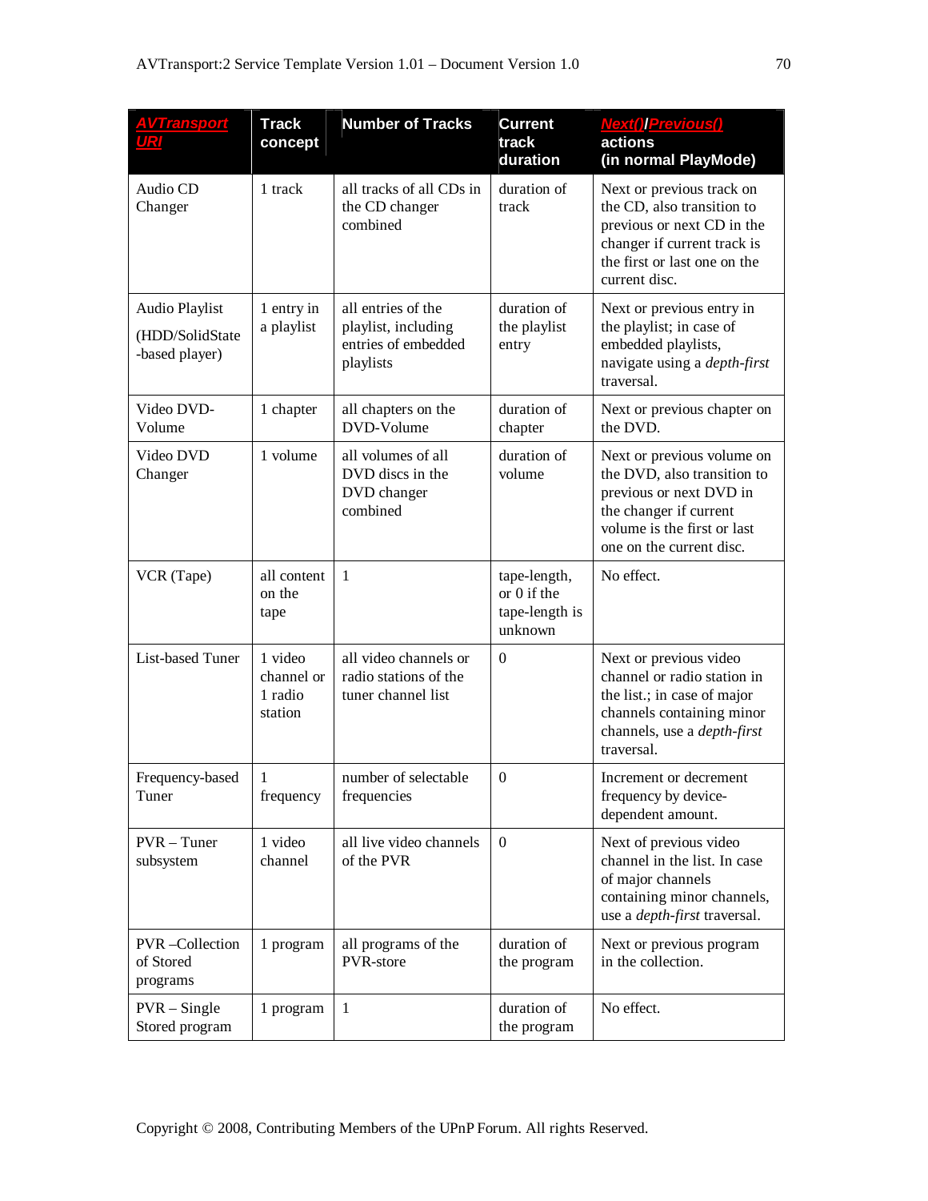| *AVTransport URI* | Track concept | Number of Tracks | Current track duration | *Next()*/*Previous()* actions (in normal PlayMode) |
|---|---|---|---|---|
| Audio CD Changer | 1 track | all tracks of all CDs in the CD changer combined | duration of track | Next or previous track on the CD, also transition to previous or next CD in the changer if current track is the first or last one on the current disc. |
| Audio Playlist (HDD/SolidState-based player) | 1 entry in a playlist | all entries of the playlist, including entries of embedded playlists | duration of the playlist entry | Next or previous entry in the playlist; in case of embedded playlists, navigate using a *depth-first* traversal. |
| Video DVD-Volume | 1 chapter | all chapters on the DVD-Volume | duration of chapter | Next or previous chapter on the DVD. |
| Video DVD Changer | 1 volume | all volumes of all DVD discs in the DVD changer combined | duration of volume | Next or previous volume on the DVD, also transition to previous or next DVD in the changer if current volume is the first or last one on the current disc. |
| VCR (Tape) | all content on the tape | 1 | tape-length, or 0 if the tape-length is unknown | No effect. |
| List-based Tuner | 1 video channel or 1 radio station | all video channels or radio stations of the tuner channel list | 0 | Next or previous video channel or radio station in the list.; in case of major channels containing minor channels, use a *depth-first* traversal. |
| Frequency-based Tuner | 1 frequency | number of selectable frequencies | 0 | Increment or decrement frequency by device-dependent amount. |
| PVR – Tuner subsystem | 1 video channel | all live video channels of the PVR | 0 | Next of previous video channel in the list. In case of major channels containing minor channels, use a *depth-first* traversal. |
| PVR –Collection of Stored programs | 1 program | all programs of the PVR-store | duration of the program | Next or previous program in the collection. |
| PVR – Single Stored program | 1 program | 1 | duration of the program | No effect. |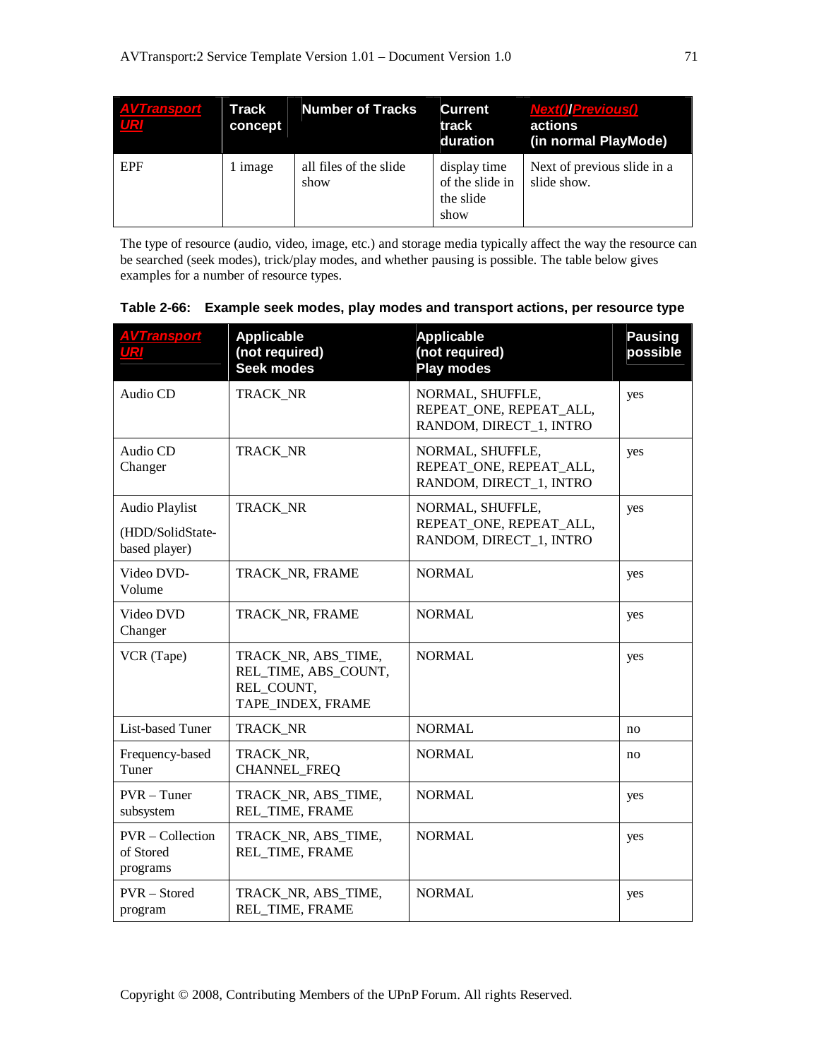| AVTransport URI | Track concept | Number of Tracks | Current track duration | Next()/Previous() actions (in normal PlayMode) |
|---|---|---|---|---|
| EPF | 1 image | all files of the slide show | display time of the slide in the slide show | Next of previous slide in a slide show. |

The type of resource (audio, video, image, etc.) and storage media typically affect the way the resource can be searched (seek modes), trick/play modes, and whether pausing is possible. The table below gives examples for a number of resource types.

**Table 2-66: Example seek modes, play modes and transport actions, per resource type**

| AVTransport URI | Applicable (not required) Seek modes | Applicable (not required) Play modes | Pausing possible |
|---|---|---|---|
| Audio CD | TRACK_NR | NORMAL, SHUFFLE, REPEAT_ONE, REPEAT_ALL, RANDOM, DIRECT_1, INTRO | yes |
| Audio CD Changer | TRACK_NR | NORMAL, SHUFFLE, REPEAT_ONE, REPEAT_ALL, RANDOM, DIRECT_1, INTRO | yes |
| Audio Playlist (HDD/SolidState-based player) | TRACK_NR | NORMAL, SHUFFLE, REPEAT_ONE, REPEAT_ALL, RANDOM, DIRECT_1, INTRO | yes |
| Video DVD-Volume | TRACK_NR, FRAME | NORMAL | yes |
| Video DVD Changer | TRACK_NR, FRAME | NORMAL | yes |
| VCR (Tape) | TRACK_NR, ABS_TIME, REL_TIME, ABS_COUNT, REL_COUNT, TAPE_INDEX, FRAME | NORMAL | yes |
| List-based Tuner | TRACK_NR | NORMAL | no |
| Frequency-based Tuner | TRACK_NR, CHANNEL_FREQ | NORMAL | no |
| PVR – Tuner subsystem | TRACK_NR, ABS_TIME, REL_TIME, FRAME | NORMAL | yes |
| PVR – Collection of Stored programs | TRACK_NR, ABS_TIME, REL_TIME, FRAME | NORMAL | yes |
| PVR – Stored program | TRACK_NR, ABS_TIME, REL_TIME, FRAME | NORMAL | yes |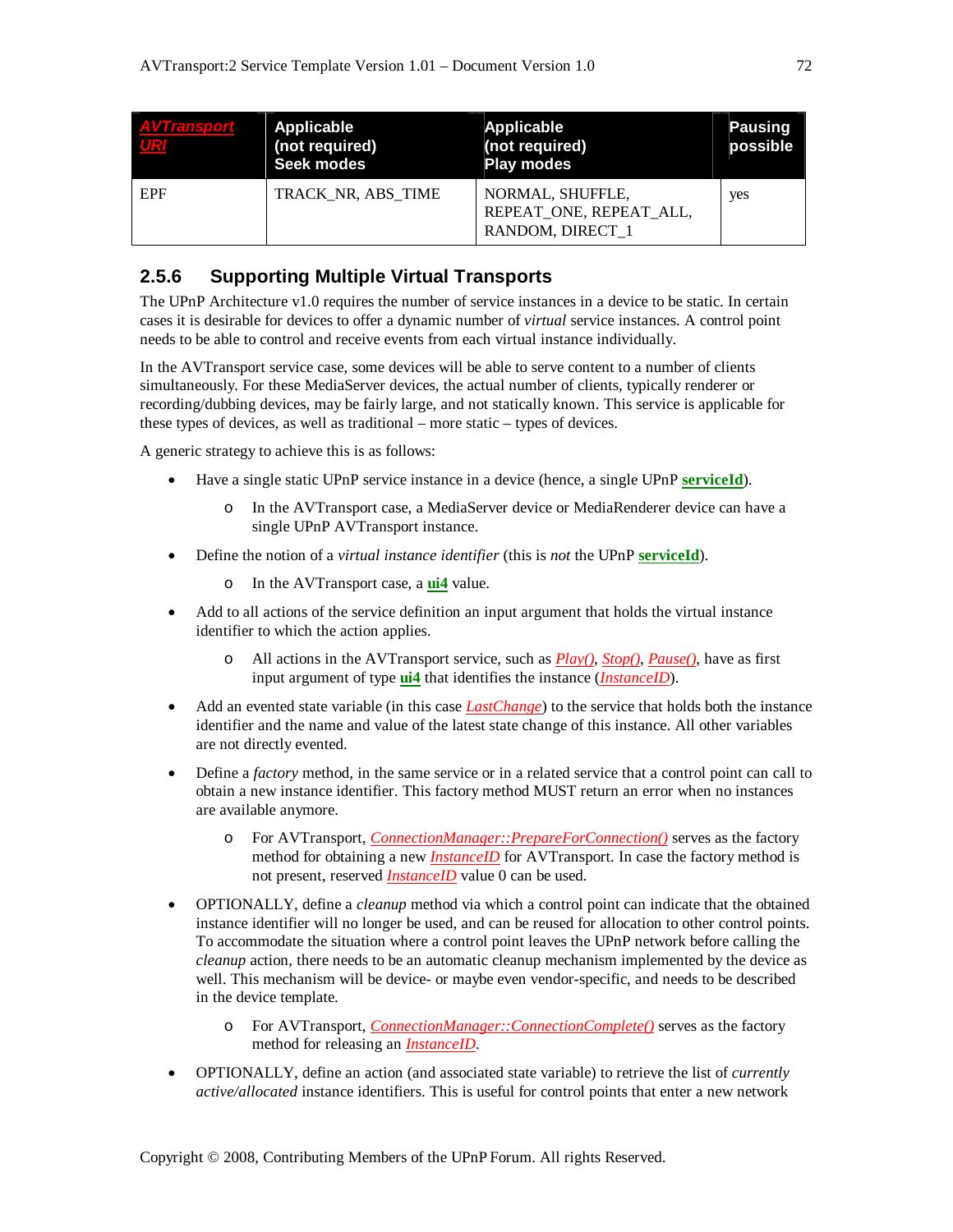| *AVTransport URI* | Applicable (not required) Seek modes | Applicable (not required) Play modes | Pausing possible |
|---|---|---|---|
| EPF | TRACK_NR, ABS_TIME | NORMAL, SHUFFLE, REPEAT_ONE, REPEAT_ALL, RANDOM, DIRECT_1 | yes |

### 2.5.6 Supporting Multiple Virtual Transports

The UPnP Architecture v1.0 requires the number of service instances in a device to be static. In certain cases it is desirable for devices to offer a dynamic number of *virtual* service instances. A control point needs to be able to control and receive events from each virtual instance individually.

In the AVTransport service case, some devices will be able to serve content to a number of clients simultaneously. For these MediaServer devices, the actual number of clients, typically renderer or recording/dubbing devices, may be fairly large, and not statically known. This service is applicable for these types of devices, as well as traditional – more static – types of devices.

A generic strategy to achieve this is as follows:

- Have a single static UPnP service instance in a device (hence, a single UPnP **serviceId**).
  - In the AVTransport case, a MediaServer device or MediaRenderer device can have a single UPnP AVTransport instance.
- Define the notion of a *virtual instance identifier* (this is *not* the UPnP **serviceId**).
  - In the AVTransport case, a **ui4** value.
- Add to all actions of the service definition an input argument that holds the virtual instance identifier to which the action applies.
  - All actions in the AVTransport service, such as *Play()*, *Stop()*, *Pause()*, have as first input argument of type **ui4** that identifies the instance (*InstanceID*).
- Add an evented state variable (in this case *LastChange*) to the service that holds both the instance identifier and the name and value of the latest state change of this instance. All other variables are not directly evented.
- Define a *factory* method, in the same service or in a related service that a control point can call to obtain a new instance identifier. This factory method MUST return an error when no instances are available anymore.
  - For AVTransport, *ConnectionManager::PrepareForConnection()* serves as the factory method for obtaining a new *InstanceID* for AVTransport. In case the factory method is not present, reserved *InstanceID* value 0 can be used.
- OPTIONALLY, define a *cleanup* method via which a control point can indicate that the obtained instance identifier will no longer be used, and can be reused for allocation to other control points. To accommodate the situation where a control point leaves the UPnP network before calling the *cleanup* action, there needs to be an automatic cleanup mechanism implemented by the device as well. This mechanism will be device- or maybe even vendor-specific, and needs to be described in the device template.
  - For AVTransport, *ConnectionManager::ConnectionComplete()* serves as the factory method for releasing an *InstanceID*.
- OPTIONALLY, define an action (and associated state variable) to retrieve the list of *currently active/allocated* instance identifiers. This is useful for control points that enter a new network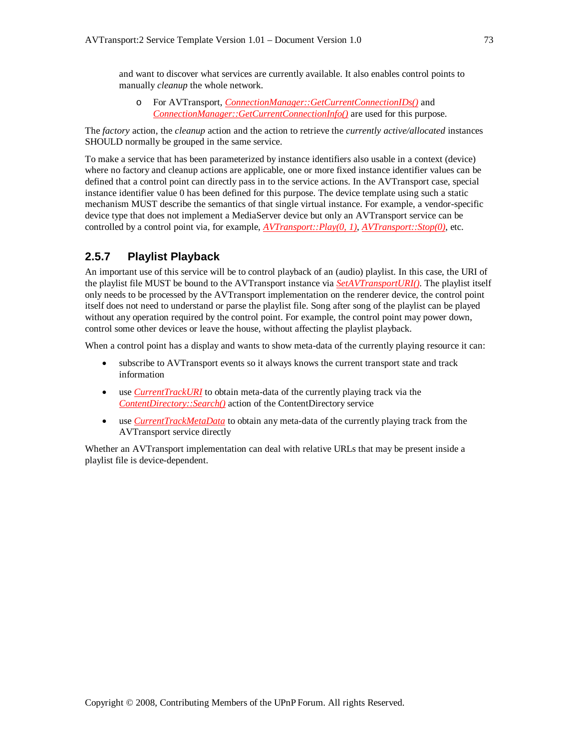and want to discover what services are currently available. It also enables control points to manually *cleanup* the whole network.

 - For AVTransport, *ConnectionManager::GetCurrentConnectionIDs()* and *ConnectionManager::GetCurrentConnectionInfo()* are used for this purpose.

The *factory* action, the *cleanup* action and the action to retrieve the *currently active/allocated* instances SHOULD normally be grouped in the same service.

To make a service that has been parameterized by instance identifiers also usable in a context (device) where no factory and cleanup actions are applicable, one or more fixed instance identifier values can be defined that a control point can directly pass in to the service actions. In the AVTransport case, special instance identifier value 0 has been defined for this purpose. The device template using such a static mechanism MUST describe the semantics of that single virtual instance. For example, a vendor-specific device type that does not implement a MediaServer device but only an AVTransport service can be controlled by a control point via, for example, *AVTransport::Play(0, 1)*, *AVTransport::Stop(0)*, etc.

### 2.5.7 Playlist Playback

An important use of this service will be to control playback of an (audio) playlist. In this case, the URI of the playlist file MUST be bound to the AVTransport instance via *SetAVTransportURI()*. The playlist itself only needs to be processed by the AVTransport implementation on the renderer device, the control point itself does not need to understand or parse the playlist file. Song after song of the playlist can be played without any operation required by the control point. For example, the control point may power down, control some other devices or leave the house, without affecting the playlist playback.

When a control point has a display and wants to show meta-data of the currently playing resource it can:

- subscribe to AVTransport events so it always knows the current transport state and track information
- use *CurrentTrackURI* to obtain meta-data of the currently playing track via the *ContentDirectory::Search()* action of the ContentDirectory service
- use *CurrentTrackMetaData* to obtain any meta-data of the currently playing track from the AVTransport service directly

Whether an AVTransport implementation can deal with relative URLs that may be present inside a playlist file is device-dependent.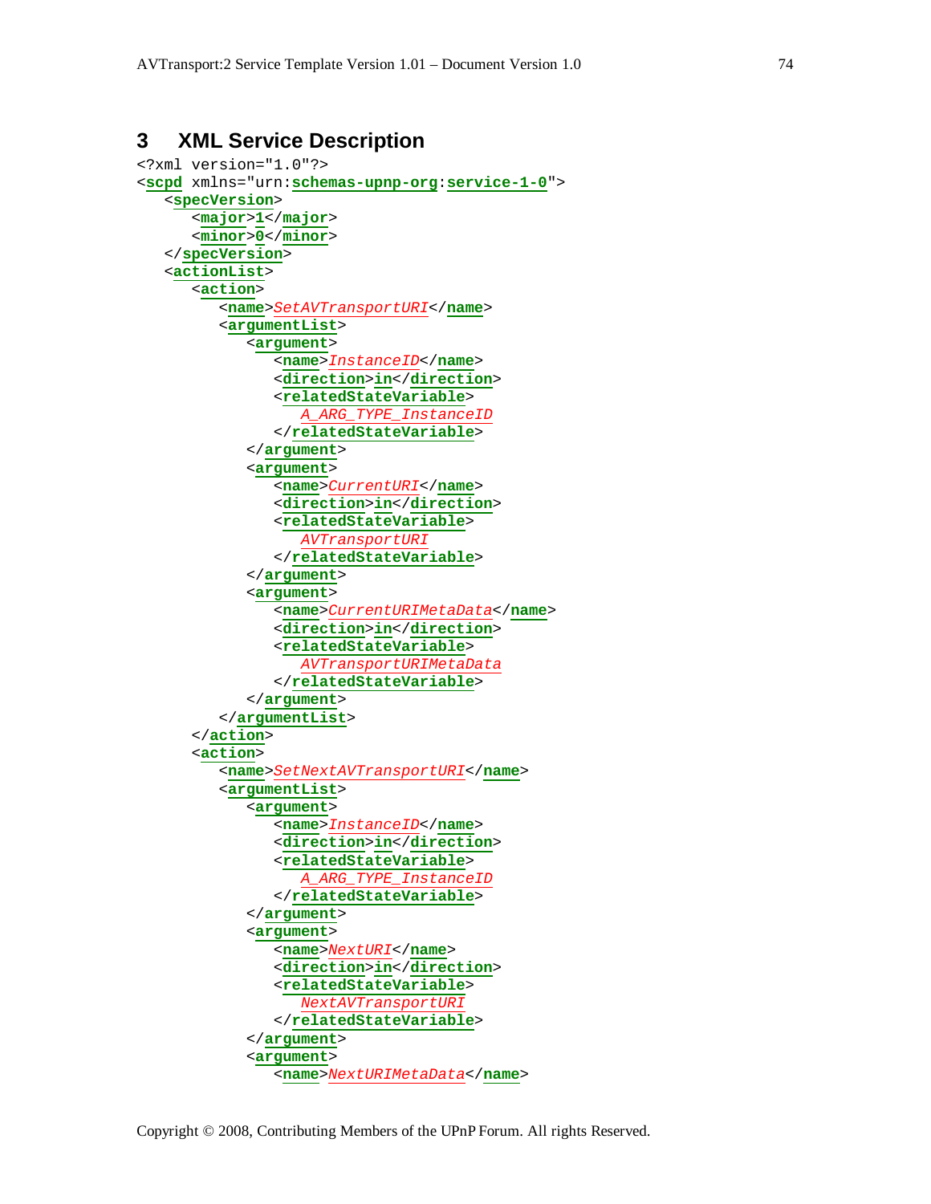# 3 XML Service Description

```
<?xml version="1.0"?>
<scpd xmlns="urn:schemas-upnp-org:service-1-0">
   <specVersion>
      <major>1</major>
      <minor>0</minor>
   </specVersion>
   <actionList>
      <action>
         <name>SetAVTransportURI</name>
         <argumentList>
            <argument>
               <name>InstanceID</name>
               <direction>in</direction>
               <relatedStateVariable>
                  A_ARG_TYPE_InstanceID
               </relatedStateVariable>
            </argument>
            <argument>
               <name>CurrentURI</name>
               <direction>in</direction>
               <relatedStateVariable>
                  AVTransportURI
               </relatedStateVariable>
            </argument>
            <argument>
               <name>CurrentURIMetaData</name>
               <direction>in</direction>
               <relatedStateVariable>
                  AVTransportURIMetaData
               </relatedStateVariable>
            </argument>
         </argumentList>
      </action>
      <action>
         <name>SetNextAVTransportURI</name>
         <argumentList>
            <argument>
               <name>InstanceID</name>
               <direction>in</direction>
               <relatedStateVariable>
                  A_ARG_TYPE_InstanceID
               </relatedStateVariable>
            </argument>
            <argument>
               <name>NextURI</name>
               <direction>in</direction>
               <relatedStateVariable>
                  NextAVTransportURI
               </relatedStateVariable>
            </argument>
            <argument>
               <name>NextURIMetaData</name>
```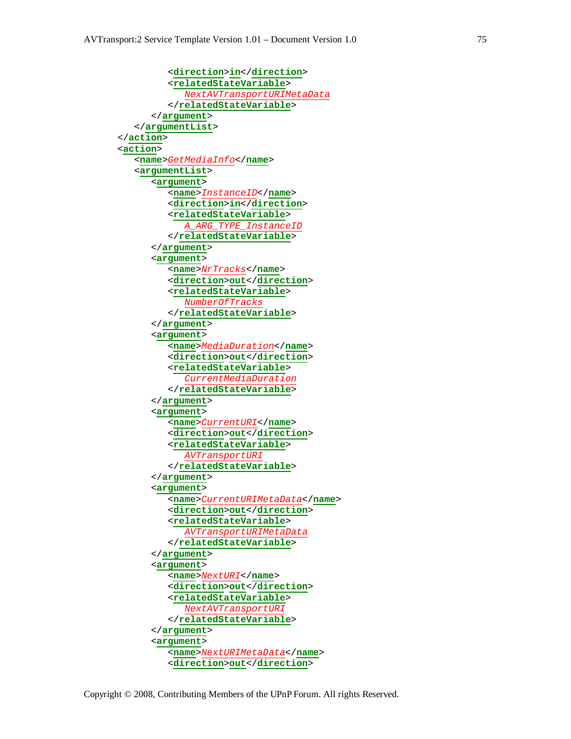```
            <direction>in</direction>
            <relatedStateVariable>
               NextAVTransportURIMetaData
            </relatedStateVariable>
         </argument>
      </argumentList>
   </action>
   <action>
      <name>GetMediaInfo</name>
      <argumentList>
         <argument>
            <name>InstanceID</name>
            <direction>in</direction>
            <relatedStateVariable>
               A_ARG_TYPE_InstanceID
            </relatedStateVariable>
         </argument>
         <argument>
            <name>NrTracks</name>
            <direction>out</direction>
            <relatedStateVariable>
               NumberOfTracks
            </relatedStateVariable>
         </argument>
         <argument>
            <name>MediaDuration</name>
            <direction>out</direction>
            <relatedStateVariable>
               CurrentMediaDuration
            </relatedStateVariable>
         </argument>
         <argument>
            <name>CurrentURI</name>
            <direction>out</direction>
            <relatedStateVariable>
               AVTransportURI
            </relatedStateVariable>
         </argument>
         <argument>
            <name>CurrentURIMetaData</name>
            <direction>out</direction>
            <relatedStateVariable>
               AVTransportURIMetaData
            </relatedStateVariable>
         </argument>
         <argument>
            <name>NextURI</name>
            <direction>out</direction>
            <relatedStateVariable>
               NextAVTransportURI
            </relatedStateVariable>
         </argument>
         <argument>
            <name>NextURIMetaData</name>
            <direction>out</direction>
```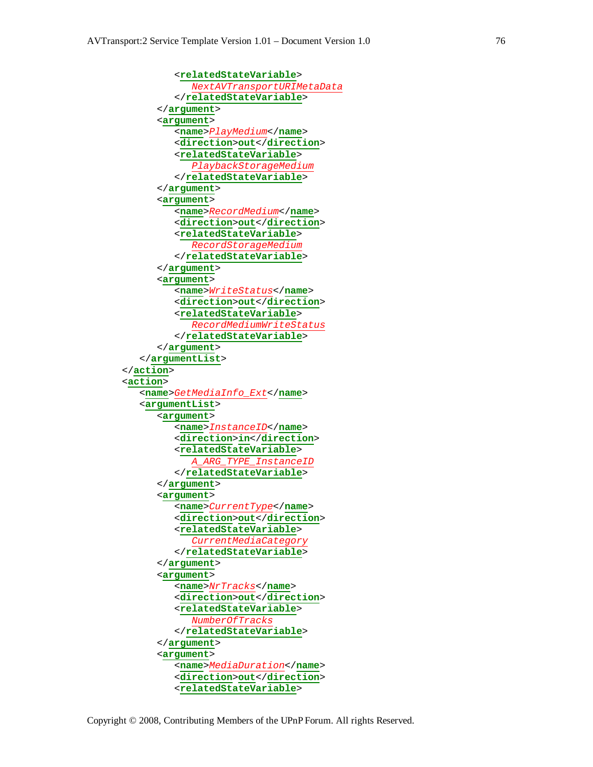```
            <relatedStateVariable>
               NextAVTransportURIMetaData
            </relatedStateVariable>
         </argument>
         <argument>
            <name>PlayMedium</name>
            <direction>out</direction>
            <relatedStateVariable>
               PlaybackStorageMedium
            </relatedStateVariable>
         </argument>
         <argument>
            <name>RecordMedium</name>
            <direction>out</direction>
            <relatedStateVariable>
               RecordStorageMedium
            </relatedStateVariable>
         </argument>
         <argument>
            <name>WriteStatus</name>
            <direction>out</direction>
            <relatedStateVariable>
               RecordMediumWriteStatus
            </relatedStateVariable>
         </argument>
      </argumentList>
   </action>
   <action>
      <name>GetMediaInfo_Ext</name>
      <argumentList>
         <argument>
            <name>InstanceID</name>
            <direction>in</direction>
            <relatedStateVariable>
               A_ARG_TYPE_InstanceID
            </relatedStateVariable>
         </argument>
         <argument>
            <name>CurrentType</name>
            <direction>out</direction>
            <relatedStateVariable>
               CurrentMediaCategory
            </relatedStateVariable>
         </argument>
         <argument>
            <name>NrTracks</name>
            <direction>out</direction>
            <relatedStateVariable>
               NumberOfTracks
            </relatedStateVariable>
         </argument>
         <argument>
            <name>MediaDuration</name>
            <direction>out</direction>
            <relatedStateVariable>
```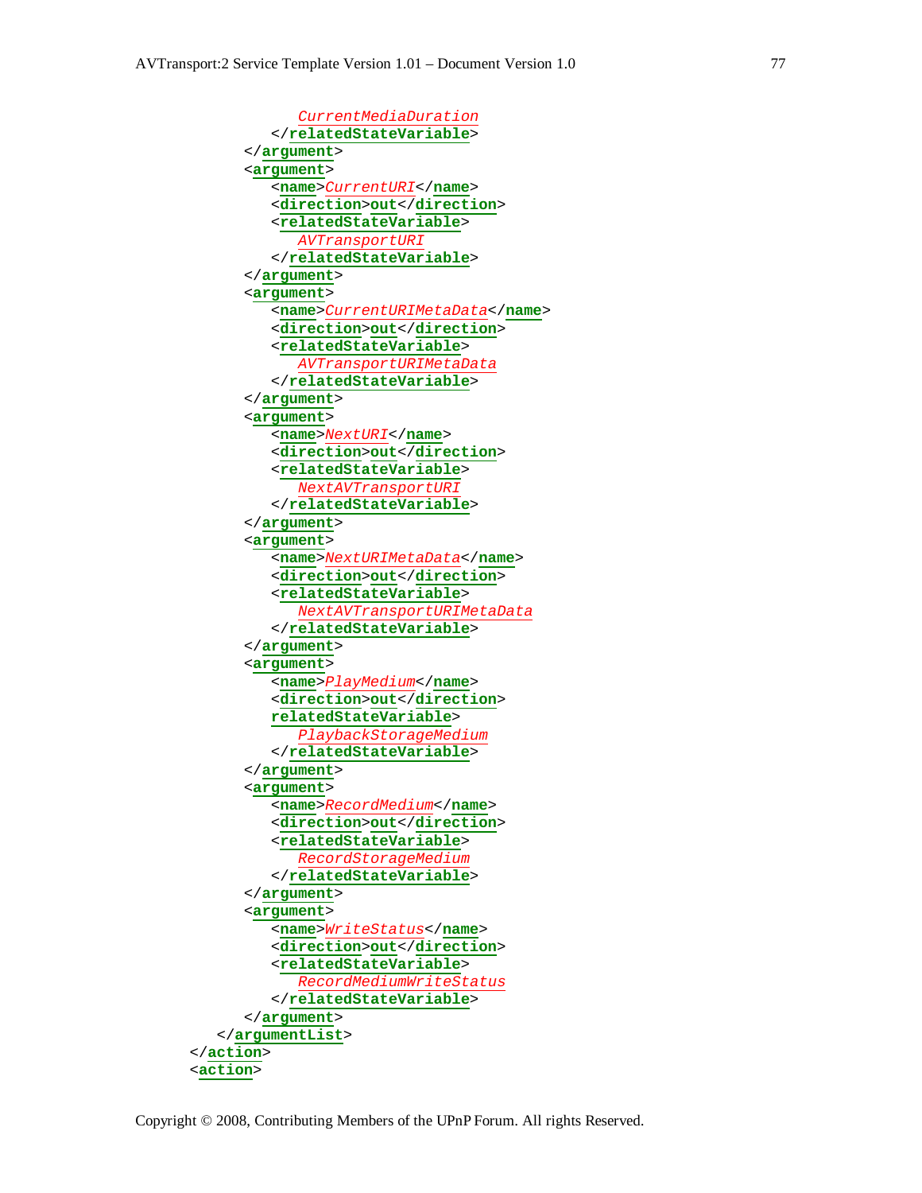```
            CurrentMediaDuration
         </relatedStateVariable>
      </argument>
      <argument>
         <name>CurrentURI</name>
         <direction>out</direction>
         <relatedStateVariable>
            AVTransportURI
         </relatedStateVariable>
      </argument>
      <argument>
         <name>CurrentURIMetaData</name>
         <direction>out</direction>
         <relatedStateVariable>
            AVTransportURIMetaData
         </relatedStateVariable>
      </argument>
      <argument>
         <name>NextURI</name>
         <direction>out</direction>
         <relatedStateVariable>
            NextAVTransportURI
         </relatedStateVariable>
      </argument>
      <argument>
         <name>NextURIMetaData</name>
         <direction>out</direction>
         <relatedStateVariable>
            NextAVTransportURIMetaData
         </relatedStateVariable>
      </argument>
      <argument>
         <name>PlayMedium</name>
         <direction>out</direction>
         relatedStateVariable>
            PlaybackStorageMedium
         </relatedStateVariable>
      </argument>
      <argument>
         <name>RecordMedium</name>
         <direction>out</direction>
         <relatedStateVariable>
            RecordStorageMedium
         </relatedStateVariable>
      </argument>
      <argument>
         <name>WriteStatus</name>
         <direction>out</direction>
         <relatedStateVariable>
            RecordMediumWriteStatus
         </relatedStateVariable>
      </argument>
   </argumentList>
</action>
<action>
```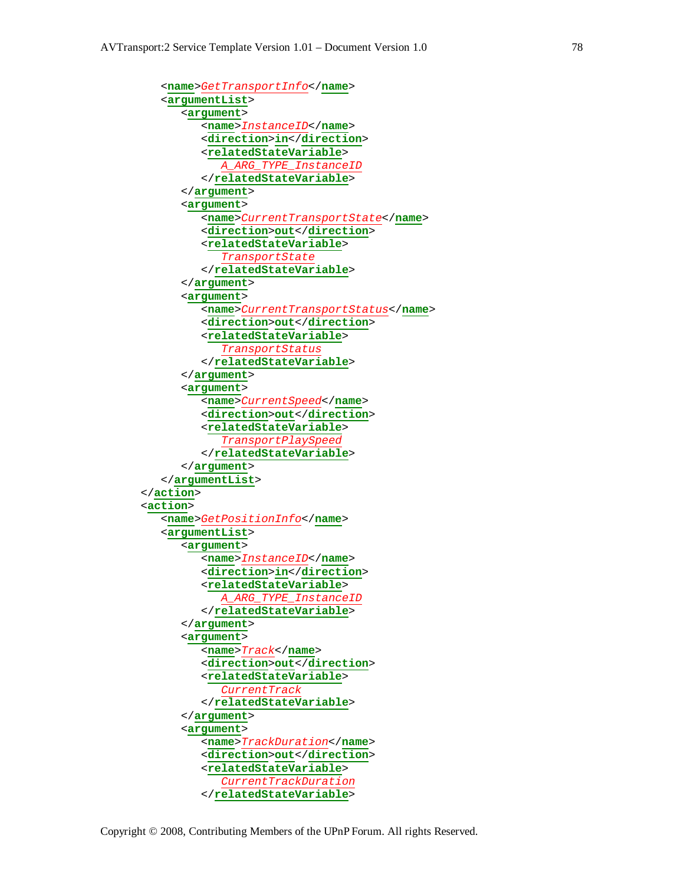```xml
         <name>GetTransportInfo</name>
         <argumentList>
            <argument>
               <name>InstanceID</name>
               <direction>in</direction>
               <relatedStateVariable>
                  A_ARG_TYPE_InstanceID
               </relatedStateVariable>
            </argument>
            <argument>
               <name>CurrentTransportState</name>
               <direction>out</direction>
               <relatedStateVariable>
                  TransportState
               </relatedStateVariable>
            </argument>
            <argument>
               <name>CurrentTransportStatus</name>
               <direction>out</direction>
               <relatedStateVariable>
                  TransportStatus
               </relatedStateVariable>
            </argument>
            <argument>
               <name>CurrentSpeed</name>
               <direction>out</direction>
               <relatedStateVariable>
                  TransportPlaySpeed
               </relatedStateVariable>
            </argument>
         </argumentList>
      </action>
      <action>
         <name>GetPositionInfo</name>
         <argumentList>
            <argument>
               <name>InstanceID</name>
               <direction>in</direction>
               <relatedStateVariable>
                  A_ARG_TYPE_InstanceID
               </relatedStateVariable>
            </argument>
            <argument>
               <name>Track</name>
               <direction>out</direction>
               <relatedStateVariable>
                  CurrentTrack
               </relatedStateVariable>
            </argument>
            <argument>
               <name>TrackDuration</name>
               <direction>out</direction>
               <relatedStateVariable>
                  CurrentTrackDuration
               </relatedStateVariable>
```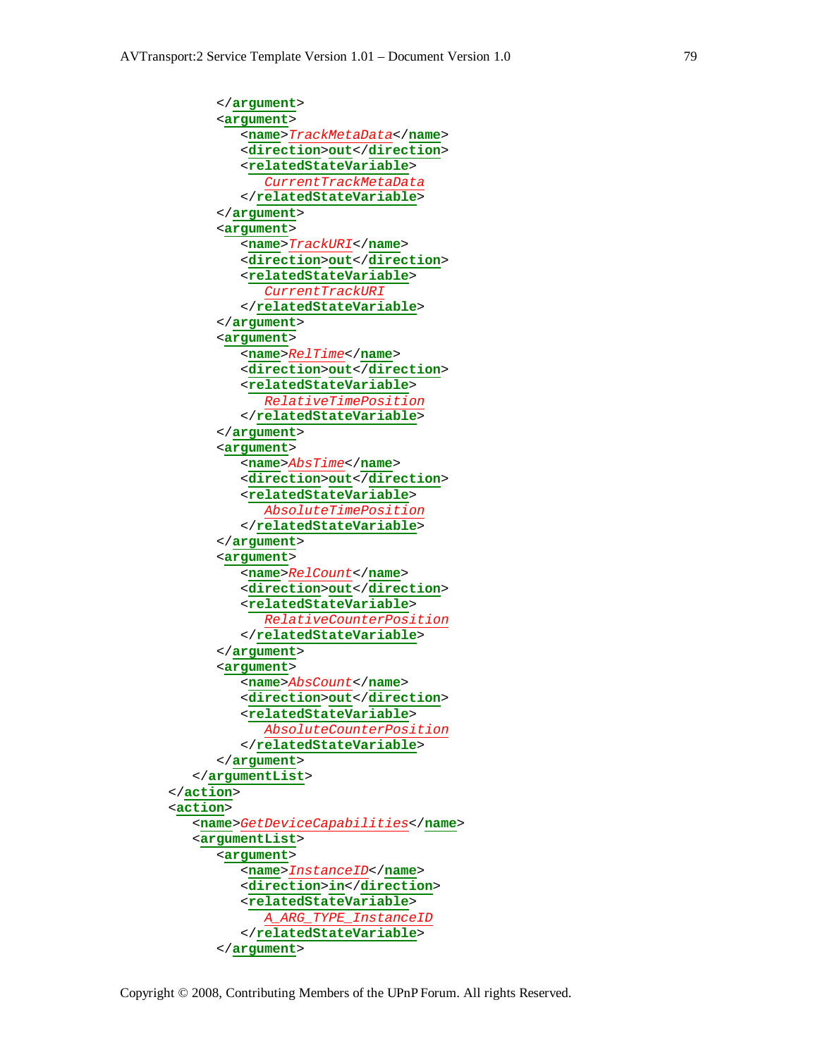```xml
         </argument>
         <argument>
            <name>TrackMetaData</name>
            <direction>out</direction>
            <relatedStateVariable>
               CurrentTrackMetaData
            </relatedStateVariable>
         </argument>
         <argument>
            <name>TrackURI</name>
            <direction>out</direction>
            <relatedStateVariable>
               CurrentTrackURI
            </relatedStateVariable>
         </argument>
         <argument>
            <name>RelTime</name>
            <direction>out</direction>
            <relatedStateVariable>
               RelativeTimePosition
            </relatedStateVariable>
         </argument>
         <argument>
            <name>AbsTime</name>
            <direction>out</direction>
            <relatedStateVariable>
               AbsoluteTimePosition
            </relatedStateVariable>
         </argument>
         <argument>
            <name>RelCount</name>
            <direction>out</direction>
            <relatedStateVariable>
               RelativeCounterPosition
            </relatedStateVariable>
         </argument>
         <argument>
            <name>AbsCount</name>
            <direction>out</direction>
            <relatedStateVariable>
               AbsoluteCounterPosition
            </relatedStateVariable>
         </argument>
      </argumentList>
   </action>
   <action>
      <name>GetDeviceCapabilities</name>
      <argumentList>
         <argument>
            <name>InstanceID</name>
            <direction>in</direction>
            <relatedStateVariable>
               A_ARG_TYPE_InstanceID
            </relatedStateVariable>
         </argument>
```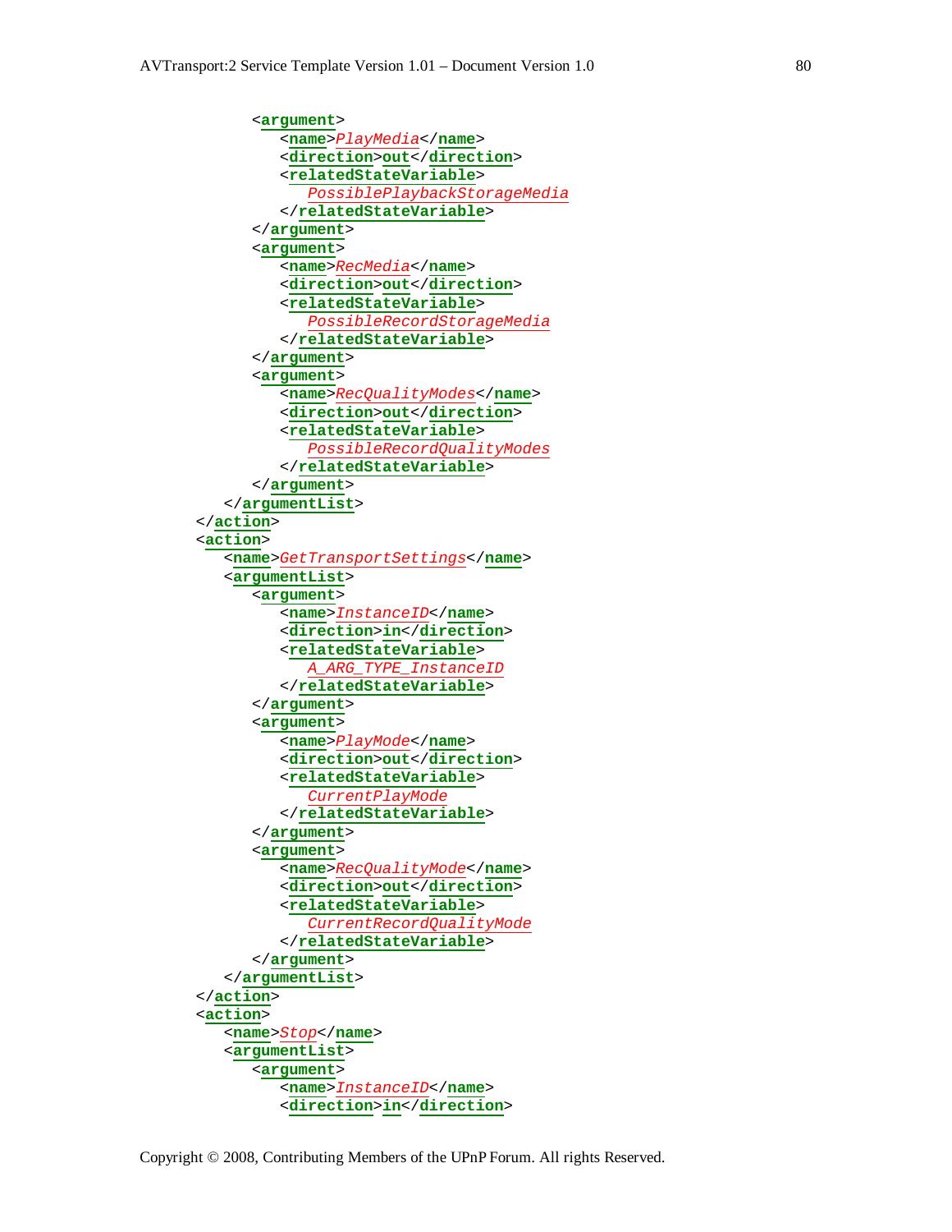```xml
            <argument>
               <name>PlayMedia</name>
               <direction>out</direction>
               <relatedStateVariable>
                  PossiblePlaybackStorageMedia
               </relatedStateVariable>
            </argument>
            <argument>
               <name>RecMedia</name>
               <direction>out</direction>
               <relatedStateVariable>
                  PossibleRecordStorageMedia
               </relatedStateVariable>
            </argument>
            <argument>
               <name>RecQualityModes</name>
               <direction>out</direction>
               <relatedStateVariable>
                  PossibleRecordQualityModes
               </relatedStateVariable>
            </argument>
         </argumentList>
      </action>
      <action>
         <name>GetTransportSettings</name>
         <argumentList>
            <argument>
               <name>InstanceID</name>
               <direction>in</direction>
               <relatedStateVariable>
                  A_ARG_TYPE_InstanceID
               </relatedStateVariable>
            </argument>
            <argument>
               <name>PlayMode</name>
               <direction>out</direction>
               <relatedStateVariable>
                  CurrentPlayMode
               </relatedStateVariable>
            </argument>
            <argument>
               <name>RecQualityMode</name>
               <direction>out</direction>
               <relatedStateVariable>
                  CurrentRecordQualityMode
               </relatedStateVariable>
            </argument>
         </argumentList>
      </action>
      <action>
         <name>Stop</name>
         <argumentList>
            <argument>
               <name>InstanceID</name>
               <direction>in</direction>
```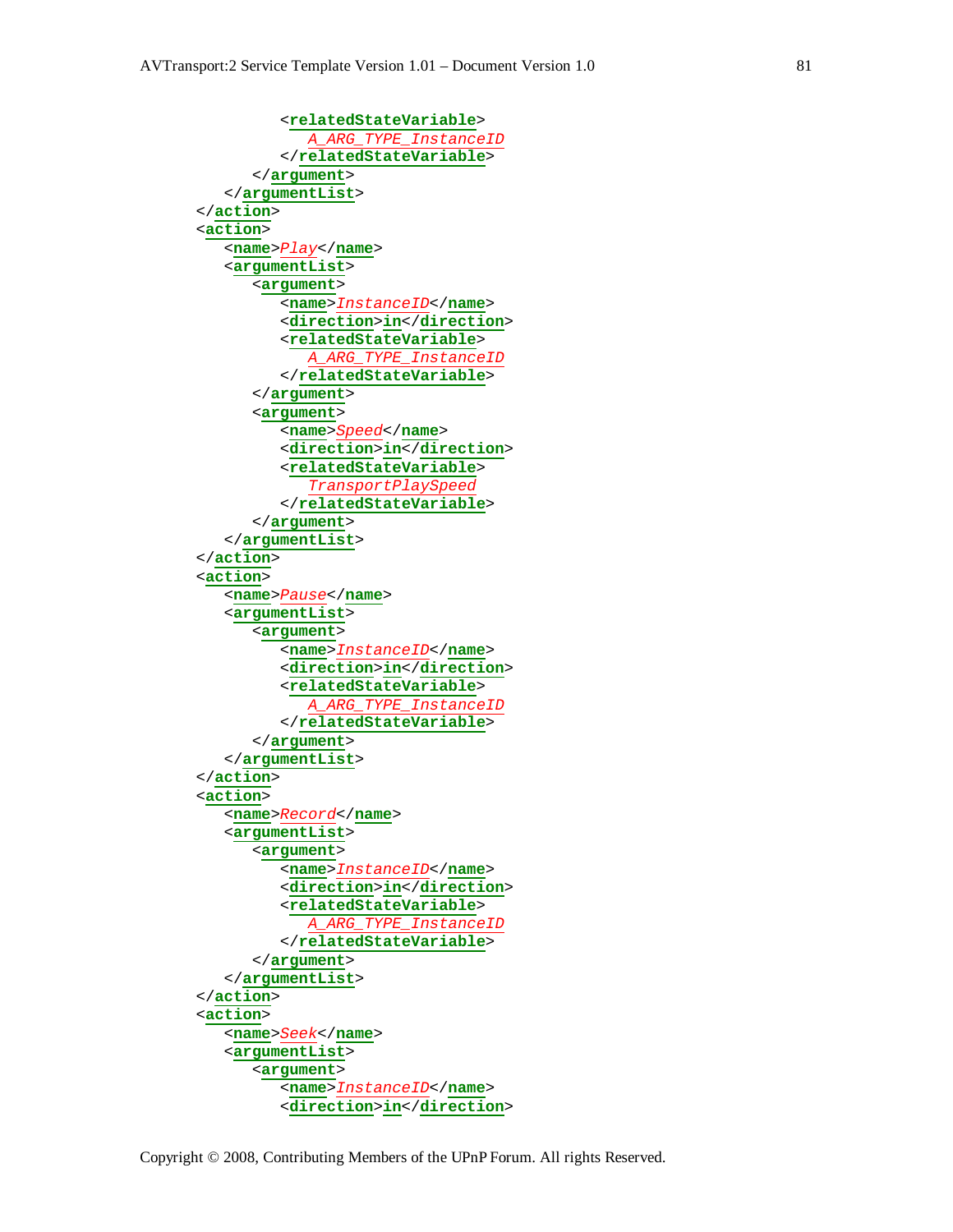```
            <relatedStateVariable>
               A_ARG_TYPE_InstanceID
            </relatedStateVariable>
         </argument>
      </argumentList>
   </action>
   <action>
      <name>Play</name>
      <argumentList>
         <argument>
            <name>InstanceID</name>
            <direction>in</direction>
            <relatedStateVariable>
               A_ARG_TYPE_InstanceID
            </relatedStateVariable>
         </argument>
         <argument>
            <name>Speed</name>
            <direction>in</direction>
            <relatedStateVariable>
               TransportPlaySpeed
            </relatedStateVariable>
         </argument>
      </argumentList>
   </action>
   <action>
      <name>Pause</name>
      <argumentList>
         <argument>
            <name>InstanceID</name>
            <direction>in</direction>
            <relatedStateVariable>
               A_ARG_TYPE_InstanceID
            </relatedStateVariable>
         </argument>
      </argumentList>
   </action>
   <action>
      <name>Record</name>
      <argumentList>
         <argument>
            <name>InstanceID</name>
            <direction>in</direction>
            <relatedStateVariable>
               A_ARG_TYPE_InstanceID
            </relatedStateVariable>
         </argument>
      </argumentList>
   </action>
   <action>
      <name>Seek</name>
      <argumentList>
         <argument>
            <name>InstanceID</name>
            <direction>in</direction>
```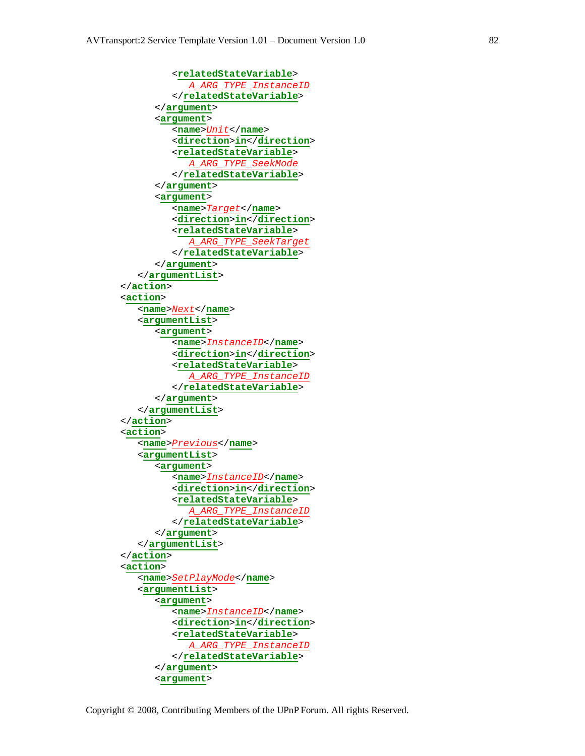```
            <relatedStateVariable>
               A_ARG_TYPE_InstanceID
            </relatedStateVariable>
         </argument>
         <argument>
            <name>Unit</name>
            <direction>in</direction>
            <relatedStateVariable>
               A_ARG_TYPE_SeekMode
            </relatedStateVariable>
         </argument>
         <argument>
            <name>Target</name>
            <direction>in</direction>
            <relatedStateVariable>
               A_ARG_TYPE_SeekTarget
            </relatedStateVariable>
         </argument>
      </argumentList>
   </action>
   <action>
      <name>Next</name>
      <argumentList>
         <argument>
            <name>InstanceID</name>
            <direction>in</direction>
            <relatedStateVariable>
               A_ARG_TYPE_InstanceID
            </relatedStateVariable>
         </argument>
      </argumentList>
   </action>
   <action>
      <name>Previous</name>
      <argumentList>
         <argument>
            <name>InstanceID</name>
            <direction>in</direction>
            <relatedStateVariable>
               A_ARG_TYPE_InstanceID
            </relatedStateVariable>
         </argument>
      </argumentList>
   </action>
   <action>
      <name>SetPlayMode</name>
      <argumentList>
         <argument>
            <name>InstanceID</name>
            <direction>in</direction>
            <relatedStateVariable>
               A_ARG_TYPE_InstanceID
            </relatedStateVariable>
         </argument>
         <argument>
```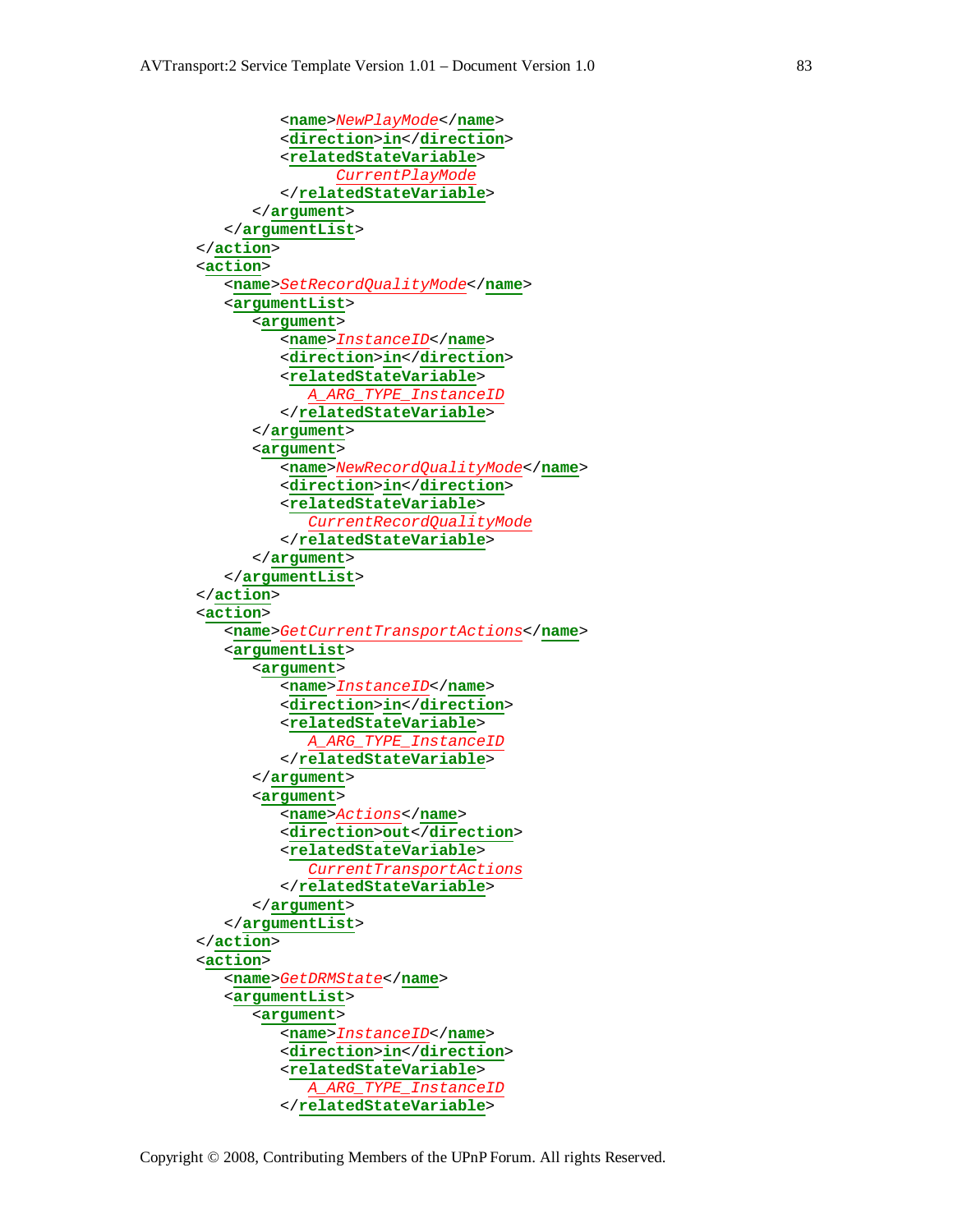```
            <name>NewPlayMode</name>
            <direction>in</direction>
            <relatedStateVariable>
                 CurrentPlayMode
            </relatedStateVariable>
         </argument>
      </argumentList>
   </action>
   <action>
      <name>SetRecordQualityMode</name>
      <argumentList>
         <argument>
            <name>InstanceID</name>
            <direction>in</direction>
            <relatedStateVariable>
               A_ARG_TYPE_InstanceID
            </relatedStateVariable>
         </argument>
         <argument>
            <name>NewRecordQualityMode</name>
            <direction>in</direction>
            <relatedStateVariable>
               CurrentRecordQualityMode
            </relatedStateVariable>
         </argument>
      </argumentList>
   </action>
   <action>
      <name>GetCurrentTransportActions</name>
      <argumentList>
         <argument>
            <name>InstanceID</name>
            <direction>in</direction>
            <relatedStateVariable>
               A_ARG_TYPE_InstanceID
            </relatedStateVariable>
         </argument>
         <argument>
            <name>Actions</name>
            <direction>out</direction>
            <relatedStateVariable>
               CurrentTransportActions
            </relatedStateVariable>
         </argument>
      </argumentList>
   </action>
   <action>
      <name>GetDRMState</name>
      <argumentList>
         <argument>
            <name>InstanceID</name>
            <direction>in</direction>
            <relatedStateVariable>
               A_ARG_TYPE_InstanceID
            </relatedStateVariable>
```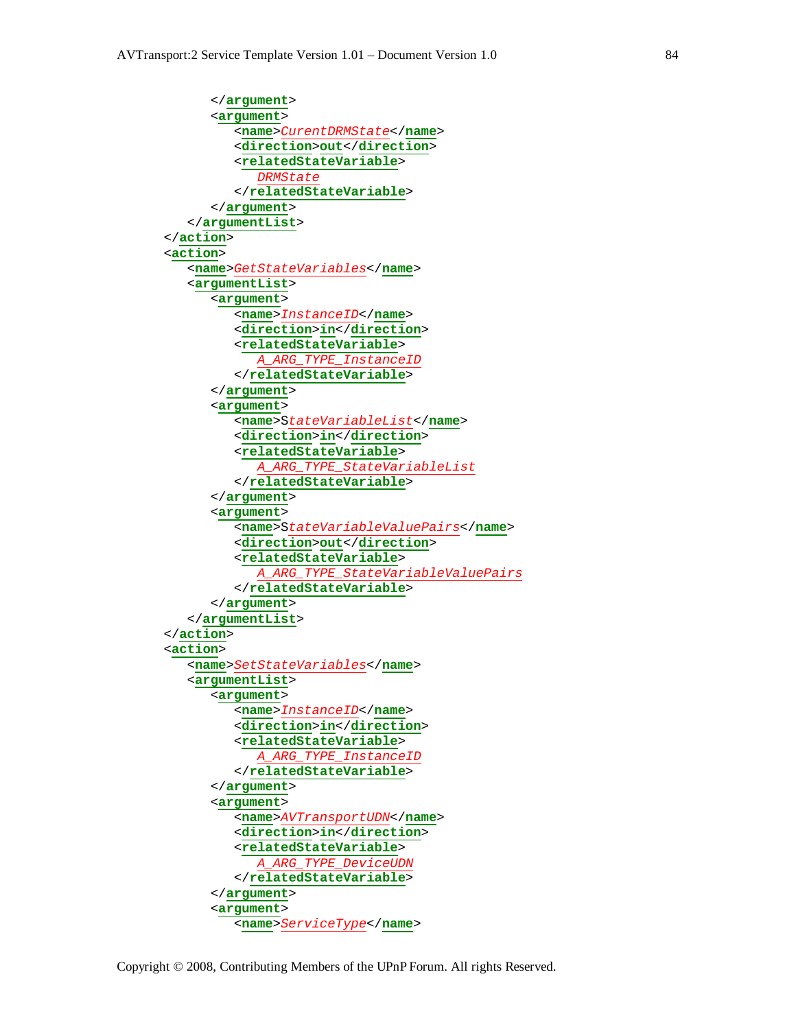```
         </argument>
         <argument>
            <name>CurentDRMState</name>
            <direction>out</direction>
            <relatedStateVariable>
               DRMState
            </relatedStateVariable>
         </argument>
      </argumentList>
   </action>
   <action>
      <name>GetStateVariables</name>
      <argumentList>
         <argument>
            <name>InstanceID</name>
            <direction>in</direction>
            <relatedStateVariable>
               A_ARG_TYPE_InstanceID
            </relatedStateVariable>
         </argument>
         <argument>
            <name>StateVariableList</name>
            <direction>in</direction>
            <relatedStateVariable>
               A_ARG_TYPE_StateVariableList
            </relatedStateVariable>
         </argument>
         <argument>
            <name>StateVariableValuePairs</name>
            <direction>out</direction>
            <relatedStateVariable>
               A_ARG_TYPE_StateVariableValuePairs
            </relatedStateVariable>
         </argument>
      </argumentList>
   </action>
   <action>
      <name>SetStateVariables</name>
      <argumentList>
         <argument>
            <name>InstanceID</name>
            <direction>in</direction>
            <relatedStateVariable>
               A_ARG_TYPE_InstanceID
            </relatedStateVariable>
         </argument>
         <argument>
            <name>AVTransportUDN</name>
            <direction>in</direction>
            <relatedStateVariable>
               A_ARG_TYPE_DeviceUDN
            </relatedStateVariable>
         </argument>
         <argument>
            <name>ServiceType</name>
```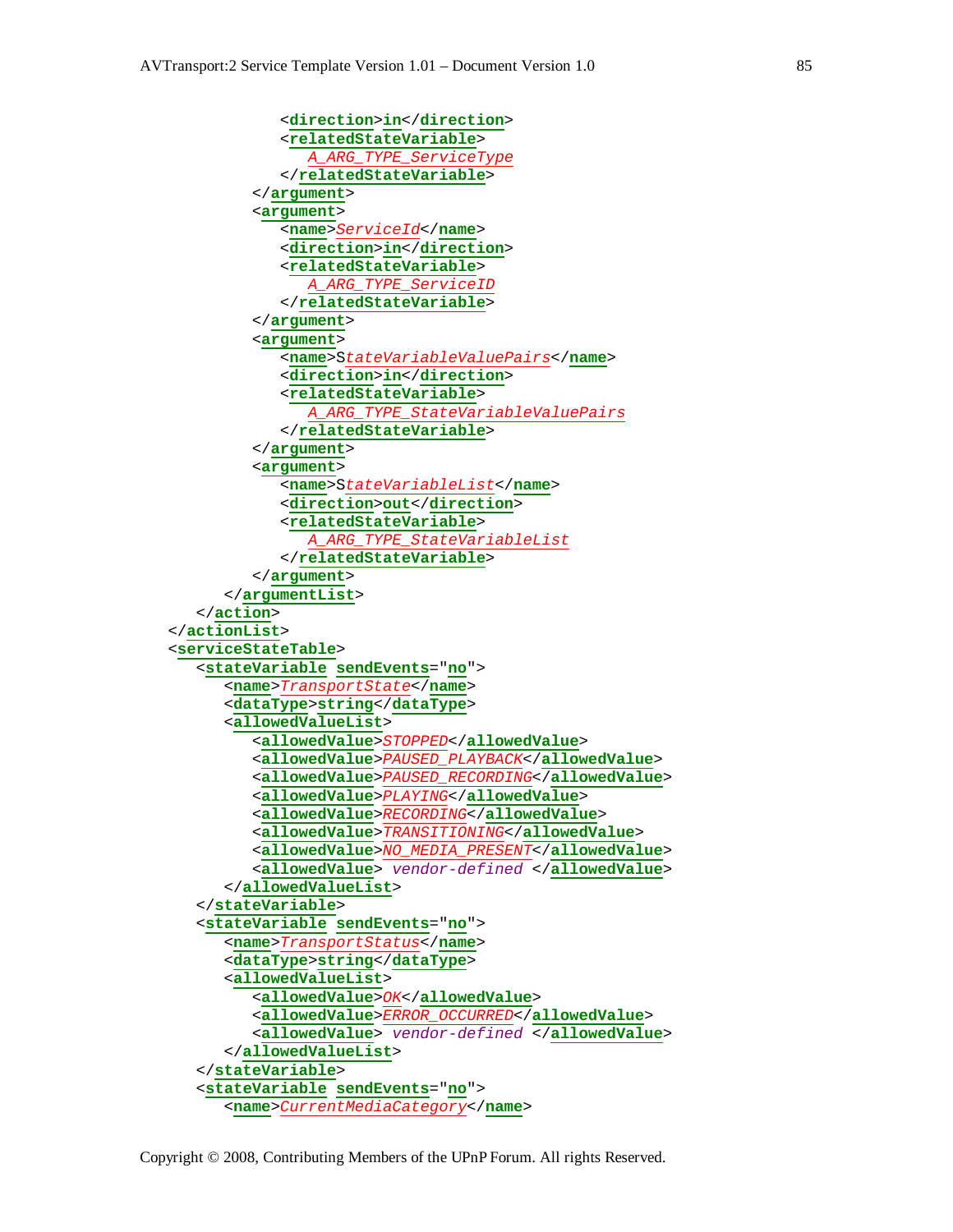```
            <direction>in</direction>
            <relatedStateVariable>
               A_ARG_TYPE_ServiceType
            </relatedStateVariable>
         </argument>
         <argument>
            <name>ServiceId</name>
            <direction>in</direction>
            <relatedStateVariable>
               A_ARG_TYPE_ServiceID
            </relatedStateVariable>
         </argument>
         <argument>
            <name>StateVariableValuePairs</name>
            <direction>in</direction>
            <relatedStateVariable>
               A_ARG_TYPE_StateVariableValuePairs
            </relatedStateVariable>
         </argument>
         <argument>
            <name>StateVariableList</name>
            <direction>out</direction>
            <relatedStateVariable>
               A_ARG_TYPE_StateVariableList
            </relatedStateVariable>
         </argument>
      </argumentList>
   </action>
</actionList>
<serviceStateTable>
   <stateVariable sendEvents="no">
      <name>TransportState</name>
      <dataType>string</dataType>
      <allowedValueList>
         <allowedValue>STOPPED</allowedValue>
         <allowedValue>PAUSED_PLAYBACK</allowedValue>
         <allowedValue>PAUSED_RECORDING</allowedValue>
         <allowedValue>PLAYING</allowedValue>
         <allowedValue>RECORDING</allowedValue>
         <allowedValue>TRANSITIONING</allowedValue>
         <allowedValue>NO_MEDIA_PRESENT</allowedValue>
         <allowedValue> vendor-defined </allowedValue>
      </allowedValueList>
   </stateVariable>
   <stateVariable sendEvents="no">
      <name>TransportStatus</name>
      <dataType>string</dataType>
      <allowedValueList>
         <allowedValue>OK</allowedValue>
         <allowedValue>ERROR_OCCURRED</allowedValue>
         <allowedValue> vendor-defined </allowedValue>
      </allowedValueList>
   </stateVariable>
   <stateVariable sendEvents="no">
      <name>CurrentMediaCategory</name>
```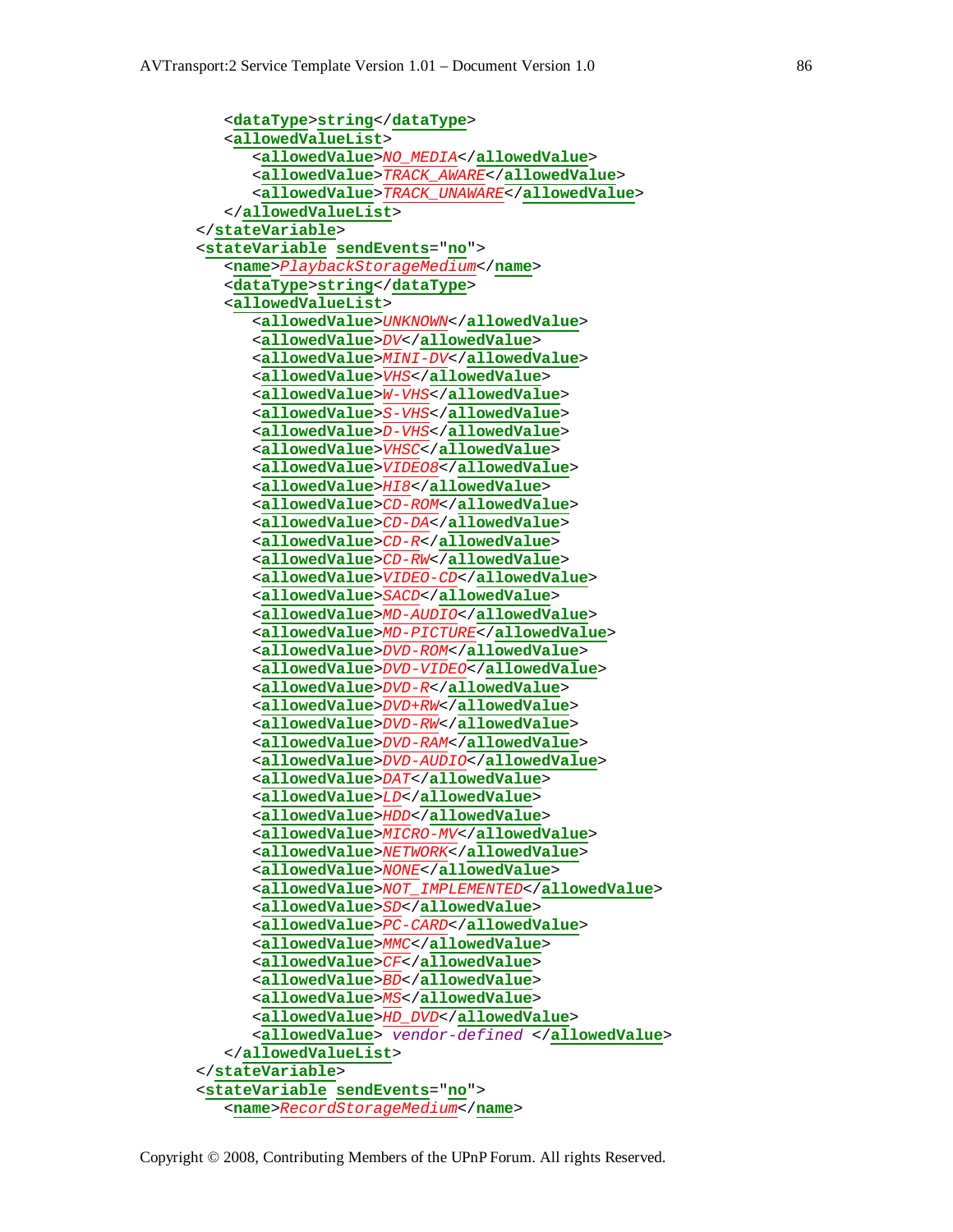```xml
      <dataType>string</dataType>
      <allowedValueList>
         <allowedValue>NO_MEDIA</allowedValue>
         <allowedValue>TRACK_AWARE</allowedValue>
         <allowedValue>TRACK_UNAWARE</allowedValue>
      </allowedValueList>
   </stateVariable>
   <stateVariable sendEvents="no">
      <name>PlaybackStorageMedium</name>
      <dataType>string</dataType>
      <allowedValueList>
         <allowedValue>UNKNOWN</allowedValue>
         <allowedValue>DV</allowedValue>
         <allowedValue>MINI-DV</allowedValue>
         <allowedValue>VHS</allowedValue>
         <allowedValue>W-VHS</allowedValue>
         <allowedValue>S-VHS</allowedValue>
         <allowedValue>D-VHS</allowedValue>
         <allowedValue>VHSC</allowedValue>
         <allowedValue>VIDEO8</allowedValue>
         <allowedValue>HI8</allowedValue>
         <allowedValue>CD-ROM</allowedValue>
         <allowedValue>CD-DA</allowedValue>
         <allowedValue>CD-R</allowedValue>
         <allowedValue>CD-RW</allowedValue>
         <allowedValue>VIDEO-CD</allowedValue>
         <allowedValue>SACD</allowedValue>
         <allowedValue>MD-AUDIO</allowedValue>
         <allowedValue>MD-PICTURE</allowedValue>
         <allowedValue>DVD-ROM</allowedValue>
         <allowedValue>DVD-VIDEO</allowedValue>
         <allowedValue>DVD-R</allowedValue>
         <allowedValue>DVD+RW</allowedValue>
         <allowedValue>DVD-RW</allowedValue>
         <allowedValue>DVD-RAM</allowedValue>
         <allowedValue>DVD-AUDIO</allowedValue>
         <allowedValue>DAT</allowedValue>
         <allowedValue>LD</allowedValue>
         <allowedValue>HDD</allowedValue>
         <allowedValue>MICRO-MV</allowedValue>
         <allowedValue>NETWORK</allowedValue>
         <allowedValue>NONE</allowedValue>
         <allowedValue>NOT_IMPLEMENTED</allowedValue>
         <allowedValue>SD</allowedValue>
         <allowedValue>PC-CARD</allowedValue>
         <allowedValue>MMC</allowedValue>
         <allowedValue>CF</allowedValue>
         <allowedValue>BD</allowedValue>
         <allowedValue>MS</allowedValue>
         <allowedValue>HD_DVD</allowedValue>
         <allowedValue> vendor-defined </allowedValue>
      </allowedValueList>
   </stateVariable>
   <stateVariable sendEvents="no">
      <name>RecordStorageMedium</name>
```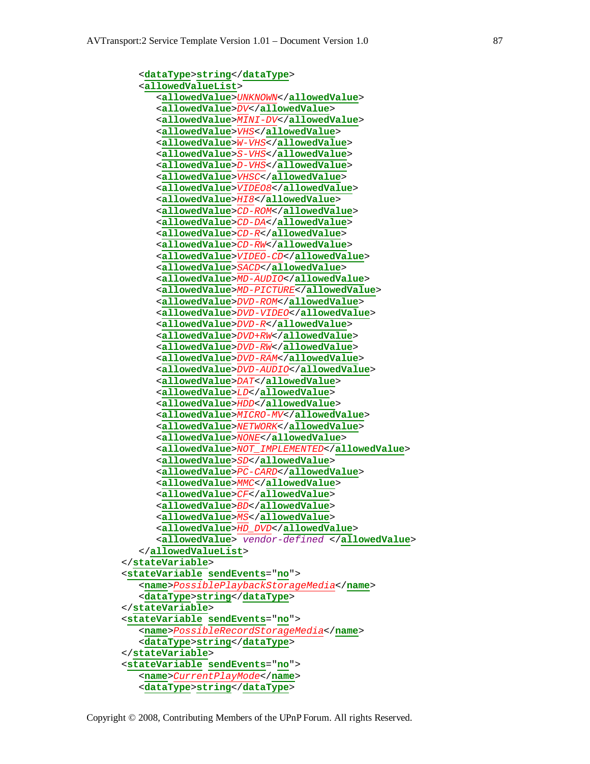```
      <dataType>string</dataType>
      <allowedValueList>
         <allowedValue>UNKNOWN</allowedValue>
         <allowedValue>DV</allowedValue>
         <allowedValue>MINI-DV</allowedValue>
         <allowedValue>VHS</allowedValue>
         <allowedValue>W-VHS</allowedValue>
         <allowedValue>S-VHS</allowedValue>
         <allowedValue>D-VHS</allowedValue>
         <allowedValue>VHSC</allowedValue>
         <allowedValue>VIDEO8</allowedValue>
         <allowedValue>HI8</allowedValue>
         <allowedValue>CD-ROM</allowedValue>
         <allowedValue>CD-DA</allowedValue>
         <allowedValue>CD-R</allowedValue>
         <allowedValue>CD-RW</allowedValue>
         <allowedValue>VIDEO-CD</allowedValue>
         <allowedValue>SACD</allowedValue>
         <allowedValue>MD-AUDIO</allowedValue>
         <allowedValue>MD-PICTURE</allowedValue>
         <allowedValue>DVD-ROM</allowedValue>
         <allowedValue>DVD-VIDEO</allowedValue>
         <allowedValue>DVD-R</allowedValue>
         <allowedValue>DVD+RW</allowedValue>
         <allowedValue>DVD-RW</allowedValue>
         <allowedValue>DVD-RAM</allowedValue>
         <allowedValue>DVD-AUDIO</allowedValue>
         <allowedValue>DAT</allowedValue>
         <allowedValue>LD</allowedValue>
         <allowedValue>HDD</allowedValue>
         <allowedValue>MICRO-MV</allowedValue>
         <allowedValue>NETWORK</allowedValue>
         <allowedValue>NONE</allowedValue>
         <allowedValue>NOT_IMPLEMENTED</allowedValue>
         <allowedValue>SD</allowedValue>
         <allowedValue>PC-CARD</allowedValue>
         <allowedValue>MMC</allowedValue>
         <allowedValue>CF</allowedValue>
         <allowedValue>BD</allowedValue>
         <allowedValue>MS</allowedValue>
         <allowedValue>HD_DVD</allowedValue>
         <allowedValue> vendor-defined </allowedValue>
      </allowedValueList>
   </stateVariable>
   <stateVariable sendEvents="no">
      <name>PossiblePlaybackStorageMedia</name>
      <dataType>string</dataType>
   </stateVariable>
   <stateVariable sendEvents="no">
      <name>PossibleRecordStorageMedia</name>
      <dataType>string</dataType>
   </stateVariable>
   <stateVariable sendEvents="no">
      <name>CurrentPlayMode</name>
      <dataType>string</dataType>
```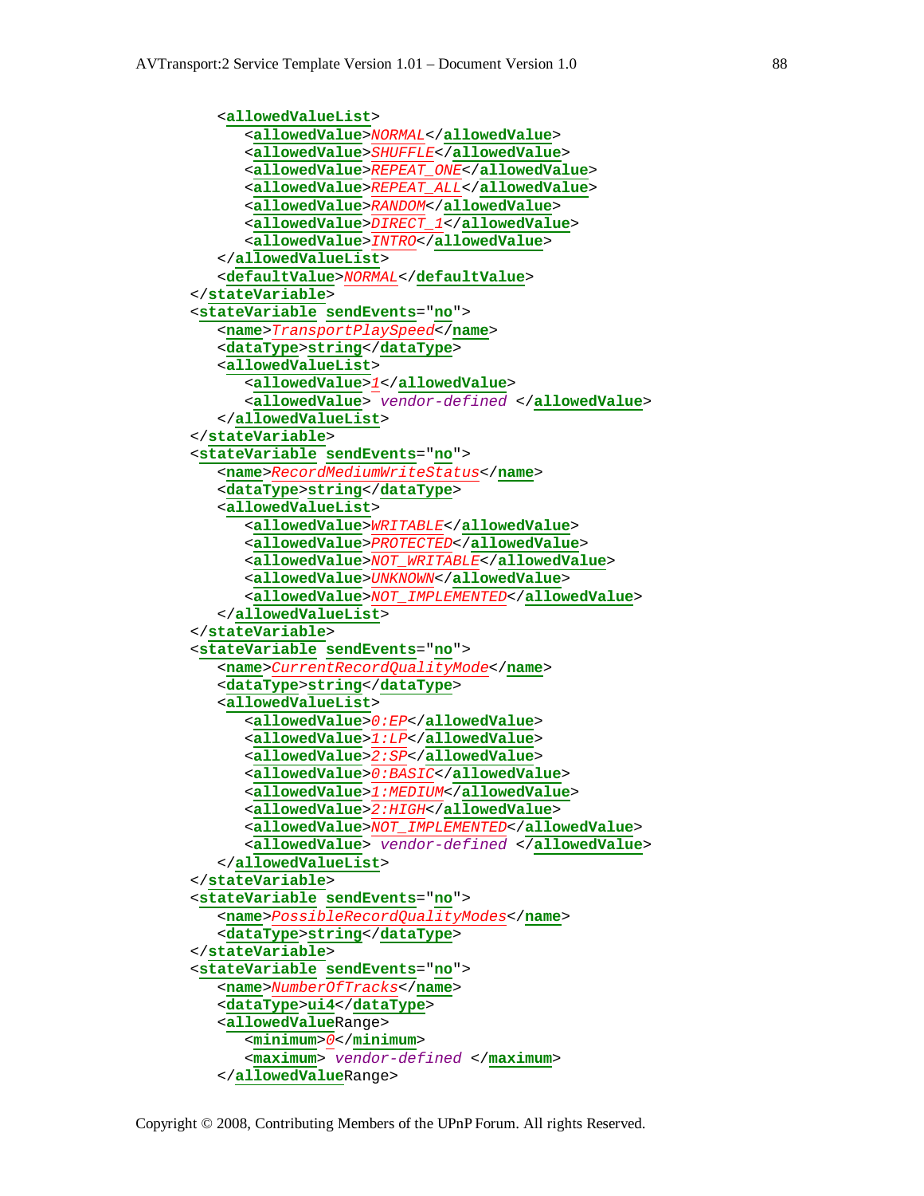```
      <allowedValueList>
         <allowedValue>NORMAL</allowedValue>
         <allowedValue>SHUFFLE</allowedValue>
         <allowedValue>REPEAT_ONE</allowedValue>
         <allowedValue>REPEAT_ALL</allowedValue>
         <allowedValue>RANDOM</allowedValue>
         <allowedValue>DIRECT_1</allowedValue>
         <allowedValue>INTRO</allowedValue>
      </allowedValueList>
      <defaultValue>NORMAL</defaultValue>
   </stateVariable>
   <stateVariable sendEvents="no">
      <name>TransportPlaySpeed</name>
      <dataType>string</dataType>
      <allowedValueList>
         <allowedValue>1</allowedValue>
         <allowedValue> vendor-defined </allowedValue>
      </allowedValueList>
   </stateVariable>
   <stateVariable sendEvents="no">
      <name>RecordMediumWriteStatus</name>
      <dataType>string</dataType>
      <allowedValueList>
         <allowedValue>WRITABLE</allowedValue>
         <allowedValue>PROTECTED</allowedValue>
         <allowedValue>NOT_WRITABLE</allowedValue>
         <allowedValue>UNKNOWN</allowedValue>
         <allowedValue>NOT_IMPLEMENTED</allowedValue>
      </allowedValueList>
   </stateVariable>
   <stateVariable sendEvents="no">
      <name>CurrentRecordQualityMode</name>
      <dataType>string</dataType>
      <allowedValueList>
         <allowedValue>0:EP</allowedValue>
         <allowedValue>1:LP</allowedValue>
         <allowedValue>2:SP</allowedValue>
         <allowedValue>0:BASIC</allowedValue>
         <allowedValue>1:MEDIUM</allowedValue>
         <allowedValue>2:HIGH</allowedValue>
         <allowedValue>NOT_IMPLEMENTED</allowedValue>
         <allowedValue> vendor-defined </allowedValue>
      </allowedValueList>
   </stateVariable>
   <stateVariable sendEvents="no">
      <name>PossibleRecordQualityModes</name>
      <dataType>string</dataType>
   </stateVariable>
   <stateVariable sendEvents="no">
      <name>NumberOfTracks</name>
      <dataType>ui4</dataType>
      <allowedValueRange>
         <minimum>0</minimum>
         <maximum> vendor-defined </maximum>
      </allowedValueRange>
```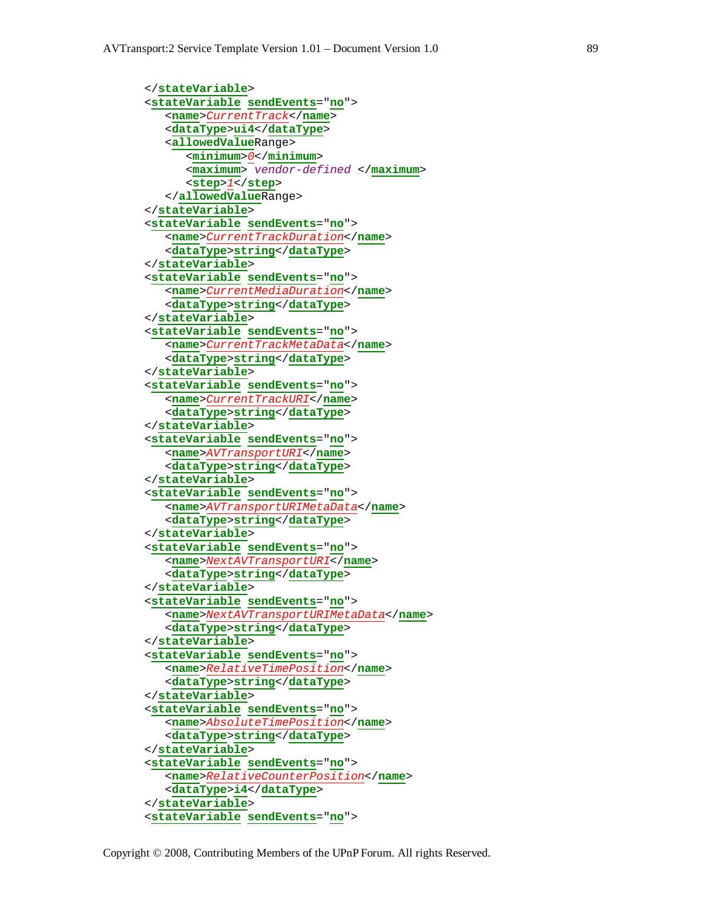```
</stateVariable>
<stateVariable sendEvents="no">
   <name>CurrentTrack</name>
   <dataType>ui4</dataType>
   <allowedValueRange>
      <minimum>0</minimum>
      <maximum> vendor-defined </maximum>
      <step>1</step>
   </allowedValueRange>
</stateVariable>
<stateVariable sendEvents="no">
   <name>CurrentTrackDuration</name>
   <dataType>string</dataType>
</stateVariable>
<stateVariable sendEvents="no">
   <name>CurrentMediaDuration</name>
   <dataType>string</dataType>
</stateVariable>
<stateVariable sendEvents="no">
   <name>CurrentTrackMetaData</name>
   <dataType>string</dataType>
</stateVariable>
<stateVariable sendEvents="no">
   <name>CurrentTrackURI</name>
   <dataType>string</dataType>
</stateVariable>
<stateVariable sendEvents="no">
   <name>AVTransportURI</name>
   <dataType>string</dataType>
</stateVariable>
<stateVariable sendEvents="no">
   <name>AVTransportURIMetaData</name>
   <dataType>string</dataType>
</stateVariable>
<stateVariable sendEvents="no">
   <name>NextAVTransportURI</name>
   <dataType>string</dataType>
</stateVariable>
<stateVariable sendEvents="no">
   <name>NextAVTransportURIMetaData</name>
   <dataType>string</dataType>
</stateVariable>
<stateVariable sendEvents="no">
   <name>RelativeTimePosition</name>
   <dataType>string</dataType>
</stateVariable>
<stateVariable sendEvents="no">
   <name>AbsoluteTimePosition</name>
   <dataType>string</dataType>
</stateVariable>
<stateVariable sendEvents="no">
   <name>RelativeCounterPosition</name>
   <dataType>i4</dataType>
</stateVariable>
<stateVariable sendEvents="no">
```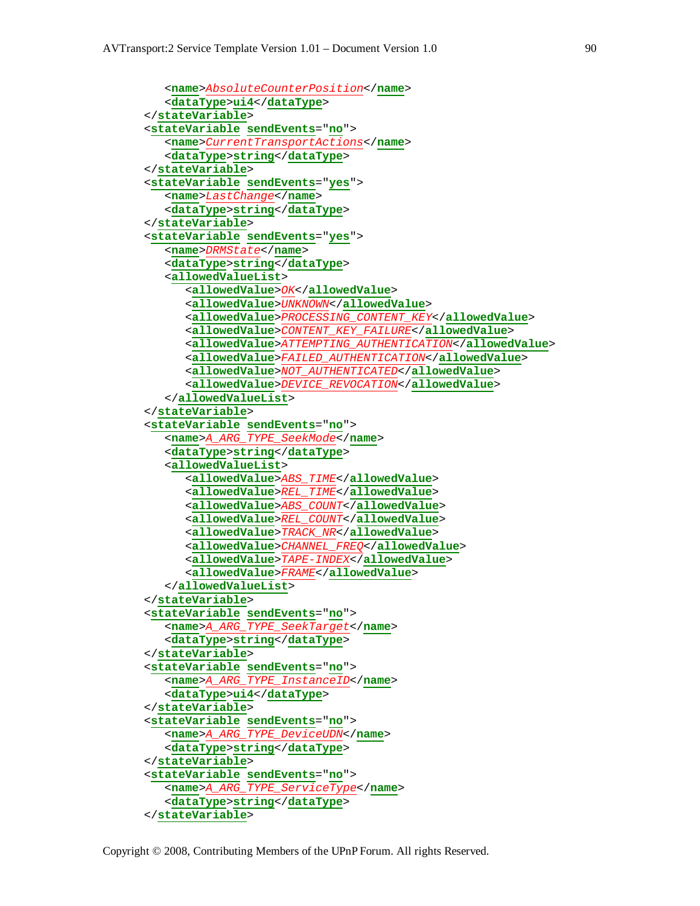```xml
            <name>AbsoluteCounterPosition</name>
            <dataType>ui4</dataType>
         </stateVariable>
         <stateVariable sendEvents="no">
            <name>CurrentTransportActions</name>
            <dataType>string</dataType>
         </stateVariable>
         <stateVariable sendEvents="yes">
            <name>LastChange</name>
            <dataType>string</dataType>
         </stateVariable>
         <stateVariable sendEvents="yes">
            <name>DRMState</name>
            <dataType>string</dataType>
            <allowedValueList>
               <allowedValue>OK</allowedValue>
               <allowedValue>UNKNOWN</allowedValue>
               <allowedValue>PROCESSING_CONTENT_KEY</allowedValue>
               <allowedValue>CONTENT_KEY_FAILURE</allowedValue>
               <allowedValue>ATTEMPTING_AUTHENTICATION</allowedValue>
               <allowedValue>FAILED_AUTHENTICATION</allowedValue>
               <allowedValue>NOT_AUTHENTICATED</allowedValue>
               <allowedValue>DEVICE_REVOCATION</allowedValue>
            </allowedValueList>
         </stateVariable>
         <stateVariable sendEvents="no">
            <name>A_ARG_TYPE_SeekMode</name>
            <dataType>string</dataType>
            <allowedValueList>
               <allowedValue>ABS_TIME</allowedValue>
               <allowedValue>REL_TIME</allowedValue>
               <allowedValue>ABS_COUNT</allowedValue>
               <allowedValue>REL_COUNT</allowedValue>
               <allowedValue>TRACK_NR</allowedValue>
               <allowedValue>CHANNEL_FREQ</allowedValue>
               <allowedValue>TAPE-INDEX</allowedValue>
               <allowedValue>FRAME</allowedValue>
            </allowedValueList>
         </stateVariable>
         <stateVariable sendEvents="no">
            <name>A_ARG_TYPE_SeekTarget</name>
            <dataType>string</dataType>
         </stateVariable>
         <stateVariable sendEvents="no">
            <name>A_ARG_TYPE_InstanceID</name>
            <dataType>ui4</dataType>
         </stateVariable>
         <stateVariable sendEvents="no">
            <name>A_ARG_TYPE_DeviceUDN</name>
            <dataType>string</dataType>
         </stateVariable>
         <stateVariable sendEvents="no">
            <name>A_ARG_TYPE_ServiceType</name>
            <dataType>string</dataType>
         </stateVariable>
```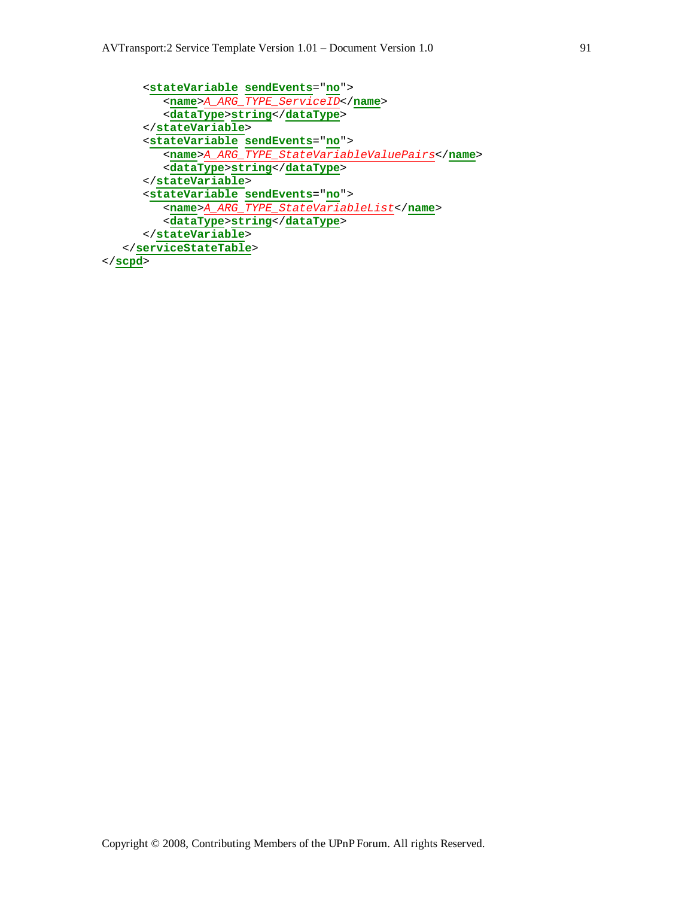```
      <stateVariable sendEvents="no">
         <name>A_ARG_TYPE_ServiceID</name>
         <dataType>string</dataType>
      </stateVariable>
      <stateVariable sendEvents="no">
         <name>A_ARG_TYPE_StateVariableValuePairs</name>
         <dataType>string</dataType>
      </stateVariable>
      <stateVariable sendEvents="no">
         <name>A_ARG_TYPE_StateVariableList</name>
         <dataType>string</dataType>
      </stateVariable>
   </serviceStateTable>
</scpd>
```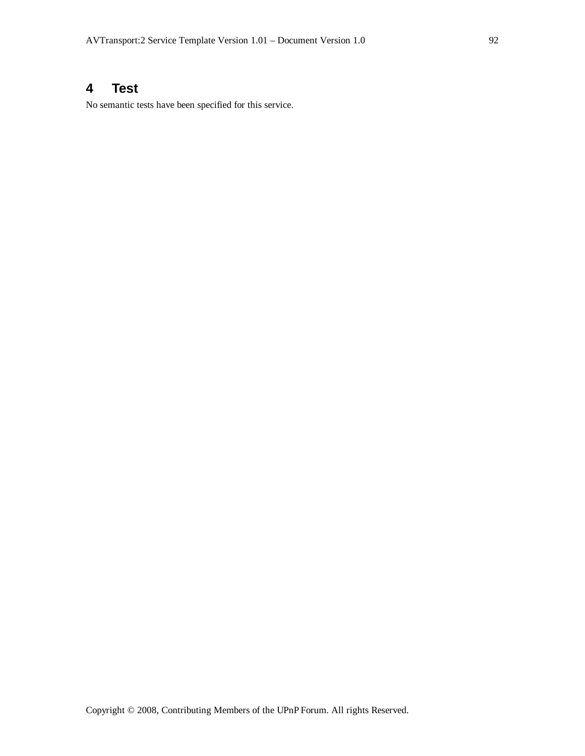# 4 Test

No semantic tests have been specified for this service.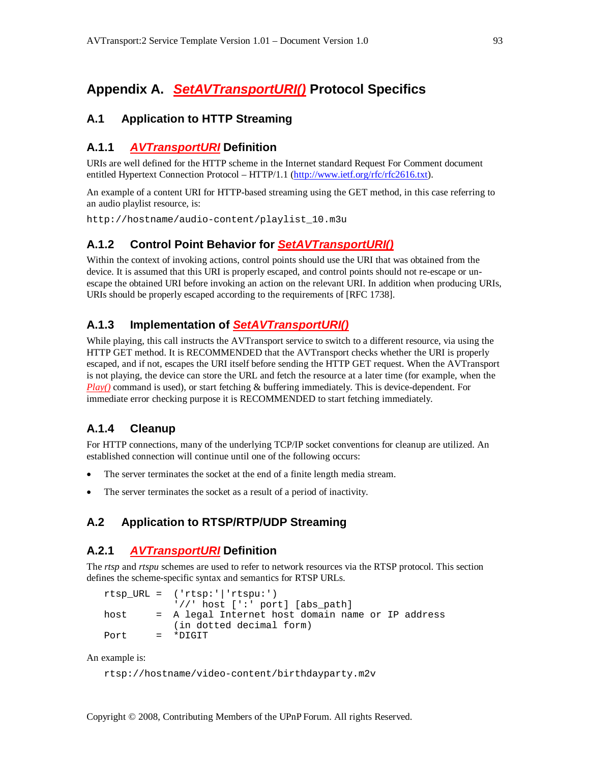# Appendix A. *SetAVTransportURI()* Protocol Specifics

## A.1 Application to HTTP Streaming

### A.1.1 *AVTransportURI* Definition

URIs are well defined for the HTTP scheme in the Internet standard Request For Comment document entitled Hypertext Connection Protocol – HTTP/1.1 (http://www.ietf.org/rfc/rfc2616.txt).

An example of a content URI for HTTP-based streaming using the GET method, in this case referring to an audio playlist resource, is:

```
http://hostname/audio-content/playlist_10.m3u
```

### A.1.2 Control Point Behavior for *SetAVTransportURI()*

Within the context of invoking actions, control points should use the URI that was obtained from the device. It is assumed that this URI is properly escaped, and control points should not re-escape or un-escape the obtained URI before invoking an action on the relevant URI. In addition when producing URIs, URIs should be properly escaped according to the requirements of [RFC 1738].

### A.1.3 Implementation of *SetAVTransportURI()*

While playing, this call instructs the AVTransport service to switch to a different resource, via using the HTTP GET method. It is RECOMMENDED that the AVTransport checks whether the URI is properly escaped, and if not, escapes the URI itself before sending the HTTP GET request. When the AVTransport is not playing, the device can store the URL and fetch the resource at a later time (for example, when the *Play()* command is used), or start fetching & buffering immediately. This is device-dependent. For immediate error checking purpose it is RECOMMENDED to start fetching immediately.

### A.1.4 Cleanup

For HTTP connections, many of the underlying TCP/IP socket conventions for cleanup are utilized. An established connection will continue until one of the following occurs:

- The server terminates the socket at the end of a finite length media stream.
- The server terminates the socket as a result of a period of inactivity.

## A.2 Application to RTSP/RTP/UDP Streaming

### A.2.1 *AVTransportURI* Definition

The *rtsp* and *rtspu* schemes are used to refer to network resources via the RTSP protocol. This section defines the scheme-specific syntax and semantics for RTSP URLs.

```
rtsp_URL =  ('rtsp:'|'rtspu:')
            '//' host [':' port] [abs_path]
host     =  A legal Internet host domain name or IP address
            (in dotted decimal form)
Port     =  *DIGIT
```

An example is:

```
rtsp://hostname/video-content/birthdayparty.m2v
```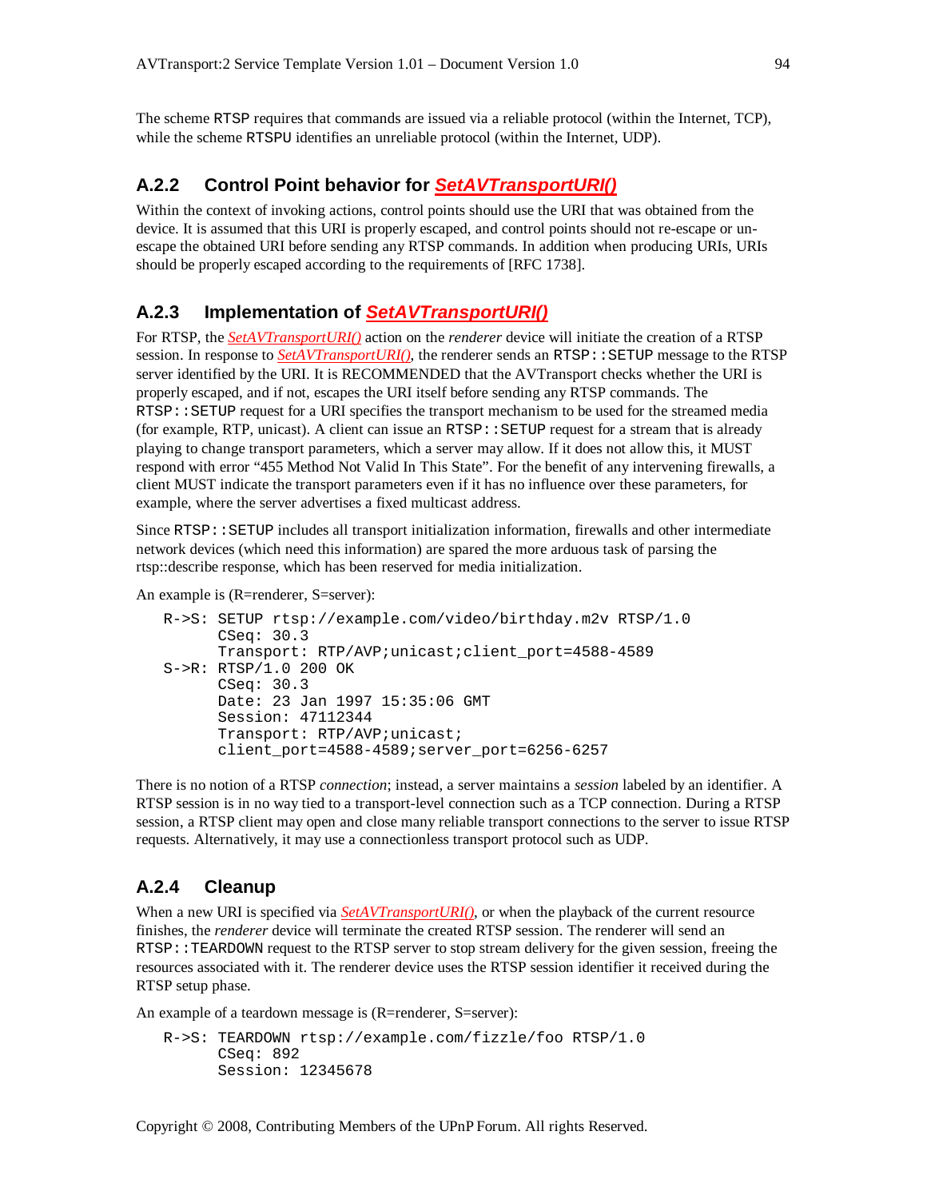The scheme RTSP requires that commands are issued via a reliable protocol (within the Internet, TCP), while the scheme RTSPU identifies an unreliable protocol (within the Internet, UDP).

### A.2.2 Control Point behavior for *SetAVTransportURI()*

Within the context of invoking actions, control points should use the URI that was obtained from the device. It is assumed that this URI is properly escaped, and control points should not re-escape or un-escape the obtained URI before sending any RTSP commands. In addition when producing URIs, URIs should be properly escaped according to the requirements of [RFC 1738].

### A.2.3 Implementation of *SetAVTransportURI()*

For RTSP, the *SetAVTransportURI()* action on the *renderer* device will initiate the creation of a RTSP session. In response to *SetAVTransportURI()*, the renderer sends an `RTSP::SETUP` message to the RTSP server identified by the URI. It is RECOMMENDED that the AVTransport checks whether the URI is properly escaped, and if not, escapes the URI itself before sending any RTSP commands. The `RTSP::SETUP` request for a URI specifies the transport mechanism to be used for the streamed media (for example, RTP, unicast). A client can issue an `RTSP::SETUP` request for a stream that is already playing to change transport parameters, which a server may allow. If it does not allow this, it MUST respond with error "455 Method Not Valid In This State". For the benefit of any intervening firewalls, a client MUST indicate the transport parameters even if it has no influence over these parameters, for example, where the server advertises a fixed multicast address.

Since `RTSP::SETUP` includes all transport initialization information, firewalls and other intermediate network devices (which need this information) are spared the more arduous task of parsing the rtsp::describe response, which has been reserved for media initialization.

An example is (R=renderer, S=server):

```
R->S: SETUP rtsp://example.com/video/birthday.m2v RTSP/1.0
      CSeq: 30.3
      Transport: RTP/AVP;unicast;client_port=4588-4589
S->R: RTSP/1.0 200 OK
      CSeq: 30.3
      Date: 23 Jan 1997 15:35:06 GMT
      Session: 47112344
      Transport: RTP/AVP;unicast;
      client_port=4588-4589;server_port=6256-6257
```

There is no notion of a RTSP *connection*; instead, a server maintains a *session* labeled by an identifier. A RTSP session is in no way tied to a transport-level connection such as a TCP connection. During a RTSP session, a RTSP client may open and close many reliable transport connections to the server to issue RTSP requests. Alternatively, it may use a connectionless transport protocol such as UDP.

### A.2.4 Cleanup

When a new URI is specified via *SetAVTransportURI()*, or when the playback of the current resource finishes, the *renderer* device will terminate the created RTSP session. The renderer will send an `RTSP::TEARDOWN` request to the RTSP server to stop stream delivery for the given session, freeing the resources associated with it. The renderer device uses the RTSP session identifier it received during the RTSP setup phase.

An example of a teardown message is (R=renderer, S=server):

```
R->S: TEARDOWN rtsp://example.com/fizzle/foo RTSP/1.0
      CSeq: 892
      Session: 12345678
```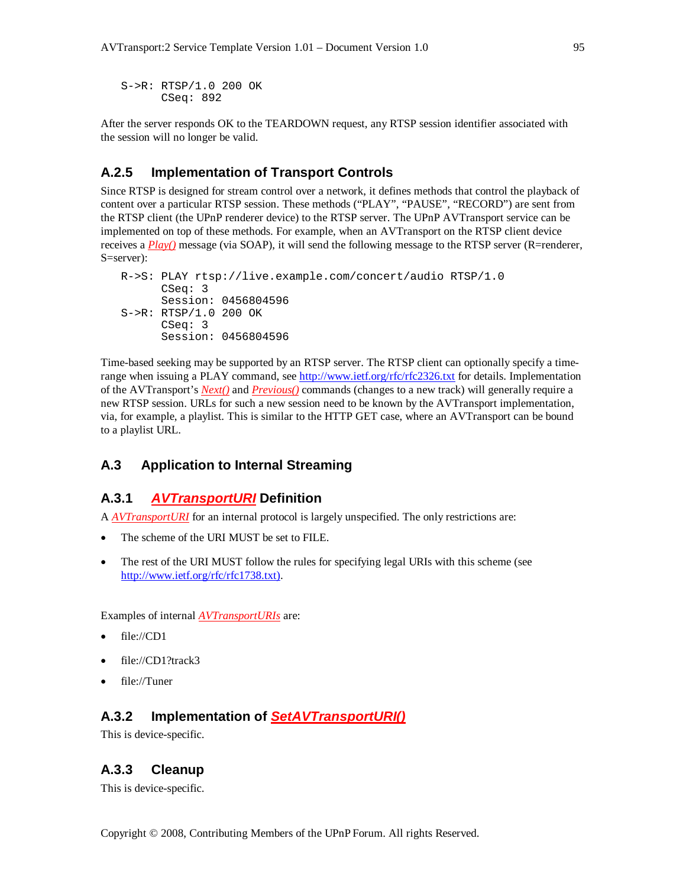```
S->R: RTSP/1.0 200 OK
      CSeq: 892
```

After the server responds OK to the TEARDOWN request, any RTSP session identifier associated with the session will no longer be valid.

### A.2.5 Implementation of Transport Controls

Since RTSP is designed for stream control over a network, it defines methods that control the playback of content over a particular RTSP session. These methods ("PLAY", "PAUSE", "RECORD") are sent from the RTSP client (the UPnP renderer device) to the RTSP server. The UPnP AVTransport service can be implemented on top of these methods. For example, when an AVTransport on the RTSP client device receives a *Play()* message (via SOAP), it will send the following message to the RTSP server (R=renderer, S=server):

```
R->S: PLAY rtsp://live.example.com/concert/audio RTSP/1.0
      CSeq: 3
      Session: 0456804596
S->R: RTSP/1.0 200 OK
      CSeq: 3
      Session: 0456804596
```

Time-based seeking may be supported by an RTSP server. The RTSP client can optionally specify a time-range when issuing a PLAY command, see http://www.ietf.org/rfc/rfc2326.txt for details. Implementation of the AVTransport's *Next()* and *Previous()* commands (changes to a new track) will generally require a new RTSP session. URLs for such a new session need to be known by the AVTransport implementation, via, for example, a playlist. This is similar to the HTTP GET case, where an AVTransport can be bound to a playlist URL.

## A.3 Application to Internal Streaming

### A.3.1 *AVTransportURI* Definition

A *AVTransportURI* for an internal protocol is largely unspecified. The only restrictions are:

- The scheme of the URI MUST be set to FILE.
- The rest of the URI MUST follow the rules for specifying legal URIs with this scheme (see http://www.ietf.org/rfc/rfc1738.txt).

Examples of internal *AVTransportURIs* are:

- file://CD1
- file://CD1?track3
- file://Tuner

### A.3.2 Implementation of *SetAVTransportURI()*

This is device-specific.

### A.3.3 Cleanup

This is device-specific.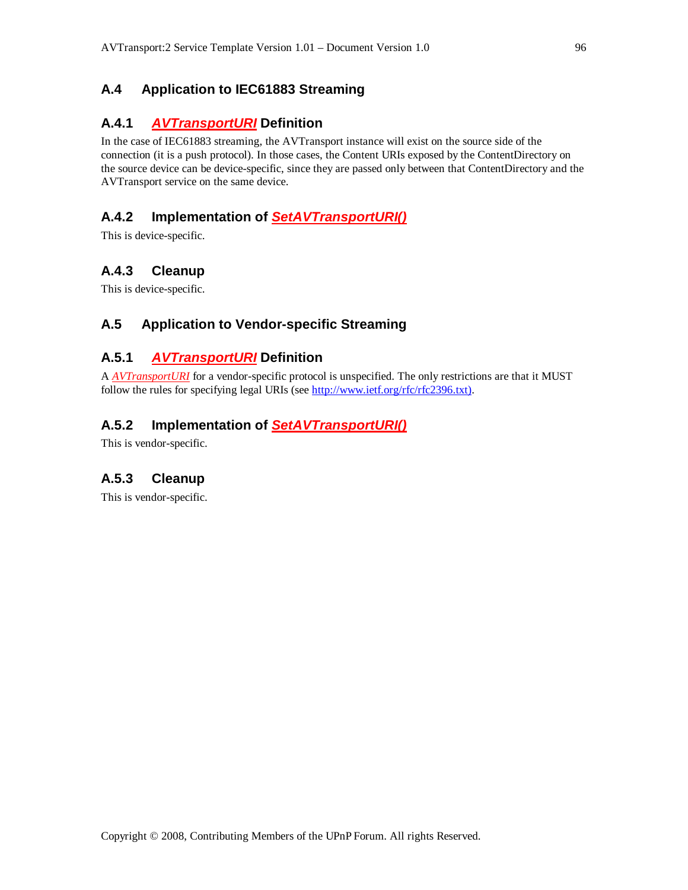## A.4 Application to IEC61883 Streaming

### A.4.1 *AVTransportURI* Definition

In the case of IEC61883 streaming, the AVTransport instance will exist on the source side of the connection (it is a push protocol). In those cases, the Content URIs exposed by the ContentDirectory on the source device can be device-specific, since they are passed only between that ContentDirectory and the AVTransport service on the same device.

### A.4.2 Implementation of *SetAVTransportURI()*

This is device-specific.

### A.4.3 Cleanup

This is device-specific.

## A.5 Application to Vendor-specific Streaming

### A.5.1 *AVTransportURI* Definition

A *AVTransportURI* for a vendor-specific protocol is unspecified. The only restrictions are that it MUST follow the rules for specifying legal URIs (see http://www.ietf.org/rfc/rfc2396.txt).

### A.5.2 Implementation of *SetAVTransportURI()*

This is vendor-specific.

### A.5.3 Cleanup

This is vendor-specific.